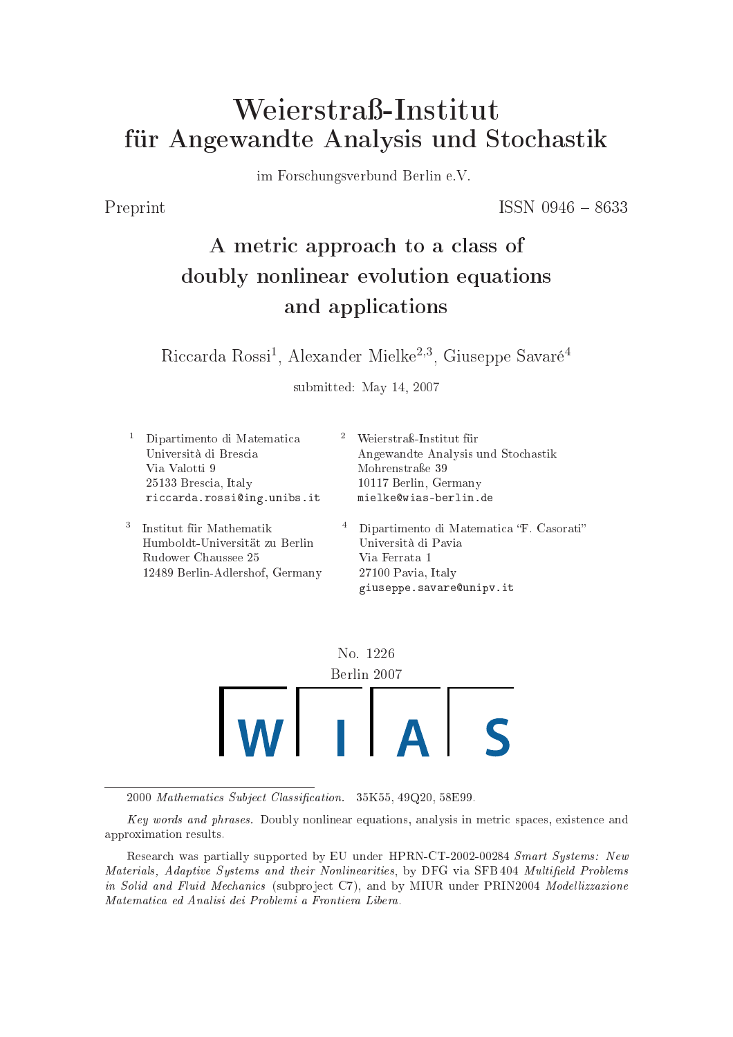# Weierstraß-Institut für Angewandte Analysis und Stochastik

im Forschungsverbund Berlin e.V.

Preprint ISSN 0946 – 8633

## A metric approach to a class of doubly nonlinear evolution equations and applications

Riccarda Rossi[1], Alexander Mielke[2,3], Giuseppe Savaré[4]

submitted: May 14, 2007

[1] Dipartimento di Matematica
Università di Brescia
Via Valotti 9
25133 Brescia, Italy
riccarda.rossi@ing.unibs.it

[2] Weierstraß-Institut für
Angewandte Analysis und Stochastik
Mohrenstraße 39
10117 Berlin, Germany
mielke@wias-berlin.de

[3] Institut für Mathematik
Humboldt-Universität zu Berlin
Rudower Chaussee 25
12489 Berlin-Adlershof, Germany

[4] Dipartimento di Matematica "F. Casorati"
Università di Pavia
Via Ferrata 1
27100 Pavia, Italy
giuseppe.savare@unipv.it

No. 1226
Berlin 2007

WIAS

---

2000 *Mathematics Subject Classification.* 35K55, 49Q20, 58E99.

*Key words and phrases.* Doubly nonlinear equations, analysis in metric spaces, existence and approximation results.

Research was partially supported by EU under HPRN-CT-2002-00284 *Smart Systems: New Materials, Adaptive Systems and their Nonlinearities*, by DFG via SFB 404 *Multifield Problems in Solid and Fluid Mechanics* (subproject C7), and by MIUR under PRIN2004 *Modellizzazione Matematica ed Analisi dei Problemi a Frontiera Libera.*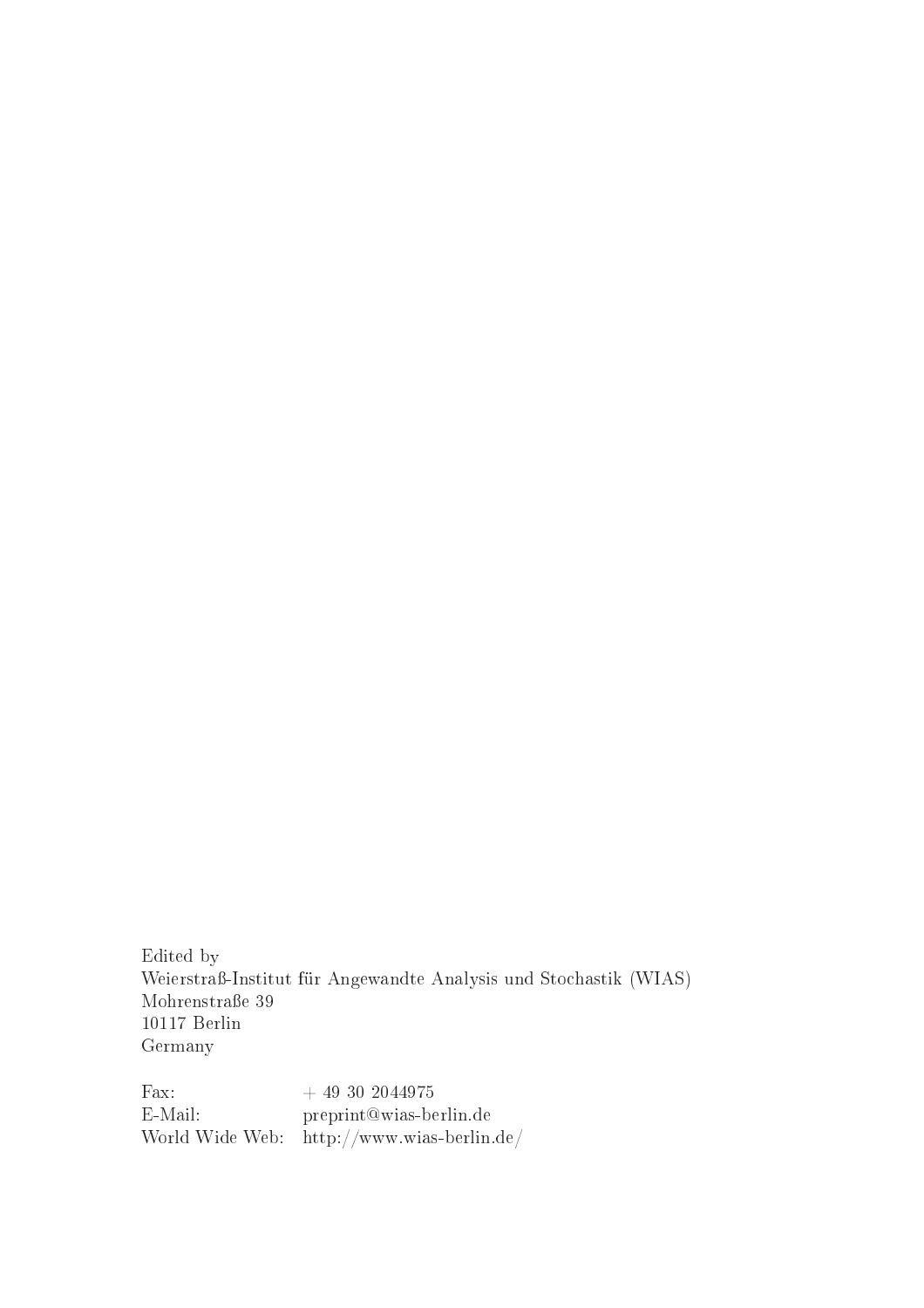Edited by
Weierstraß-Institut für Angewandte Analysis und Stochastik (WIAS)
Mohrenstraße 39
10117 Berlin
Germany

| | |
|---|---|
| Fax: | + 49 30 2044975 |
| E-Mail: | preprint@wias-berlin.de |
| World Wide Web: | http://www.wias-berlin.de/ |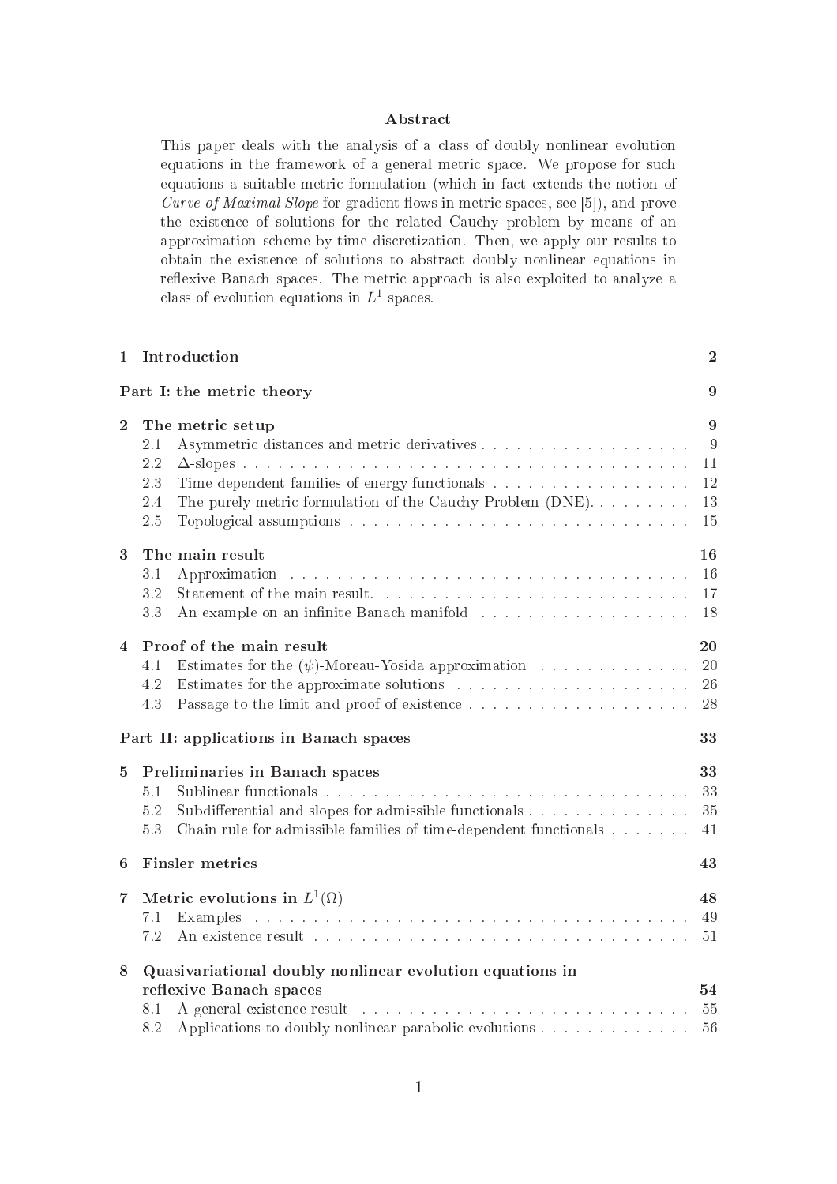## Abstract

This paper deals with the analysis of a class of doubly nonlinear evolution equations in the framework of a general metric space. We propose for such equations a suitable metric formulation (which in fact extends the notion of *Curve of Maximal Slope* for gradient flows in metric spaces, see [5]), and prove the existence of solutions for the related Cauchy problem by means of an approximation scheme by time discretization. Then, we apply our results to obtain the existence of solutions to abstract doubly nonlinear equations in reflexive Banach spaces. The metric approach is also exploited to analyze a class of evolution equations in $L^1$ spaces.

| | |
|---|---|
| **1 Introduction** | **2** |
| **Part I: the metric theory** | **9** |
| **2 The metric setup** | **9** |
| 2.1 Asymmetric distances and metric derivatives | 9 |
| 2.2 $\Delta$-slopes | 11 |
| 2.3 Time dependent families of energy functionals | 12 |
| 2.4 The purely metric formulation of the Cauchy Problem (DNE). | 13 |
| 2.5 Topological assumptions | 15 |
| **3 The main result** | **16** |
| 3.1 Approximation | 16 |
| 3.2 Statement of the main result. | 17 |
| 3.3 An example on an infinite Banach manifold | 18 |
| **4 Proof of the main result** | **20** |
| 4.1 Estimates for the $(\psi)$-Moreau-Yosida approximation | 20 |
| 4.2 Estimates for the approximate solutions | 26 |
| 4.3 Passage to the limit and proof of existence | 28 |
| **Part II: applications in Banach spaces** | **33** |
| **5 Preliminaries in Banach spaces** | **33** |
| 5.1 Sublinear functionals | 33 |
| 5.2 Subdifferential and slopes for admissible functionals | 35 |
| 5.3 Chain rule for admissible families of time-dependent functionals | 41 |
| **6 Finsler metrics** | **43** |
| **7 Metric evolutions in $L^1(\Omega)$** | **48** |
| 7.1 Examples | 49 |
| 7.2 An existence result | 51 |
| **8 Quasivariational doubly nonlinear evolution equations in reflexive Banach spaces** | **54** |
| 8.1 A general existence result | 55 |
| 8.2 Applications to doubly nonlinear parabolic evolutions | 56 |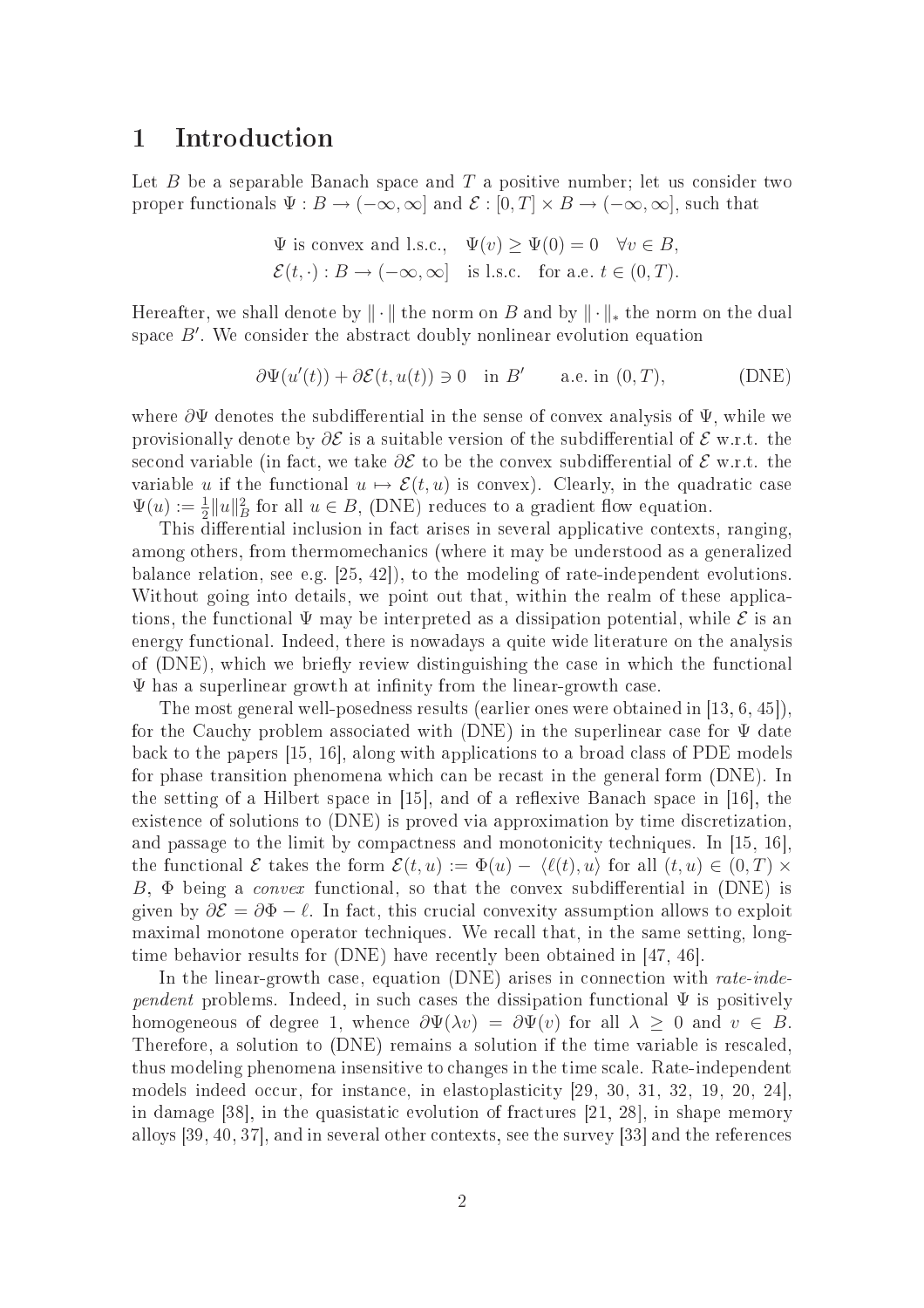# 1 Introduction

Let $B$ be a separable Banach space and $T$ a positive number; let us consider two proper functionals $\Psi : B \to (-\infty, \infty]$ and $\mathcal{E} : [0,T] \times B \to (-\infty, \infty]$, such that

$$
\begin{aligned}
&\Psi \text{ is convex and l.s.c.,} \quad \Psi(v) \geq \Psi(0) = 0 \quad \forall v \in B, \\
&\mathcal{E}(t, \cdot) : B \to (-\infty, \infty] \quad \text{is l.s.c.} \quad \text{for a.e. } t \in (0,T).
\end{aligned}
$$

Hereafter, we shall denote by $\|\cdot\|$ the norm on $B$ and by $\|\cdot\|_*$ the norm on the dual space $B'$. We consider the abstract doubly nonlinear evolution equation

$$
\partial\Psi(u'(t)) + \partial\mathcal{E}(t, u(t)) \ni 0 \quad \text{in } B' \qquad \text{a.e. in } (0,T), \tag{DNE}
$$

where $\partial\Psi$ denotes the subdifferential in the sense of convex analysis of $\Psi$, while we provisionally denote by $\partial\mathcal{E}$ is a suitable version of the subdifferential of $\mathcal{E}$ w.r.t. the second variable (in fact, we take $\partial\mathcal{E}$ to be the convex subdifferential of $\mathcal{E}$ w.r.t. the variable $u$ if the functional $u \mapsto \mathcal{E}(t,u)$ is convex). Clearly, in the quadratic case $\Psi(u) := \frac{1}{2}\|u\|_B^2$ for all $u \in B$, (DNE) reduces to a gradient flow equation.

This differential inclusion in fact arises in several applicative contexts, ranging, among others, from thermomechanics (where it may be understood as a generalized balance relation, see e.g. [25, 42]), to the modeling of rate-independent evolutions. Without going into details, we point out that, within the realm of these applications, the functional $\Psi$ may be interpreted as a dissipation potential, while $\mathcal{E}$ is an energy functional. Indeed, there is nowadays a quite wide literature on the analysis of (DNE), which we briefly review distinguishing the case in which the functional $\Psi$ has a superlinear growth at infinity from the linear-growth case.

The most general well-posedness results (earlier ones were obtained in [13, 6, 45]), for the Cauchy problem associated with (DNE) in the superlinear case for $\Psi$ date back to the papers [15, 16], along with applications to a broad class of PDE models for phase transition phenomena which can be recast in the general form (DNE). In the setting of a Hilbert space in [15], and of a reflexive Banach space in [16], the existence of solutions to (DNE) is proved via approximation by time discretization, and passage to the limit by compactness and monotonicity techniques. In [15, 16], the functional $\mathcal{E}$ takes the form $\mathcal{E}(t,u) := \Phi(u) - \langle \ell(t), u\rangle$ for all $(t,u) \in (0,T) \times B$, $\Phi$ being a *convex* functional, so that the convex subdifferential in (DNE) is given by $\partial\mathcal{E} = \partial\Phi - \ell$. In fact, this crucial convexity assumption allows to exploit maximal monotone operator techniques. We recall that, in the same setting, long-time behavior results for (DNE) have recently been obtained in [47, 46].

In the linear-growth case, equation (DNE) arises in connection with *rate-independent* problems. Indeed, in such cases the dissipation functional $\Psi$ is positively homogeneous of degree 1, whence $\partial\Psi(\lambda v) = \partial\Psi(v)$ for all $\lambda \geq 0$ and $v \in B$. Therefore, a solution to (DNE) remains a solution if the time variable is rescaled, thus modeling phenomena insensitive to changes in the time scale. Rate-independent models indeed occur, for instance, in elastoplasticity [29, 30, 31, 32, 19, 20, 24], in damage [38], in the quasistatic evolution of fractures [21, 28], in shape memory alloys [39, 40, 37], and in several other contexts, see the survey [33] and the references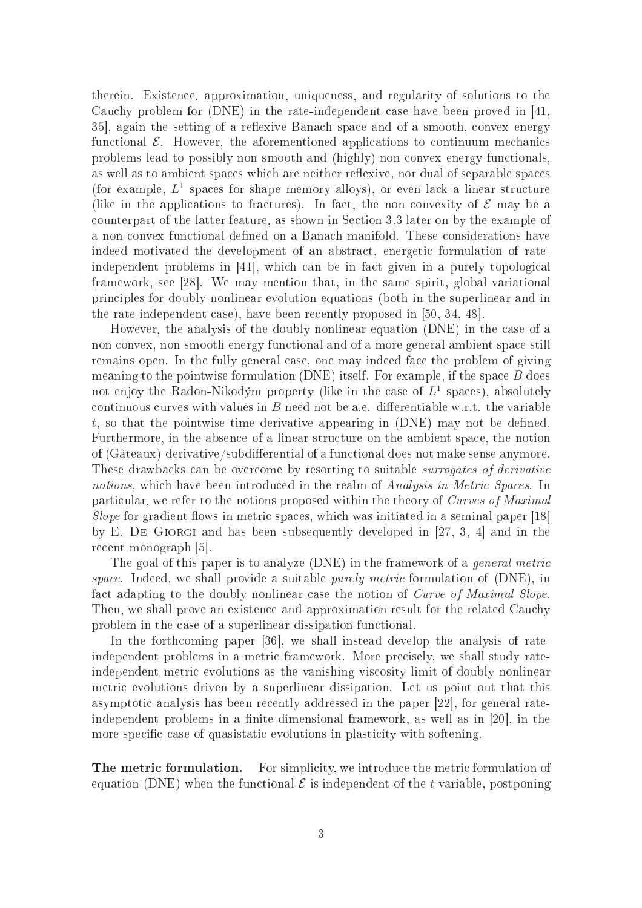therein. Existence, approximation, uniqueness, and regularity of solutions to the Cauchy problem for (DNE) in the rate-independent case have been proved in [41, 35], again the setting of a reflexive Banach space and of a smooth, convex energy functional $\mathcal{E}$. However, the aforementioned applications to continuum mechanics problems lead to possibly non smooth and (highly) non convex energy functionals, as well as to ambient spaces which are neither reflexive, nor dual of separable spaces (for example, $L^1$ spaces for shape memory alloys), or even lack a linear structure (like in the applications to fractures). In fact, the non convexity of $\mathcal{E}$ may be a counterpart of the latter feature, as shown in Section 3.3 later on by the example of a non convex functional defined on a Banach manifold. These considerations have indeed motivated the development of an abstract, energetic formulation of rate-independent problems in [41], which can be in fact given in a purely topological framework, see [28]. We may mention that, in the same spirit, global variational principles for doubly nonlinear evolution equations (both in the superlinear and in the rate-independent case), have been recently proposed in [50, 34, 48].

However, the analysis of the doubly nonlinear equation (DNE) in the case of a non convex, non smooth energy functional and of a more general ambient space still remains open. In the fully general case, one may indeed face the problem of giving meaning to the pointwise formulation (DNE) itself. For example, if the space $B$ does not enjoy the Radon-Nikodým property (like in the case of $L^1$ spaces), absolutely continuous curves with values in $B$ need not be a.e. differentiable w.r.t. the variable $t$, so that the pointwise time derivative appearing in (DNE) may not be defined. Furthermore, in the absence of a linear structure on the ambient space, the notion of (Gâteaux)-derivative/subdifferential of a functional does not make sense anymore. These drawbacks can be overcome by resorting to suitable *surrogates of derivative notions*, which have been introduced in the realm of *Analysis in Metric Spaces*. In particular, we refer to the notions proposed within the theory of *Curves of Maximal Slope* for gradient flows in metric spaces, which was initiated in a seminal paper [18] by E. De Giorgi and has been subsequently developed in [27, 3, 4] and in the recent monograph [5].

The goal of this paper is to analyze (DNE) in the framework of a *general metric space*. Indeed, we shall provide a suitable *purely metric* formulation of (DNE), in fact adapting to the doubly nonlinear case the notion of *Curve of Maximal Slope*. Then, we shall prove an existence and approximation result for the related Cauchy problem in the case of a superlinear dissipation functional.

In the forthcoming paper [36], we shall instead develop the analysis of rate-independent problems in a metric framework. More precisely, we shall study rate-independent metric evolutions as the vanishing viscosity limit of doubly nonlinear metric evolutions driven by a superlinear dissipation. Let us point out that this asymptotic analysis has been recently addressed in the paper [22], for general rate-independent problems in a finite-dimensional framework, as well as in [20], in the more specific case of quasistatic evolutions in plasticity with softening.

**The metric formulation.** For simplicity, we introduce the metric formulation of equation (DNE) when the functional $\mathcal{E}$ is independent of the $t$ variable, postponing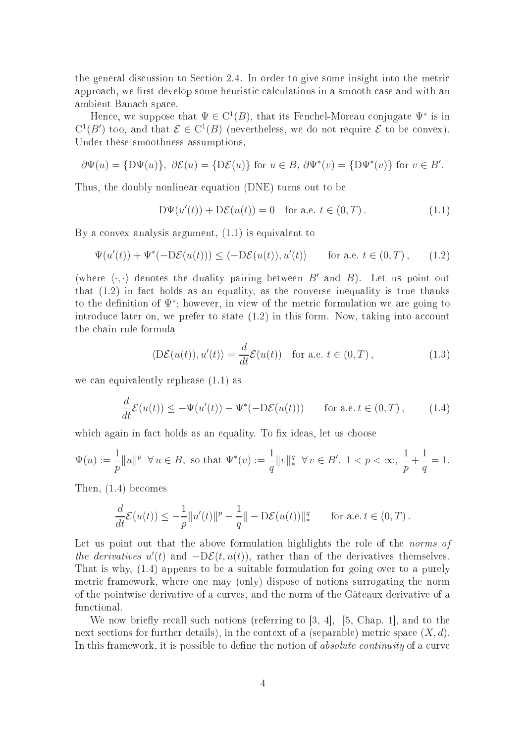the general discussion to Section 2.4. In order to give some insight into the metric approach, we first develop some heuristic calculations in a smooth case and with an ambient Banach space.

Hence, we suppose that $\Psi \in \mathrm{C}^1(B)$, that its Fenchel-Moreau conjugate $\Psi^*$ is in $\mathrm{C}^1(B')$ too, and that $\mathcal{E} \in \mathrm{C}^1(B)$ (nevertheless, we do not require $\mathcal{E}$ to be convex). Under these smoothness assumptions,

$$\partial\Psi(u) = \{\mathrm{D}\Psi(u)\},\ \partial\mathcal{E}(u) = \{\mathrm{D}\mathcal{E}(u)\} \text{ for } u \in B,\ \partial\Psi^*(v) = \{\mathrm{D}\Psi^*(v)\} \text{ for } v \in B'.$$

Thus, the doubly nonlinear equation (DNE) turns out to be

$$\mathrm{D}\Psi(u'(t)) + \mathrm{D}\mathcal{E}(u(t)) = 0 \quad \text{for a.e. } t \in (0,T)\,. \tag{1.1}$$

By a convex analysis argument, (1.1) is equivalent to

$$\Psi(u'(t)) + \Psi^*(-\mathrm{D}\mathcal{E}(u(t))) \leq \langle -\mathrm{D}\mathcal{E}(u(t)), u'(t)\rangle \qquad \text{for a.e. } t \in (0,T)\,, \tag{1.2}$$

(where $\langle\cdot,\cdot\rangle$ denotes the duality pairing between $B'$ and $B$). Let us point out that (1.2) in fact holds as an equality, as the converse inequality is true thanks to the definition of $\Psi^*$; however, in view of the metric formulation we are going to introduce later on, we prefer to state (1.2) in this form. Now, taking into account the chain rule formula

$$\langle \mathrm{D}\mathcal{E}(u(t)), u'(t)\rangle = \frac{d}{dt}\mathcal{E}(u(t)) \quad \text{for a.e. } t \in (0,T)\,, \tag{1.3}$$

we can equivalently rephrase (1.1) as

$$\frac{d}{dt}\mathcal{E}(u(t)) \leq -\Psi(u'(t)) - \Psi^*(-\mathrm{D}\mathcal{E}(u(t))) \qquad \text{for a.e. } t \in (0,T)\,, \tag{1.4}$$

which again in fact holds as an equality. To fix ideas, let us choose

$$\Psi(u) := \frac{1}{p}\|u\|^p \ \ \forall\, u \in B, \text{ so that } \Psi^*(v) := \frac{1}{q}\|v\|_*^q \ \ \forall\, v \in B',\ 1 < p < \infty,\ \frac{1}{p} + \frac{1}{q} = 1.$$

Then, (1.4) becomes

$$\frac{d}{dt}\mathcal{E}(u(t)) \leq -\frac{1}{p}\|u'(t)\|^p - \frac{1}{q}\| - \mathrm{D}\mathcal{E}(u(t))\|_*^q \qquad \text{for a.e. } t \in (0,T)\,.$$

Let us point out that the above formulation highlights the role of the *norms of the derivatives* $u'(t)$ and $-\mathrm{D}\mathcal{E}(t,u(t))$, rather than of the derivatives themselves. That is why, (1.4) appears to be a suitable formulation for going over to a purely metric framework, where one may (only) dispose of notions surrogating the norm of the pointwise derivative of a curves, and the norm of the Gâteaux derivative of a functional.

We now briefly recall such notions (referring to [3, 4], [5, Chap. 1], and to the next sections for further details), in the context of a (separable) metric space $(X,d)$. In this framework, it is possible to define the notion of *absolute continuity* of a curve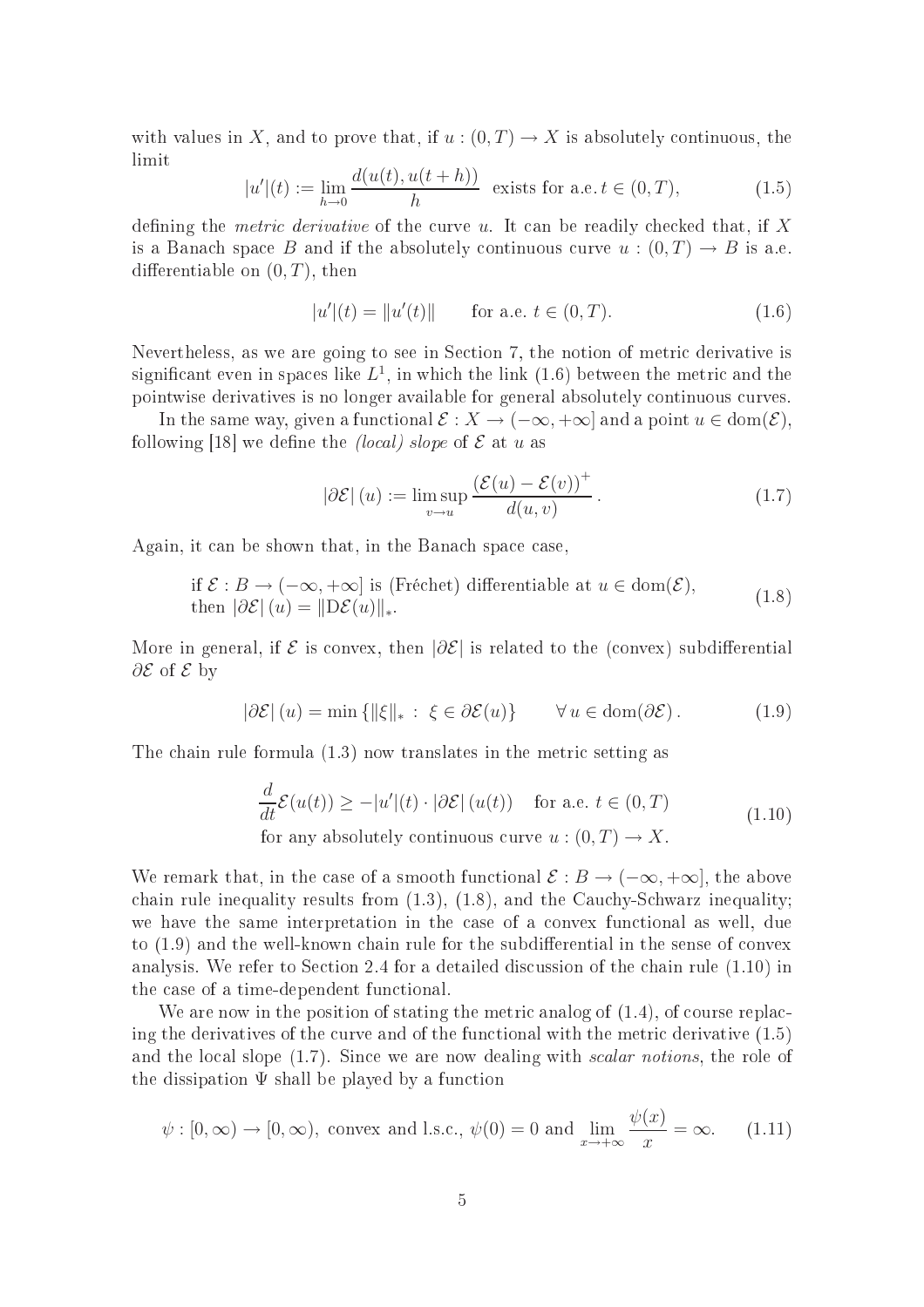with values in $X$, and to prove that, if $u : (0,T) \to X$ is absolutely continuous, the limit

$$|u'|(t) := \lim_{h \to 0} \frac{d(u(t), u(t+h))}{h} \quad \text{exists for a.e. } t \in (0,T), \tag{1.5}$$

defining the *metric derivative* of the curve $u$. It can be readily checked that, if $X$ is a Banach space $B$ and if the absolutely continuous curve $u : (0,T) \to B$ is a.e. differentiable on $(0,T)$, then

$$|u'|(t) = \|u'(t)\| \qquad \text{for a.e. } t \in (0,T). \tag{1.6}$$

Nevertheless, as we are going to see in Section 7, the notion of metric derivative is significant even in spaces like $L^1$, in which the link (1.6) between the metric and the pointwise derivatives is no longer available for general absolutely continuous curves.

In the same way, given a functional $\mathcal{E} : X \to (-\infty, +\infty]$ and a point $u \in \mathrm{dom}(\mathcal{E})$, following [18] we define the *(local) slope* of $\mathcal{E}$ at $u$ as

$$|\partial \mathcal{E}|(u) := \limsup_{v \to u} \frac{(\mathcal{E}(u) - \mathcal{E}(v))^+}{d(u,v)}. \tag{1.7}$$

Again, it can be shown that, in the Banach space case,

$$\begin{aligned} &\text{if } \mathcal{E} : B \to (-\infty, +\infty] \text{ is (Fréchet) differentiable at } u \in \mathrm{dom}(\mathcal{E}), \\ &\text{then } |\partial \mathcal{E}|(u) = \|\mathrm{D}\mathcal{E}(u)\|_*. \end{aligned} \tag{1.8}$$

More in general, if $\mathcal{E}$ is convex, then $|\partial \mathcal{E}|$ is related to the (convex) subdifferential $\partial \mathcal{E}$ of $\mathcal{E}$ by

$$|\partial \mathcal{E}|(u) = \min\left\{\|\xi\|_* \, : \, \xi \in \partial \mathcal{E}(u)\right\} \qquad \forall\, u \in \mathrm{dom}(\partial \mathcal{E}). \tag{1.9}$$

The chain rule formula (1.3) now translates in the metric setting as

$$\begin{aligned} &\frac{d}{dt}\mathcal{E}(u(t)) \geq -|u'|(t) \cdot |\partial \mathcal{E}|(u(t)) \quad \text{for a.e. } t \in (0,T) \\ &\text{for any absolutely continuous curve } u : (0,T) \to X. \end{aligned} \tag{1.10}$$

We remark that, in the case of a smooth functional $\mathcal{E} : B \to (-\infty, +\infty]$, the above chain rule inequality results from (1.3), (1.8), and the Cauchy-Schwarz inequality; we have the same interpretation in the case of a convex functional as well, due to (1.9) and the well-known chain rule for the subdifferential in the sense of convex analysis. We refer to Section 2.4 for a detailed discussion of the chain rule (1.10) in the case of a time-dependent functional.

We are now in the position of stating the metric analog of (1.4), of course replacing the derivatives of the curve and of the functional with the metric derivative (1.5) and the local slope (1.7). Since we are now dealing with *scalar notions*, the role of the dissipation $\Psi$ shall be played by a function

$$\psi : [0, \infty) \to [0, \infty), \text{ convex and l.s.c., } \psi(0) = 0 \text{ and } \lim_{x \to +\infty} \frac{\psi(x)}{x} = \infty. \tag{1.11}$$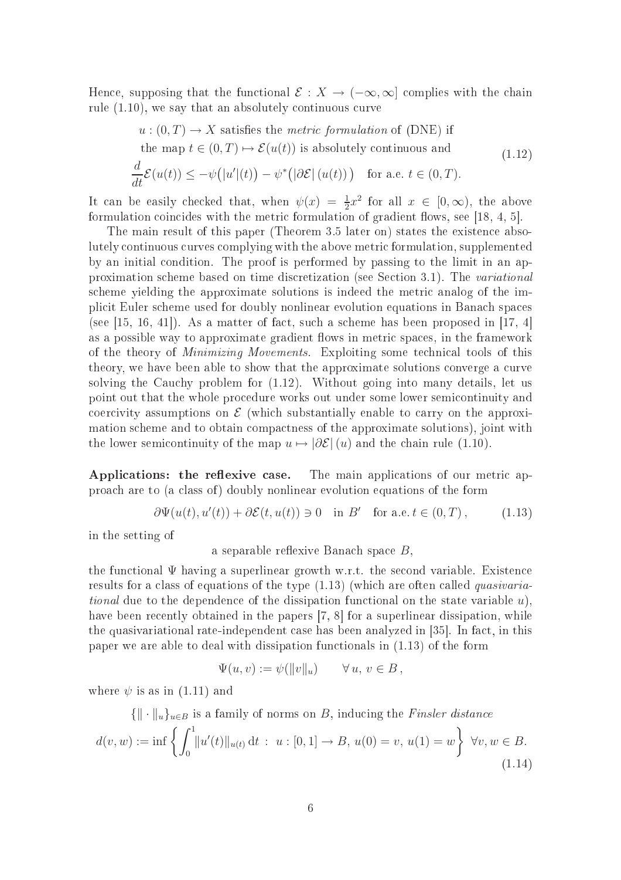Hence, supposing that the functional $\mathcal{E} : X \to (-\infty, \infty]$ complies with the chain rule (1.10), we say that an absolutely continuous curve

$$
\begin{aligned}
&u : (0,T) \to X \text{ satisfies the } \textit{metric formulation} \text{ of (DNE) if} \\
&\text{the map } t \in (0,T) \mapsto \mathcal{E}(u(t)) \text{ is absolutely continuous and} \\
&\frac{d}{dt}\mathcal{E}(u(t)) \leq -\psi\big(|u'|(t)\big) - \psi^*\big(|\partial\mathcal{E}|\,(u(t))\big) \quad \text{for a.e. } t \in (0,T).
\end{aligned}
\tag{1.12}
$$

It can be easily checked that, when $\psi(x) = \frac{1}{2}x^2$ for all $x \in [0,\infty)$, the above formulation coincides with the metric formulation of gradient flows, see [18, 4, 5].

The main result of this paper (Theorem 3.5 later on) states the existence absolutely continuous curves complying with the above metric formulation, supplemented by an initial condition. The proof is performed by passing to the limit in an approximation scheme based on time discretization (see Section 3.1). The *variational* scheme yielding the approximate solutions is indeed the metric analog of the implicit Euler scheme used for doubly nonlinear evolution equations in Banach spaces (see [15, 16, 41]). As a matter of fact, such a scheme has been proposed in [17, 4] as a possible way to approximate gradient flows in metric spaces, in the framework of the theory of *Minimizing Movements*. Exploiting some technical tools of this theory, we have been able to show that the approximate solutions converge a curve solving the Cauchy problem for (1.12). Without going into many details, let us point out that the whole procedure works out under some lower semicontinuity and coercivity assumptions on $\mathcal{E}$ (which substantially enable to carry on the approximation scheme and to obtain compactness of the approximate solutions), joint with the lower semicontinuity of the map $u \mapsto |\partial\mathcal{E}|\,(u)$ and the chain rule (1.10).

**Applications: the reflexive case.** The main applications of our metric approach are to (a class of) doubly nonlinear evolution equations of the form

$$
\partial\Psi(u(t), u'(t)) + \partial\mathcal{E}(t, u(t)) \ni 0 \quad \text{in } B' \quad \text{for a.e. } t \in (0,T)\,, \tag{1.13}
$$

in the setting of

a separable reflexive Banach space $B$,

the functional $\Psi$ having a superlinear growth w.r.t. the second variable. Existence results for a class of equations of the type (1.13) (which are often called *quasivariational* due to the dependence of the dissipation functional on the state variable $u$), have been recently obtained in the papers [7, 8] for a superlinear dissipation, while the quasivariational rate-independent case has been analyzed in [35]. In fact, in this paper we are able to deal with dissipation functionals in (1.13) of the form

$$
\Psi(u,v) := \psi(\|v\|_u) \qquad \forall\, u,\, v \in B\,,
$$

where $\psi$ is as in (1.11) and

$$
\begin{aligned}
&\{\|\cdot\|_u\}_{u\in B} \text{ is a family of norms on } B \text{, inducing the } \textit{Finsler distance} \\
&d(v,w) := \inf\left\{ \int_0^1 \|u'(t)\|_{u(t)}\,\mathrm{d}t \;:\; u : [0,1] \to B,\ u(0) = v,\ u(1) = w \right\} \ \forall v, w \in B.
\end{aligned}
\tag{1.14}
$$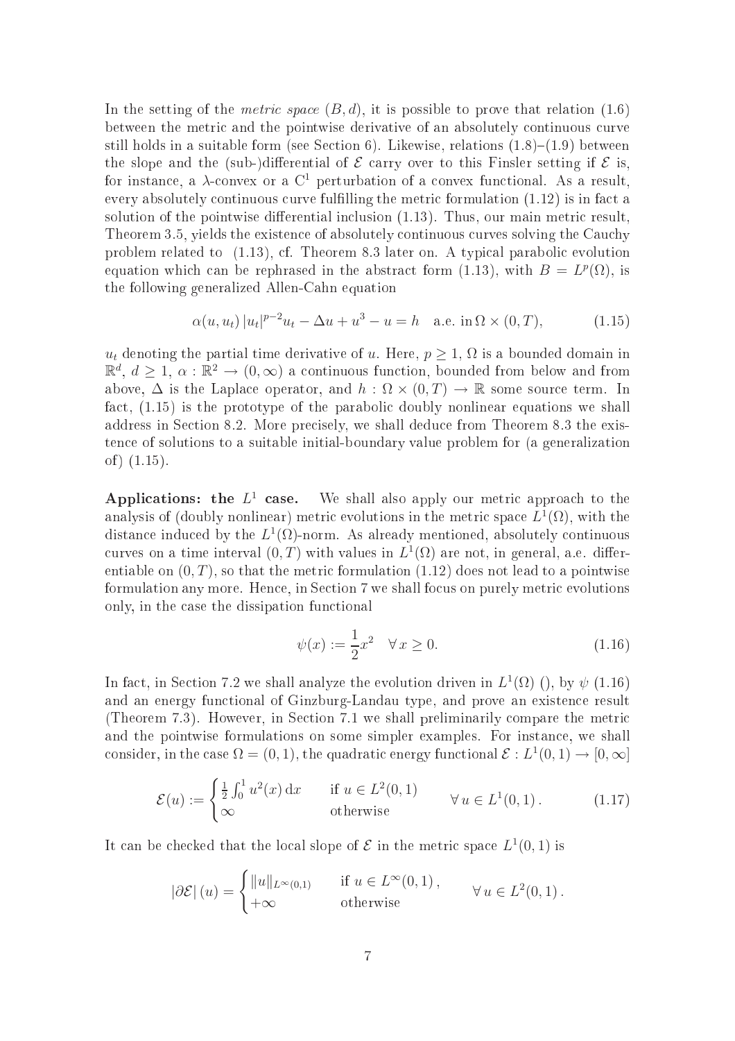In the setting of the *metric space* $(B, d)$, it is possible to prove that relation (1.6) between the metric and the pointwise derivative of an absolutely continuous curve still holds in a suitable form (see Section 6). Likewise, relations (1.8)–(1.9) between the slope and the (sub-)differential of $\mathcal{E}$ carry over to this Finsler setting if $\mathcal{E}$ is, for instance, a $\lambda$-convex or a $C^1$ perturbation of a convex functional. As a result, every absolutely continuous curve fulfilling the metric formulation (1.12) is in fact a solution of the pointwise differential inclusion (1.13). Thus, our main metric result, Theorem 3.5, yields the existence of absolutely continuous curves solving the Cauchy problem related to (1.13), cf. Theorem 8.3 later on. A typical parabolic evolution equation which can be rephrased in the abstract form (1.13), with $B = L^p(\Omega)$, is the following generalized Allen-Cahn equation

$$\alpha(u, u_t)\,|u_t|^{p-2}u_t - \Delta u + u^3 - u = h \quad \text{a.e. in}\, \Omega \times (0,T), \tag{1.15}$$

$u_t$ denoting the partial time derivative of $u$. Here, $p \geq 1$, $\Omega$ is a bounded domain in $\mathbb{R}^d$, $d \geq 1$, $\alpha : \mathbb{R}^2 \to (0, \infty)$ a continuous function, bounded from below and from above, $\Delta$ is the Laplace operator, and $h : \Omega \times (0,T) \to \mathbb{R}$ some source term. In fact, (1.15) is the prototype of the parabolic doubly nonlinear equations we shall address in Section 8.2. More precisely, we shall deduce from Theorem 8.3 the existence of solutions to a suitable initial-boundary value problem for (a generalization of) (1.15).

**Applications: the $L^1$ case.** We shall also apply our metric approach to the analysis of (doubly nonlinear) metric evolutions in the metric space $L^1(\Omega)$, with the distance induced by the $L^1(\Omega)$-norm. As already mentioned, absolutely continuous curves on a time interval $(0,T)$ with values in $L^1(\Omega)$ are not, in general, a.e. differentiable on $(0,T)$, so that the metric formulation (1.12) does not lead to a pointwise formulation any more. Hence, in Section 7 we shall focus on purely metric evolutions only, in the case the dissipation functional

$$\psi(x) := \frac{1}{2}x^2 \quad \forall\, x \geq 0. \tag{1.16}$$

In fact, in Section 7.2 we shall analyze the evolution driven in $L^1(\Omega)$ (), by $\psi$ (1.16) and an energy functional of Ginzburg-Landau type, and prove an existence result (Theorem 7.3). However, in Section 7.1 we shall preliminarily compare the metric and the pointwise formulations on some simpler examples. For instance, we shall consider, in the case $\Omega = (0,1)$, the quadratic energy functional $\mathcal{E} : L^1(0,1) \to [0, \infty]$

$$\mathcal{E}(u) := \begin{cases} \frac{1}{2}\int_0^1 u^2(x)\,\mathrm{d}x & \text{if } u \in L^2(0,1) \\ \infty & \text{otherwise} \end{cases} \qquad \forall\, u \in L^1(0,1)\,. \tag{1.17}$$

It can be checked that the local slope of $\mathcal{E}$ in the metric space $L^1(0,1)$ is

$$|\partial \mathcal{E}|\,(u) = \begin{cases} \|u\|_{L^\infty(0,1)} & \text{if } u \in L^\infty(0,1)\,, \\ +\infty & \text{otherwise} \end{cases} \qquad \forall\, u \in L^2(0,1)\,.$$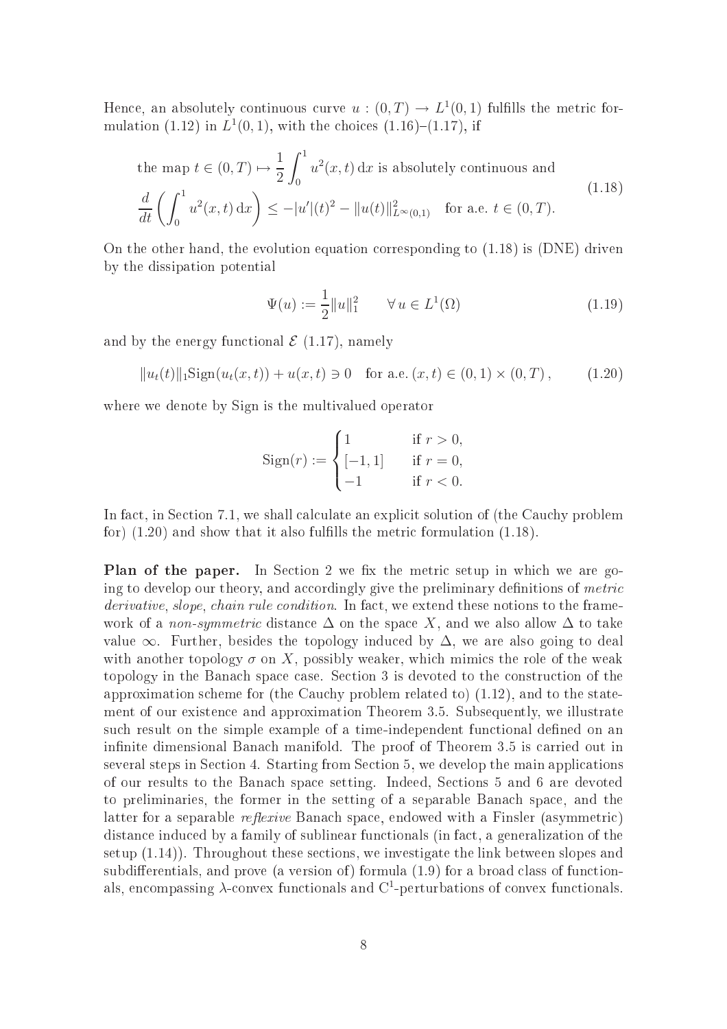Hence, an absolutely continuous curve $u : (0,T) \to L^1(0,1)$ fulfills the metric formulation (1.12) in $L^1(0,1)$, with the choices (1.16)–(1.17), if

$$
\begin{aligned}
&\text{the map } t \in (0,T) \mapsto \frac{1}{2}\int_0^1 u^2(x,t)\,\mathrm{d}x \text{ is absolutely continuous and} \\
&\frac{d}{dt}\left(\int_0^1 u^2(x,t)\,\mathrm{d}x\right) \leq -|u'|(t)^2 - \|u(t)\|^2_{L^\infty(0,1)} \quad \text{for a.e. } t \in (0,T).
\end{aligned}
\tag{1.18}
$$

On the other hand, the evolution equation corresponding to (1.18) is (DNE) driven by the dissipation potential

$$
\Psi(u) := \frac{1}{2}\|u\|_1^2 \qquad \forall\, u \in L^1(\Omega) \tag{1.19}
$$

and by the energy functional $\mathcal{E}$ (1.17), namely

$$
\|u_t(t)\|_1 \mathrm{Sign}(u_t(x,t)) + u(x,t) \ni 0 \quad \text{for a.e. } (x,t) \in (0,1) \times (0,T)\,, \tag{1.20}
$$

where we denote by Sign is the multivalued operator

$$
\mathrm{Sign}(r) := \begin{cases} 1 & \text{if } r > 0, \\ [-1,1] & \text{if } r = 0, \\ -1 & \text{if } r < 0. \end{cases}
$$

In fact, in Section 7.1, we shall calculate an explicit solution of (the Cauchy problem for) (1.20) and show that it also fulfills the metric formulation (1.18).

**Plan of the paper.** In Section 2 we fix the metric setup in which we are going to develop our theory, and accordingly give the preliminary definitions of *metric derivative*, *slope*, *chain rule condition*. In fact, we extend these notions to the framework of a *non-symmetric* distance $\Delta$ on the space $X$, and we also allow $\Delta$ to take value $\infty$. Further, besides the topology induced by $\Delta$, we are also going to deal with another topology $\sigma$ on $X$, possibly weaker, which mimics the role of the weak topology in the Banach space case. Section 3 is devoted to the construction of the approximation scheme for (the Cauchy problem related to) (1.12), and to the statement of our existence and approximation Theorem 3.5. Subsequently, we illustrate such result on the simple example of a time-independent functional defined on an infinite dimensional Banach manifold. The proof of Theorem 3.5 is carried out in several steps in Section 4. Starting from Section 5, we develop the main applications of our results to the Banach space setting. Indeed, Sections 5 and 6 are devoted to preliminaries, the former in the setting of a separable Banach space, and the latter for a separable *reflexive* Banach space, endowed with a Finsler (asymmetric) distance induced by a family of sublinear functionals (in fact, a generalization of the setup (1.14)). Throughout these sections, we investigate the link between slopes and subdifferentials, and prove (a version of) formula (1.9) for a broad class of functionals, encompassing $\lambda$-convex functionals and $\mathrm{C}^1$-perturbations of convex functionals.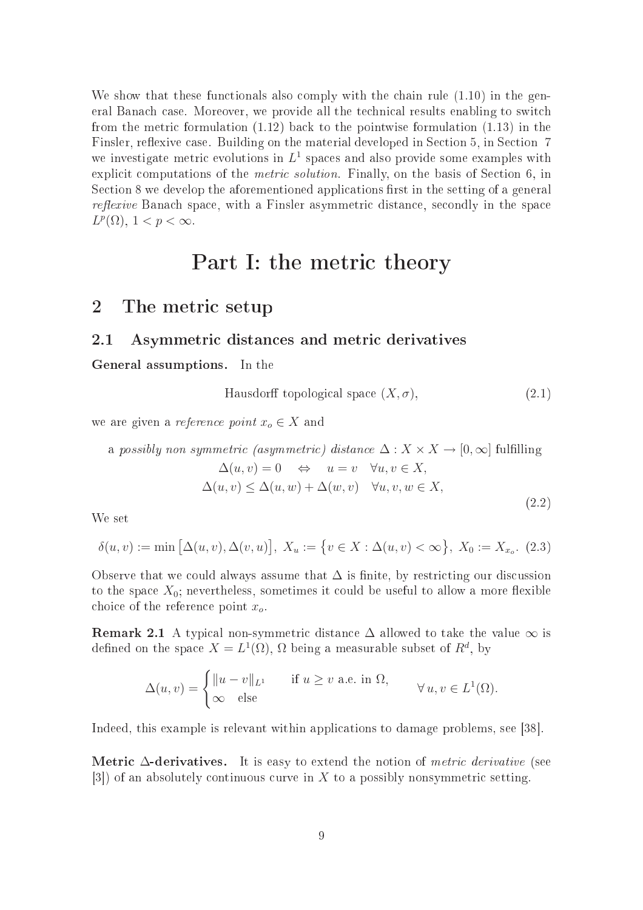We show that these functionals also comply with the chain rule (1.10) in the general Banach case. Moreover, we provide all the technical results enabling to switch from the metric formulation (1.12) back to the pointwise formulation (1.13) in the Finsler, reflexive case. Building on the material developed in Section 5, in Section 7 we investigate metric evolutions in $L^1$ spaces and also provide some examples with explicit computations of the *metric solution*. Finally, on the basis of Section 6, in Section 8 we develop the aforementioned applications first in the setting of a general *reflexive* Banach space, with a Finsler asymmetric distance, secondly in the space $L^p(\Omega)$, $1 < p < \infty$.

# Part I: the metric theory

## 2 The metric setup

### 2.1 Asymmetric distances and metric derivatives

**General assumptions.** In the

$$\text{Hausdorff topological space } (X, \sigma), \tag{2.1}$$

we are given a *reference point* $x_o \in X$ and

$$\begin{gathered}\text{a } \textit{possibly non symmetric (asymmetric) distance } \Delta : X \times X \to [0, \infty] \text{ fulfilling} \\ \Delta(u, v) = 0 \quad \Leftrightarrow \quad u = v \quad \forall u, v \in X, \\ \Delta(u, v) \le \Delta(u, w) + \Delta(w, v) \quad \forall u, v, w \in X,\end{gathered} \tag{2.2}$$

We set

$$\delta(u, v) := \min\big[\Delta(u, v), \Delta(v, u)\big], \ X_u := \big\{v \in X : \Delta(u, v) < \infty\big\}, \ X_0 := X_{x_o}. \tag{2.3}$$

Observe that we could always assume that $\Delta$ is finite, by restricting our discussion to the space $X_0$; nevertheless, sometimes it could be useful to allow a more flexible choice of the reference point $x_o$.

**Remark 2.1** A typical non-symmetric distance $\Delta$ allowed to take the value $\infty$ is defined on the space $X = L^1(\Omega)$, $\Omega$ being a measurable subset of $R^d$, by

$$\Delta(u, v) = \begin{cases} \|u - v\|_{L^1} & \text{if } u \ge v \text{ a.e. in } \Omega, \\ \infty \quad \text{else} \end{cases} \qquad \forall\, u, v \in L^1(\Omega).$$

Indeed, this example is relevant within applications to damage problems, see [38].

**Metric $\Delta$-derivatives.** It is easy to extend the notion of *metric derivative* (see [3]) of an absolutely continuous curve in $X$ to a possibly nonsymmetric setting.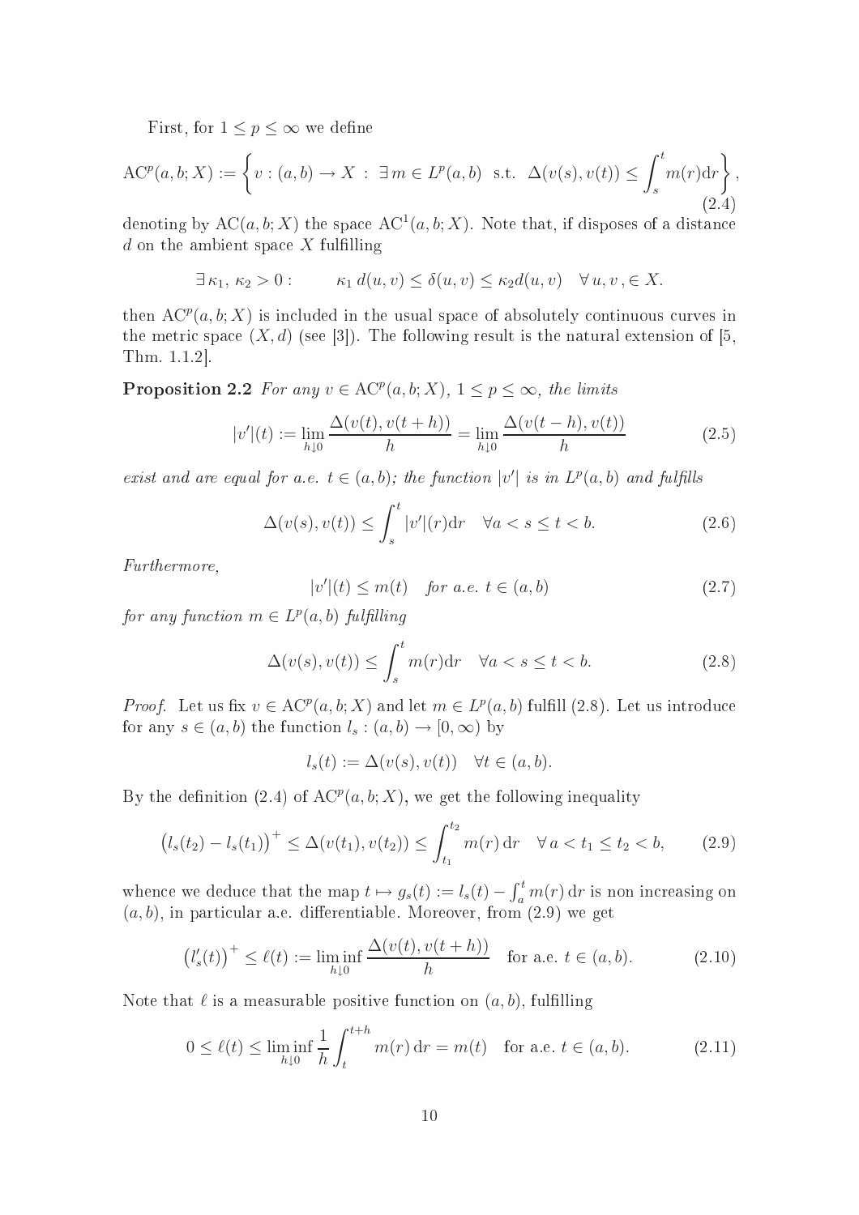First, for $1 \leq p \leq \infty$ we define

$$
\mathrm{AC}^p(a,b;X) := \left\{ v : (a,b) \to X \ : \ \exists\, m \in L^p(a,b) \ \text{ s.t. } \ \Delta(v(s), v(t)) \leq \int_s^t m(r) \mathrm{d}r \right\}, \tag{2.4}
$$

denoting by $\mathrm{AC}(a,b;X)$ the space $\mathrm{AC}^1(a,b;X)$. Note that, if disposes of a distance $d$ on the ambient space $X$ fulfilling

$$
\exists\, \kappa_1,\, \kappa_2 > 0 : \qquad \kappa_1\, d(u,v) \leq \delta(u,v) \leq \kappa_2 d(u,v) \quad \forall\, u, v, \in X.
$$

then $\mathrm{AC}^p(a,b;X)$ is included in the usual space of absolutely continuous curves in the metric space $(X,d)$ (see [3]). The following result is the natural extension of [5, Thm. 1.1.2].

**Proposition 2.2** *For any $v \in \mathrm{AC}^p(a,b;X)$, $1 \leq p \leq \infty$, the limits*

$$
|v'|(t) := \lim_{h \downarrow 0} \frac{\Delta(v(t), v(t+h))}{h} = \lim_{h \downarrow 0} \frac{\Delta(v(t-h), v(t))}{h} \tag{2.5}
$$

*exist and are equal for a.e. $t \in (a,b)$; the function $|v'|$ is in $L^p(a,b)$ and fulfills*

$$
\Delta(v(s), v(t)) \leq \int_s^t |v'|(r) \mathrm{d}r \quad \forall a < s \leq t < b. \tag{2.6}
$$

*Furthermore,*

$$
|v'|(t) \leq m(t) \quad \textit{for a.e. } t \in (a,b) \tag{2.7}
$$

*for any function $m \in L^p(a,b)$ fulfilling*

$$
\Delta(v(s), v(t)) \leq \int_s^t m(r) \mathrm{d}r \quad \forall a < s \leq t < b. \tag{2.8}
$$

*Proof.* Let us fix $v \in \mathrm{AC}^p(a,b;X)$ and let $m \in L^p(a,b)$ fulfill (2.8). Let us introduce for any $s \in (a,b)$ the function $l_s : (a,b) \to [0,\infty)$ by

$$
l_s(t) := \Delta(v(s), v(t)) \quad \forall t \in (a,b).
$$

By the definition (2.4) of $\mathrm{AC}^p(a,b;X)$, we get the following inequality

$$
\big(l_s(t_2) - l_s(t_1)\big)^+ \leq \Delta(v(t_1), v(t_2)) \leq \int_{t_1}^{t_2} m(r)\, \mathrm{d}r \quad \forall\, a < t_1 \leq t_2 < b, \tag{2.9}
$$

whence we deduce that the map $t \mapsto g_s(t) := l_s(t) - \int_a^t m(r)\, \mathrm{d}r$ is non increasing on $(a,b)$, in particular a.e. differentiable. Moreover, from (2.9) we get

$$
\big(l_s'(t)\big)^+ \leq \ell(t) := \liminf_{h \downarrow 0} \frac{\Delta(v(t), v(t+h))}{h} \quad \text{for a.e. } t \in (a,b). \tag{2.10}
$$

Note that $\ell$ is a measurable positive function on $(a,b)$, fulfilling

$$
0 \leq \ell(t) \leq \liminf_{h \downarrow 0} \frac{1}{h} \int_t^{t+h} m(r)\, \mathrm{d}r = m(t) \quad \text{for a.e. } t \in (a,b). \tag{2.11}
$$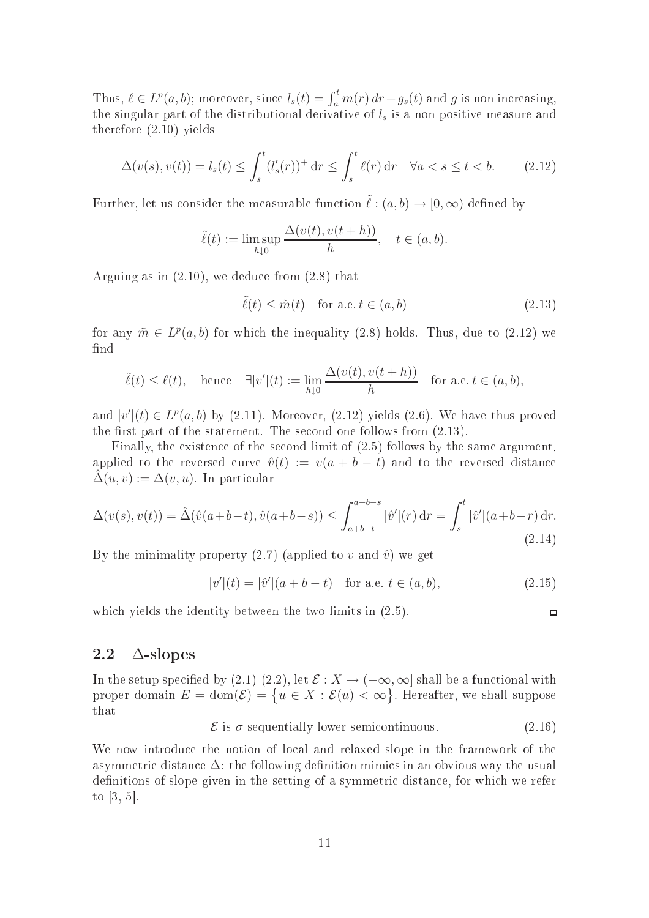Thus, $\ell \in L^p(a,b)$; moreover, since $l_s(t) = \int_a^t m(r)\,dr + g_s(t)$ and $g$ is non increasing, the singular part of the distributional derivative of $l_s$ is a non positive measure and therefore (2.10) yields

$$\Delta(v(s), v(t)) = l_s(t) \leq \int_s^t (l_s'(r))^+ \,\mathrm{d}r \leq \int_s^t \ell(r)\,\mathrm{d}r \quad \forall a < s \leq t < b. \tag{2.12}$$

Further, let us consider the measurable function $\tilde{\ell} : (a,b) \to [0,\infty)$ defined by

$$\tilde{\ell}(t) := \limsup_{h \downarrow 0} \frac{\Delta(v(t), v(t+h))}{h}, \quad t \in (a,b).$$

Arguing as in (2.10), we deduce from (2.8) that

$$\tilde{\ell}(t) \leq \tilde{m}(t) \quad \text{for a.e. } t \in (a,b) \tag{2.13}$$

for any $\tilde{m} \in L^p(a,b)$ for which the inequality (2.8) holds. Thus, due to (2.12) we find

$$\tilde{\ell}(t) \leq \ell(t), \quad \text{hence} \quad \exists |v'|(t) := \lim_{h \downarrow 0} \frac{\Delta(v(t), v(t+h))}{h} \quad \text{for a.e. } t \in (a,b),$$

and $|v'|(t) \in L^p(a,b)$ by (2.11). Moreover, (2.12) yields (2.6). We have thus proved the first part of the statement. The second one follows from (2.13).

Finally, the existence of the second limit of (2.5) follows by the same argument, applied to the reversed curve $\hat{v}(t) := v(a+b-t)$ and to the reversed distance $\hat{\Delta}(u,v) := \Delta(v,u)$. In particular

$$\Delta(v(s), v(t)) = \hat{\Delta}(\hat{v}(a+b-t), \hat{v}(a+b-s)) \leq \int_{a+b-t}^{a+b-s} |\hat{v}'|(r)\,\mathrm{d}r = \int_s^t |\hat{v}'|(a+b-r)\,\mathrm{d}r. \tag{2.14}$$

By the minimality property (2.7) (applied to $v$ and $\hat{v}$) we get

$$|v'|(t) = |\hat{v}'|(a+b-t) \quad \text{for a.e. } t \in (a,b), \tag{2.15}$$

which yields the identity between the two limits in (2.5). □

## 2.2 $\Delta$-slopes

In the setup specified by (2.1)-(2.2), let $\mathcal{E} : X \to (-\infty, \infty]$ shall be a functional with proper domain $E = \mathrm{dom}(\mathcal{E}) = \{u \in X : \mathcal{E}(u) < \infty\}$. Hereafter, we shall suppose that

$$\mathcal{E} \text{ is } \sigma\text{-sequentially lower semicontinuous.} \tag{2.16}$$

We now introduce the notion of local and relaxed slope in the framework of the asymmetric distance $\Delta$: the following definition mimics in an obvious way the usual definitions of slope given in the setting of a symmetric distance, for which we refer to [3, 5].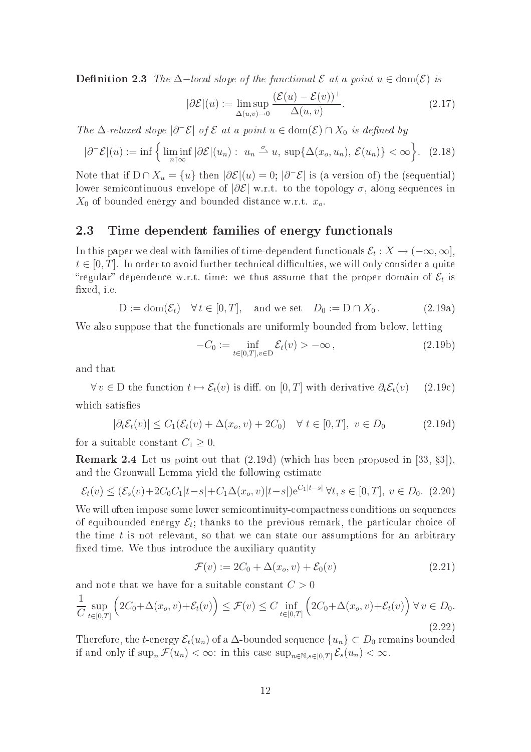**Definition 2.3** *The $\Delta$−local slope of the functional $\mathcal{E}$ at a point $u \in \mathrm{dom}(\mathcal{E})$ is*

$$|\partial\mathcal{E}|(u) := \limsup_{\Delta(u,v)\to 0} \frac{(\mathcal{E}(u) - \mathcal{E}(v))^+}{\Delta(u,v)}. \tag{2.17}$$

*The $\Delta$-relaxed slope $|\partial^-\mathcal{E}|$ of $\mathcal{E}$ at a point $u \in \mathrm{dom}(\mathcal{E}) \cap X_0$ is defined by*

$$|\partial^-\mathcal{E}|(u) := \inf\Big\{ \liminf_{n\uparrow\infty} |\partial\mathcal{E}|(u_n) : \ u_n \overset{\sigma}{\rightharpoonup} u, \ \sup\{\Delta(x_o, u_n), \, \mathcal{E}(u_n)\} < \infty \Big\}. \tag{2.18}$$

Note that if $\mathrm{D} \cap X_u = \{u\}$ then $|\partial\mathcal{E}|(u) = 0$; $|\partial^-\mathcal{E}|$ is (a version of) the (sequential) lower semicontinuous envelope of $|\partial\mathcal{E}|$ w.r.t. to the topology $\sigma$, along sequences in $X_0$ of bounded energy and bounded distance w.r.t. $x_o$.

## 2.3 Time dependent families of energy functionals

In this paper we deal with families of time-dependent functionals $\mathcal{E}_t : X \to (-\infty, \infty]$, $t \in [0,T]$. In order to avoid further technical difficulties, we will only consider a quite "regular" dependence w.r.t. time: we thus assume that the proper domain of $\mathcal{E}_t$ is fixed, i.e.

$$\mathrm{D} := \mathrm{dom}(\mathcal{E}_t) \quad \forall\, t \in [0,T], \quad \text{and we set} \quad D_0 := \mathrm{D} \cap X_0\,. \tag{2.19a}$$

We also suppose that the functionals are uniformly bounded from below, letting

$$-C_0 := \inf_{t\in[0,T], v\in \mathrm{D}} \mathcal{E}_t(v) > -\infty\,, \tag{2.19b}$$

and that

$$\forall\, v \in \mathrm{D} \text{ the function } t \mapsto \mathcal{E}_t(v) \text{ is diff. on } [0,T] \text{ with derivative } \partial_t\mathcal{E}_t(v) \tag{2.19c}$$

which satisfies

$$|\partial_t\mathcal{E}_t(v)| \le C_1(\mathcal{E}_t(v) + \Delta(x_o, v) + 2C_0) \quad \forall\, t \in [0,T], \ v \in D_0 \tag{2.19d}$$

for a suitable constant $C_1 \ge 0$.

**Remark 2.4** Let us point out that (2.19d) (which has been proposed in [33, §3]), and the Gronwall Lemma yield the following estimate

$$\mathcal{E}_t(v) \le (\mathcal{E}_s(v) + 2C_0C_1|t-s| + C_1\Delta(x_o, v)|t-s|)\mathrm{e}^{C_1|t-s|} \ \forall t, s \in [0,T], \ v \in D_0. \tag{2.20}$$

We will often impose some lower semicontinuity-compactness conditions on sequences of equibounded energy $\mathcal{E}_t$; thanks to the previous remark, the particular choice of the time $t$ is not relevant, so that we can state our assumptions for an arbitrary fixed time. We thus introduce the auxiliary quantity

$$\mathcal{F}(v) := 2C_0 + \Delta(x_o, v) + \mathcal{E}_0(v) \tag{2.21}$$

and note that we have for a suitable constant $C > 0$

$$\frac{1}{C} \sup_{t\in[0,T]} \Big( 2C_0 + \Delta(x_o, v) + \mathcal{E}_t(v) \Big) \le \mathcal{F}(v) \le C \inf_{t\in[0,T]} \Big( 2C_0 + \Delta(x_o, v) + \mathcal{E}_t(v) \Big) \ \forall\, v \in D_0. \tag{2.22}$$

Therefore, the $t$-energy $\mathcal{E}_t(u_n)$ of a $\Delta$-bounded sequence $\{u_n\} \subset D_0$ remains bounded if and only if $\sup_n \mathcal{F}(u_n) < \infty$: in this case $\sup_{n\in\mathbb{N}, s\in[0,T]} \mathcal{E}_s(u_n) < \infty$.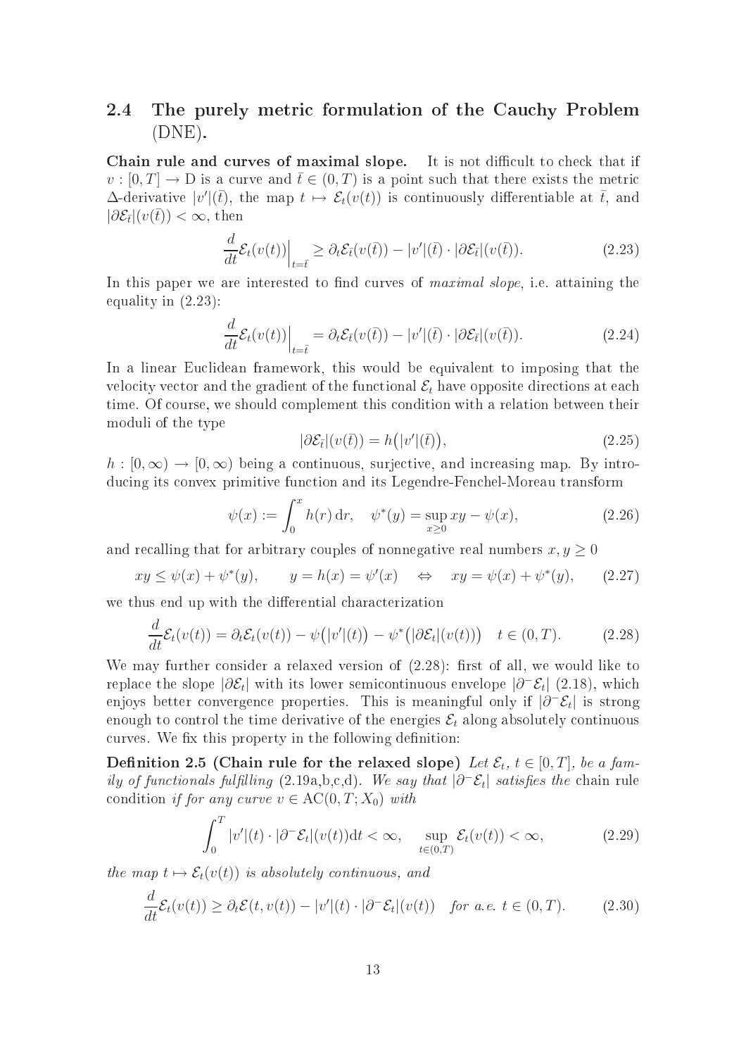### 2.4 The purely metric formulation of the Cauchy Problem (DNE).

**Chain rule and curves of maximal slope.** It is not difficult to check that if $v : [0, T] \to \mathrm{D}$ is a curve and $\bar t \in (0, T)$ is a point such that there exists the metric $\Delta$-derivative $|v'|(\bar t)$, the map $t \mapsto \mathcal{E}_t(v(t))$ is continuously differentiable at $\bar t$, and $|\partial \mathcal{E}_{\bar t}|(v(\bar t)) < \infty$, then

$$\frac{d}{dt}\mathcal{E}_t(v(t))\Big|_{t=\bar t} \geq \partial_t \mathcal{E}_{\bar t}(v(\bar t)) - |v'|(\bar t) \cdot |\partial \mathcal{E}_{\bar t}|(v(\bar t)). \tag{2.23}$$

In this paper we are interested to find curves of *maximal slope*, i.e. attaining the equality in (2.23):

$$\frac{d}{dt}\mathcal{E}_t(v(t))\Big|_{t=\bar t} = \partial_t \mathcal{E}_{\bar t}(v(\bar t)) - |v'|(\bar t) \cdot |\partial \mathcal{E}_{\bar t}|(v(\bar t)). \tag{2.24}$$

In a linear Euclidean framework, this would be equivalent to imposing that the velocity vector and the gradient of the functional $\mathcal{E}_t$ have opposite directions at each time. Of course, we should complement this condition with a relation between their moduli of the type

$$|\partial \mathcal{E}_{\bar t}|(v(\bar t)) = h\big(|v'|(\bar t)\big), \tag{2.25}$$

$h : [0, \infty) \to [0, \infty)$ being a continuous, surjective, and increasing map. By introducing its convex primitive function and its Legendre-Fenchel-Moreau transform

$$\psi(x) := \int_0^x h(r)\,\mathrm{d}r, \quad \psi^*(y) = \sup_{x \geq 0} xy - \psi(x), \tag{2.26}$$

and recalling that for arbitrary couples of nonnegative real numbers $x, y \geq 0$

$$xy \leq \psi(x) + \psi^*(y), \qquad y = h(x) = \psi'(x) \quad \Leftrightarrow \quad xy = \psi(x) + \psi^*(y), \tag{2.27}$$

we thus end up with the differential characterization

$$\frac{d}{dt}\mathcal{E}_t(v(t)) = \partial_t \mathcal{E}_t(v(t)) - \psi\big(|v'|(t)\big) - \psi^*\big(|\partial \mathcal{E}_t|(v(t))\big) \quad t \in (0, T). \tag{2.28}$$

We may further consider a relaxed version of (2.28): first of all, we would like to replace the slope $|\partial \mathcal{E}_t|$ with its lower semicontinuous envelope $|\partial^- \mathcal{E}_t|$ (2.18), which enjoys better convergence properties. This is meaningful only if $|\partial^- \mathcal{E}_t|$ is strong enough to control the time derivative of the energies $\mathcal{E}_t$ along absolutely continuous curves. We fix this property in the following definition:

**Definition 2.5 (Chain rule for the relaxed slope)** *Let $\mathcal{E}_t$, $t \in [0, T]$, be a family of functionals fulfilling* (2.19a,b,c,d)*. We say that $|\partial^- \mathcal{E}_t|$ satisfies the* chain rule condition *if for any curve $v \in \mathrm{AC}(0, T; X_0)$ with*

$$\int_0^T |v'|(t) \cdot |\partial^- \mathcal{E}_t|(v(t))\mathrm{d}t < \infty, \quad \sup_{t \in (0,T)} \mathcal{E}_t(v(t)) < \infty, \tag{2.29}$$

*the map $t \mapsto \mathcal{E}_t(v(t))$ is absolutely continuous, and*

$$\frac{d}{dt}\mathcal{E}_t(v(t)) \geq \partial_t \mathcal{E}(t, v(t)) - |v'|(t) \cdot |\partial^- \mathcal{E}_t|(v(t)) \quad \textit{for a.e. } t \in (0, T). \tag{2.30}$$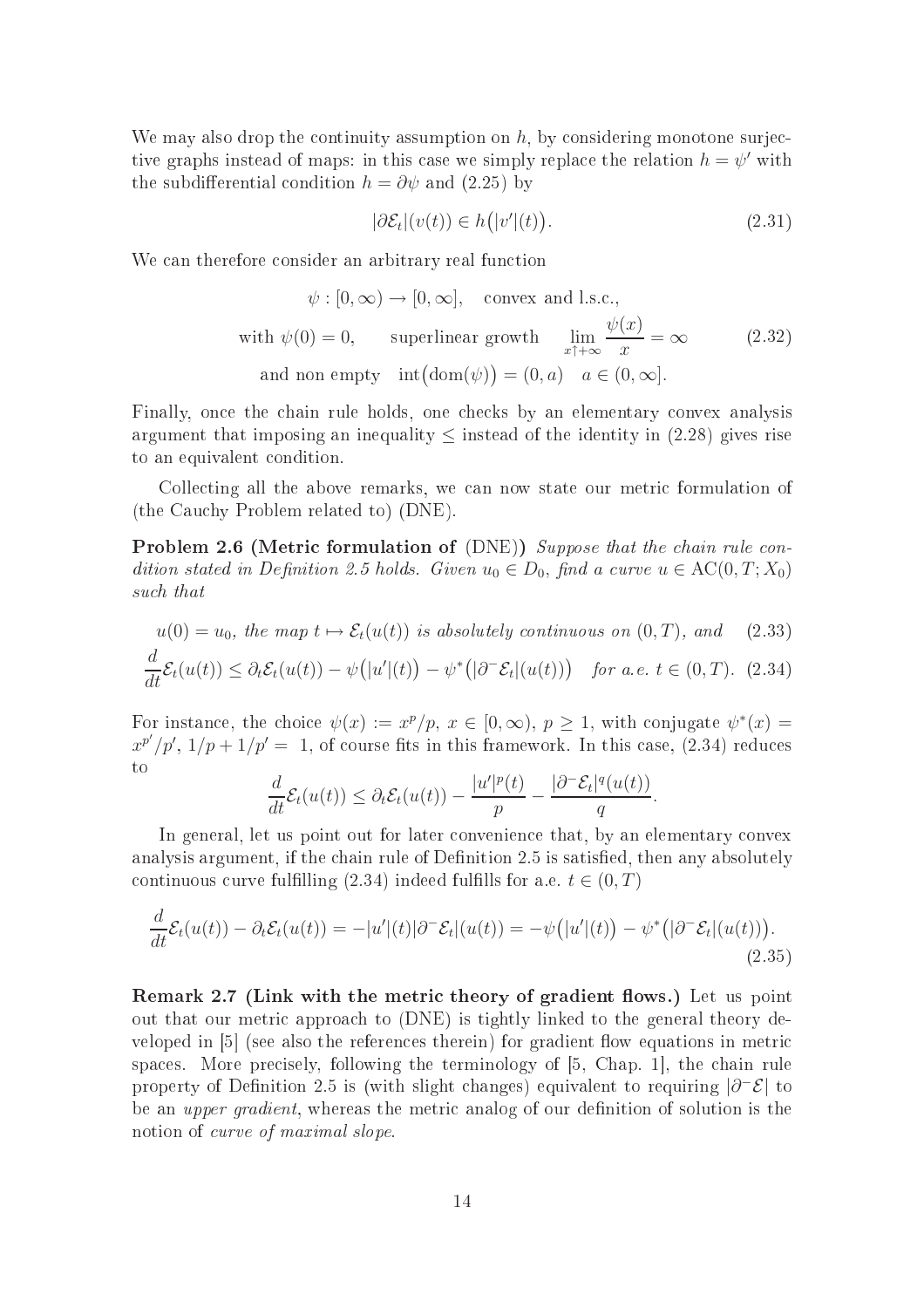We may also drop the continuity assumption on $h$, by considering monotone surjective graphs instead of maps: in this case we simply replace the relation $h = \psi'$ with the subdifferential condition $h = \partial\psi$ and (2.25) by

$$
|\partial \mathcal{E}_t|(v(t)) \in h\big(|v'|(t)\big). \tag{2.31}
$$

We can therefore consider an arbitrary real function

$$
\begin{gathered}
\psi : [0,\infty) \to [0,\infty], \quad \text{convex and l.s.c.,} \\
\text{with } \psi(0) = 0, \qquad \text{superlinear growth} \quad \lim_{x \uparrow +\infty} \frac{\psi(x)}{x} = \infty \\
\text{and non empty} \quad \operatorname{int}\big(\operatorname{dom}(\psi)\big) = (0,a) \quad a \in (0,\infty].
\end{gathered}
\tag{2.32}
$$

Finally, once the chain rule holds, one checks by an elementary convex analysis argument that imposing an inequality $\leq$ instead of the identity in (2.28) gives rise to an equivalent condition.

Collecting all the above remarks, we can now state our metric formulation of (the Cauchy Problem related to) (DNE).

**Problem 2.6 (Metric formulation of (DNE))** *Suppose that the chain rule condition stated in Definition 2.5 holds. Given $u_0 \in D_0$, find a curve $u \in \mathrm{AC}(0,T;X_0)$ such that*

$$
u(0) = u_0, \text{ the map } t \mapsto \mathcal{E}_t(u(t)) \text{ is absolutely continuous on } (0,T), \text{ and} \tag{2.33}
$$

$$
\frac{d}{dt}\mathcal{E}_t(u(t)) \leq \partial_t \mathcal{E}_t(u(t)) - \psi\big(|u'|(t)\big) - \psi^*\big(|\partial^- \mathcal{E}_t|(u(t))\big) \quad \text{for a.e. } t \in (0,T). \tag{2.34}
$$

For instance, the choice $\psi(x) := x^p/p$, $x \in [0,\infty)$, $p \geq 1$, with conjugate $\psi^*(x) = x^{p'}/p'$, $1/p + 1/p' = 1$, of course fits in this framework. In this case, (2.34) reduces to

$$
\frac{d}{dt}\mathcal{E}_t(u(t)) \leq \partial_t \mathcal{E}_t(u(t)) - \frac{|u'|^p(t)}{p} - \frac{|\partial^- \mathcal{E}_t|^q(u(t))}{q}.
$$

In general, let us point out for later convenience that, by an elementary convex analysis argument, if the chain rule of Definition 2.5 is satisfied, then any absolutely continuous curve fulfilling (2.34) indeed fulfills for a.e. $t \in (0,T)$

$$
\frac{d}{dt}\mathcal{E}_t(u(t)) - \partial_t \mathcal{E}_t(u(t)) = -|u'|(t)|\partial^- \mathcal{E}_t|(u(t)) = -\psi\big(|u'|(t)\big) - \psi^*\big(|\partial^- \mathcal{E}_t|(u(t))\big). \tag{2.35}
$$

**Remark 2.7 (Link with the metric theory of gradient flows.)** Let us point out that our metric approach to (DNE) is tightly linked to the general theory developed in [5] (see also the references therein) for gradient flow equations in metric spaces. More precisely, following the terminology of [5, Chap. 1], the chain rule property of Definition 2.5 is (with slight changes) equivalent to requiring $|\partial^- \mathcal{E}|$ to be an *upper gradient*, whereas the metric analog of our definition of solution is the notion of *curve of maximal slope*.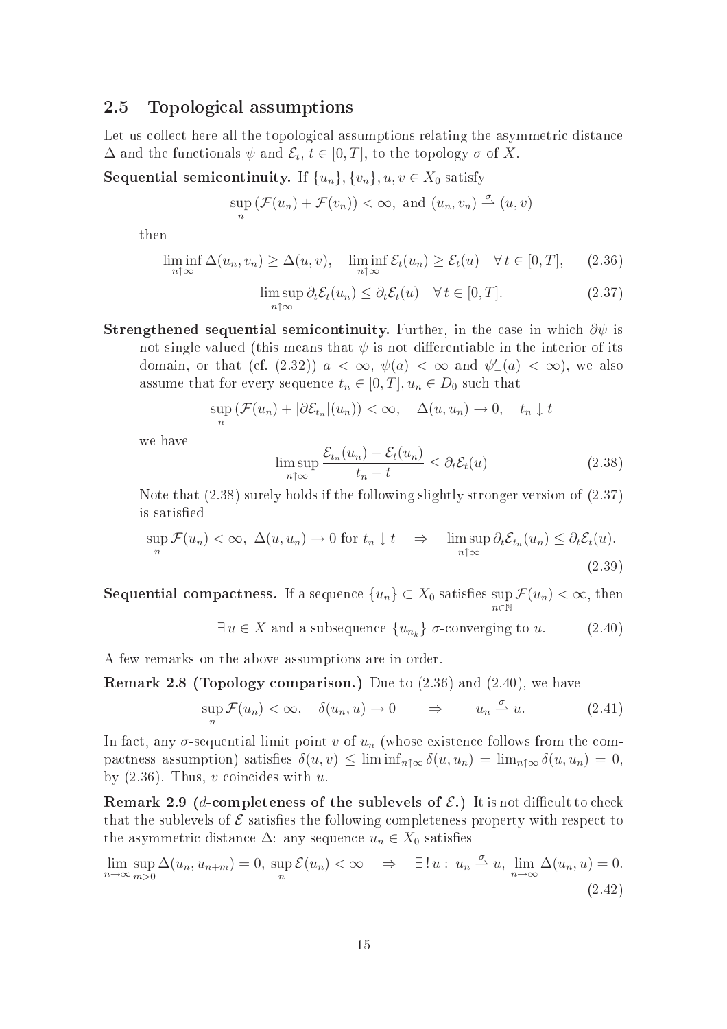### 2.5 Topological assumptions

Let us collect here all the topological assumptions relating the asymmetric distance $\Delta$ and the functionals $\psi$ and $\mathcal{E}_t$, $t \in [0,T]$, to the topology $\sigma$ of $X$.

**Sequential semicontinuity.** If $\{u_n\}, \{v_n\}, u, v \in X_0$ satisfy

$$\sup_n \left(\mathcal{F}(u_n) + \mathcal{F}(v_n)\right) < \infty, \text{ and } (u_n, v_n) \overset{\sigma}{\rightharpoonup} (u, v)$$

then

$$\liminf_{n\uparrow\infty} \Delta(u_n, v_n) \geq \Delta(u, v), \quad \liminf_{n\uparrow\infty} \mathcal{E}_t(u_n) \geq \mathcal{E}_t(u) \quad \forall\, t \in [0,T], \tag{2.36}$$

$$\limsup_{n\uparrow\infty} \partial_t \mathcal{E}_t(u_n) \leq \partial_t \mathcal{E}_t(u) \quad \forall\, t \in [0,T]. \tag{2.37}$$

**Strengthened sequential semicontinuity.** Further, in the case in which $\partial\psi$ is not single valued (this means that $\psi$ is not differentiable in the interior of its domain, or that (cf. (2.32)) $a < \infty$, $\psi(a) < \infty$ and $\psi'_-(a) < \infty$), we also assume that for every sequence $t_n \in [0,T], u_n \in D_0$ such that

$$\sup_n \left(\mathcal{F}(u_n) + |\partial\mathcal{E}_{t_n}|(u_n)\right) < \infty, \quad \Delta(u, u_n) \to 0, \quad t_n \downarrow t$$

we have

$$\limsup_{n\uparrow\infty} \frac{\mathcal{E}_{t_n}(u_n) - \mathcal{E}_t(u_n)}{t_n - t} \leq \partial_t \mathcal{E}_t(u) \tag{2.38}$$

Note that (2.38) surely holds if the following slightly stronger version of (2.37) is satisfied

$$\sup_n \mathcal{F}(u_n) < \infty, \ \Delta(u, u_n) \to 0 \text{ for } t_n \downarrow t \quad \Rightarrow \quad \limsup_{n\uparrow\infty} \partial_t \mathcal{E}_{t_n}(u_n) \leq \partial_t \mathcal{E}_t(u). \tag{2.39}$$

**Sequential compactness.** If a sequence $\{u_n\} \subset X_0$ satisfies $\sup_{n\in\mathbb{N}} \mathcal{F}(u_n) < \infty$, then

$$\exists\, u \in X \text{ and a subsequence } \{u_{n_k}\} \ \sigma\text{-converging to } u. \tag{2.40}$$

A few remarks on the above assumptions are in order.

**Remark 2.8 (Topology comparison.)** Due to (2.36) and (2.40), we have

$$\sup_n \mathcal{F}(u_n) < \infty, \quad \delta(u_n, u) \to 0 \qquad \Rightarrow \qquad u_n \overset{\sigma}{\rightharpoonup} u. \tag{2.41}$$

In fact, any $\sigma$-sequential limit point $v$ of $u_n$ (whose existence follows from the compactness assumption) satisfies $\delta(u, v) \leq \liminf_{n\uparrow\infty} \delta(u, u_n) = \lim_{n\uparrow\infty} \delta(u, u_n) = 0$, by (2.36). Thus, $v$ coincides with $u$.

**Remark 2.9 ($d$-completeness of the sublevels of $\mathcal{E}$.)** It is not difficult to check that the sublevels of $\mathcal{E}$ satisfies the following completeness property with respect to the asymmetric distance $\Delta$: any sequence $u_n \in X_0$ satisfies

$$\lim_{n\to\infty} \sup_{m>0} \Delta(u_n, u_{n+m}) = 0, \ \sup_n \mathcal{E}(u_n) < \infty \quad \Rightarrow \quad \exists!\, u : \ u_n \overset{\sigma}{\rightharpoonup} u, \ \lim_{n\to\infty} \Delta(u_n, u) = 0. \tag{2.42}$$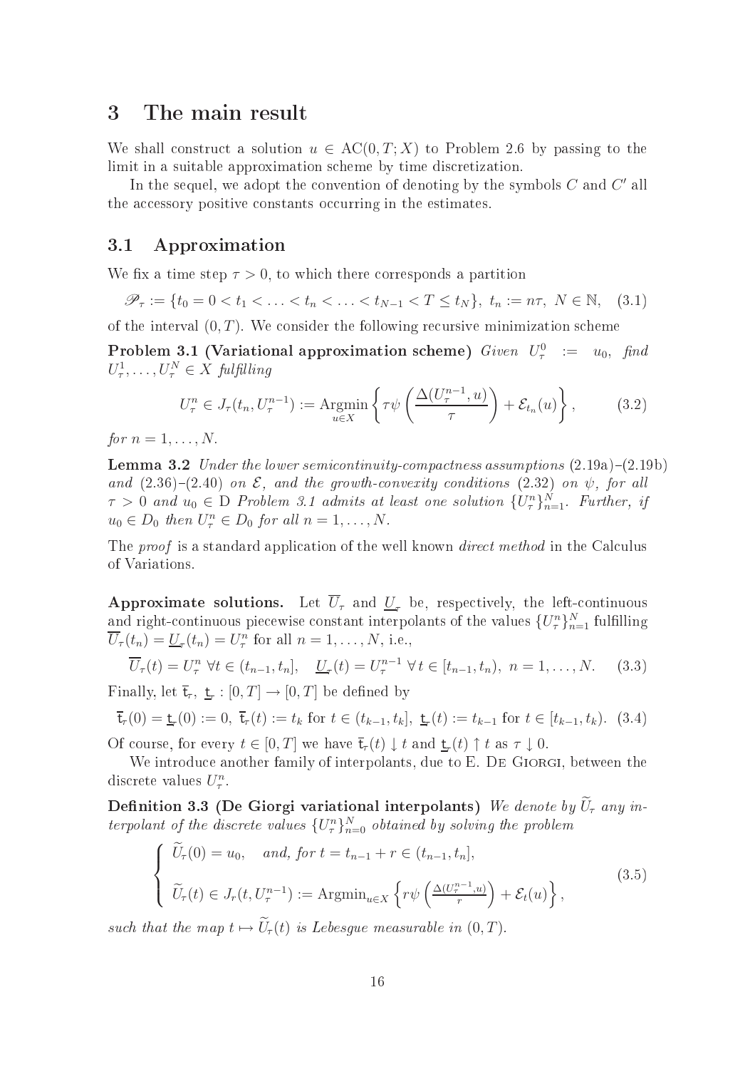# 3 The main result

We shall construct a solution $u \in \mathrm{AC}(0,T;X)$ to Problem 2.6 by passing to the limit in a suitable approximation scheme by time discretization.

In the sequel, we adopt the convention of denoting by the symbols $C$ and $C'$ all the accessory positive constants occurring in the estimates.

## 3.1 Approximation

We fix a time step $\tau > 0$, to which there corresponds a partition

$$\mathscr{P}_\tau := \{t_0 = 0 < t_1 < \ldots < t_n < \ldots < t_{N-1} < T \leq t_N\}, \ t_n := n\tau, \ N \in \mathbb{N}, \quad (3.1)$$

of the interval $(0,T)$. We consider the following recursive minimization scheme

**Problem 3.1 (Variational approximation scheme)** *Given $U_\tau^0 := u_0$, find $U_\tau^1, \ldots, U_\tau^N \in X$ fulfilling*

$$U_\tau^n \in J_\tau(t_n, U_\tau^{n-1}) := \operatorname*{Argmin}_{u \in X} \left\{ \tau \psi \left( \frac{\Delta(U_\tau^{n-1}, u)}{\tau} \right) + \mathcal{E}_{t_n}(u) \right\}, \quad (3.2)$$

*for $n = 1, \ldots, N$.*

**Lemma 3.2** *Under the lower semicontinuity-compactness assumptions* (2.19a)–(2.19b) *and* (2.36)–(2.40) *on $\mathcal{E}$, and the growth-convexity conditions* (2.32) *on $\psi$, for all $\tau > 0$ and $u_0 \in \mathrm{D}$ Problem 3.1 admits at least one solution $\{U_\tau^n\}_{n=1}^N$. Further, if $u_0 \in D_0$ then $U_\tau^n \in D_0$ for all $n = 1, \ldots, N$.*

The *proof* is a standard application of the well known *direct method* in the Calculus of Variations.

**Approximate solutions.** Let $\overline{U}_\tau$ and $\underline{U}_\tau$ be, respectively, the left-continuous and right-continuous piecewise constant interpolants of the values $\{U_\tau^n\}_{n=1}^N$ fulfilling $\overline{U}_\tau(t_n) = \underline{U}_\tau(t_n) = U_\tau^n$ for all $n = 1, \ldots, N$, i.e.,

$$\overline{U}_\tau(t) = U_\tau^n \ \forall t \in (t_{n-1}, t_n], \quad \underline{U}_\tau(t) = U_\tau^{n-1} \ \forall t \in [t_{n-1}, t_n), \ n = 1, \ldots, N. \quad (3.3)$$

Finally, let $\overline{\mathsf{t}}_\tau, \ \underline{\mathsf{t}}_\tau : [0,T] \to [0,T]$ be defined by

$$\overline{\mathsf{t}}_\tau(0) = \underline{\mathsf{t}}_\tau(0) := 0, \ \overline{\mathsf{t}}_\tau(t) := t_k \text{ for } t \in (t_{k-1}, t_k], \ \underline{\mathsf{t}}_\tau(t) := t_{k-1} \text{ for } t \in [t_{k-1}, t_k). \quad (3.4)$$

Of course, for every $t \in [0,T]$ we have $\overline{\mathsf{t}}_\tau(t) \downarrow t$ and $\underline{\mathsf{t}}_\tau(t) \uparrow t$ as $\tau \downarrow 0$.

We introduce another family of interpolants, due to E. De Giorgi, between the discrete values $U_\tau^n$.

**Definition 3.3 (De Giorgi variational interpolants)** *We denote by $\widetilde{U}_\tau$ any interpolant of the discrete values $\{U_\tau^n\}_{n=0}^N$ obtained by solving the problem*

$$\begin{cases} \widetilde{U}_\tau(0) = u_0, \quad \text{and, for } t = t_{n-1} + r \in (t_{n-1}, t_n], \\ \widetilde{U}_\tau(t) \in J_r(t, U_\tau^{n-1}) := \operatorname{Argmin}_{u \in X} \left\{ r\psi \left( \frac{\Delta(U_\tau^{n-1}, u)}{r} \right) + \mathcal{E}_t(u) \right\}, \end{cases} \quad (3.5)$$

*such that the map $t \mapsto \widetilde{U}_\tau(t)$ is Lebesgue measurable in $(0,T)$.*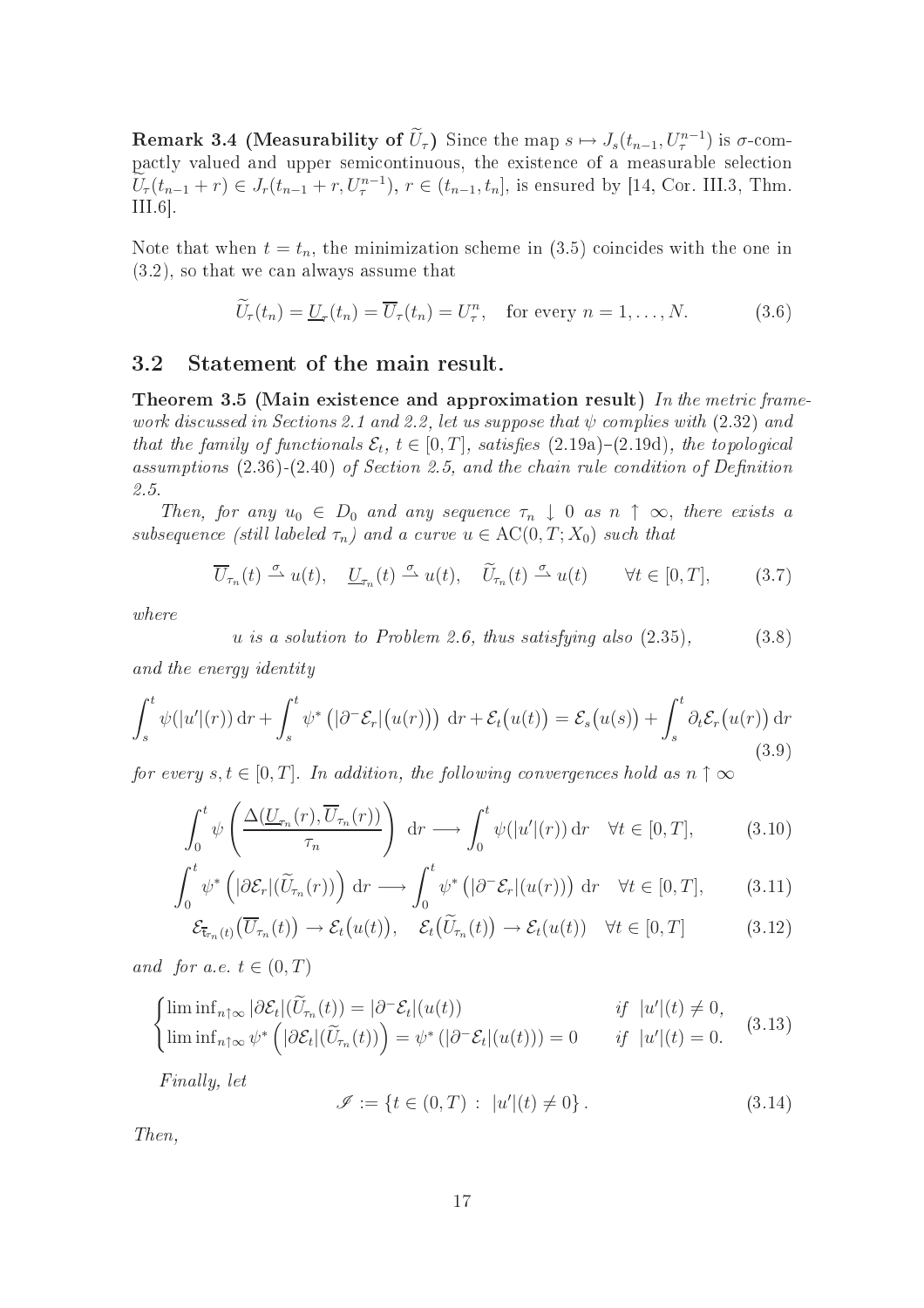**Remark 3.4 (Measurability of $\widetilde{U}_\tau$)** Since the map $s \mapsto J_s(t_{n-1}, U_\tau^{n-1})$ is $\sigma$-compactly valued and upper semicontinuous, the existence of a measurable selection $\widetilde{U}_\tau(t_{n-1}+r) \in J_r(t_{n-1}+r, U_\tau^{n-1})$, $r \in (t_{n-1}, t_n]$, is ensured by [14, Cor. III.3, Thm. III.6].

Note that when $t = t_n$, the minimization scheme in (3.5) coincides with the one in (3.2), so that we can always assume that

$$
\widetilde{U}_\tau(t_n) = \underline{U}_\tau(t_n) = \overline{U}_\tau(t_n) = U_\tau^n, \quad \text{for every } n = 1, \ldots, N. \tag{3.6}
$$

## 3.2 Statement of the main result.

**Theorem 3.5 (Main existence and approximation result)** *In the metric framework discussed in Sections 2.1 and 2.2, let us suppose that $\psi$ complies with (2.32) and that the family of functionals $\mathcal{E}_t$, $t \in [0,T]$, satisfies (2.19a)–(2.19d), the topological assumptions (2.36)-(2.40) of Section 2.5, and the chain rule condition of Definition 2.5.*

*Then, for any $u_0 \in D_0$ and any sequence $\tau_n \downarrow 0$ as $n \uparrow \infty$, there exists a subsequence (still labeled $\tau_n$) and a curve $u \in \mathrm{AC}(0,T;X_0)$ such that*

$$
\overline{U}_{\tau_n}(t) \overset{\sigma}{\rightharpoonup} u(t), \quad \underline{U}_{\tau_n}(t) \overset{\sigma}{\rightharpoonup} u(t), \quad \widetilde{U}_{\tau_n}(t) \overset{\sigma}{\rightharpoonup} u(t) \qquad \forall t \in [0,T], \tag{3.7}
$$

*where*

$$
u \text{ is a solution to Problem 2.6, thus satisfying also (2.35)}, \tag{3.8}
$$

*and the energy identity*

$$
\int_s^t \psi(|u'|(r))\,\mathrm{d}r + \int_s^t \psi^*\left(|\partial^- \mathcal{E}_r|\big(u(r)\big)\right)\,\mathrm{d}r + \mathcal{E}_t\big(u(t)\big) = \mathcal{E}_s\big(u(s)\big) + \int_s^t \partial_t \mathcal{E}_r\big(u(r)\big)\,\mathrm{d}r \tag{3.9}
$$

*for every $s, t \in [0,T]$. In addition, the following convergences hold as $n \uparrow \infty$*

$$
\int_0^t \psi\left(\frac{\Delta(\underline{U}_{\tau_n}(r), \overline{U}_{\tau_n}(r))}{\tau_n}\right)\,\mathrm{d}r \longrightarrow \int_0^t \psi(|u'|(r))\,\mathrm{d}r \quad \forall t \in [0,T], \tag{3.10}
$$

$$
\int_0^t \psi^*\left(|\partial \mathcal{E}_r|(\widetilde{U}_{\tau_n}(r))\right)\,\mathrm{d}r \longrightarrow \int_0^t \psi^*\left(|\partial^- \mathcal{E}_r|(u(r))\right)\,\mathrm{d}r \quad \forall t \in [0,T], \tag{3.11}
$$

$$
\mathcal{E}_{\overline{\mathsf{t}}_{\tau_n}(t)}\big(\overline{U}_{\tau_n}(t)\big) \to \mathcal{E}_t\big(u(t)\big), \quad \mathcal{E}_t\big(\widetilde{U}_{\tau_n}(t)\big) \to \mathcal{E}_t(u(t)) \quad \forall t \in [0,T] \tag{3.12}
$$

*and for a.e. $t \in (0,T)$*

$$
\begin{cases}
\liminf_{n\uparrow\infty} |\partial \mathcal{E}_t|(\widetilde{U}_{\tau_n}(t)) = |\partial^- \mathcal{E}_t|(u(t)) & \text{if } |u'|(t) \neq 0, \\
\liminf_{n\uparrow\infty} \psi^*\left(|\partial \mathcal{E}_t|(\widetilde{U}_{\tau_n}(t))\right) = \psi^*\left(|\partial^- \mathcal{E}_t|(u(t))\right) = 0 & \text{if } |u'|(t) = 0.
\end{cases} \tag{3.13}
$$

*Finally, let*

$$
\mathscr{I} := \{t \in (0,T) : |u'|(t) \neq 0\}. \tag{3.14}
$$

*Then,*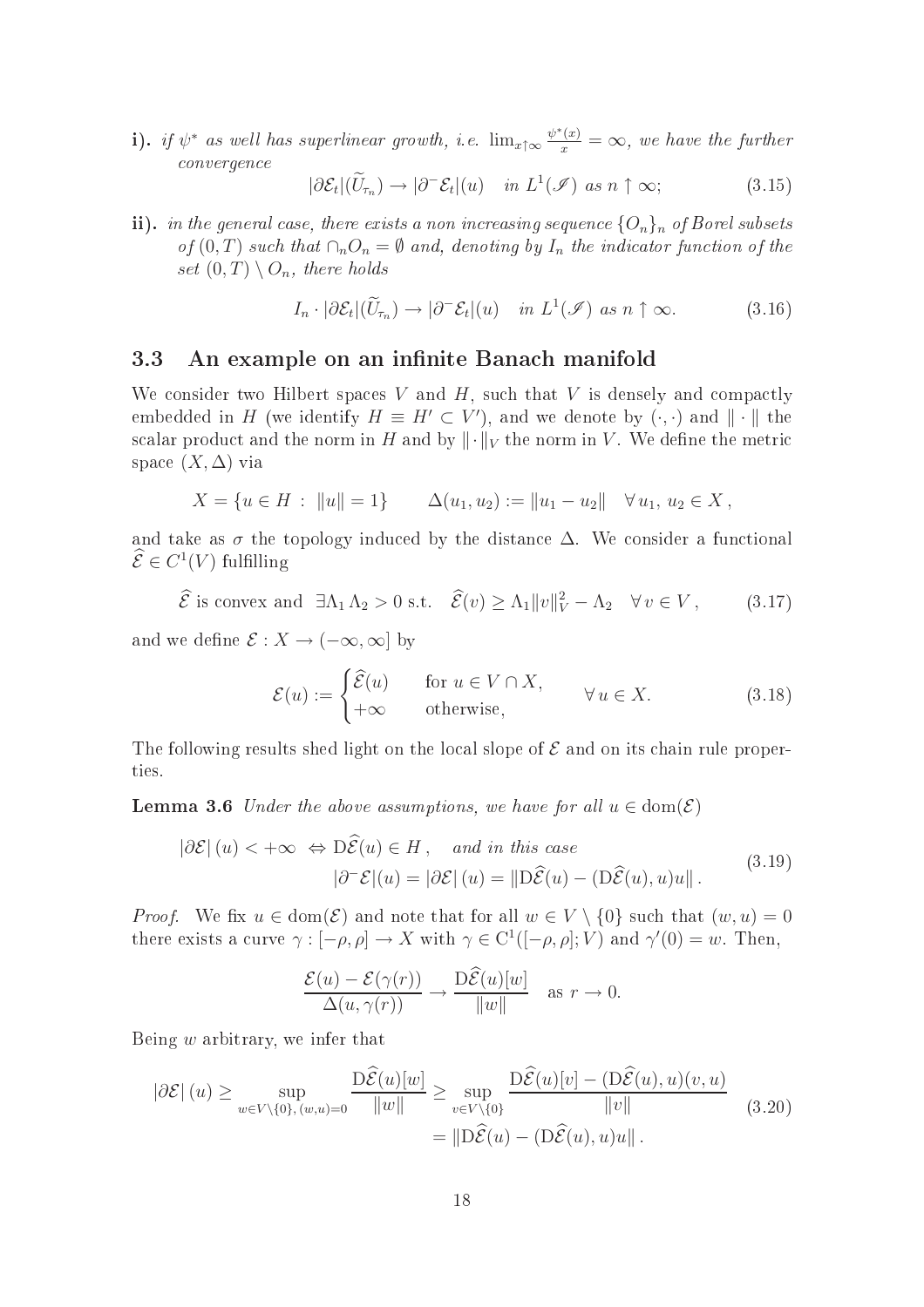**i).** *if $\psi^*$ as well has superlinear growth, i.e.* $\lim_{x\uparrow\infty}\frac{\psi^*(x)}{x}=\infty$, *we have the further convergence*

$$|\partial\mathcal{E}_t|(\widetilde{U}_{\tau_n}) \to |\partial^-\mathcal{E}_t|(u) \quad \text{in } L^1(\mathscr{I}) \text{ as } n\uparrow\infty; \tag{3.15}$$

**ii).** *in the general case, there exists a non increasing sequence $\{O_n\}_n$ of Borel subsets of $(0,T)$ such that $\cap_n O_n=\emptyset$ and, denoting by $I_n$ the indicator function of the set $(0,T)\setminus O_n$, there holds*

$$I_n\cdot|\partial\mathcal{E}_t|(\widetilde{U}_{\tau_n}) \to |\partial^-\mathcal{E}_t|(u) \quad \text{in } L^1(\mathscr{I}) \text{ as } n\uparrow\infty. \tag{3.16}$$

## 3.3 An example on an infinite Banach manifold

We consider two Hilbert spaces $V$ and $H$, such that $V$ is densely and compactly embedded in $H$ (we identify $H\equiv H'\subset V'$), and we denote by $(\cdot,\cdot)$ and $\|\cdot\|$ the scalar product and the norm in $H$ and by $\|\cdot\|_V$ the norm in $V$. We define the metric space $(X,\Delta)$ via

$$X=\{u\in H\ :\ \|u\|=1\} \qquad \Delta(u_1,u_2):=\|u_1-u_2\| \quad \forall\, u_1,\, u_2\in X\,,$$

and take as $\sigma$ the topology induced by the distance $\Delta$. We consider a functional $\widehat{\mathcal{E}}\in C^1(V)$ fulfilling

$$\widehat{\mathcal{E}} \text{ is convex and } \ \exists \Lambda_1\,\Lambda_2>0 \text{ s.t. } \ \widehat{\mathcal{E}}(v)\geq \Lambda_1\|v\|_V^2-\Lambda_2 \quad \forall\, v\in V\,, \tag{3.17}$$

and we define $\mathcal{E}:X\to(-\infty,\infty]$ by

$$\mathcal{E}(u):=\begin{cases}\widehat{\mathcal{E}}(u) & \text{for } u\in V\cap X,\\ +\infty & \text{otherwise,}\end{cases} \qquad \forall\, u\in X. \tag{3.18}$$

The following results shed light on the local slope of $\mathcal{E}$ and on its chain rule properties.

**Lemma 3.6** *Under the above assumptions, we have for all $u\in\mathrm{dom}(\mathcal{E})$*

$$\begin{aligned}|\partial\mathcal{E}|\,(u)<+\infty \ \Leftrightarrow \mathrm{D}\widehat{\mathcal{E}}(u)\in H\,, \quad &\textit{and in this case}\\ &|\partial^-\mathcal{E}|(u)=|\partial\mathcal{E}|\,(u)=\|\mathrm{D}\widehat{\mathcal{E}}(u)-(\mathrm{D}\widehat{\mathcal{E}}(u),u)u\|\,.\end{aligned} \tag{3.19}$$

*Proof.* We fix $u\in\mathrm{dom}(\mathcal{E})$ and note that for all $w\in V\setminus\{0\}$ such that $(w,u)=0$ there exists a curve $\gamma:[-\rho,\rho]\to X$ with $\gamma\in \mathrm{C}^1([-\rho,\rho];V)$ and $\gamma'(0)=w$. Then,

$$\frac{\mathcal{E}(u)-\mathcal{E}(\gamma(r))}{\Delta(u,\gamma(r))}\to\frac{\mathrm{D}\widehat{\mathcal{E}}(u)[w]}{\|w\|} \quad \text{as } r\to 0.$$

Being $w$ arbitrary, we infer that

$$\begin{aligned}|\partial\mathcal{E}|\,(u)\geq \sup_{w\in V\setminus\{0\},\,(w,u)=0}\frac{\mathrm{D}\widehat{\mathcal{E}}(u)[w]}{\|w\|}&\geq \sup_{v\in V\setminus\{0\}}\frac{\mathrm{D}\widehat{\mathcal{E}}(u)[v]-(\mathrm{D}\widehat{\mathcal{E}}(u),u)(v,u)}{\|v\|}\\ &=\|\mathrm{D}\widehat{\mathcal{E}}(u)-(\mathrm{D}\widehat{\mathcal{E}}(u),u)u\|\,.\end{aligned} \tag{3.20}$$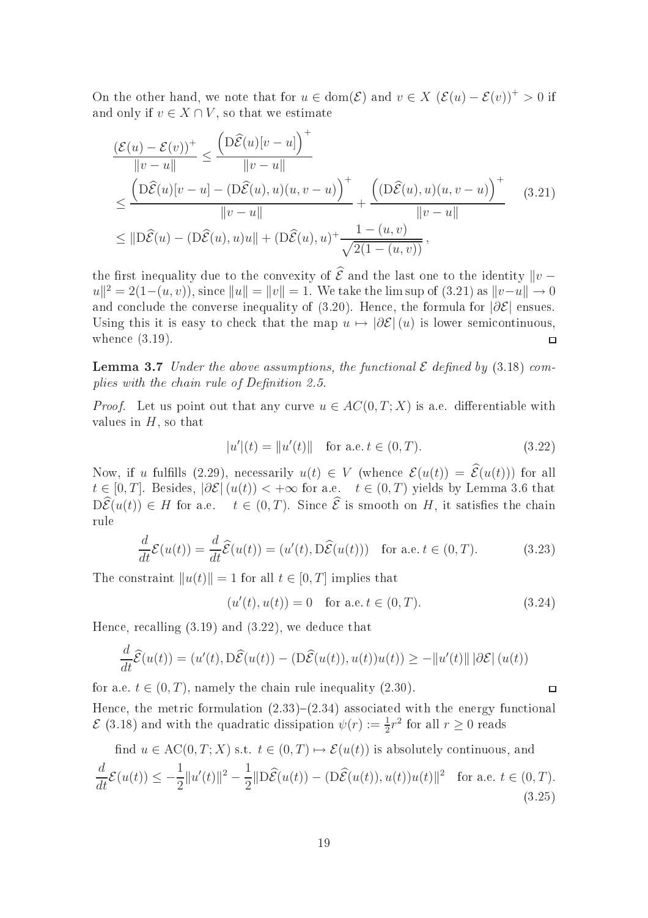On the other hand, we note that for $u \in \mathrm{dom}(\mathcal{E})$ and $v \in X$ $(\mathcal{E}(u) - \mathcal{E}(v))^+ > 0$ if and only if $v \in X \cap V$, so that we estimate

$$
\begin{aligned}
\frac{(\mathcal{E}(u) - \mathcal{E}(v))^+}{\|v-u\|} &\leq \frac{\left(\mathrm{D}\widehat{\mathcal{E}}(u)[v-u]\right)^+}{\|v-u\|} \\
&\leq \frac{\left(\mathrm{D}\widehat{\mathcal{E}}(u)[v-u] - (\mathrm{D}\widehat{\mathcal{E}}(u), u)(u, v-u)\right)^+}{\|v-u\|} + \frac{\left((\mathrm{D}\widehat{\mathcal{E}}(u), u)(u, v-u)\right)^+}{\|v-u\|} \\
&\leq \|\mathrm{D}\widehat{\mathcal{E}}(u) - (\mathrm{D}\widehat{\mathcal{E}}(u), u)u\| + (\mathrm{D}\widehat{\mathcal{E}}(u), u)^+ \frac{1-(u,v)}{\sqrt{2(1-(u,v))}},
\end{aligned}
\tag{3.21}
$$

the first inequality due to the convexity of $\widehat{\mathcal{E}}$ and the last one to the identity $\|v - u\|^2 = 2(1-(u,v))$, since $\|u\| = \|v\| = 1$. We take the lim sup of (3.21) as $\|v-u\| \to 0$ and conclude the converse inequality of (3.20). Hence, the formula for $|\partial\mathcal{E}|$ ensues. Using this it is easy to check that the map $u \mapsto |\partial\mathcal{E}|(u)$ is lower semicontinuous, whence (3.19). $\square$

**Lemma 3.7** *Under the above assumptions, the functional $\mathcal{E}$ defined by* (3.18) *complies with the chain rule of Definition 2.5.*

*Proof.* Let us point out that any curve $u \in AC(0,T;X)$ is a.e. differentiable with values in $H$, so that

$$
|u'|(t) = \|u'(t)\| \quad \text{for a.e. } t \in (0,T). \tag{3.22}
$$

Now, if $u$ fulfills (2.29), necessarily $u(t) \in V$ (whence $\mathcal{E}(u(t)) = \widehat{\mathcal{E}}(u(t))$) for all $t \in [0,T]$. Besides, $|\partial\mathcal{E}|(u(t)) < +\infty$ for a.e. $t \in (0,T)$ yields by Lemma 3.6 that $\mathrm{D}\widehat{\mathcal{E}}(u(t)) \in H$ for a.e. $t \in (0,T)$. Since $\widehat{\mathcal{E}}$ is smooth on $H$, it satisfies the chain rule

$$
\frac{d}{dt}\mathcal{E}(u(t)) = \frac{d}{dt}\widehat{\mathcal{E}}(u(t)) = (u'(t), \mathrm{D}\widehat{\mathcal{E}}(u(t))) \quad \text{for a.e. } t \in (0,T). \tag{3.23}
$$

The constraint $\|u(t)\| = 1$ for all $t \in [0,T]$ implies that

$$
(u'(t), u(t)) = 0 \quad \text{for a.e. } t \in (0,T). \tag{3.24}
$$

Hence, recalling (3.19) and (3.22), we deduce that

$$
\frac{d}{dt}\widehat{\mathcal{E}}(u(t)) = (u'(t), \mathrm{D}\widehat{\mathcal{E}}(u(t)) - (\mathrm{D}\widehat{\mathcal{E}}(u(t)), u(t))u(t)) \geq -\|u'(t)\| \, |\partial\mathcal{E}|(u(t))
$$

for a.e. $t \in (0,T)$, namely the chain rule inequality (2.30). $\square$

Hence, the metric formulation (2.33)–(2.34) associated with the energy functional $\mathcal{E}$ (3.18) and with the quadratic dissipation $\psi(r) := \frac{1}{2}r^2$ for all $r \geq 0$ reads

$$
\begin{aligned}
&\text{find } u \in \mathrm{AC}(0,T;X) \text{ s.t. } t \in (0,T) \mapsto \mathcal{E}(u(t)) \text{ is absolutely continuous, and} \\
&\frac{d}{dt}\mathcal{E}(u(t)) \leq -\frac{1}{2}\|u'(t)\|^2 - \frac{1}{2}\|\mathrm{D}\widehat{\mathcal{E}}(u(t)) - (\mathrm{D}\widehat{\mathcal{E}}(u(t)), u(t))u(t)\|^2 \quad \text{for a.e. } t \in (0,T).
\end{aligned}
\tag{3.25}
$$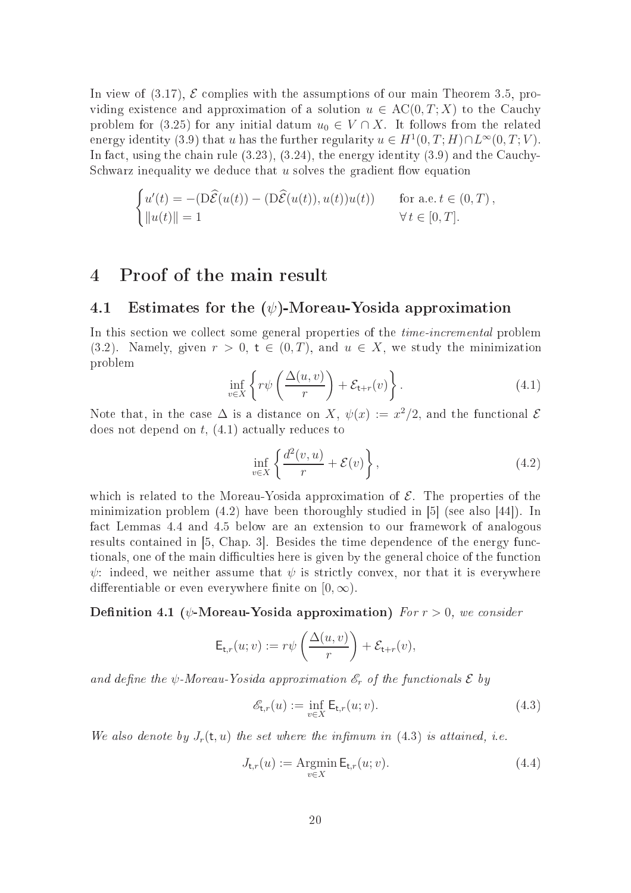In view of (3.17), $\mathcal{E}$ complies with the assumptions of our main Theorem 3.5, providing existence and approximation of a solution $u \in \mathrm{AC}(0,T;X)$ to the Cauchy problem for (3.25) for any initial datum $u_0 \in V \cap X$. It follows from the related energy identity (3.9) that $u$ has the further regularity $u \in H^1(0,T;H) \cap L^\infty(0,T;V)$. In fact, using the chain rule (3.23), (3.24), the energy identity (3.9) and the Cauchy-Schwarz inequality we deduce that $u$ solves the gradient flow equation

$$
\begin{cases}
u'(t) = -(\mathrm{D}\widehat{\mathcal{E}}(u(t)) - (\mathrm{D}\widehat{\mathcal{E}}(u(t)), u(t))u(t)) & \text{for a.e. } t \in (0,T)\,, \\
\|u(t)\| = 1 & \forall\, t \in [0,T].
\end{cases}
$$

# 4 Proof of the main result

## 4.1 Estimates for the $(\psi)$-Moreau-Yosida approximation

In this section we collect some general properties of the *time-incremental* problem (3.2). Namely, given $r > 0$, $\mathsf{t} \in (0,T)$, and $u \in X$, we study the minimization problem

$$
\inf_{v \in X} \left\{ r\psi\left(\frac{\Delta(u,v)}{r}\right) + \mathcal{E}_{\mathsf{t}+r}(v) \right\}. \tag{4.1}
$$

Note that, in the case $\Delta$ is a distance on $X$, $\psi(x) := x^2/2$, and the functional $\mathcal{E}$ does not depend on $t$, (4.1) actually reduces to

$$
\inf_{v \in X} \left\{ \frac{d^2(v,u)}{r} + \mathcal{E}(v) \right\}, \tag{4.2}
$$

which is related to the Moreau-Yosida approximation of $\mathcal{E}$. The properties of the minimization problem (4.2) have been thoroughly studied in [5] (see also [44]). In fact Lemmas 4.4 and 4.5 below are an extension to our framework of analogous results contained in [5, Chap. 3]. Besides the time dependence of the energy functionals, one of the main difficulties here is given by the general choice of the function $\psi$: indeed, we neither assume that $\psi$ is strictly convex, nor that it is everywhere differentiable or even everywhere finite on $[0, \infty)$.

**Definition 4.1 ($\psi$-Moreau-Yosida approximation)** *For $r > 0$, we consider*

$$
\mathsf{E}_{\mathsf{t},r}(u;v) := r\psi\left(\frac{\Delta(u,v)}{r}\right) + \mathcal{E}_{\mathsf{t}+r}(v),
$$

*and define the $\psi$-Moreau-Yosida approximation $\mathscr{E}_r$ of the functionals $\mathcal{E}$ by*

$$
\mathscr{E}_{\mathsf{t},r}(u) := \inf_{v \in X} \mathsf{E}_{\mathsf{t},r}(u;v). \tag{4.3}
$$

*We also denote by $J_r(\mathsf{t},u)$ the set where the infimum in (4.3) is attained, i.e.*

$$
J_{\mathsf{t},r}(u) := \operatorname*{Argmin}_{v \in X} \mathsf{E}_{\mathsf{t},r}(u;v). \tag{4.4}
$$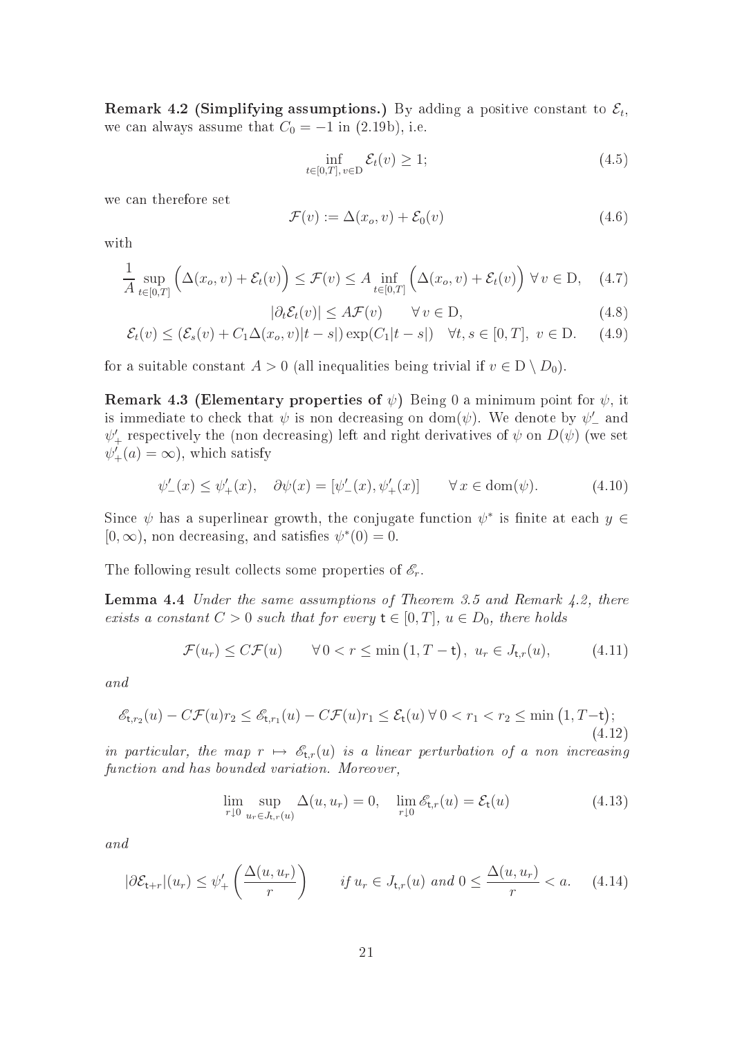**Remark 4.2 (Simplifying assumptions.)** By adding a positive constant to $\mathcal{E}_t$, we can always assume that $C_0 = -1$ in (2.19b), i.e.

$$\inf_{t\in[0,T],\, v\in \mathrm{D}} \mathcal{E}_t(v) \geq 1; \tag{4.5}$$

we can therefore set

$$\mathcal{F}(v) := \Delta(x_o, v) + \mathcal{E}_0(v) \tag{4.6}$$

with

$$\frac{1}{A} \sup_{t\in[0,T]} \Big(\Delta(x_o, v) + \mathcal{E}_t(v)\Big) \leq \mathcal{F}(v) \leq A \inf_{t\in[0,T]} \Big(\Delta(x_o, v) + \mathcal{E}_t(v)\Big) \;\forall\, v \in \mathrm{D}, \tag{4.7}$$

$$|\partial_t \mathcal{E}_t(v)| \leq A\mathcal{F}(v) \qquad \forall\, v \in \mathrm{D}, \tag{4.8}$$

$$\mathcal{E}_t(v) \leq (\mathcal{E}_s(v) + C_1 \Delta(x_o, v)|t-s|) \exp(C_1|t-s|) \quad \forall t, s \in [0,T],\; v \in \mathrm{D}. \tag{4.9}$$

for a suitable constant $A > 0$ (all inequalities being trivial if $v \in \mathrm{D} \setminus D_0$).

**Remark 4.3 (Elementary properties of $\psi$)** Being 0 a minimum point for $\psi$, it is immediate to check that $\psi$ is non decreasing on $\mathrm{dom}(\psi)$. We denote by $\psi'_-$ and $\psi'_+$ respectively the (non decreasing) left and right derivatives of $\psi$ on $D(\psi)$ (we set $\psi'_+(a) = \infty$), which satisfy

$$\psi'_-(x) \leq \psi'_+(x), \quad \partial\psi(x) = [\psi'_-(x), \psi'_+(x)] \qquad \forall\, x \in \mathrm{dom}(\psi). \tag{4.10}$$

Since $\psi$ has a superlinear growth, the conjugate function $\psi^*$ is finite at each $y \in [0, \infty)$, non decreasing, and satisfies $\psi^*(0) = 0$.

The following result collects some properties of $\mathscr{E}_r$.

**Lemma 4.4** *Under the same assumptions of Theorem 3.5 and Remark 4.2, there exists a constant $C > 0$ such that for every $\mathsf{t} \in [0,T]$, $u \in D_0$, there holds*

$$\mathcal{F}(u_r) \leq C\mathcal{F}(u) \qquad \forall\, 0 < r \leq \min\big(1, T - \mathsf{t}\big),\; u_r \in J_{\mathsf{t},r}(u), \tag{4.11}$$

*and*

$$\mathscr{E}_{\mathsf{t},r_2}(u) - C\mathcal{F}(u)r_2 \leq \mathscr{E}_{\mathsf{t},r_1}(u) - C\mathcal{F}(u)r_1 \leq \mathcal{E}_{\mathsf{t}}(u) \;\forall\, 0 < r_1 < r_2 \leq \min\big(1, T-\mathsf{t}\big); \tag{4.12}$$

*in particular, the map $r \mapsto \mathscr{E}_{\mathsf{t},r}(u)$ is a linear perturbation of a non increasing function and has bounded variation. Moreover,*

$$\lim_{r\downarrow 0} \sup_{u_r \in J_{\mathsf{t},r}(u)} \Delta(u, u_r) = 0, \quad \lim_{r\downarrow 0} \mathscr{E}_{\mathsf{t},r}(u) = \mathcal{E}_{\mathsf{t}}(u) \tag{4.13}$$

*and*

$$|\partial \mathcal{E}_{\mathsf{t}+r}|(u_r) \leq \psi'_+\left(\frac{\Delta(u, u_r)}{r}\right) \qquad \text{if } u_r \in J_{\mathsf{t},r}(u) \text{ and } 0 \leq \frac{\Delta(u, u_r)}{r} < a. \tag{4.14}$$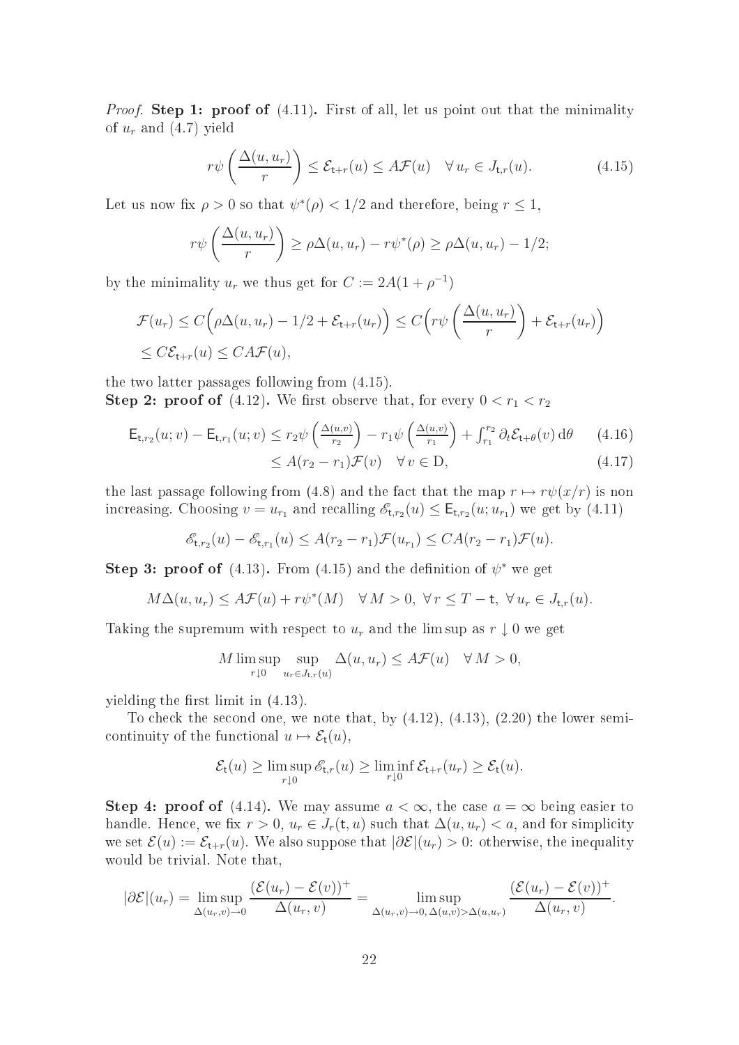*Proof.* **Step 1: proof of** (4.11)**.** First of all, let us point out that the minimality of $u_r$ and (4.7) yield

$$r\psi\left(\frac{\Delta(u,u_r)}{r}\right) \le \mathcal{E}_{\mathsf{t}+r}(u) \le A\mathcal{F}(u) \quad \forall\, u_r \in J_{\mathsf{t},r}(u). \tag{4.15}$$

Let us now fix $\rho > 0$ so that $\psi^*(\rho) < 1/2$ and therefore, being $r \le 1$,

$$r\psi\left(\frac{\Delta(u,u_r)}{r}\right) \ge \rho\Delta(u,u_r) - r\psi^*(\rho) \ge \rho\Delta(u,u_r) - 1/2;$$

by the minimality $u_r$ we thus get for $C := 2A(1+\rho^{-1})$

$$\begin{aligned}\mathcal{F}(u_r) &\le C\Big(\rho\Delta(u,u_r) - 1/2 + \mathcal{E}_{\mathsf{t}+r}(u_r)\Big) \le C\Big(r\psi\left(\frac{\Delta(u,u_r)}{r}\right) + \mathcal{E}_{\mathsf{t}+r}(u_r)\Big)\\ &\le C\mathcal{E}_{\mathsf{t}+r}(u) \le CA\mathcal{F}(u),\end{aligned}$$

the two latter passages following from (4.15).

**Step 2: proof of** (4.12)**.** We first observe that, for every $0 < r_1 < r_2$

$$\begin{aligned}\mathsf{E}_{\mathsf{t},r_2}(u;v) - \mathsf{E}_{\mathsf{t},r_1}(u;v) &\le r_2\psi\left(\tfrac{\Delta(u,v)}{r_2}\right) - r_1\psi\left(\tfrac{\Delta(u,v)}{r_1}\right) + \textstyle\int_{r_1}^{r_2} \partial_t\mathcal{E}_{\mathsf{t}+\theta}(v)\,\mathrm{d}\theta \qquad (4.16)\\ &\le A(r_2 - r_1)\mathcal{F}(v) \quad \forall\, v \in \mathrm{D}, \qquad (4.17)\end{aligned}$$

the last passage following from (4.8) and the fact that the map $r \mapsto r\psi(x/r)$ is non increasing. Choosing $v = u_{r_1}$ and recalling $\mathscr{E}_{\mathsf{t},r_2}(u) \le \mathsf{E}_{\mathsf{t},r_2}(u;u_{r_1})$ we get by (4.11)

$$\mathscr{E}_{\mathsf{t},r_2}(u) - \mathscr{E}_{\mathsf{t},r_1}(u) \le A(r_2 - r_1)\mathcal{F}(u_{r_1}) \le CA(r_2 - r_1)\mathcal{F}(u).$$

**Step 3: proof of** (4.13)**.** From (4.15) and the definition of $\psi^*$ we get

$$M\Delta(u,u_r) \le A\mathcal{F}(u) + r\psi^*(M) \quad \forall\, M > 0,\ \forall\, r \le T - \mathsf{t},\ \forall\, u_r \in J_{\mathsf{t},r}(u).$$

Taking the supremum with respect to $u_r$ and the lim sup as $r \downarrow 0$ we get

$$M \limsup_{r\downarrow 0} \sup_{u_r \in J_{\mathsf{t},r}(u)} \Delta(u,u_r) \le A\mathcal{F}(u) \quad \forall\, M > 0,$$

yielding the first limit in (4.13).

To check the second one, we note that, by (4.12), (4.13), (2.20) the lower semicontinuity of the functional $u \mapsto \mathcal{E}_{\mathsf{t}}(u)$,

$$\mathcal{E}_{\mathsf{t}}(u) \ge \limsup_{r\downarrow 0} \mathscr{E}_{\mathsf{t},r}(u) \ge \liminf_{r\downarrow 0} \mathcal{E}_{\mathsf{t}+r}(u_r) \ge \mathcal{E}_{\mathsf{t}}(u).$$

**Step 4: proof of** (4.14)**.** We may assume $a < \infty$, the case $a = \infty$ being easier to handle. Hence, we fix $r > 0$, $u_r \in J_r(\mathsf{t},u)$ such that $\Delta(u,u_r) < a$, and for simplicity we set $\mathcal{E}(u) := \mathcal{E}_{\mathsf{t}+r}(u)$. We also suppose that $|\partial\mathcal{E}|(u_r) > 0$: otherwise, the inequality would be trivial. Note that,

$$|\partial\mathcal{E}|(u_r) = \limsup_{\Delta(u_r,v)\to 0} \frac{(\mathcal{E}(u_r) - \mathcal{E}(v))^+}{\Delta(u_r,v)} = \limsup_{\Delta(u_r,v)\to 0,\, \Delta(u,v) > \Delta(u,u_r)} \frac{(\mathcal{E}(u_r) - \mathcal{E}(v))^+}{\Delta(u_r,v)}.$$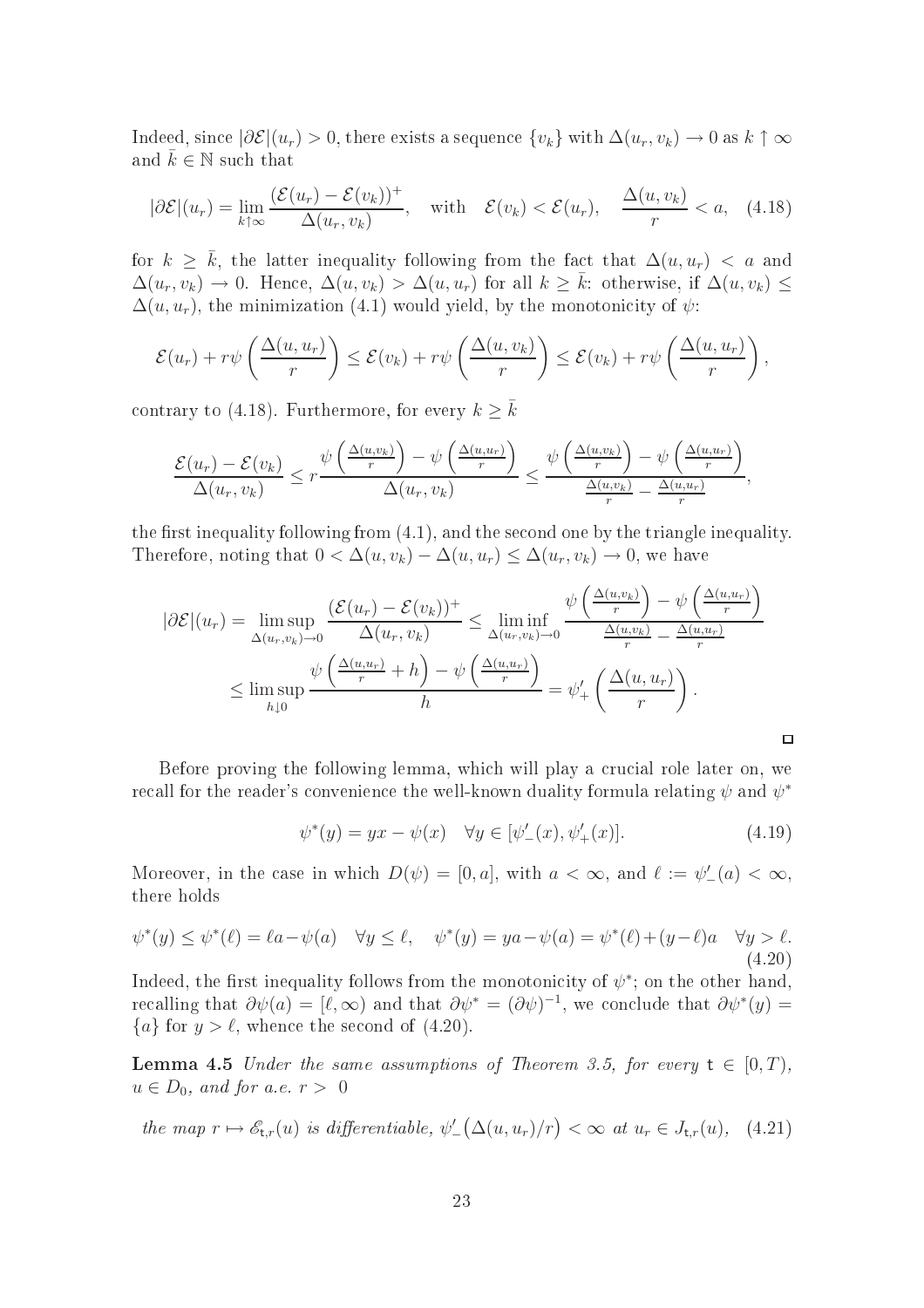Indeed, since $|\partial\mathcal{E}|(u_r) > 0$, there exists a sequence $\{v_k\}$ with $\Delta(u_r, v_k) \to 0$ as $k \uparrow \infty$ and $\bar{k} \in \mathbb{N}$ such that

$$|\partial\mathcal{E}|(u_r) = \lim_{k\uparrow\infty} \frac{(\mathcal{E}(u_r) - \mathcal{E}(v_k))^+}{\Delta(u_r, v_k)}, \quad \text{with} \quad \mathcal{E}(v_k) < \mathcal{E}(u_r), \quad \frac{\Delta(u, v_k)}{r} < a, \quad (4.18)$$

for $k \geq \bar{k}$, the latter inequality following from the fact that $\Delta(u, u_r) < a$ and $\Delta(u_r, v_k) \to 0$. Hence, $\Delta(u, v_k) > \Delta(u, u_r)$ for all $k \geq \bar{k}$: otherwise, if $\Delta(u, v_k) \leq \Delta(u, u_r)$, the minimization (4.1) would yield, by the monotonicity of $\psi$:

$$\mathcal{E}(u_r) + r\psi\left(\frac{\Delta(u, u_r)}{r}\right) \leq \mathcal{E}(v_k) + r\psi\left(\frac{\Delta(u, v_k)}{r}\right) \leq \mathcal{E}(v_k) + r\psi\left(\frac{\Delta(u, u_r)}{r}\right),$$

contrary to (4.18). Furthermore, for every $k \geq \bar{k}$

$$\frac{\mathcal{E}(u_r) - \mathcal{E}(v_k)}{\Delta(u_r, v_k)} \leq r\frac{\psi\left(\frac{\Delta(u,v_k)}{r}\right) - \psi\left(\frac{\Delta(u,u_r)}{r}\right)}{\Delta(u_r, v_k)} \leq \frac{\psi\left(\frac{\Delta(u,v_k)}{r}\right) - \psi\left(\frac{\Delta(u,u_r)}{r}\right)}{\frac{\Delta(u,v_k)}{r} - \frac{\Delta(u,u_r)}{r}},$$

the first inequality following from (4.1), and the second one by the triangle inequality. Therefore, noting that $0 < \Delta(u, v_k) - \Delta(u, u_r) \leq \Delta(u_r, v_k) \to 0$, we have

$$|\partial\mathcal{E}|(u_r) = \limsup_{\Delta(u_r,v_k)\to 0} \frac{(\mathcal{E}(u_r) - \mathcal{E}(v_k))^+}{\Delta(u_r, v_k)} \leq \liminf_{\Delta(u_r,v_k)\to 0} \frac{\psi\left(\frac{\Delta(u,v_k)}{r}\right) - \psi\left(\frac{\Delta(u,u_r)}{r}\right)}{\frac{\Delta(u,v_k)}{r} - \frac{\Delta(u,u_r)}{r}}$$
$$\leq \limsup_{h\downarrow 0} \frac{\psi\left(\frac{\Delta(u,u_r)}{r} + h\right) - \psi\left(\frac{\Delta(u,u_r)}{r}\right)}{h} = \psi'_+\left(\frac{\Delta(u, u_r)}{r}\right).$$

□

Before proving the following lemma, which will play a crucial role later on, we recall for the reader's convenience the well-known duality formula relating $\psi$ and $\psi^*$

$$\psi^*(y) = yx - \psi(x) \quad \forall y \in [\psi'_-(x), \psi'_+(x)]. \quad (4.19)$$

Moreover, in the case in which $D(\psi) = [0, a]$, with $a < \infty$, and $\ell := \psi'_-(a) < \infty$, there holds

$$\psi^*(y) \leq \psi^*(\ell) = \ell a - \psi(a) \quad \forall y \leq \ell, \quad \psi^*(y) = ya - \psi(a) = \psi^*(\ell) + (y - \ell)a \quad \forall y > \ell. \quad (4.20)$$

Indeed, the first inequality follows from the monotonicity of $\psi^*$; on the other hand, recalling that $\partial\psi(a) = [\ell, \infty)$ and that $\partial\psi^* = (\partial\psi)^{-1}$, we conclude that $\partial\psi^*(y) = \{a\}$ for $y > \ell$, whence the second of (4.20).

**Lemma 4.5** *Under the same assumptions of Theorem 3.5, for every* $\mathsf{t} \in [0, T)$, $u \in D_0$, *and for a.e.* $r > 0$

*the map* $r \mapsto \mathscr{E}_{\mathsf{t},r}(u)$ *is differentiable,* $\psi'_-\big(\Delta(u, u_r)/r\big) < \infty$ *at* $u_r \in J_{\mathsf{t},r}(u)$, $\quad (4.21)$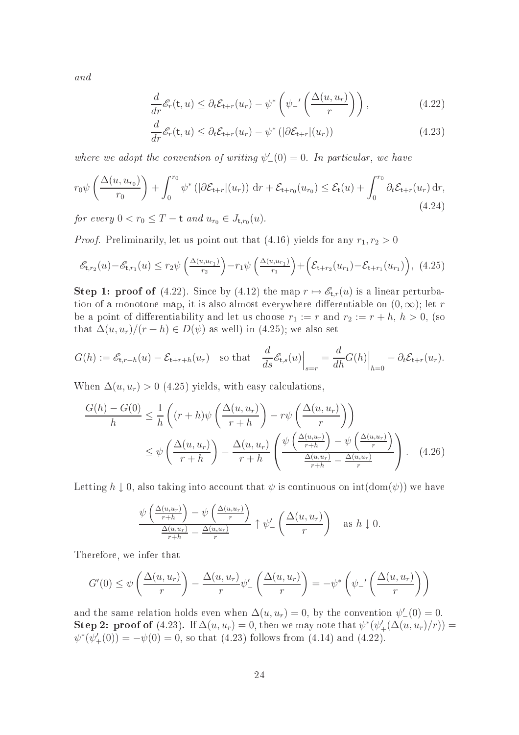*and*

$$\frac{d}{dr}\mathscr{E}_r(\mathsf{t},u) \le \partial_t \mathcal{E}_{\mathsf{t}+r}(u_r) - \psi^*\left(\psi_-{}'\left(\frac{\Delta(u,u_r)}{r}\right)\right), \tag{4.22}$$

$$\frac{d}{dr}\mathscr{E}_r(\mathsf{t},u) \le \partial_t \mathcal{E}_{\mathsf{t}+r}(u_r) - \psi^*\left(|\partial \mathcal{E}_{\mathsf{t}+r}|(u_r)\right) \tag{4.23}$$

*where we adopt the convention of writing* $\psi_-'(0) = 0$*. In particular, we have*

$$r_0 \psi\left(\frac{\Delta(u,u_{r_0})}{r_0}\right) + \int_0^{r_0} \psi^*\left(|\partial \mathcal{E}_{\mathsf{t}+r}|(u_r)\right)\,\mathrm{d}r + \mathcal{E}_{\mathsf{t}+r_0}(u_{r_0}) \le \mathcal{E}_{\mathsf{t}}(u) + \int_0^{r_0} \partial_t \mathcal{E}_{\mathsf{t}+r}(u_r)\,\mathrm{d}r, \tag{4.24}$$

*for every* $0 < r_0 \le T - \mathsf{t}$ *and* $u_{r_0} \in J_{\mathsf{t},r_0}(u)$*.*

*Proof.* Preliminarily, let us point out that (4.16) yields for any $r_1, r_2 > 0$

$$\mathscr{E}_{\mathsf{t},r_2}(u) - \mathscr{E}_{\mathsf{t},r_1}(u) \le r_2\psi\left(\tfrac{\Delta(u,u_{r_1})}{r_2}\right) - r_1\psi\left(\tfrac{\Delta(u,u_{r_1})}{r_1}\right) + \left(\mathcal{E}_{\mathsf{t}+r_2}(u_{r_1}) - \mathcal{E}_{\mathsf{t}+r_1}(u_{r_1})\right), \tag{4.25}$$

**Step 1: proof of** (4.22). Since by (4.12) the map $r \mapsto \mathscr{E}_{\mathsf{t},r}(u)$ is a linear perturbation of a monotone map, it is also almost everywhere differentiable on $(0,\infty)$; let $r$ be a point of differentiability and let us choose $r_1 := r$ and $r_2 := r + h$, $h > 0$, (so that $\Delta(u,u_r)/(r+h) \in D(\psi)$ as well) in (4.25); we also set

$$G(h) := \mathscr{E}_{\mathsf{t},r+h}(u) - \mathcal{E}_{\mathsf{t}+r+h}(u_r) \quad \text{so that} \quad \frac{d}{ds}\mathscr{E}_{\mathsf{t},s}(u)\Big|_{s=r} = \frac{d}{dh}G(h)\Big|_{h=0} - \partial_t \mathcal{E}_{\mathsf{t}+r}(u_r).$$

When $\Delta(u,u_r) > 0$ (4.25) yields, with easy calculations,

$$\begin{aligned}
\frac{G(h)-G(0)}{h} &\le \frac{1}{h}\left((r+h)\psi\left(\frac{\Delta(u,u_r)}{r+h}\right) - r\psi\left(\frac{\Delta(u,u_r)}{r}\right)\right) \\
&\le \psi\left(\frac{\Delta(u,u_r)}{r+h}\right) - \frac{\Delta(u,u_r)}{r+h}\left(\frac{\psi\left(\frac{\Delta(u,u_r)}{r+h}\right) - \psi\left(\frac{\Delta(u,u_r)}{r}\right)}{\frac{\Delta(u,u_r)}{r+h} - \frac{\Delta(u,u_r)}{r}}\right).
\end{aligned} \tag{4.26}$$

Letting $h \downarrow 0$, also taking into account that $\psi$ is continuous on $\mathrm{int}(\mathrm{dom}(\psi))$ we have

$$\frac{\psi\left(\frac{\Delta(u,u_r)}{r+h}\right) - \psi\left(\frac{\Delta(u,u_r)}{r}\right)}{\frac{\Delta(u,u_r)}{r+h} - \frac{\Delta(u,u_r)}{r}} \uparrow \psi_-'\left(\frac{\Delta(u,u_r)}{r}\right) \quad \text{as } h \downarrow 0.$$

Therefore, we infer that

$$G'(0) \le \psi\left(\frac{\Delta(u,u_r)}{r}\right) - \frac{\Delta(u,u_r)}{r}\psi_-'\left(\frac{\Delta(u,u_r)}{r}\right) = -\psi^*\left(\psi_-{}'\left(\frac{\Delta(u,u_r)}{r}\right)\right)$$

and the same relation holds even when $\Delta(u,u_r) = 0$, by the convention $\psi_-'(0) = 0$.
**Step 2: proof of** (4.23)**.** If $\Delta(u,u_r) = 0$, then we may note that $\psi^*(\psi_+'(\Delta(u,u_r)/r)) = \psi^*(\psi_+'(0)) = -\psi(0) = 0$, so that (4.23) follows from (4.14) and (4.22).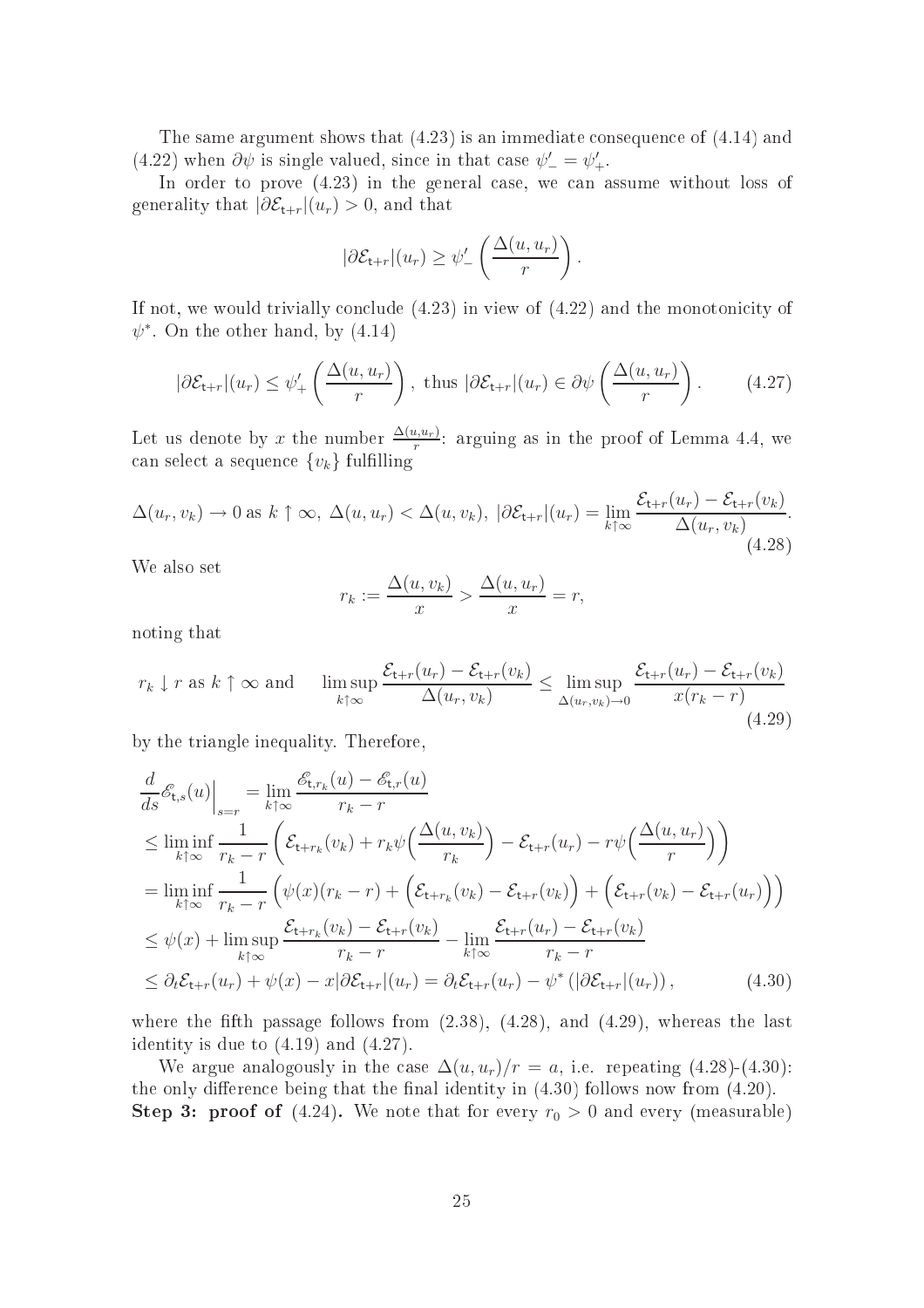The same argument shows that (4.23) is an immediate consequence of (4.14) and (4.22) when $\partial\psi$ is single valued, since in that case $\psi'_- = \psi'_+$.

In order to prove (4.23) in the general case, we can assume without loss of generality that $|\partial\mathcal{E}_{\mathsf{t}+r}|(u_r) > 0$, and that

$$
|\partial\mathcal{E}_{\mathsf{t}+r}|(u_r) \geq \psi'_-\left(\frac{\Delta(u,u_r)}{r}\right).
$$

If not, we would trivially conclude (4.23) in view of (4.22) and the monotonicity of $\psi^*$. On the other hand, by (4.14)

$$
|\partial\mathcal{E}_{\mathsf{t}+r}|(u_r) \leq \psi'_+\left(\frac{\Delta(u,u_r)}{r}\right), \text{ thus } |\partial\mathcal{E}_{\mathsf{t}+r}|(u_r) \in \partial\psi\left(\frac{\Delta(u,u_r)}{r}\right). \tag{4.27}
$$

Let us denote by $x$ the number $\frac{\Delta(u,u_r)}{r}$: arguing as in the proof of Lemma 4.4, we can select a sequence $\{v_k\}$ fulfilling

$$
\Delta(u_r,v_k) \to 0 \text{ as } k\uparrow\infty,\ \Delta(u,u_r) < \Delta(u,v_k),\ |\partial\mathcal{E}_{\mathsf{t}+r}|(u_r) = \lim_{k\uparrow\infty}\frac{\mathcal{E}_{\mathsf{t}+r}(u_r)-\mathcal{E}_{\mathsf{t}+r}(v_k)}{\Delta(u_r,v_k)}. \tag{4.28}
$$

We also set

$$
r_k := \frac{\Delta(u,v_k)}{x} > \frac{\Delta(u,u_r)}{x} = r,
$$

noting that

$$
r_k \downarrow r \text{ as } k\uparrow\infty \text{ and } \quad \limsup_{k\uparrow\infty}\frac{\mathcal{E}_{\mathsf{t}+r}(u_r)-\mathcal{E}_{\mathsf{t}+r}(v_k)}{\Delta(u_r,v_k)} \leq \limsup_{\Delta(u_r,v_k)\to 0}\frac{\mathcal{E}_{\mathsf{t}+r}(u_r)-\mathcal{E}_{\mathsf{t}+r}(v_k)}{x(r_k-r)} \tag{4.29}
$$

by the triangle inequality. Therefore,

$$
\begin{aligned}
&\frac{d}{ds}\mathscr{E}_{\mathsf{t},s}(u)\Big|_{s=r} = \lim_{k\uparrow\infty}\frac{\mathscr{E}_{\mathsf{t},r_k}(u)-\mathscr{E}_{\mathsf{t},r}(u)}{r_k-r}\\
&\leq \liminf_{k\uparrow\infty}\frac{1}{r_k-r}\left(\mathcal{E}_{\mathsf{t}+r_k}(v_k)+r_k\psi\Big(\frac{\Delta(u,v_k)}{r_k}\Big)-\mathcal{E}_{\mathsf{t}+r}(u_r)-r\psi\Big(\frac{\Delta(u,u_r)}{r}\Big)\right)\\
&= \liminf_{k\uparrow\infty}\frac{1}{r_k-r}\left(\psi(x)(r_k-r)+\Big(\mathcal{E}_{\mathsf{t}+r_k}(v_k)-\mathcal{E}_{\mathsf{t}+r}(v_k)\Big)+\Big(\mathcal{E}_{\mathsf{t}+r}(v_k)-\mathcal{E}_{\mathsf{t}+r}(u_r)\Big)\right)\\
&\leq \psi(x)+\limsup_{k\uparrow\infty}\frac{\mathcal{E}_{\mathsf{t}+r_k}(v_k)-\mathcal{E}_{\mathsf{t}+r}(v_k)}{r_k-r}-\lim_{k\uparrow\infty}\frac{\mathcal{E}_{\mathsf{t}+r}(u_r)-\mathcal{E}_{\mathsf{t}+r}(v_k)}{r_k-r}\\
&\leq \partial_t\mathcal{E}_{\mathsf{t}+r}(u_r)+\psi(x)-x|\partial\mathcal{E}_{\mathsf{t}+r}|(u_r) = \partial_t\mathcal{E}_{\mathsf{t}+r}(u_r)-\psi^*\left(|\partial\mathcal{E}_{\mathsf{t}+r}|(u_r)\right),
\end{aligned} \tag{4.30}
$$

where the fifth passage follows from (2.38), (4.28), and (4.29), whereas the last identity is due to (4.19) and (4.27).

We argue analogously in the case $\Delta(u,u_r)/r = a$, i.e. repeating (4.28)-(4.30): the only difference being that the final identity in (4.30) follows now from (4.20).

**Step 3: proof of** (4.24)**.** We note that for every $r_0 > 0$ and every (measurable)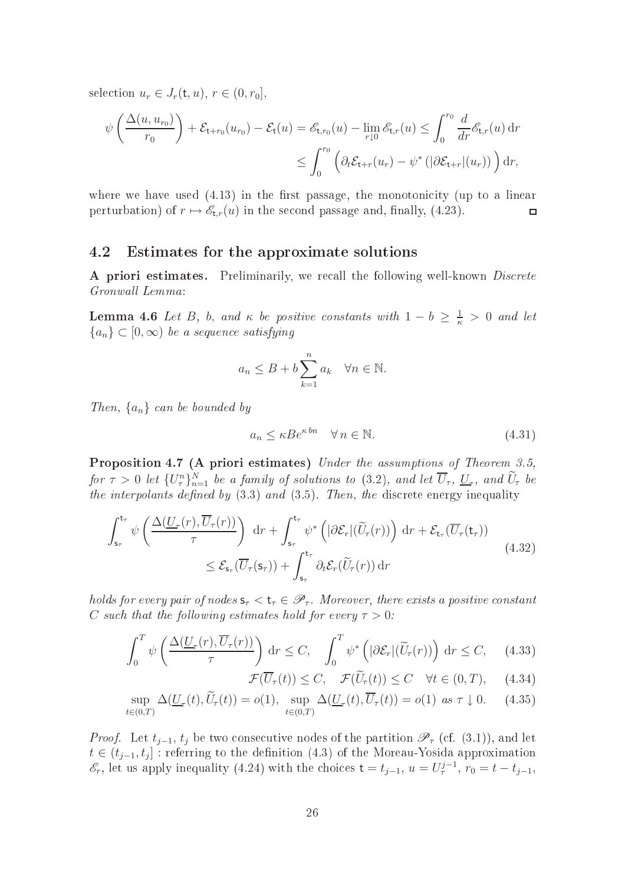selection $u_r \in J_r(\mathsf{t}, u)$, $r \in (0, r_0]$,

$$\psi\left(\frac{\Delta(u, u_{r_0})}{r_0}\right) + \mathcal{E}_{\mathsf{t}+r_0}(u_{r_0}) - \mathcal{E}_{\mathsf{t}}(u) = \mathscr{E}_{\mathsf{t},r_0}(u) - \lim_{r\downarrow 0} \mathscr{E}_{\mathsf{t},r}(u) \leq \int_0^{r_0} \frac{d}{dr}\mathscr{E}_{\mathsf{t},r}(u)\,\mathrm{d}r$$
$$\leq \int_0^{r_0} \Big(\partial_t \mathcal{E}_{\mathsf{t}+r}(u_r) - \psi^*\left(|\partial \mathcal{E}_{\mathsf{t}+r}|(u_r)\right)\Big)\,\mathrm{d}r,$$

where we have used (4.13) in the first passage, the monotonicity (up to a linear perturbation) of $r \mapsto \mathscr{E}_{\mathsf{t},r}(u)$ in the second passage and, finally, (4.23). □

## 4.2 Estimates for the approximate solutions

**A priori estimates.** Preliminarily, we recall the following well-known *Discrete Gronwall Lemma*:

**Lemma 4.6** *Let $B$, $b$, and $\kappa$ be positive constants with $1 - b \geq \frac{1}{\kappa} > 0$ and let $\{a_n\} \subset [0, \infty)$ be a sequence satisfying*

$$a_n \leq B + b\sum_{k=1}^{n} a_k \quad \forall n \in \mathbb{N}.$$

*Then, $\{a_n\}$ can be bounded by*

$$a_n \leq \kappa B e^{\kappa b n} \quad \forall\, n \in \mathbb{N}. \tag{4.31}$$

**Proposition 4.7 (A priori estimates)** *Under the assumptions of Theorem 3.5, for $\tau > 0$ let $\{U_\tau^n\}_{n=1}^N$ be a family of solutions to (3.2), and let $\overline{U}_\tau$, $\underline{U}_\tau$, and $\widetilde{U}_\tau$ be the interpolants defined by (3.3) and (3.5). Then, the* discrete energy inequality

$$\int_{\mathsf{s}_\tau}^{\mathsf{t}_\tau} \psi\left(\frac{\Delta(\underline{U}_\tau(r), \overline{U}_\tau(r))}{\tau}\right)\,\mathrm{d}r + \int_{\mathsf{s}_\tau}^{\mathsf{t}_\tau} \psi^*\left(|\partial \mathcal{E}_r|(\widetilde{U}_\tau(r))\right)\,\mathrm{d}r + \mathcal{E}_{\mathsf{t}_\tau}(\overline{U}_\tau(\mathsf{t}_\tau))$$
$$\leq \mathcal{E}_{\mathsf{s}_\tau}(\overline{U}_\tau(\mathsf{s}_\tau)) + \int_{\mathsf{s}_\tau}^{\mathsf{t}_\tau} \partial_t \mathcal{E}_r(\widetilde{U}_\tau(r))\,\mathrm{d}r \tag{4.32}$$

*holds for every pair of nodes $\mathsf{s}_\tau < \mathsf{t}_\tau \in \mathscr{P}_\tau$. Moreover, there exists a positive constant $C$ such that the following estimates hold for every $\tau > 0$:*

$$\int_0^T \psi\left(\frac{\Delta(\underline{U}_\tau(r), \overline{U}_\tau(r))}{\tau}\right)\,\mathrm{d}r \leq C, \quad \int_0^T \psi^*\left(|\partial \mathcal{E}_r|(\widetilde{U}_\tau(r))\right)\,\mathrm{d}r \leq C, \tag{4.33}$$

$$\mathcal{F}(\overline{U}_\tau(t)) \leq C, \quad \mathcal{F}(\widetilde{U}_\tau(t)) \leq C \quad \forall t \in (0, T), \tag{4.34}$$

$$\sup_{t\in(0,T)} \Delta(\underline{U}_\tau(t), \widetilde{U}_\tau(t)) = o(1), \quad \sup_{t\in(0,T)} \Delta(\underline{U}_\tau(t), \overline{U}_\tau(t)) = o(1) \text{ as } \tau \downarrow 0. \tag{4.35}$$

*Proof.* Let $t_{j-1}$, $t_j$ be two consecutive nodes of the partition $\mathscr{P}_\tau$ (cf. (3.1)), and let $t \in (t_{j-1}, t_j]$ : referring to the definition (4.3) of the Moreau-Yosida approximation $\mathscr{E}_r$, let us apply inequality (4.24) with the choices $\mathsf{t} = t_{j-1}$, $u = U_\tau^{j-1}$, $r_0 = t - t_{j-1}$,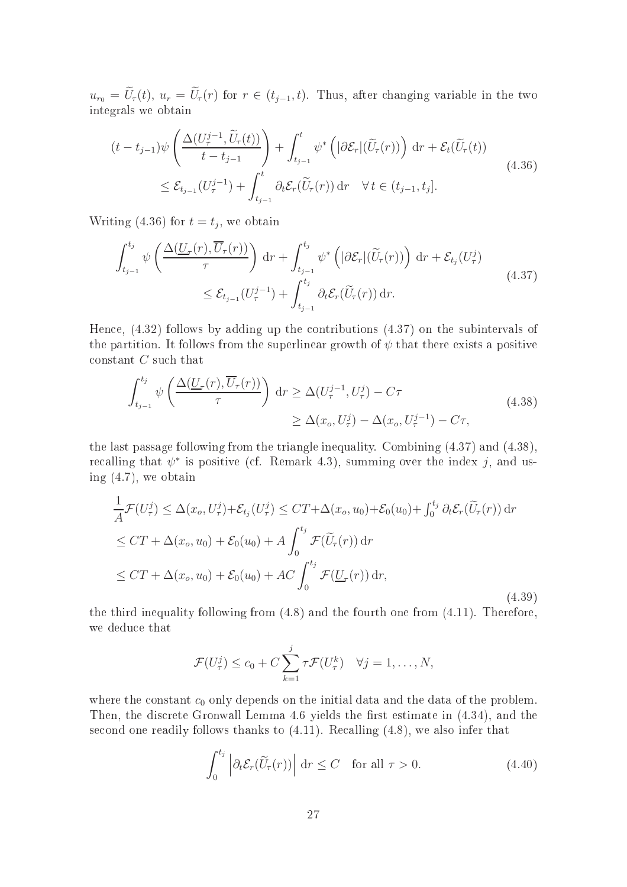$u_{r_0} = \widetilde{U}_\tau(t)$, $u_r = \widetilde{U}_\tau(r)$ for $r \in (t_{j-1}, t)$. Thus, after changing variable in the two integrals we obtain

$$
\begin{aligned}
(t - t_{j-1})\psi\left(\frac{\Delta(U_\tau^{j-1}, \widetilde{U}_\tau(t))}{t - t_{j-1}}\right) + \int_{t_{j-1}}^{t} \psi^*\left(|\partial \mathcal{E}_r|(\widetilde{U}_\tau(r))\right)\,\mathrm{d}r + \mathcal{E}_t(\widetilde{U}_\tau(t)) \\
\leq \mathcal{E}_{t_{j-1}}(U_\tau^{j-1}) + \int_{t_{j-1}}^{t} \partial_t \mathcal{E}_r(\widetilde{U}_\tau(r))\,\mathrm{d}r \quad \forall\, t \in (t_{j-1}, t_j].
\end{aligned}
\tag{4.36}
$$

Writing (4.36) for $t = t_j$, we obtain

$$
\begin{aligned}
\int_{t_{j-1}}^{t_j} \psi\left(\frac{\Delta(\underline{U}_\tau(r), \overline{U}_\tau(r))}{\tau}\right)\,\mathrm{d}r + \int_{t_{j-1}}^{t_j} \psi^*\left(|\partial \mathcal{E}_r|(\widetilde{U}_\tau(r))\right)\,\mathrm{d}r + \mathcal{E}_{t_j}(U_\tau^j) \\
\leq \mathcal{E}_{t_{j-1}}(U_\tau^{j-1}) + \int_{t_{j-1}}^{t_j} \partial_t \mathcal{E}_r(\widetilde{U}_\tau(r))\,\mathrm{d}r.
\end{aligned}
\tag{4.37}
$$

Hence, (4.32) follows by adding up the contributions (4.37) on the subintervals of the partition. It follows from the superlinear growth of $\psi$ that there exists a positive constant $C$ such that

$$
\begin{aligned}
\int_{t_{j-1}}^{t_j} \psi\left(\frac{\Delta(\underline{U}_\tau(r), \overline{U}_\tau(r))}{\tau}\right)\,\mathrm{d}r &\geq \Delta(U_\tau^{j-1}, U_\tau^j) - C\tau \\
&\geq \Delta(x_o, U_\tau^j) - \Delta(x_o, U_\tau^{j-1}) - C\tau,
\end{aligned}
\tag{4.38}
$$

the last passage following from the triangle inequality. Combining (4.37) and (4.38), recalling that $\psi^*$ is positive (cf. Remark 4.3), summing over the index $j$, and using (4.7), we obtain

$$
\begin{aligned}
\frac{1}{A}\mathcal{F}(U_\tau^j) &\leq \Delta(x_o, U_\tau^j) + \mathcal{E}_{t_j}(U_\tau^j) \leq CT + \Delta(x_o, u_0) + \mathcal{E}_0(u_0) + \textstyle\int_0^{t_j} \partial_t \mathcal{E}_r(\widetilde{U}_\tau(r))\,\mathrm{d}r \\
&\leq CT + \Delta(x_o, u_0) + \mathcal{E}_0(u_0) + A\int_0^{t_j} \mathcal{F}(\widetilde{U}_\tau(r))\,\mathrm{d}r \\
&\leq CT + \Delta(x_o, u_0) + \mathcal{E}_0(u_0) + AC\int_0^{t_j} \mathcal{F}(\underline{U}_\tau(r))\,\mathrm{d}r,
\end{aligned}
\tag{4.39}
$$

the third inequality following from (4.8) and the fourth one from (4.11). Therefore, we deduce that

$$
\mathcal{F}(U_\tau^j) \leq c_0 + C\sum_{k=1}^{j} \tau \mathcal{F}(U_\tau^k) \quad \forall j = 1, \ldots, N,
$$

where the constant $c_0$ only depends on the initial data and the data of the problem. Then, the discrete Gronwall Lemma 4.6 yields the first estimate in (4.34), and the second one readily follows thanks to (4.11). Recalling (4.8), we also infer that

$$
\int_0^{t_j} \left|\partial_t \mathcal{E}_r(\widetilde{U}_\tau(r))\right|\,\mathrm{d}r \leq C \quad \text{for all } \tau > 0. \tag{4.40}
$$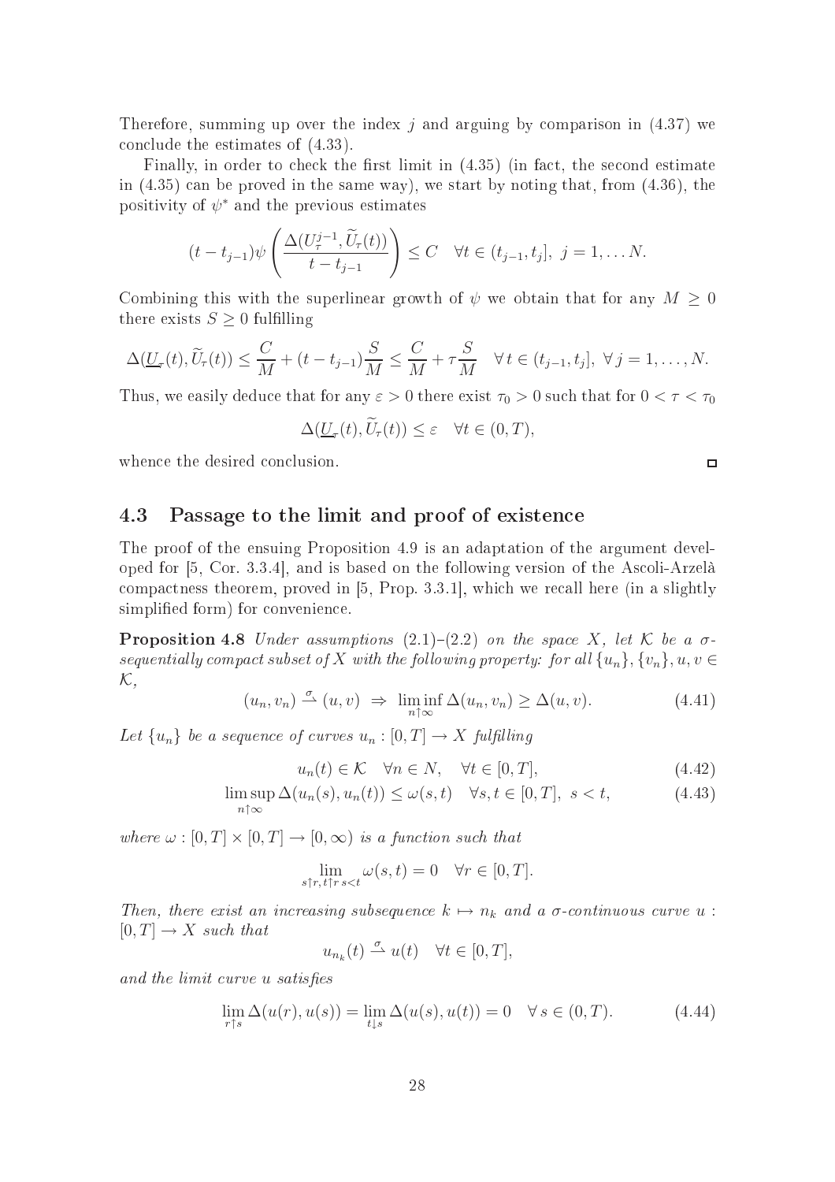Therefore, summing up over the index $j$ and arguing by comparison in (4.37) we conclude the estimates of (4.33).

Finally, in order to check the first limit in (4.35) (in fact, the second estimate in (4.35) can be proved in the same way), we start by noting that, from (4.36), the positivity of $\psi^*$ and the previous estimates

$$(t - t_{j-1})\psi\left(\frac{\Delta(U_\tau^{j-1}, \widetilde{U}_\tau(t))}{t - t_{j-1}}\right) \le C \quad \forall t \in (t_{j-1}, t_j],\ j = 1, \ldots N.$$

Combining this with the superlinear growth of $\psi$ we obtain that for any $M \ge 0$ there exists $S \ge 0$ fulfilling

$$\Delta(\underline{U}_\tau(t), \widetilde{U}_\tau(t)) \le \frac{C}{M} + (t - t_{j-1})\frac{S}{M} \le \frac{C}{M} + \tau\frac{S}{M} \quad \forall\, t \in (t_{j-1}, t_j],\ \forall\, j = 1, \ldots, N.$$

Thus, we easily deduce that for any $\varepsilon > 0$ there exist $\tau_0 > 0$ such that for $0 < \tau < \tau_0$

$$\Delta(\underline{U}_\tau(t), \widetilde{U}_\tau(t)) \le \varepsilon \quad \forall t \in (0, T),$$

whence the desired conclusion. □

## 4.3 Passage to the limit and proof of existence

The proof of the ensuing Proposition 4.9 is an adaptation of the argument developed for [5, Cor. 3.3.4], and is based on the following version of the Ascoli-Arzelà compactness theorem, proved in [5, Prop. 3.3.1], which we recall here (in a slightly simplified form) for convenience.

**Proposition 4.8** *Under assumptions* (2.1)–(2.2) *on the space $X$, let $\mathcal{K}$ be a $\sigma$-sequentially compact subset of $X$ with the following property: for all $\{u_n\}, \{v_n\}, u, v \in \mathcal{K}$,*

$$(u_n, v_n) \overset{\sigma}{\rightharpoonup} (u, v) \;\Rightarrow\; \liminf_{n \uparrow \infty} \Delta(u_n, v_n) \ge \Delta(u, v). \tag{4.41}$$

*Let $\{u_n\}$ be a sequence of curves $u_n : [0, T] \to X$ fulfilling*

$$u_n(t) \in \mathcal{K} \quad \forall n \in N, \quad \forall t \in [0, T], \tag{4.42}$$

$$\limsup_{n \uparrow \infty} \Delta(u_n(s), u_n(t)) \le \omega(s, t) \quad \forall s, t \in [0, T],\ s < t, \tag{4.43}$$

*where $\omega : [0, T] \times [0, T] \to [0, \infty)$ is a function such that*

$$\lim_{s \uparrow r, t \uparrow r\, s<t} \omega(s, t) = 0 \quad \forall r \in [0, T].$$

*Then, there exist an increasing subsequence $k \mapsto n_k$ and a $\sigma$-continuous curve $u : [0, T] \to X$ such that*

$$u_{n_k}(t) \overset{\sigma}{\rightharpoonup} u(t) \quad \forall t \in [0, T],$$

*and the limit curve $u$ satisfies*

$$\lim_{r \uparrow s} \Delta(u(r), u(s)) = \lim_{t \downarrow s} \Delta(u(s), u(t)) = 0 \quad \forall\, s \in (0, T). \tag{4.44}$$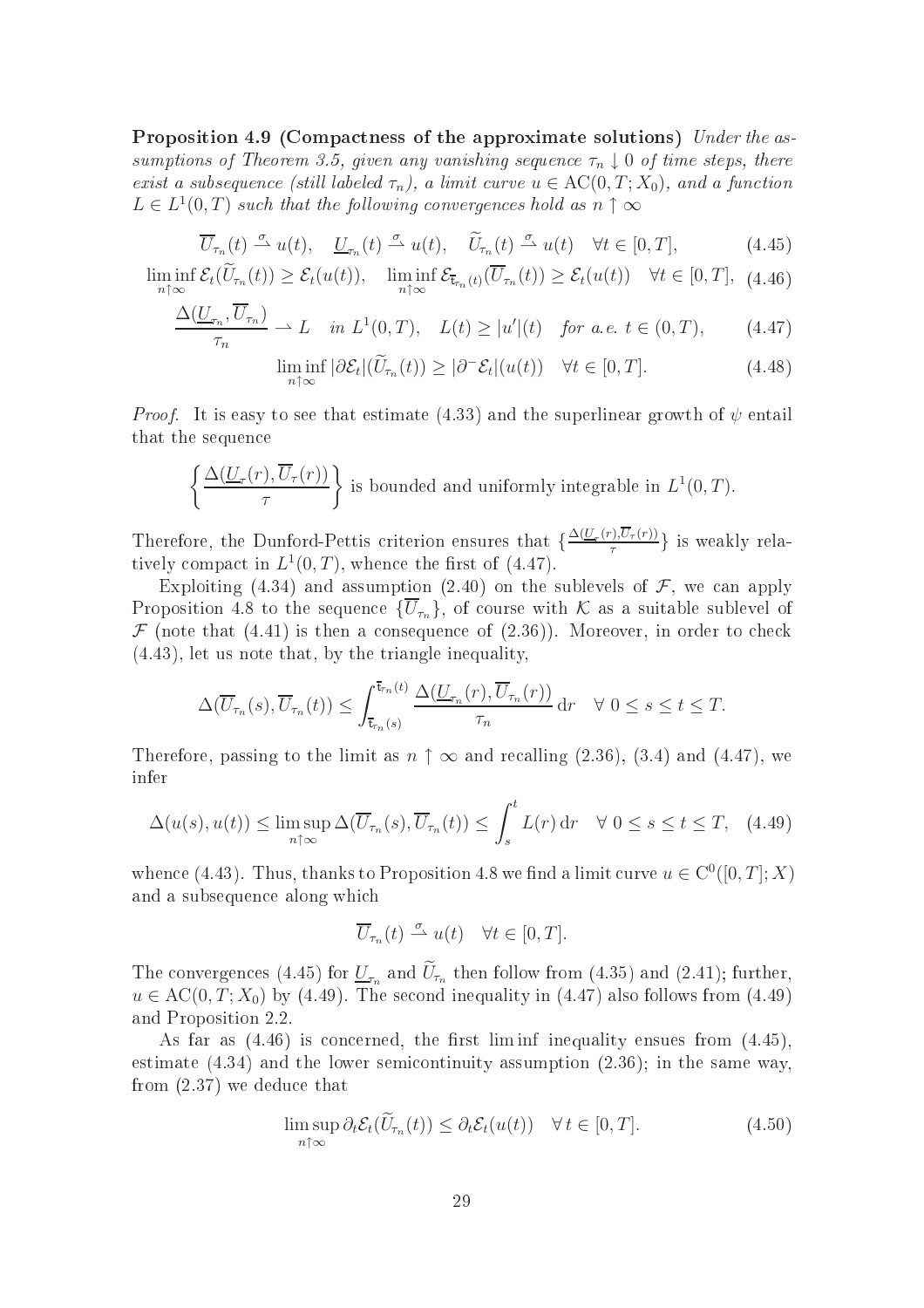**Proposition 4.9 (Compactness of the approximate solutions)** *Under the assumptions of Theorem 3.5, given any vanishing sequence $\tau_n \downarrow 0$ of time steps, there exist a subsequence (still labeled $\tau_n$), a limit curve $u \in \mathrm{AC}(0,T;X_0)$, and a function $L \in L^1(0,T)$ such that the following convergences hold as $n \uparrow \infty$*

$$\overline{U}_{\tau_n}(t) \overset{\sigma}{\rightharpoonup} u(t), \quad \underline{U}_{\tau_n}(t) \overset{\sigma}{\rightharpoonup} u(t), \quad \widetilde{U}_{\tau_n}(t) \overset{\sigma}{\rightharpoonup} u(t) \quad \forall t \in [0,T], \tag{4.45}$$

$$\liminf_{n\uparrow\infty} \mathcal{E}_t(\widetilde{U}_{\tau_n}(t)) \geq \mathcal{E}_t(u(t)), \quad \liminf_{n\uparrow\infty} \mathcal{E}_{\overline{\mathsf{t}}_{\tau_n}(t)}(\overline{U}_{\tau_n}(t)) \geq \mathcal{E}_t(u(t)) \quad \forall t \in [0,T], \tag{4.46}$$

$$\frac{\Delta(\underline{U}_{\tau_n}, \overline{U}_{\tau_n})}{\tau_n} \rightharpoonup L \quad \text{in } L^1(0,T), \quad L(t) \geq |u'|(t) \quad \text{for a.e. } t \in (0,T), \tag{4.47}$$

$$\liminf_{n\uparrow\infty} |\partial \mathcal{E}_t|(\widetilde{U}_{\tau_n}(t)) \geq |\partial^- \mathcal{E}_t|(u(t)) \quad \forall t \in [0,T]. \tag{4.48}$$

*Proof.* It is easy to see that estimate (4.33) and the superlinear growth of $\psi$ entail that the sequence

$$\left\{ \frac{\Delta(\underline{U}_\tau(r), \overline{U}_\tau(r))}{\tau} \right\} \text{ is bounded and uniformly integrable in } L^1(0,T).$$

Therefore, the Dunford-Pettis criterion ensures that $\{\frac{\Delta(\underline{U}_\tau(r),\overline{U}_\tau(r))}{\tau}\}$ is weakly relatively compact in $L^1(0,T)$, whence the first of (4.47).

Exploiting (4.34) and assumption (2.40) on the sublevels of $\mathcal{F}$, we can apply Proposition 4.8 to the sequence $\{\overline{U}_{\tau_n}\}$, of course with $\mathcal{K}$ as a suitable sublevel of $\mathcal{F}$ (note that (4.41) is then a consequence of (2.36)). Moreover, in order to check (4.43), let us note that, by the triangle inequality,

$$\Delta(\overline{U}_{\tau_n}(s), \overline{U}_{\tau_n}(t)) \leq \int_{\overline{\mathsf{t}}_{\tau_n}(s)}^{\overline{\mathsf{t}}_{\tau_n}(t)} \frac{\Delta(\underline{U}_{\tau_n}(r), \overline{U}_{\tau_n}(r))}{\tau_n} \, \mathrm{d}r \quad \forall\, 0 \leq s \leq t \leq T.$$

Therefore, passing to the limit as $n \uparrow \infty$ and recalling (2.36), (3.4) and (4.47), we infer

$$\Delta(u(s), u(t)) \leq \limsup_{n\uparrow\infty} \Delta(\overline{U}_{\tau_n}(s), \overline{U}_{\tau_n}(t)) \leq \int_s^t L(r)\, \mathrm{d}r \quad \forall\, 0 \leq s \leq t \leq T, \tag{4.49}$$

whence (4.43). Thus, thanks to Proposition 4.8 we find a limit curve $u \in \mathrm{C}^0([0,T];X)$ and a subsequence along which

$$\overline{U}_{\tau_n}(t) \overset{\sigma}{\rightharpoonup} u(t) \quad \forall t \in [0,T].$$

The convergences (4.45) for $\underline{U}_{\tau_n}$ and $\widetilde{U}_{\tau_n}$ then follow from (4.35) and (2.41); further, $u \in \mathrm{AC}(0,T;X_0)$ by (4.49). The second inequality in (4.47) also follows from (4.49) and Proposition 2.2.

As far as (4.46) is concerned, the first lim inf inequality ensues from (4.45), estimate (4.34) and the lower semicontinuity assumption (2.36); in the same way, from (2.37) we deduce that

$$\limsup_{n\uparrow\infty} \partial_t \mathcal{E}_t(\widetilde{U}_{\tau_n}(t)) \leq \partial_t \mathcal{E}_t(u(t)) \quad \forall\, t \in [0,T]. \tag{4.50}$$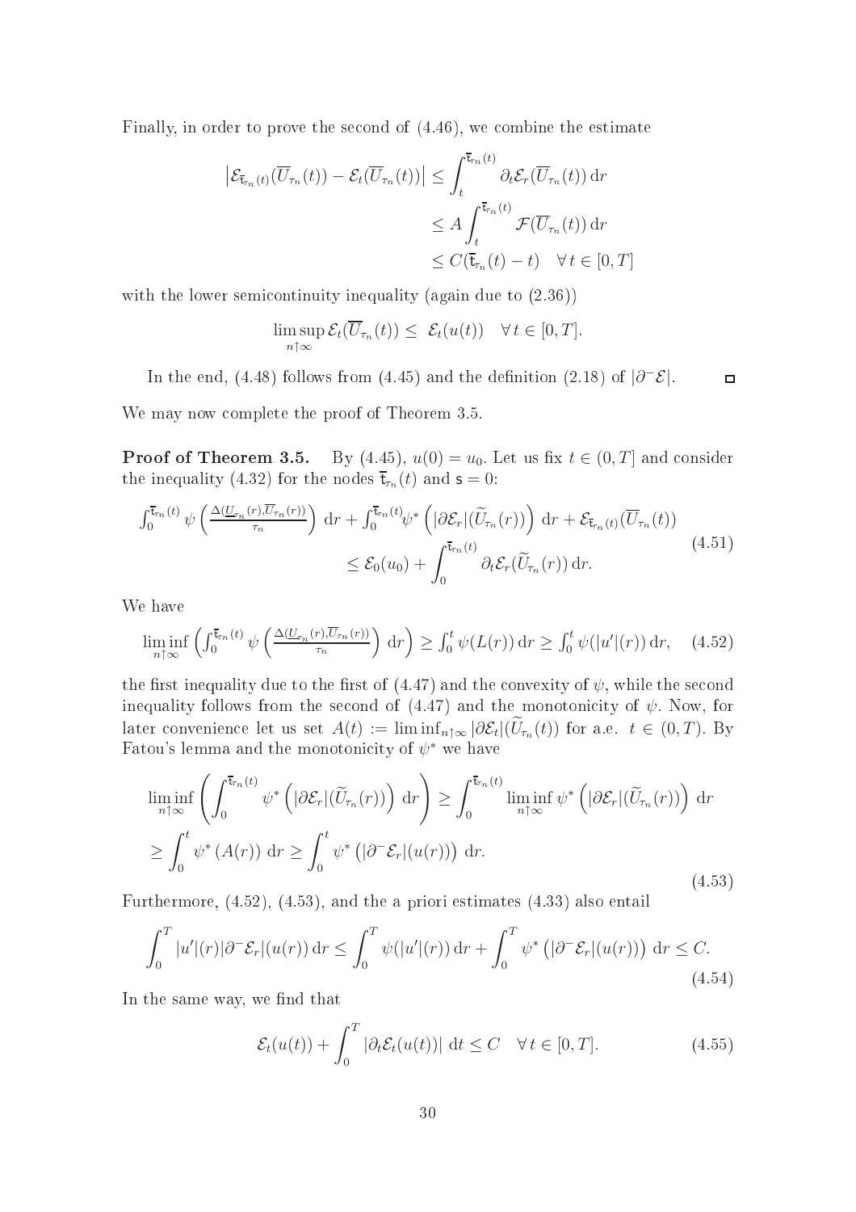Finally, in order to prove the second of (4.46), we combine the estimate

$$
\begin{aligned}
\left|\mathcal{E}_{\overline{\mathsf{t}}_{\tau_n}(t)}(\overline{U}_{\tau_n}(t)) - \mathcal{E}_t(\overline{U}_{\tau_n}(t))\right| &\leq \int_t^{\overline{\mathsf{t}}_{\tau_n}(t)} \partial_t \mathcal{E}_r(\overline{U}_{\tau_n}(t))\,\mathrm{d}r \\
&\leq A \int_t^{\overline{\mathsf{t}}_{\tau_n}(t)} \mathcal{F}(\overline{U}_{\tau_n}(t))\,\mathrm{d}r \\
&\leq C(\overline{\mathsf{t}}_{\tau_n}(t) - t) \quad \forall\, t \in [0,T]
\end{aligned}
$$

with the lower semicontinuity inequality (again due to (2.36))

$$
\limsup_{n\uparrow\infty} \mathcal{E}_t(\overline{U}_{\tau_n}(t)) \leq \mathcal{E}_t(u(t)) \quad \forall\, t \in [0,T].
$$

In the end, (4.48) follows from (4.45) and the definition (2.18) of $|\partial^- \mathcal{E}|$. $\square$

We may now complete the proof of Theorem 3.5.

**Proof of Theorem 3.5.** By (4.45), $u(0) = u_0$. Let us fix $t \in (0,T]$ and consider the inequality (4.32) for the nodes $\overline{\mathsf{t}}_{\tau_n}(t)$ and $\mathsf{s} = 0$:

$$
\begin{aligned}
\int_0^{\overline{\mathsf{t}}_{\tau_n}(t)} \psi\left(\tfrac{\Delta(\underline{U}_{\tau_n}(r),\overline{U}_{\tau_n}(r))}{\tau_n}\right)\,\mathrm{d}r + \int_0^{\overline{\mathsf{t}}_{\tau_n}(t)} \psi^*\left(|\partial \mathcal{E}_r|(\widetilde{U}_{\tau_n}(r))\right)\,\mathrm{d}r + \mathcal{E}_{\overline{\mathsf{t}}_{\tau_n}(t)}(\overline{U}_{\tau_n}(t)) \\
\leq \mathcal{E}_0(u_0) + \int_0^{\overline{\mathsf{t}}_{\tau_n}(t)} \partial_t \mathcal{E}_r(\widetilde{U}_{\tau_n}(r))\,\mathrm{d}r.
\end{aligned} \tag{4.51}
$$

We have

$$
\liminf_{n\uparrow\infty} \left( \int_0^{\overline{\mathsf{t}}_{\tau_n}(t)} \psi\left(\tfrac{\Delta(\underline{U}_{\tau_n}(r),\overline{U}_{\tau_n}(r))}{\tau_n}\right)\,\mathrm{d}r \right) \geq \int_0^t \psi(L(r))\,\mathrm{d}r \geq \int_0^t \psi(|u'|(r))\,\mathrm{d}r, \tag{4.52}
$$

the first inequality due to the first of (4.47) and the convexity of $\psi$, while the second inequality follows from the second of (4.47) and the monotonicity of $\psi$. Now, for later convenience let us set $A(t) := \liminf_{n\uparrow\infty} |\partial \mathcal{E}_t|(\widetilde{U}_{\tau_n}(t))$ for a.e. $t \in (0,T)$. By Fatou's lemma and the monotonicity of $\psi^*$ we have

$$
\begin{aligned}
&\liminf_{n\uparrow\infty} \left( \int_0^{\overline{\mathsf{t}}_{\tau_n}(t)} \psi^*\left(|\partial \mathcal{E}_r|(\widetilde{U}_{\tau_n}(r))\right)\,\mathrm{d}r \right) \geq \int_0^{\overline{\mathsf{t}}_{\tau_n}(t)} \liminf_{n\uparrow\infty} \psi^*\left(|\partial \mathcal{E}_r|(\widetilde{U}_{\tau_n}(r))\right)\,\mathrm{d}r \\
&\geq \int_0^t \psi^*\left(A(r)\right)\,\mathrm{d}r \geq \int_0^t \psi^*\left(|\partial^- \mathcal{E}_r|(u(r))\right)\,\mathrm{d}r.
\end{aligned} \tag{4.53}
$$

Furthermore, (4.52), (4.53), and the a priori estimates (4.33) also entail

$$
\int_0^T |u'|(r)|\partial^- \mathcal{E}_r|(u(r))\,\mathrm{d}r \leq \int_0^T \psi(|u'|(r))\,\mathrm{d}r + \int_0^T \psi^*\left(|\partial^- \mathcal{E}_r|(u(r))\right)\,\mathrm{d}r \leq C. \tag{4.54}
$$

In the same way, we find that

$$
\mathcal{E}_t(u(t)) + \int_0^T |\partial_t \mathcal{E}_t(u(t))|\,\mathrm{d}t \leq C \quad \forall\, t \in [0,T]. \tag{4.55}
$$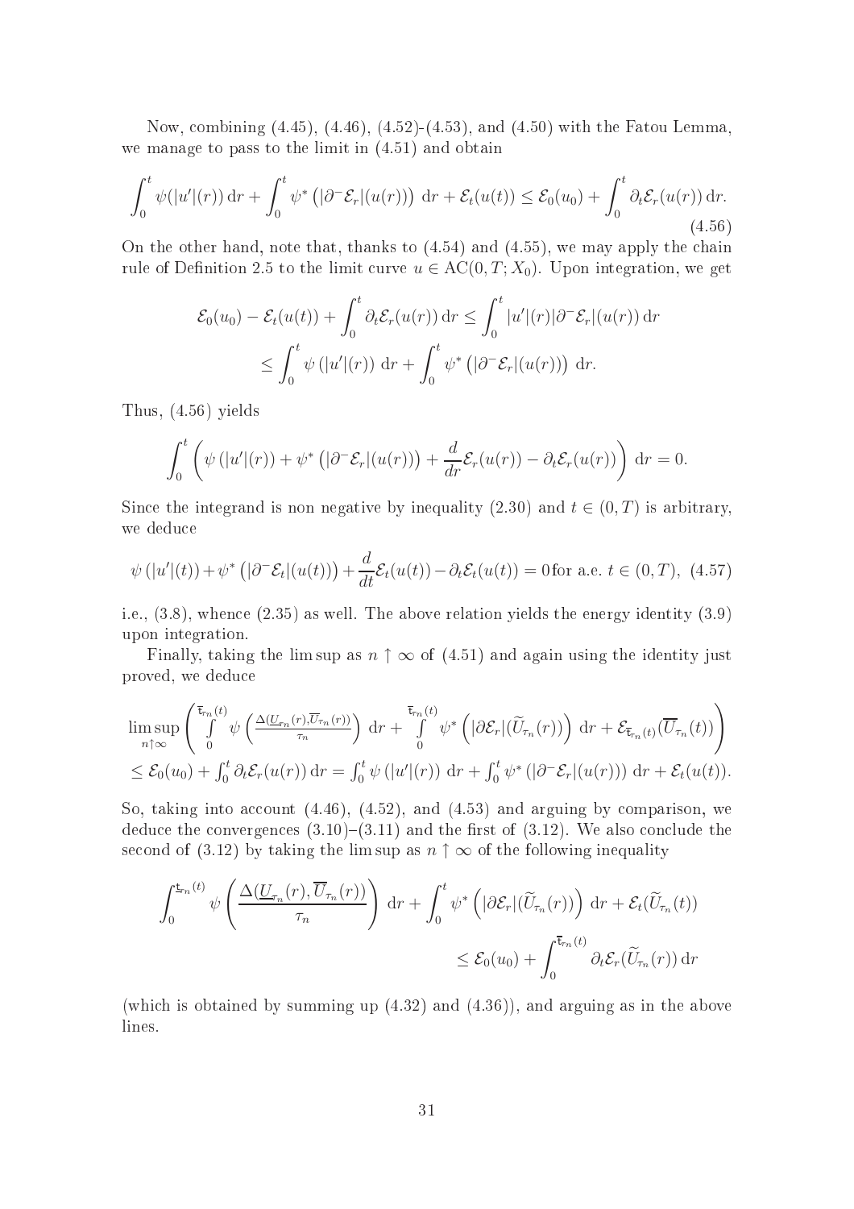Now, combining (4.45), (4.46), (4.52)-(4.53), and (4.50) with the Fatou Lemma, we manage to pass to the limit in (4.51) and obtain

$$\int_0^t \psi(|u'|(r))\,\mathrm{d}r + \int_0^t \psi^*\left(|\partial^-\mathcal{E}_r|(u(r))\right)\,\mathrm{d}r + \mathcal{E}_t(u(t)) \le \mathcal{E}_0(u_0) + \int_0^t \partial_t\mathcal{E}_r(u(r))\,\mathrm{d}r. \tag{4.56}$$

On the other hand, note that, thanks to (4.54) and (4.55), we may apply the chain rule of Definition 2.5 to the limit curve $u \in \mathrm{AC}(0,T;X_0)$. Upon integration, we get

$$\begin{aligned}
\mathcal{E}_0(u_0) - \mathcal{E}_t(u(t)) + \int_0^t \partial_t\mathcal{E}_r(u(r))\,\mathrm{d}r &\le \int_0^t |u'|(r)|\partial^-\mathcal{E}_r|(u(r))\,\mathrm{d}r \\
&\le \int_0^t \psi\left(|u'|(r)\right)\,\mathrm{d}r + \int_0^t \psi^*\left(|\partial^-\mathcal{E}_r|(u(r))\right)\,\mathrm{d}r.
\end{aligned}$$

Thus, (4.56) yields

$$\int_0^t \left(\psi\left(|u'|(r)\right) + \psi^*\left(|\partial^-\mathcal{E}_r|(u(r))\right) + \frac{d}{dr}\mathcal{E}_r(u(r)) - \partial_t\mathcal{E}_r(u(r))\right)\,\mathrm{d}r = 0.$$

Since the integrand is non negative by inequality (2.30) and $t \in (0,T)$ is arbitrary, we deduce

$$\psi\left(|u'|(t)\right) + \psi^*\left(|\partial^-\mathcal{E}_t|(u(t))\right) + \frac{d}{dt}\mathcal{E}_t(u(t)) - \partial_t\mathcal{E}_t(u(t)) = 0 \text{for a.e. } t \in (0,T), \tag{4.57}$$

i.e., (3.8), whence (2.35) as well. The above relation yields the energy identity (3.9) upon integration.

Finally, taking the lim sup as $n \uparrow \infty$ of (4.51) and again using the identity just proved, we deduce

$$\begin{aligned}
&\limsup_{n\uparrow\infty}\left(\int_0^{\overline{\mathfrak{t}}_{\tau_n}(t)} \psi\left(\tfrac{\Delta(\underline{U}_{\tau_n}(r),\overline{U}_{\tau_n}(r))}{\tau_n}\right)\,\mathrm{d}r + \int_0^{\overline{\mathfrak{t}}_{\tau_n}(t)} \psi^*\left(|\partial\mathcal{E}_r|(\widetilde{U}_{\tau_n}(r))\right)\,\mathrm{d}r + \mathcal{E}_{\overline{\mathfrak{t}}_{\tau_n}(t)}(\overline{U}_{\tau_n}(t))\right) \\
&\le \mathcal{E}_0(u_0) + \int_0^t \partial_t\mathcal{E}_r(u(r))\,\mathrm{d}r = \int_0^t \psi\left(|u'|(r)\right)\,\mathrm{d}r + \int_0^t \psi^*\left(|\partial^-\mathcal{E}_r|(u(r))\right)\,\mathrm{d}r + \mathcal{E}_t(u(t)).
\end{aligned}$$

So, taking into account (4.46), (4.52), and (4.53) and arguing by comparison, we deduce the convergences (3.10)–(3.11) and the first of (3.12). We also conclude the second of (3.12) by taking the lim sup as $n \uparrow \infty$ of the following inequality

$$\begin{aligned}
\int_0^{\underline{\mathfrak{t}}_{\tau_n}(t)} \psi\left(\frac{\Delta(\underline{U}_{\tau_n}(r),\overline{U}_{\tau_n}(r))}{\tau_n}\right)\,\mathrm{d}r + \int_0^t \psi^*\left(|\partial\mathcal{E}_r|(\widetilde{U}_{\tau_n}(r))\right)\,\mathrm{d}r + \mathcal{E}_t(\widetilde{U}_{\tau_n}(t)) \\
\le \mathcal{E}_0(u_0) + \int_0^{\overline{\mathfrak{t}}_{\tau_n}(t)} \partial_t\mathcal{E}_r(\widetilde{U}_{\tau_n}(r))\,\mathrm{d}r
\end{aligned}$$

(which is obtained by summing up (4.32) and (4.36)), and arguing as in the above lines.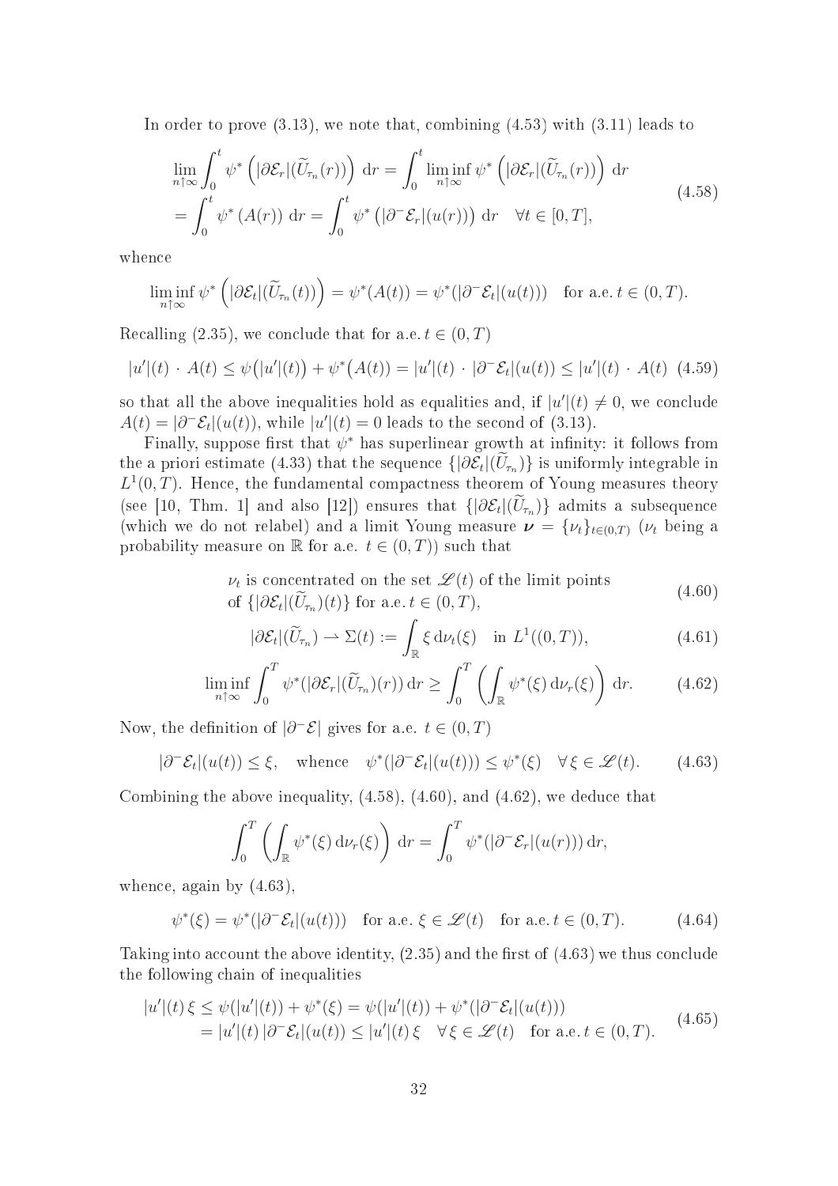In order to prove (3.13), we note that, combining (4.53) with (3.11) leads to

$$
\begin{aligned}
&\lim_{n\uparrow\infty}\int_0^t \psi^*\left(|\partial\mathcal{E}_r|(\widetilde{U}_{\tau_n}(r))\right)\,\mathrm{d}r = \int_0^t \liminf_{n\uparrow\infty}\psi^*\left(|\partial\mathcal{E}_r|(\widetilde{U}_{\tau_n}(r))\right)\,\mathrm{d}r \\
&= \int_0^t \psi^*\left(A(r)\right)\,\mathrm{d}r = \int_0^t \psi^*\left(|\partial^-\mathcal{E}_r|(u(r))\right)\,\mathrm{d}r \quad \forall t\in[0,T],
\end{aligned}
\tag{4.58}
$$

whence

$$
\liminf_{n\uparrow\infty}\psi^*\left(|\partial\mathcal{E}_t|(\widetilde{U}_{\tau_n}(t))\right) = \psi^*(A(t)) = \psi^*(|\partial^-\mathcal{E}_t|(u(t))) \quad \text{for a.e. } t\in(0,T).
$$

Recalling (2.35), we conclude that for a.e. $t\in(0,T)$

$$
|u'|(t)\,\cdot\,A(t) \leq \psi\big(|u'|(t)\big) + \psi^*\big(A(t)\big) = |u'|(t)\,\cdot\,|\partial^-\mathcal{E}_t|(u(t)) \leq |u'|(t)\,\cdot\,A(t) \tag{4.59}
$$

so that all the above inequalities hold as equalities and, if $|u'|(t)\neq 0$, we conclude $A(t) = |\partial^-\mathcal{E}_t|(u(t))$, while $|u'|(t)=0$ leads to the second of (3.13).

Finally, suppose first that $\psi^*$ has superlinear growth at infinity: it follows from the a priori estimate (4.33) that the sequence $\{|\partial\mathcal{E}_t|(\widetilde{U}_{\tau_n})\}$ is uniformly integrable in $L^1(0,T)$. Hence, the fundamental compactness theorem of Young measures theory (see [10, Thm. 1] and also [12]) ensures that $\{|\partial\mathcal{E}_t|(\widetilde{U}_{\tau_n})\}$ admits a subsequence (which we do not relabel) and a limit Young measure $\boldsymbol{\nu} = \{\nu_t\}_{t\in(0,T)}$ ($\nu_t$ being a probability measure on $\mathbb{R}$ for a.e. $t\in(0,T)$) such that

$$
\begin{aligned}
&\nu_t \text{ is concentrated on the set } \mathscr{L}(t) \text{ of the limit points} \\
&\text{of } \{|\partial\mathcal{E}_t|(\widetilde{U}_{\tau_n})(t)\} \text{ for a.e. } t\in(0,T),
\end{aligned}
\tag{4.60}
$$

$$
|\partial\mathcal{E}_t|(\widetilde{U}_{\tau_n}) \rightharpoonup \Sigma(t) := \int_{\mathbb{R}} \xi\,\mathrm{d}\nu_t(\xi) \quad \text{in } L^1((0,T)), \tag{4.61}
$$

$$
\liminf_{n\uparrow\infty}\int_0^T \psi^*(|\partial\mathcal{E}_r|(\widetilde{U}_{\tau_n})(r))\,\mathrm{d}r \geq \int_0^T\left(\int_{\mathbb{R}}\psi^*(\xi)\,\mathrm{d}\nu_r(\xi)\right)\mathrm{d}r. \tag{4.62}
$$

Now, the definition of $|\partial^-\mathcal{E}|$ gives for a.e. $t\in(0,T)$

$$
|\partial^-\mathcal{E}_t|(u(t)) \leq \xi, \quad \text{whence} \quad \psi^*(|\partial^-\mathcal{E}_t|(u(t))) \leq \psi^*(\xi) \quad \forall\,\xi\in\mathscr{L}(t). \tag{4.63}
$$

Combining the above inequality, (4.58), (4.60), and (4.62), we deduce that

$$
\int_0^T\left(\int_{\mathbb{R}}\psi^*(\xi)\,\mathrm{d}\nu_r(\xi)\right)\mathrm{d}r = \int_0^T \psi^*(|\partial^-\mathcal{E}_r|(u(r)))\,\mathrm{d}r,
$$

whence, again by (4.63),

$$
\psi^*(\xi) = \psi^*(|\partial^-\mathcal{E}_t|(u(t))) \quad \text{for a.e. } \xi\in\mathscr{L}(t) \quad \text{for a.e. } t\in(0,T). \tag{4.64}
$$

Taking into account the above identity, (2.35) and the first of (4.63) we thus conclude the following chain of inequalities

$$
\begin{aligned}
|u'|(t)\,\xi &\leq \psi(|u'|(t)) + \psi^*(\xi) = \psi(|u'|(t)) + \psi^*(|\partial^-\mathcal{E}_t|(u(t))) \\
&= |u'|(t)\,|\partial^-\mathcal{E}_t|(u(t)) \leq |u'|(t)\,\xi \quad \forall\,\xi\in\mathscr{L}(t) \quad \text{for a.e. } t\in(0,T).
\end{aligned}
\tag{4.65}
$$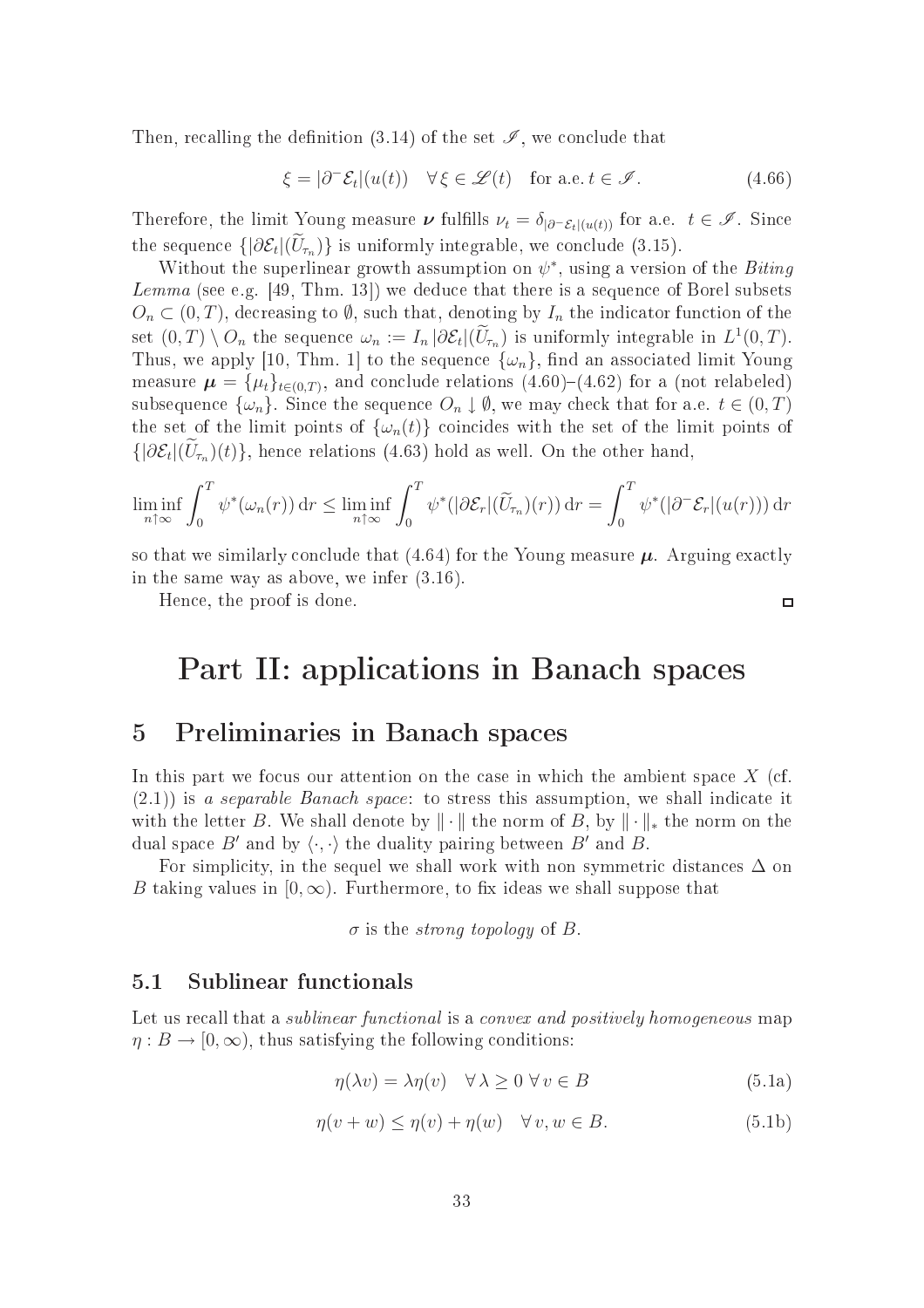Then, recalling the definition (3.14) of the set $\mathscr{I}$, we conclude that

$$\xi = |\partial^- \mathcal{E}_t|(u(t)) \quad \forall\, \xi \in \mathscr{L}(t) \quad \text{for a.e. } t \in \mathscr{I}. \tag{4.66}$$

Therefore, the limit Young measure $\boldsymbol{\nu}$ fulfills $\nu_t = \delta_{|\partial^- \mathcal{E}_t|(u(t))}$ for a.e. $t \in \mathscr{I}$. Since the sequence $\{|\partial \mathcal{E}_t|(\widetilde{U}_{\tau_n})\}$ is uniformly integrable, we conclude (3.15).

Without the superlinear growth assumption on $\psi^*$, using a version of the *Biting Lemma* (see e.g. [49, Thm. 13]) we deduce that there is a sequence of Borel subsets $O_n \subset (0,T)$, decreasing to $\emptyset$, such that, denoting by $I_n$ the indicator function of the set $(0,T) \setminus O_n$ the sequence $\omega_n := I_n |\partial \mathcal{E}_t|(\widetilde{U}_{\tau_n})$ is uniformly integrable in $L^1(0,T)$. Thus, we apply [10, Thm. 1] to the sequence $\{\omega_n\}$, find an associated limit Young measure $\boldsymbol{\mu} = \{\mu_t\}_{t \in (0,T)}$, and conclude relations (4.60)–(4.62) for a (not relabeled) subsequence $\{\omega_n\}$. Since the sequence $O_n \downarrow \emptyset$, we may check that for a.e. $t \in (0,T)$ the set of the limit points of $\{\omega_n(t)\}$ coincides with the set of the limit points of $\{|\partial \mathcal{E}_t|(\widetilde{U}_{\tau_n})(t)\}$, hence relations (4.63) hold as well. On the other hand,

$$\liminf_{n \uparrow \infty} \int_0^T \psi^*(\omega_n(r))\, \mathrm{d}r \leq \liminf_{n \uparrow \infty} \int_0^T \psi^*(|\partial \mathcal{E}_r|(\widetilde{U}_{\tau_n})(r))\, \mathrm{d}r = \int_0^T \psi^*(|\partial^- \mathcal{E}_r|(u(r)))\, \mathrm{d}r$$

so that we similarly conclude that (4.64) for the Young measure $\boldsymbol{\mu}$. Arguing exactly in the same way as above, we infer (3.16).

Hence, the proof is done. ◻

# Part II: applications in Banach spaces

## 5 Preliminaries in Banach spaces

In this part we focus our attention on the case in which the ambient space $X$ (cf. (2.1)) is *a separable Banach space*: to stress this assumption, we shall indicate it with the letter $B$. We shall denote by $\|\cdot\|$ the norm of $B$, by $\|\cdot\|_*$ the norm on the dual space $B'$ and by $\langle \cdot, \cdot \rangle$ the duality pairing between $B'$ and $B$.

For simplicity, in the sequel we shall work with non symmetric distances $\Delta$ on $B$ taking values in $[0, \infty)$. Furthermore, to fix ideas we shall suppose that

$\sigma$ is the *strong topology* of $B$.

### 5.1 Sublinear functionals

Let us recall that a *sublinear functional* is a *convex and positively homogeneous* map $\eta : B \to [0, \infty)$, thus satisfying the following conditions:

$$\eta(\lambda v) = \lambda \eta(v) \quad \forall\, \lambda \geq 0\ \forall\, v \in B \tag{5.1a}$$

$$\eta(v + w) \leq \eta(v) + \eta(w) \quad \forall\, v, w \in B. \tag{5.1b}$$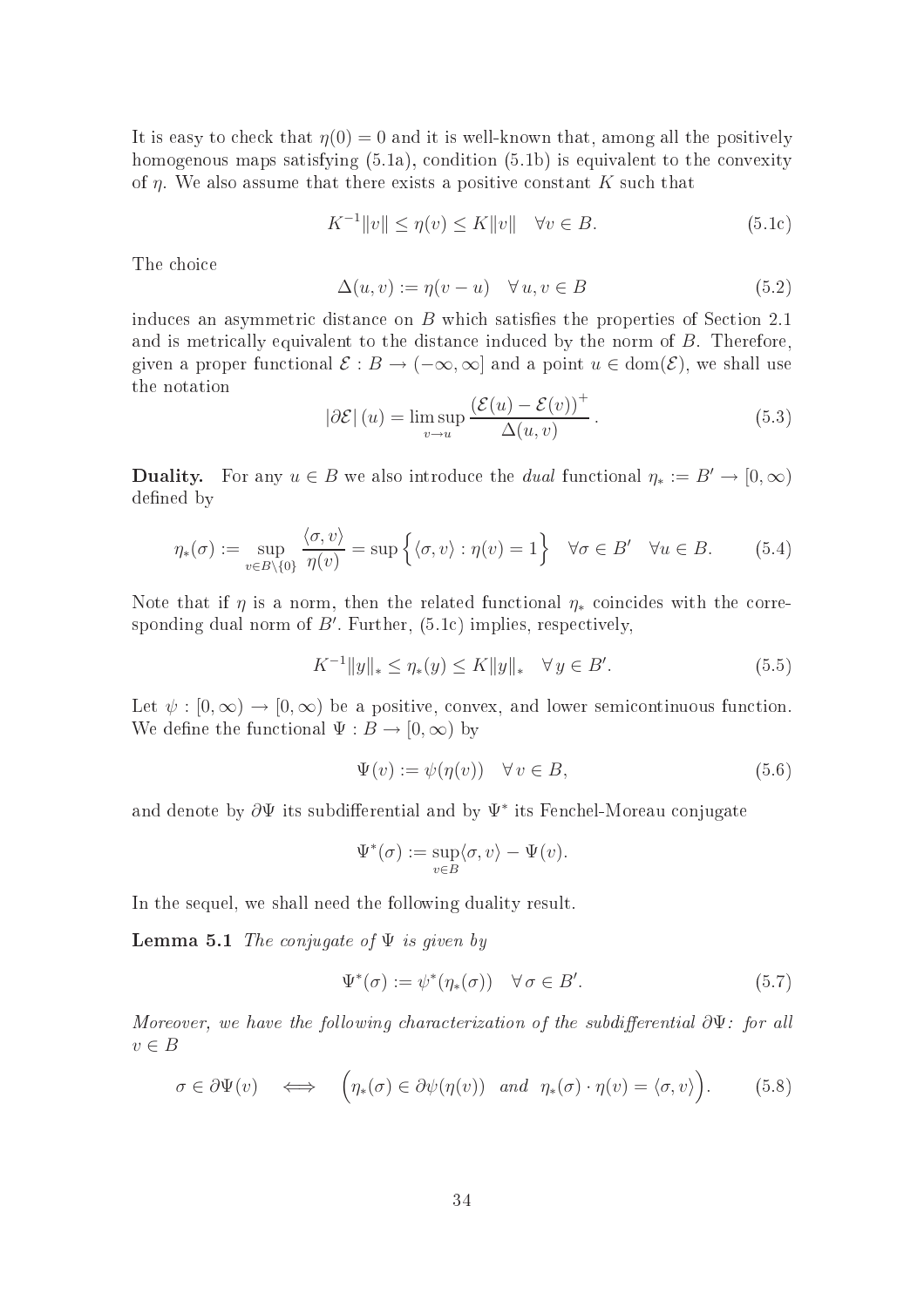It is easy to check that $\eta(0) = 0$ and it is well-known that, among all the positively homogenous maps satisfying (5.1a), condition (5.1b) is equivalent to the convexity of $\eta$. We also assume that there exists a positive constant $K$ such that

$$K^{-1}\|v\| \leq \eta(v) \leq K\|v\| \quad \forall v \in B. \tag{5.1c}$$

The choice

$$\Delta(u, v) := \eta(v - u) \quad \forall\, u, v \in B \tag{5.2}$$

induces an asymmetric distance on $B$ which satisfies the properties of Section 2.1 and is metrically equivalent to the distance induced by the norm of $B$. Therefore, given a proper functional $\mathcal{E} : B \to (-\infty, \infty]$ and a point $u \in \mathrm{dom}(\mathcal{E})$, we shall use the notation

$$|\partial\mathcal{E}|\,(u) = \limsup_{v \to u} \frac{(\mathcal{E}(u) - \mathcal{E}(v))^+}{\Delta(u, v)}\,. \tag{5.3}$$

**Duality.** For any $u \in B$ we also introduce the *dual* functional $\eta_* := B' \to [0, \infty)$ defined by

$$\eta_*(\sigma) := \sup_{v \in B\setminus\{0\}} \frac{\langle \sigma, v\rangle}{\eta(v)} = \sup\Big\{\langle \sigma, v\rangle : \eta(v) = 1\Big\} \quad \forall \sigma \in B' \quad \forall u \in B. \tag{5.4}$$

Note that if $\eta$ is a norm, then the related functional $\eta_*$ coincides with the corresponding dual norm of $B'$. Further, (5.1c) implies, respectively,

$$K^{-1}\|y\|_* \leq \eta_*(y) \leq K\|y\|_* \quad \forall\, y \in B'. \tag{5.5}$$

Let $\psi : [0, \infty) \to [0, \infty)$ be a positive, convex, and lower semicontinuous function. We define the functional $\Psi : B \to [0, \infty)$ by

$$\Psi(v) := \psi(\eta(v)) \quad \forall\, v \in B, \tag{5.6}$$

and denote by $\partial\Psi$ its subdifferential and by $\Psi^*$ its Fenchel-Moreau conjugate

$$\Psi^*(\sigma) := \sup_{v \in B} \langle \sigma, v\rangle - \Psi(v).$$

In the sequel, we shall need the following duality result.

**Lemma 5.1** *The conjugate of $\Psi$ is given by*

$$\Psi^*(\sigma) := \psi^*(\eta_*(\sigma)) \quad \forall\, \sigma \in B'. \tag{5.7}$$

*Moreover, we have the following characterization of the subdifferential $\partial\Psi$: for all $v \in B$*

$$\sigma \in \partial\Psi(v) \quad \Longleftrightarrow \quad \Big(\eta_*(\sigma) \in \partial\psi(\eta(v)) \ \ \textit{and} \ \ \eta_*(\sigma) \cdot \eta(v) = \langle \sigma, v\rangle\Big). \tag{5.8}$$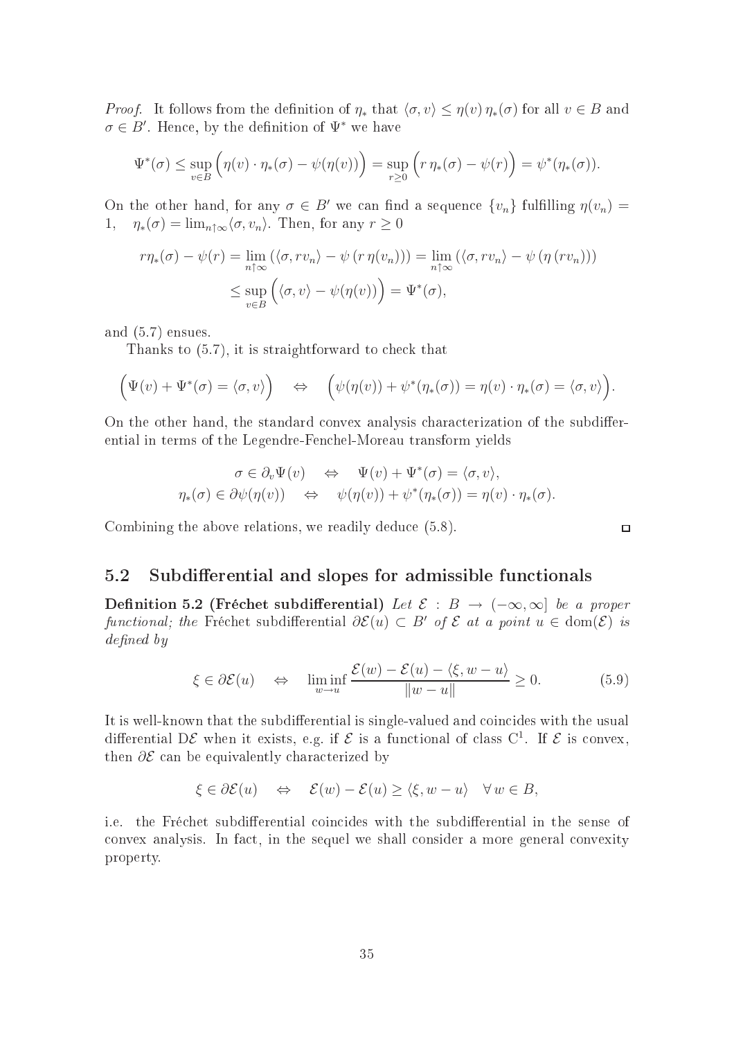*Proof.* It follows from the definition of $\eta_*$ that $\langle \sigma, v\rangle \le \eta(v)\,\eta_*(\sigma)$ for all $v \in B$ and $\sigma \in B'$. Hence, by the definition of $\Psi^*$ we have

$$\Psi^*(\sigma) \le \sup_{v\in B}\Big(\eta(v)\cdot\eta_*(\sigma) - \psi(\eta(v))\Big) = \sup_{r\ge 0}\Big(r\,\eta_*(\sigma) - \psi(r)\Big) = \psi^*(\eta_*(\sigma)).$$

On the other hand, for any $\sigma \in B'$ we can find a sequence $\{v_n\}$ fulfilling $\eta(v_n) = 1, \quad \eta_*(\sigma) = \lim_{n\uparrow\infty}\langle\sigma, v_n\rangle$. Then, for any $r \ge 0$

$$\begin{aligned} r\eta_*(\sigma) - \psi(r) &= \lim_{n\uparrow\infty}\left(\langle\sigma, r v_n\rangle - \psi\left(r\,\eta(v_n)\right)\right) = \lim_{n\uparrow\infty}\left(\langle\sigma, r v_n\rangle - \psi\left(\eta\left(r v_n\right)\right)\right) \\ &\le \sup_{v\in B}\Big(\langle\sigma, v\rangle - \psi(\eta(v))\Big) = \Psi^*(\sigma), \end{aligned}$$

and (5.7) ensues.

Thanks to (5.7), it is straightforward to check that

$$\Big(\Psi(v) + \Psi^*(\sigma) = \langle\sigma, v\rangle\Big) \quad\Leftrightarrow\quad \Big(\psi(\eta(v)) + \psi^*(\eta_*(\sigma)) = \eta(v)\cdot\eta_*(\sigma) = \langle\sigma, v\rangle\Big).$$

On the other hand, the standard convex analysis characterization of the subdifferential in terms of the Legendre-Fenchel-Moreau transform yields

$$\begin{aligned} \sigma \in \partial_v\Psi(v) \quad&\Leftrightarrow\quad \Psi(v) + \Psi^*(\sigma) = \langle\sigma, v\rangle, \\ \eta_*(\sigma) \in \partial\psi(\eta(v)) \quad&\Leftrightarrow\quad \psi(\eta(v)) + \psi^*(\eta_*(\sigma)) = \eta(v)\cdot\eta_*(\sigma). \end{aligned}$$

Combining the above relations, we readily deduce (5.8). □

## 5.2 Subdifferential and slopes for admissible functionals

**Definition 5.2 (Fréchet subdifferential)** *Let $\mathcal{E} : B \to (-\infty, \infty]$ be a proper functional; the* Fréchet subdifferential *$\partial\mathcal{E}(u) \subset B'$ of $\mathcal{E}$ at a point $u \in \mathrm{dom}(\mathcal{E})$ is defined by*

$$\xi \in \partial\mathcal{E}(u) \quad\Leftrightarrow\quad \liminf_{w\to u}\frac{\mathcal{E}(w) - \mathcal{E}(u) - \langle\xi, w-u\rangle}{\|w-u\|} \ge 0. \tag{5.9}$$

It is well-known that the subdifferential is single-valued and coincides with the usual differential $\mathrm{D}\mathcal{E}$ when it exists, e.g. if $\mathcal{E}$ is a functional of class $\mathrm{C}^1$. If $\mathcal{E}$ is convex, then $\partial\mathcal{E}$ can be equivalently characterized by

$$\xi \in \partial\mathcal{E}(u) \quad\Leftrightarrow\quad \mathcal{E}(w) - \mathcal{E}(u) \ge \langle\xi, w-u\rangle \quad \forall\, w \in B,$$

i.e. the Fréchet subdifferential coincides with the subdifferential in the sense of convex analysis. In fact, in the sequel we shall consider a more general convexity property.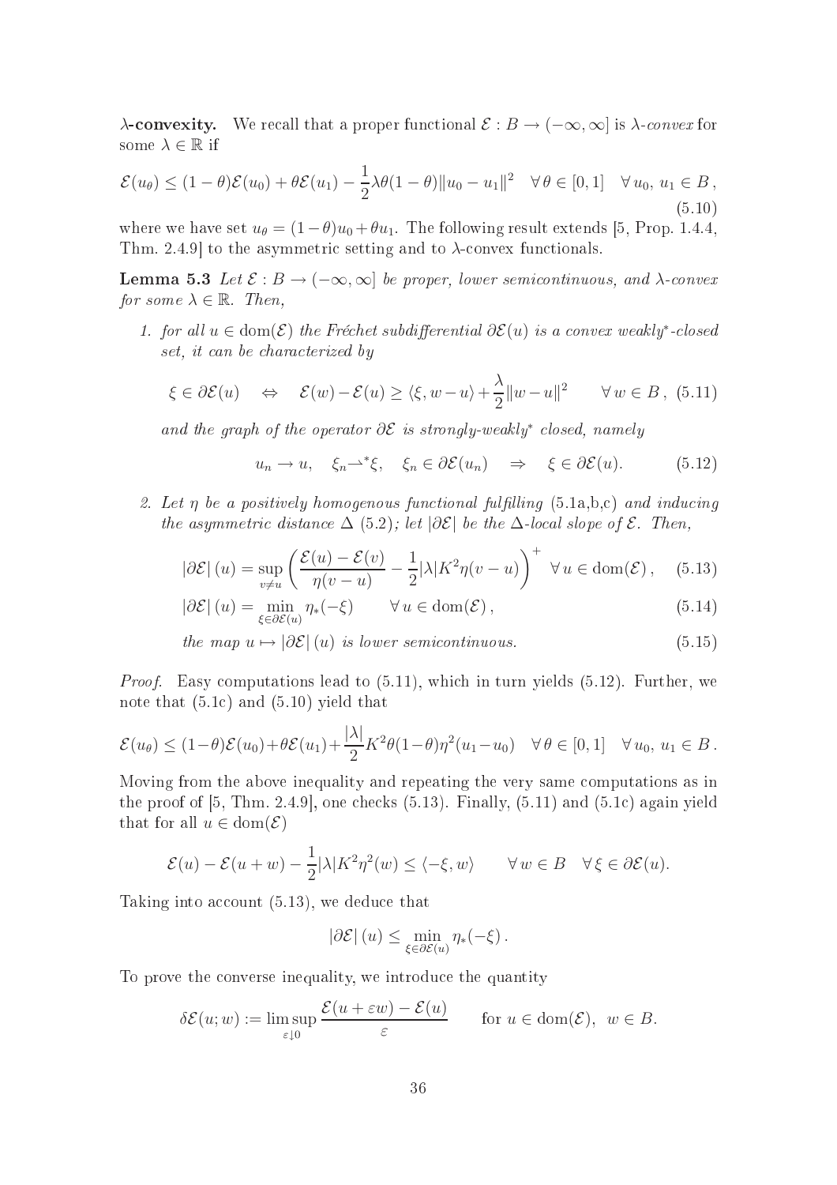**$\lambda$-convexity.** We recall that a proper functional $\mathcal{E} : B \to (-\infty, \infty]$ is *$\lambda$-convex* for some $\lambda \in \mathbb{R}$ if

$$\mathcal{E}(u_\theta) \le (1-\theta)\mathcal{E}(u_0) + \theta\mathcal{E}(u_1) - \frac{1}{2}\lambda\theta(1-\theta)\|u_0 - u_1\|^2 \quad \forall\, \theta \in [0,1] \quad \forall\, u_0,\, u_1 \in B\,, \tag{5.10}$$

where we have set $u_\theta = (1-\theta)u_0 + \theta u_1$. The following result extends [5, Prop. 1.4.4, Thm. 2.4.9] to the asymmetric setting and to $\lambda$-convex functionals.

**Lemma 5.3** *Let $\mathcal{E} : B \to (-\infty, \infty]$ be proper, lower semicontinuous, and $\lambda$-convex for some $\lambda \in \mathbb{R}$. Then,*

1. *for all $u \in \mathrm{dom}(\mathcal{E})$ the Fréchet subdifferential $\partial\mathcal{E}(u)$ is a convex weakly$^*$-closed set, it can be characterized by*

$$\xi \in \partial\mathcal{E}(u) \quad \Leftrightarrow \quad \mathcal{E}(w) - \mathcal{E}(u) \ge \langle \xi, w - u\rangle + \frac{\lambda}{2}\|w-u\|^2 \qquad \forall\, w \in B\,, \tag{5.11}$$

*and the graph of the operator $\partial\mathcal{E}$ is strongly-weakly$^*$ closed, namely*

$$u_n \to u, \quad \xi_n \rightharpoonup^* \xi, \quad \xi_n \in \partial\mathcal{E}(u_n) \quad \Rightarrow \quad \xi \in \partial\mathcal{E}(u). \tag{5.12}$$

2. *Let $\eta$ be a positively homogenous functional fulfilling (5.1a,b,c) and inducing the asymmetric distance $\Delta$ (5.2); let $|\partial\mathcal{E}|$ be the $\Delta$-local slope of $\mathcal{E}$. Then,*

$$|\partial\mathcal{E}|\,(u) = \sup_{v \ne u}\left(\frac{\mathcal{E}(u) - \mathcal{E}(v)}{\eta(v-u)} - \frac{1}{2}|\lambda|K^2\eta(v-u)\right)^+ \quad \forall\, u \in \mathrm{dom}(\mathcal{E})\,, \tag{5.13}$$

$$|\partial\mathcal{E}|\,(u) = \min_{\xi \in \partial\mathcal{E}(u)} \eta_*(-\xi) \qquad \forall\, u \in \mathrm{dom}(\mathcal{E})\,, \tag{5.14}$$

$$\text{the map } u \mapsto |\partial\mathcal{E}|\,(u) \text{ is lower semicontinuous.} \tag{5.15}$$

*Proof.* Easy computations lead to (5.11), which in turn yields (5.12). Further, we note that (5.1c) and (5.10) yield that

$$\mathcal{E}(u_\theta) \le (1-\theta)\mathcal{E}(u_0) + \theta\mathcal{E}(u_1) + \frac{|\lambda|}{2}K^2\theta(1-\theta)\eta^2(u_1 - u_0) \quad \forall\, \theta \in [0,1] \quad \forall\, u_0,\, u_1 \in B\,.$$

Moving from the above inequality and repeating the very same computations as in the proof of [5, Thm. 2.4.9], one checks (5.13). Finally, (5.11) and (5.1c) again yield that for all $u \in \mathrm{dom}(\mathcal{E})$

$$\mathcal{E}(u) - \mathcal{E}(u+w) - \frac{1}{2}|\lambda|K^2\eta^2(w) \le \langle -\xi, w\rangle \qquad \forall\, w \in B \quad \forall\, \xi \in \partial\mathcal{E}(u).$$

Taking into account (5.13), we deduce that

$$|\partial\mathcal{E}|\,(u) \le \min_{\xi \in \partial\mathcal{E}(u)} \eta_*(-\xi)\,.$$

To prove the converse inequality, we introduce the quantity

$$\delta\mathcal{E}(u; w) := \limsup_{\varepsilon \downarrow 0} \frac{\mathcal{E}(u + \varepsilon w) - \mathcal{E}(u)}{\varepsilon} \qquad \text{for } u \in \mathrm{dom}(\mathcal{E}),\;\; w \in B.$$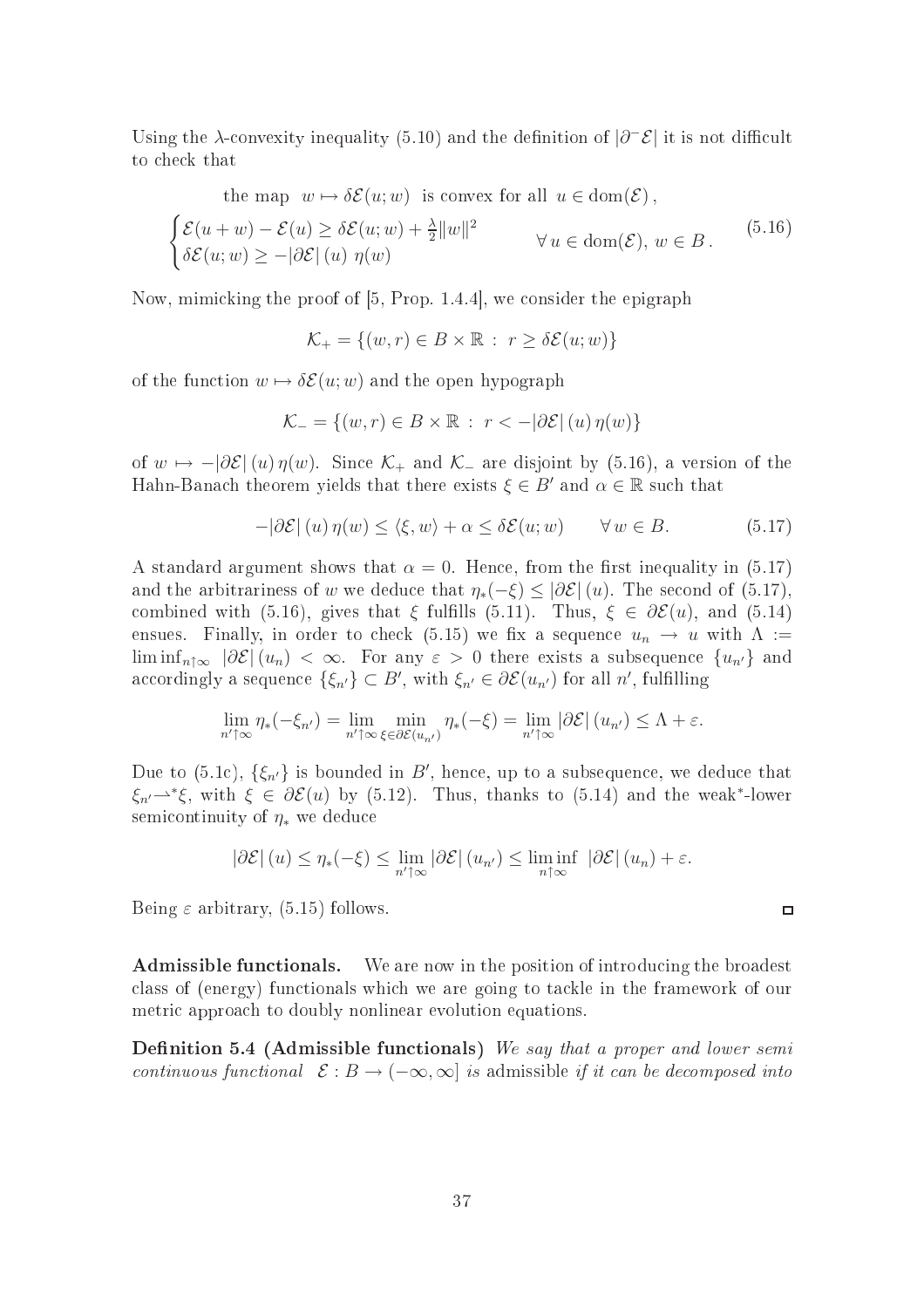Using the $\lambda$-convexity inequality (5.10) and the definition of $|\partial^- \mathcal{E}|$ it is not difficult to check that

$$
\begin{gathered}
\text{the map } \ w \mapsto \delta\mathcal{E}(u;w) \ \text{ is convex for all } \ u \in \mathrm{dom}(\mathcal{E})\,, \\
\begin{cases} \mathcal{E}(u+w) - \mathcal{E}(u) \geq \delta\mathcal{E}(u;w) + \frac{\lambda}{2}\|w\|^2 \\ \delta\mathcal{E}(u;w) \geq -|\partial\mathcal{E}|\,(u)\ \eta(w) \end{cases} \qquad \forall\, u \in \mathrm{dom}(\mathcal{E}),\ w \in B\,.
\end{gathered} \tag{5.16}
$$

Now, mimicking the proof of [5, Prop. 1.4.4], we consider the epigraph

$$
\mathcal{K}_+ = \{(w,r) \in B \times \mathbb{R}\ :\ r \geq \delta\mathcal{E}(u;w)\}
$$

of the function $w \mapsto \delta\mathcal{E}(u;w)$ and the open hypograph

$$
\mathcal{K}_- = \{(w,r) \in B \times \mathbb{R}\ :\ r < -|\partial\mathcal{E}|\,(u)\,\eta(w)\}
$$

of $w \mapsto -|\partial\mathcal{E}|\,(u)\,\eta(w)$. Since $\mathcal{K}_+$ and $\mathcal{K}_-$ are disjoint by (5.16), a version of the Hahn-Banach theorem yields that there exists $\xi \in B'$ and $\alpha \in \mathbb{R}$ such that

$$
-|\partial\mathcal{E}|\,(u)\,\eta(w) \leq \langle \xi, w\rangle + \alpha \leq \delta\mathcal{E}(u;w) \qquad \forall\, w \in B. \tag{5.17}
$$

A standard argument shows that $\alpha = 0$. Hence, from the first inequality in (5.17) and the arbitrariness of $w$ we deduce that $\eta_*(-\xi) \leq |\partial\mathcal{E}|\,(u)$. The second of (5.17), combined with (5.16), gives that $\xi$ fulfills (5.11). Thus, $\xi \in \partial\mathcal{E}(u)$, and (5.14) ensues. Finally, in order to check (5.15) we fix a sequence $u_n \to u$ with $\Lambda := \liminf_{n\uparrow\infty}\ |\partial\mathcal{E}|\,(u_n) < \infty$. For any $\varepsilon > 0$ there exists a subsequence $\{u_{n'}\}$ and accordingly a sequence $\{\xi_{n'}\} \subset B'$, with $\xi_{n'} \in \partial\mathcal{E}(u_{n'})$ for all $n'$, fulfilling

$$
\lim_{n'\uparrow\infty} \eta_*(-\xi_{n'}) = \lim_{n'\uparrow\infty} \min_{\xi \in \partial\mathcal{E}(u_{n'})} \eta_*(-\xi) = \lim_{n'\uparrow\infty} |\partial\mathcal{E}|\,(u_{n'}) \leq \Lambda + \varepsilon.
$$

Due to (5.1c), $\{\xi_{n'}\}$ is bounded in $B'$, hence, up to a subsequence, we deduce that $\xi_{n'} \rightharpoonup^* \xi$, with $\xi \in \partial\mathcal{E}(u)$ by (5.12). Thus, thanks to (5.14) and the weak$^*$-lower semicontinuity of $\eta_*$ we deduce

$$
|\partial\mathcal{E}|\,(u) \leq \eta_*(-\xi) \leq \lim_{n'\uparrow\infty} |\partial\mathcal{E}|\,(u_{n'}) \leq \liminf_{n\uparrow\infty}\ |\partial\mathcal{E}|\,(u_n) + \varepsilon.
$$

Being $\varepsilon$ arbitrary, (5.15) follows. □

**Admissible functionals.** We are now in the position of introducing the broadest class of (energy) functionals which we are going to tackle in the framework of our metric approach to doubly nonlinear evolution equations.

**Definition 5.4 (Admissible functionals)** *We say that a proper and lower semi continuous functional $\mathcal{E} : B \to (-\infty, \infty]$ is* admissible *if it can be decomposed into*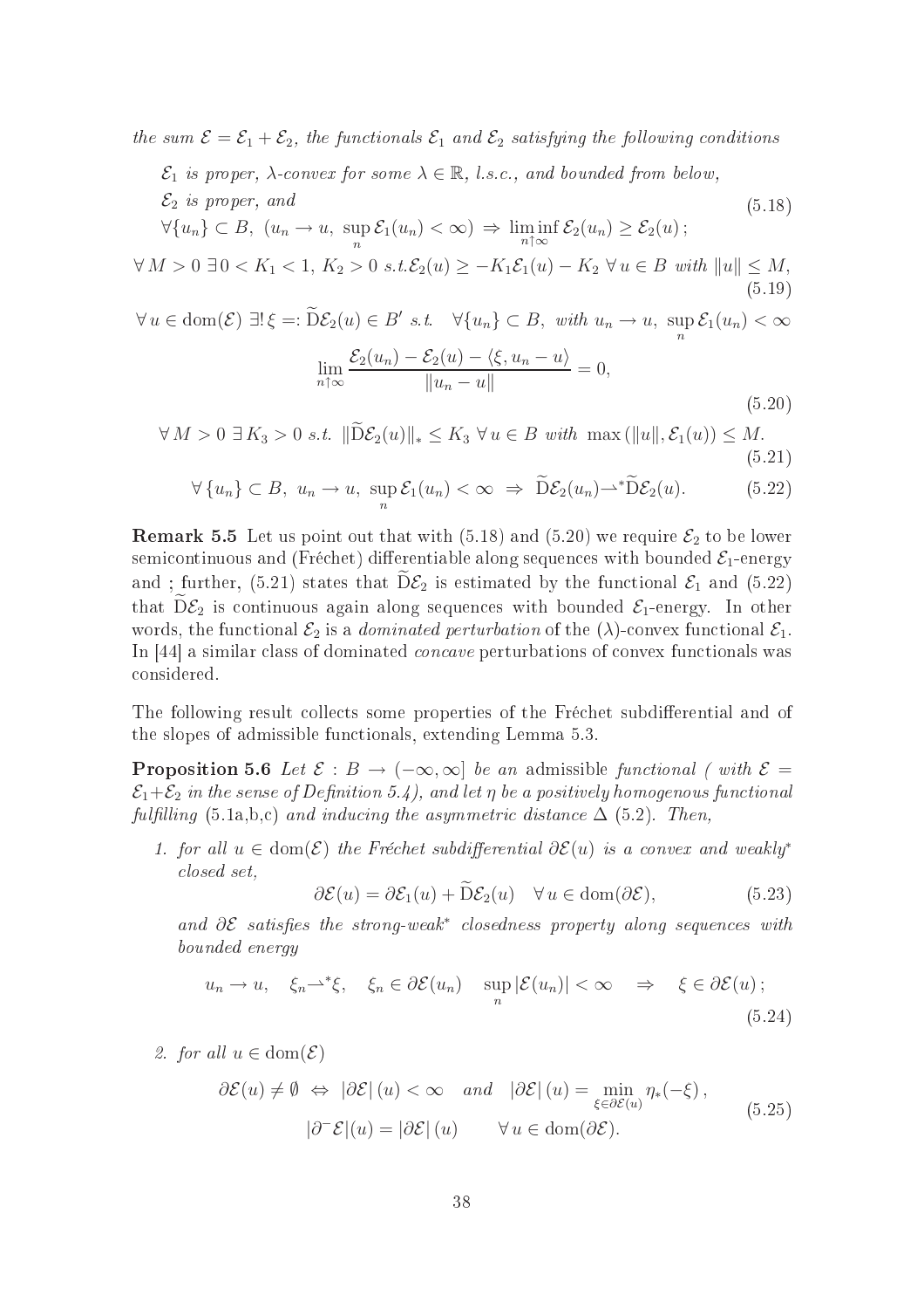*the sum* $\mathcal{E} = \mathcal{E}_1 + \mathcal{E}_2$, *the functionals* $\mathcal{E}_1$ *and* $\mathcal{E}_2$ *satisfying the following conditions*

$$
\begin{aligned}
&\mathcal{E}_1 \text{ is proper, } \lambda\text{-convex for some } \lambda \in \mathbb{R}, \text{ l.s.c., and bounded from below,}\\
&\mathcal{E}_2 \text{ is proper, and}\\
&\forall \{u_n\} \subset B,\ (u_n \to u,\ \sup_n \mathcal{E}_1(u_n) < \infty) \Rightarrow \liminf_{n\uparrow\infty} \mathcal{E}_2(u_n) \geq \mathcal{E}_2(u)\,;
\end{aligned}
\tag{5.18}
$$

$$
\forall\, M > 0\ \exists\, 0 < K_1 < 1,\ K_2 > 0 \ s.t. \mathcal{E}_2(u) \geq -K_1\mathcal{E}_1(u) - K_2\ \forall\, u \in B \ \text{with}\ \|u\| \leq M, \tag{5.19}
$$

$$
\begin{gathered}
\forall\, u \in \mathrm{dom}(\mathcal{E})\ \exists!\, \xi =: \widetilde{\mathrm{D}}\mathcal{E}_2(u) \in B' \ s.t. \quad \forall \{u_n\} \subset B,\ \text{with}\ u_n \to u,\ \sup_n \mathcal{E}_1(u_n) < \infty\\
\lim_{n\uparrow\infty} \frac{\mathcal{E}_2(u_n) - \mathcal{E}_2(u) - \langle \xi, u_n - u\rangle}{\|u_n - u\|} = 0,
\end{gathered}
\tag{5.20}
$$

$$
\forall\, M > 0\ \exists\, K_3 > 0 \ s.t.\ \|\widetilde{\mathrm{D}}\mathcal{E}_2(u)\|_* \leq K_3\ \forall\, u \in B \ \text{with}\ \max\left(\|u\|, \mathcal{E}_1(u)\right) \leq M. \tag{5.21}
$$

$$
\forall \{u_n\} \subset B,\ u_n \to u,\ \sup_n \mathcal{E}_1(u_n) < \infty \ \Rightarrow\ \widetilde{\mathrm{D}}\mathcal{E}_2(u_n) \rightharpoonup^* \widetilde{\mathrm{D}}\mathcal{E}_2(u). \tag{5.22}
$$

**Remark 5.5** Let us point out that with (5.18) and (5.20) we require $\mathcal{E}_2$ to be lower semicontinuous and (Fréchet) differentiable along sequences with bounded $\mathcal{E}_1$-energy and ; further, (5.21) states that $\widetilde{\mathrm{D}}\mathcal{E}_2$ is estimated by the functional $\mathcal{E}_1$ and (5.22) that $\widetilde{\mathrm{D}}\mathcal{E}_2$ is continuous again along sequences with bounded $\mathcal{E}_1$-energy. In other words, the functional $\mathcal{E}_2$ is a *dominated perturbation* of the ($\lambda$)-convex functional $\mathcal{E}_1$. In [44] a similar class of dominated *concave* perturbations of convex functionals was considered.

The following result collects some properties of the Fréchet subdifferential and of the slopes of admissible functionals, extending Lemma 5.3.

**Proposition 5.6** *Let* $\mathcal{E} : B \to (-\infty, \infty]$ *be an* admissible *functional ( with* $\mathcal{E} = \mathcal{E}_1 + \mathcal{E}_2$ *in the sense of Definition 5.4), and let* $\eta$ *be a positively homogenous functional fulfilling* (5.1a,b,c) *and inducing the asymmetric distance* $\Delta$ (5.2)*. Then,*

1. *for all* $u \in \mathrm{dom}(\mathcal{E})$ *the Fréchet subdifferential* $\partial\mathcal{E}(u)$ *is a convex and weakly\* closed set,*

$$
\partial\mathcal{E}(u) = \partial\mathcal{E}_1(u) + \widetilde{\mathrm{D}}\mathcal{E}_2(u) \quad \forall\, u \in \mathrm{dom}(\partial\mathcal{E}), \tag{5.23}
$$

*and* $\partial\mathcal{E}$ *satisfies the strong-weak\* closedness property along sequences with bounded energy*

$$
u_n \to u, \quad \xi_n \rightharpoonup^* \xi, \quad \xi_n \in \partial\mathcal{E}(u_n) \quad \sup_n |\mathcal{E}(u_n)| < \infty \quad \Rightarrow \quad \xi \in \partial\mathcal{E}(u)\,; \tag{5.24}
$$

2. *for all* $u \in \mathrm{dom}(\mathcal{E})$

$$
\begin{gathered}
\partial\mathcal{E}(u) \neq \emptyset \ \Leftrightarrow\ |\partial\mathcal{E}|(u) < \infty \quad \text{and} \quad |\partial\mathcal{E}|(u) = \min_{\xi \in \partial\mathcal{E}(u)} \eta_*(-\xi)\,,\\
|\partial^-\mathcal{E}|(u) = |\partial\mathcal{E}|(u) \qquad \forall\, u \in \mathrm{dom}(\partial\mathcal{E}).
\end{gathered}
\tag{5.25}
$$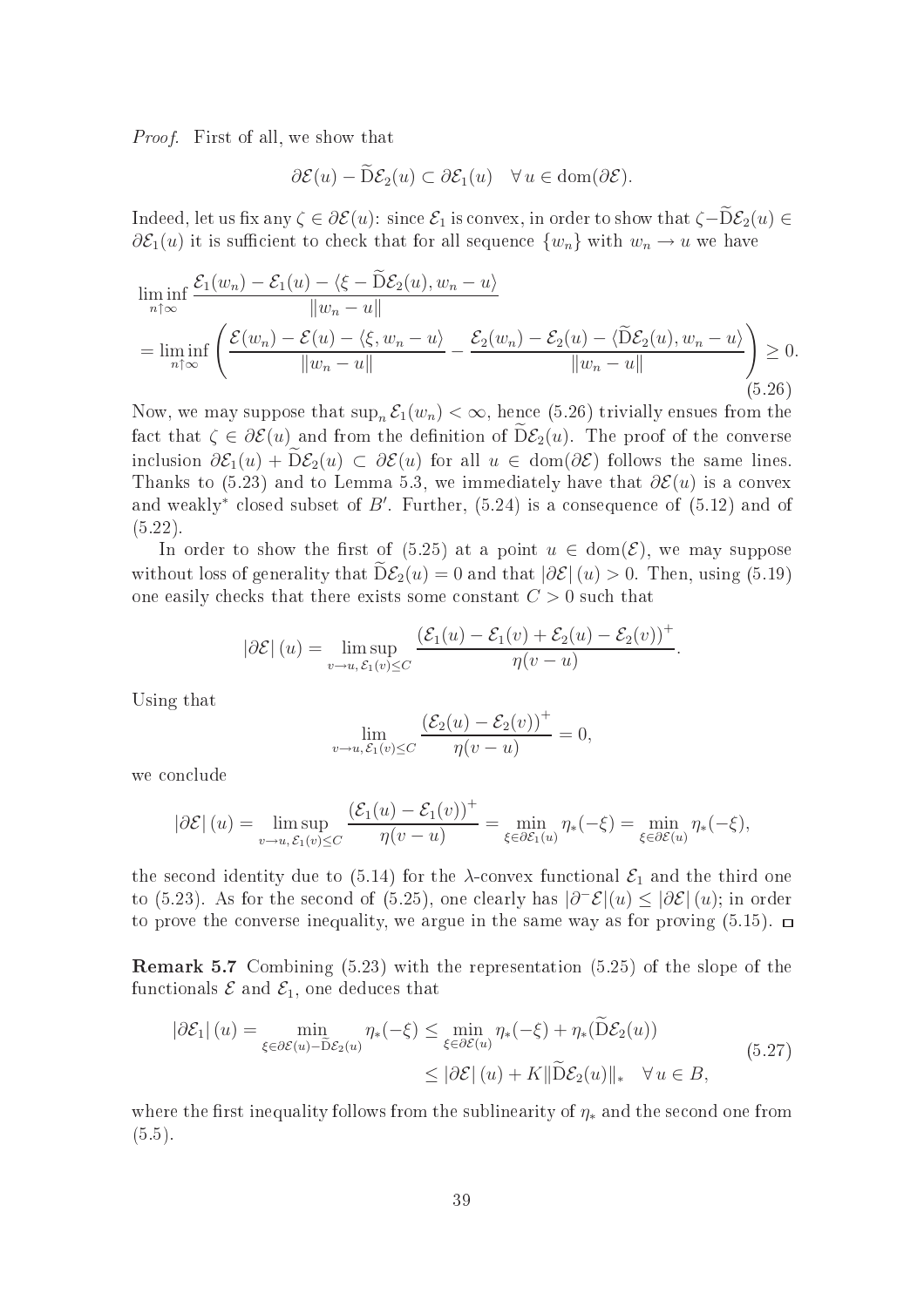*Proof.* First of all, we show that

$$\partial\mathcal{E}(u) - \widetilde{\mathrm{D}}\mathcal{E}_2(u) \subset \partial\mathcal{E}_1(u) \quad \forall\, u \in \mathrm{dom}(\partial\mathcal{E}).$$

Indeed, let us fix any $\zeta \in \partial\mathcal{E}(u)$: since $\mathcal{E}_1$ is convex, in order to show that $\zeta - \widetilde{\mathrm{D}}\mathcal{E}_2(u) \in \partial\mathcal{E}_1(u)$ it is sufficient to check that for all sequence $\{w_n\}$ with $w_n \to u$ we have

$$\begin{aligned}
&\liminf_{n\uparrow\infty} \frac{\mathcal{E}_1(w_n) - \mathcal{E}_1(u) - \langle \xi - \widetilde{\mathrm{D}}\mathcal{E}_2(u), w_n - u\rangle}{\|w_n - u\|} \\
&= \liminf_{n\uparrow\infty} \left( \frac{\mathcal{E}(w_n) - \mathcal{E}(u) - \langle \xi, w_n - u\rangle}{\|w_n - u\|} - \frac{\mathcal{E}_2(w_n) - \mathcal{E}_2(u) - \langle \widetilde{\mathrm{D}}\mathcal{E}_2(u), w_n - u\rangle}{\|w_n - u\|} \right) \geq 0.
\end{aligned} \tag{5.26}$$

Now, we may suppose that $\sup_n \mathcal{E}_1(w_n) < \infty$, hence (5.26) trivially ensues from the fact that $\zeta \in \partial\mathcal{E}(u)$ and from the definition of $\widetilde{\mathrm{D}}\mathcal{E}_2(u)$. The proof of the converse inclusion $\partial\mathcal{E}_1(u) + \widetilde{\mathrm{D}}\mathcal{E}_2(u) \subset \partial\mathcal{E}(u)$ for all $u \in \mathrm{dom}(\partial\mathcal{E})$ follows the same lines. Thanks to (5.23) and to Lemma 5.3, we immediately have that $\partial\mathcal{E}(u)$ is a convex and weakly$^*$ closed subset of $B'$. Further, (5.24) is a consequence of (5.12) and of (5.22).

In order to show the first of (5.25) at a point $u \in \mathrm{dom}(\mathcal{E})$, we may suppose without loss of generality that $\widetilde{\mathrm{D}}\mathcal{E}_2(u) = 0$ and that $|\partial\mathcal{E}|(u) > 0$. Then, using (5.19) one easily checks that there exists some constant $C > 0$ such that

$$|\partial\mathcal{E}|(u) = \limsup_{v \to u,\, \mathcal{E}_1(v) \leq C} \frac{(\mathcal{E}_1(u) - \mathcal{E}_1(v) + \mathcal{E}_2(u) - \mathcal{E}_2(v))^+}{\eta(v-u)}.$$

Using that

$$\lim_{v \to u,\, \mathcal{E}_1(v) \leq C} \frac{(\mathcal{E}_2(u) - \mathcal{E}_2(v))^+}{\eta(v-u)} = 0,$$

we conclude

$$|\partial\mathcal{E}|(u) = \limsup_{v \to u,\, \mathcal{E}_1(v) \leq C} \frac{(\mathcal{E}_1(u) - \mathcal{E}_1(v))^+}{\eta(v-u)} = \min_{\xi \in \partial\mathcal{E}_1(u)} \eta_*(-\xi) = \min_{\xi \in \partial\mathcal{E}(u)} \eta_*(-\xi),$$

the second identity due to (5.14) for the $\lambda$-convex functional $\mathcal{E}_1$ and the third one to (5.23). As for the second of (5.25), one clearly has $|\partial^-\mathcal{E}|(u) \leq |\partial\mathcal{E}|(u)$; in order to prove the converse inequality, we argue in the same way as for proving (5.15). $\square$

**Remark 5.7** Combining (5.23) with the representation (5.25) of the slope of the functionals $\mathcal{E}$ and $\mathcal{E}_1$, one deduces that

$$\begin{aligned}
|\partial\mathcal{E}_1|(u) = \min_{\xi \in \partial\mathcal{E}(u) - \widetilde{\mathrm{D}}\mathcal{E}_2(u)} \eta_*(-\xi) &\leq \min_{\xi \in \partial\mathcal{E}(u)} \eta_*(-\xi) + \eta_*(\widetilde{\mathrm{D}}\mathcal{E}_2(u)) \\
&\leq |\partial\mathcal{E}|(u) + K\|\widetilde{\mathrm{D}}\mathcal{E}_2(u)\|_* \quad \forall\, u \in B,
\end{aligned} \tag{5.27}$$

where the first inequality follows from the sublinearity of $\eta_*$ and the second one from (5.5).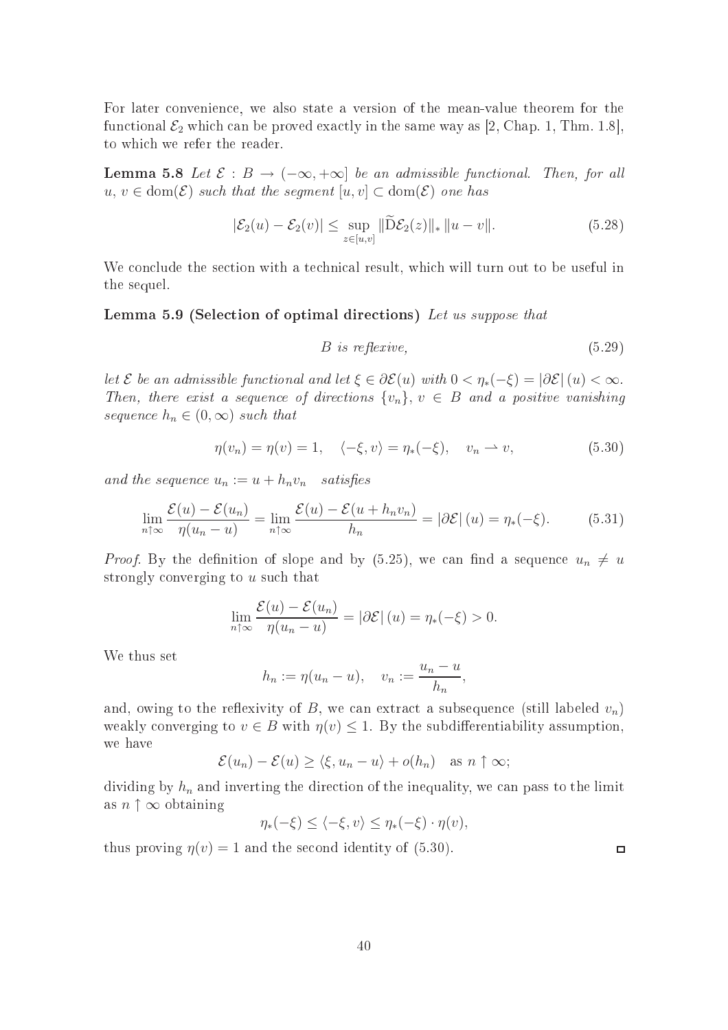For later convenience, we also state a version of the mean-value theorem for the functional $\mathcal{E}_2$ which can be proved exactly in the same way as [2, Chap. 1, Thm. 1.8], to which we refer the reader.

**Lemma 5.8** *Let $\mathcal{E} : B \to (-\infty, +\infty]$ be an admissible functional. Then, for all $u, v \in \mathrm{dom}(\mathcal{E})$ such that the segment $[u, v] \subset \mathrm{dom}(\mathcal{E})$ one has*

$$|\mathcal{E}_2(u) - \mathcal{E}_2(v)| \leq \sup_{z \in [u,v]} \|\widetilde{\mathrm{D}}\mathcal{E}_2(z)\|_* \, \|u - v\|. \tag{5.28}$$

We conclude the section with a technical result, which will turn out to be useful in the sequel.

**Lemma 5.9 (Selection of optimal directions)** *Let us suppose that*

$$B \text{ is reflexive,} \tag{5.29}$$

*let $\mathcal{E}$ be an admissible functional and let $\xi \in \partial\mathcal{E}(u)$ with $0 < \eta_*(-\xi) = |\partial\mathcal{E}|(u) < \infty$. Then, there exist a sequence of directions $\{v_n\}$, $v \in B$ and a positive vanishing sequence $h_n \in (0, \infty)$ such that*

$$\eta(v_n) = \eta(v) = 1, \quad \langle -\xi, v \rangle = \eta_*(-\xi), \quad v_n \rightharpoonup v, \tag{5.30}$$

*and the sequence $u_n := u + h_n v_n$ satisfies*

$$\lim_{n \uparrow \infty} \frac{\mathcal{E}(u) - \mathcal{E}(u_n)}{\eta(u_n - u)} = \lim_{n \uparrow \infty} \frac{\mathcal{E}(u) - \mathcal{E}(u + h_n v_n)}{h_n} = |\partial\mathcal{E}|(u) = \eta_*(-\xi). \tag{5.31}$$

*Proof.* By the definition of slope and by (5.25), we can find a sequence $u_n \neq u$ strongly converging to $u$ such that

$$\lim_{n \uparrow \infty} \frac{\mathcal{E}(u) - \mathcal{E}(u_n)}{\eta(u_n - u)} = |\partial\mathcal{E}|(u) = \eta_*(-\xi) > 0.$$

We thus set

$$h_n := \eta(u_n - u), \quad v_n := \frac{u_n - u}{h_n},$$

and, owing to the reflexivity of $B$, we can extract a subsequence (still labeled $v_n$) weakly converging to $v \in B$ with $\eta(v) \leq 1$. By the subdifferentiability assumption, we have

$$\mathcal{E}(u_n) - \mathcal{E}(u) \geq \langle \xi, u_n - u \rangle + o(h_n) \quad \text{as } n \uparrow \infty;$$

dividing by $h_n$ and inverting the direction of the inequality, we can pass to the limit as $n \uparrow \infty$ obtaining

$$\eta_*(-\xi) \leq \langle -\xi, v \rangle \leq \eta_*(-\xi) \cdot \eta(v),$$

thus proving $\eta(v) = 1$ and the second identity of (5.30). $\square$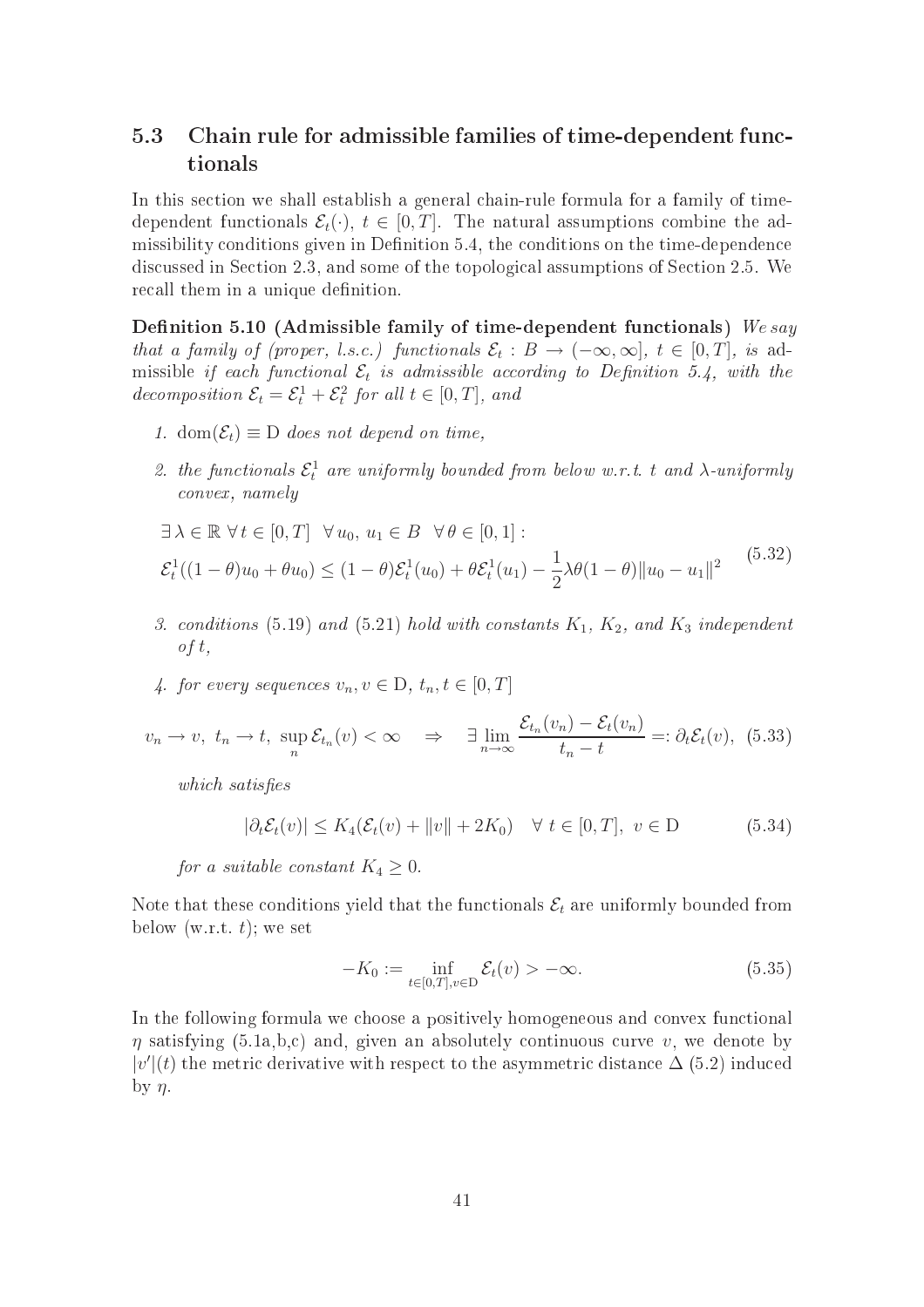### 5.3 Chain rule for admissible families of time-dependent functionals

In this section we shall establish a general chain-rule formula for a family of time-dependent functionals $\mathcal{E}_t(\cdot)$, $t \in [0,T]$. The natural assumptions combine the admissibility conditions given in Definition 5.4, the conditions on the time-dependence discussed in Section 2.3, and some of the topological assumptions of Section 2.5. We recall them in a unique definition.

**Definition 5.10 (Admissible family of time-dependent functionals)** *We say that a family of (proper, l.s.c.) functionals $\mathcal{E}_t : B \to (-\infty, \infty]$, $t \in [0,T]$, is* admissible *if each functional $\mathcal{E}_t$ is admissible according to Definition 5.4, with the decomposition $\mathcal{E}_t = \mathcal{E}_t^1 + \mathcal{E}_t^2$ for all $t \in [0,T]$, and*

1. *$\mathrm{dom}(\mathcal{E}_t) \equiv \mathrm{D}$ does not depend on time,*
2. *the functionals $\mathcal{E}_t^1$ are uniformly bounded from below w.r.t. $t$ and $\lambda$-uniformly convex, namely*

$$
\begin{aligned}
&\exists\, \lambda \in \mathbb{R}\ \forall\, t \in [0,T] \quad \forall\, u_0,\, u_1 \in B \quad \forall\, \theta \in [0,1] : \\
&\mathcal{E}_t^1((1-\theta)u_0 + \theta u_0) \le (1-\theta)\mathcal{E}_t^1(u_0) + \theta \mathcal{E}_t^1(u_1) - \frac{1}{2}\lambda\theta(1-\theta)\|u_0 - u_1\|^2
\end{aligned}
\tag{5.32}
$$

3. *conditions (5.19) and (5.21) hold with constants $K_1$, $K_2$, and $K_3$ independent of $t$,*
4. *for every sequences $v_n, v \in \mathrm{D}$, $t_n, t \in [0,T]$*

$$
v_n \to v,\ t_n \to t,\ \sup_n \mathcal{E}_{t_n}(v) < \infty \quad \Rightarrow \quad \exists \lim_{n\to\infty} \frac{\mathcal{E}_{t_n}(v_n) - \mathcal{E}_t(v_n)}{t_n - t} =: \partial_t \mathcal{E}_t(v), \tag{5.33}
$$

*which satisfies*

$$
|\partial_t \mathcal{E}_t(v)| \le K_4(\mathcal{E}_t(v) + \|v\| + 2K_0) \quad \forall\, t \in [0,T],\ v \in \mathrm{D} \tag{5.34}
$$

*for a suitable constant $K_4 \ge 0$.*

Note that these conditions yield that the functionals $\mathcal{E}_t$ are uniformly bounded from below (w.r.t. $t$); we set

$$
-K_0 := \inf_{t\in[0,T], v \in \mathrm{D}} \mathcal{E}_t(v) > -\infty. \tag{5.35}
$$

In the following formula we choose a positively homogeneous and convex functional $\eta$ satisfying (5.1a,b,c) and, given an absolutely continuous curve $v$, we denote by $|v'|(t)$ the metric derivative with respect to the asymmetric distance $\Delta$ (5.2) induced by $\eta$.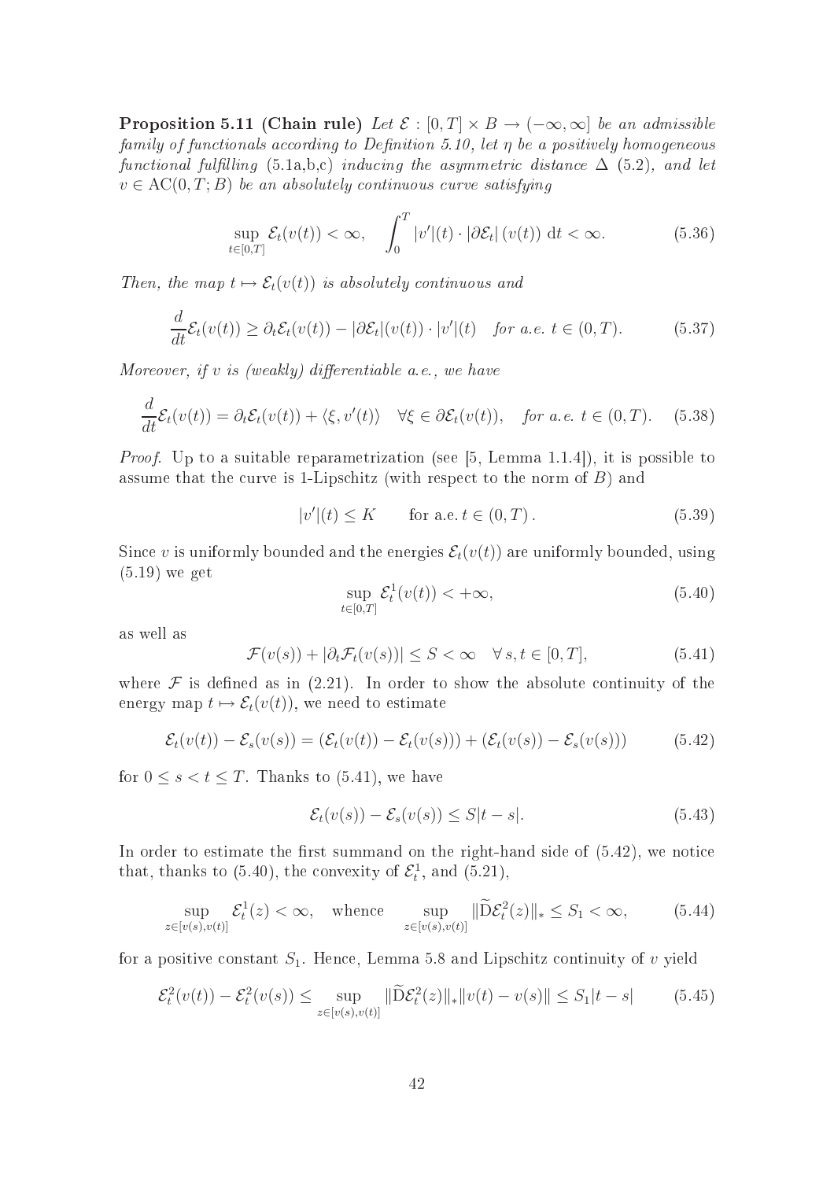**Proposition 5.11 (Chain rule)** *Let $\mathcal{E} : [0,T] \times B \to (-\infty, \infty]$ be an admissible family of functionals according to Definition 5.10, let $\eta$ be a positively homogeneous functional fulfilling (5.1a,b,c) inducing the asymmetric distance $\Delta$ (5.2), and let $v \in \mathrm{AC}(0,T;B)$ be an absolutely continuous curve satisfying*

$$\sup_{t \in [0,T]} \mathcal{E}_t(v(t)) < \infty, \quad \int_0^T |v'|(t) \cdot |\partial \mathcal{E}_t| (v(t)) \, \mathrm{d}t < \infty. \tag{5.36}$$

*Then, the map $t \mapsto \mathcal{E}_t(v(t))$ is absolutely continuous and*

$$\frac{d}{dt} \mathcal{E}_t(v(t)) \geq \partial_t \mathcal{E}_t(v(t)) - |\partial \mathcal{E}_t|(v(t)) \cdot |v'|(t) \quad \textit{for a.e. } t \in (0,T). \tag{5.37}$$

*Moreover, if $v$ is (weakly) differentiable a.e., we have*

$$\frac{d}{dt} \mathcal{E}_t(v(t)) = \partial_t \mathcal{E}_t(v(t)) + \langle \xi, v'(t) \rangle \quad \forall \xi \in \partial \mathcal{E}_t(v(t)), \quad \textit{for a.e. } t \in (0,T). \tag{5.38}$$

*Proof.* Up to a suitable reparametrization (see [5, Lemma 1.1.4]), it is possible to assume that the curve is 1-Lipschitz (with respect to the norm of $B$) and

$$|v'|(t) \leq K \qquad \text{for a.e. } t \in (0,T). \tag{5.39}$$

Since $v$ is uniformly bounded and the energies $\mathcal{E}_t(v(t))$ are uniformly bounded, using (5.19) we get

$$\sup_{t \in [0,T]} \mathcal{E}^1_t(v(t)) < +\infty, \tag{5.40}$$

as well as

$$\mathcal{F}(v(s)) + |\partial_t \mathcal{F}_t(v(s))| \leq S < \infty \quad \forall \, s, t \in [0,T], \tag{5.41}$$

where $\mathcal{F}$ is defined as in (2.21). In order to show the absolute continuity of the energy map $t \mapsto \mathcal{E}_t(v(t))$, we need to estimate

$$\mathcal{E}_t(v(t)) - \mathcal{E}_s(v(s)) = (\mathcal{E}_t(v(t)) - \mathcal{E}_t(v(s))) + (\mathcal{E}_t(v(s)) - \mathcal{E}_s(v(s))) \tag{5.42}$$

for $0 \leq s < t \leq T$. Thanks to (5.41), we have

$$\mathcal{E}_t(v(s)) - \mathcal{E}_s(v(s)) \leq S|t-s|. \tag{5.43}$$

In order to estimate the first summand on the right-hand side of (5.42), we notice that, thanks to (5.40), the convexity of $\mathcal{E}^1_t$, and (5.21),

$$\sup_{z \in [v(s), v(t)]} \mathcal{E}^1_t(z) < \infty, \quad \text{whence} \quad \sup_{z \in [v(s), v(t)]} \|\widetilde{\mathrm{D}}\mathcal{E}^2_t(z)\|_* \leq S_1 < \infty, \tag{5.44}$$

for a positive constant $S_1$. Hence, Lemma 5.8 and Lipschitz continuity of $v$ yield

$$\mathcal{E}^2_t(v(t)) - \mathcal{E}^2_t(v(s)) \leq \sup_{z \in [v(s), v(t)]} \|\widetilde{\mathrm{D}}\mathcal{E}^2_t(z)\|_* \|v(t) - v(s)\| \leq S_1 |t-s| \tag{5.45}$$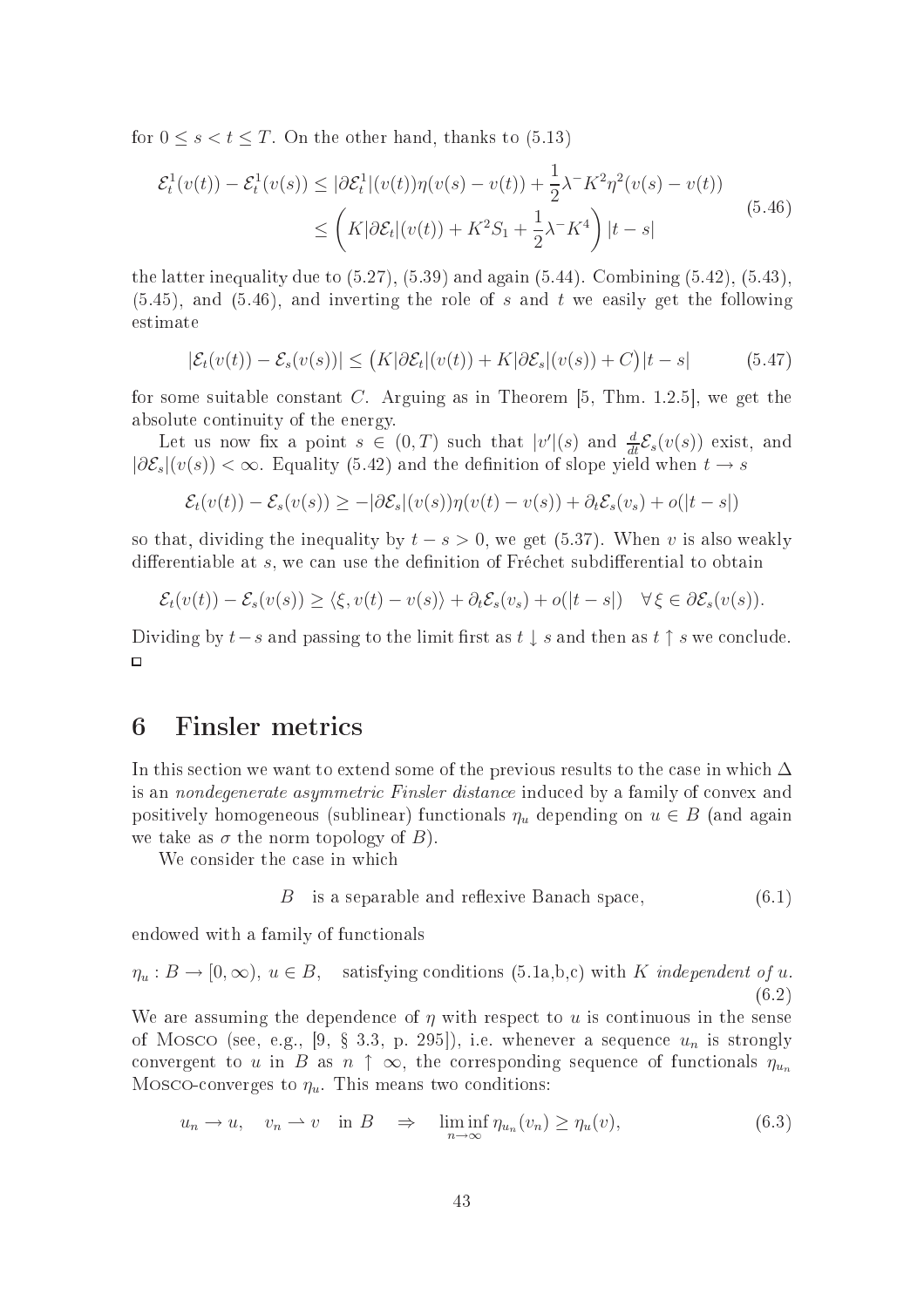for $0 \le s < t \le T$. On the other hand, thanks to (5.13)

$$
\begin{aligned}
\mathcal{E}^1_t(v(t)) - \mathcal{E}^1_t(v(s)) &\le |\partial \mathcal{E}^1_t|(v(t))\eta(v(s)-v(t)) + \frac{1}{2}\lambda^- K^2 \eta^2(v(s)-v(t)) \\
&\le \left( K|\partial \mathcal{E}_t|(v(t)) + K^2 S_1 + \frac{1}{2}\lambda^- K^4 \right) |t-s|
\end{aligned}
\tag{5.46}
$$

the latter inequality due to (5.27), (5.39) and again (5.44). Combining (5.42), (5.43), (5.45), and (5.46), and inverting the role of $s$ and $t$ we easily get the following estimate

$$
|\mathcal{E}_t(v(t)) - \mathcal{E}_s(v(s))| \le \big( K|\partial \mathcal{E}_t|(v(t)) + K|\partial \mathcal{E}_s|(v(s)) + C \big)|t-s| \tag{5.47}
$$

for some suitable constant $C$. Arguing as in Theorem [5, Thm. 1.2.5], we get the absolute continuity of the energy.

Let us now fix a point $s \in (0,T)$ such that $|v'|(s)$ and $\frac{d}{dt}\mathcal{E}_s(v(s))$ exist, and $|\partial \mathcal{E}_s|(v(s)) < \infty$. Equality (5.42) and the definition of slope yield when $t \to s$

$$
\mathcal{E}_t(v(t)) - \mathcal{E}_s(v(s)) \ge -|\partial \mathcal{E}_s|(v(s))\eta(v(t)-v(s)) + \partial_t \mathcal{E}_s(v_s) + o(|t-s|)
$$

so that, dividing the inequality by $t-s>0$, we get (5.37). When $v$ is also weakly differentiable at $s$, we can use the definition of Fréchet subdifferential to obtain

$$
\mathcal{E}_t(v(t)) - \mathcal{E}_s(v(s)) \ge \langle \xi, v(t)-v(s)\rangle + \partial_t \mathcal{E}_s(v_s) + o(|t-s|) \quad \forall\, \xi \in \partial \mathcal{E}_s(v(s)).
$$

Dividing by $t-s$ and passing to the limit first as $t \downarrow s$ and then as $t \uparrow s$ we conclude. □

# 6 Finsler metrics

In this section we want to extend some of the previous results to the case in which $\Delta$ is an *nondegenerate asymmetric Finsler distance* induced by a family of convex and positively homogeneous (sublinear) functionals $\eta_u$ depending on $u \in B$ (and again we take as $\sigma$ the norm topology of $B$).

We consider the case in which

$$
B \quad \text{is a separable and reflexive Banach space,} \tag{6.1}
$$

endowed with a family of functionals

$$
\eta_u : B \to [0,\infty),\ u \in B, \quad \text{satisfying conditions (5.1a,b,c) with } K \text{ } \textit{independent of } u. \tag{6.2}
$$

We are assuming the dependence of $\eta$ with respect to $u$ is continuous in the sense of Mosco (see, e.g., [9, § 3.3, p. 295]), i.e. whenever a sequence $u_n$ is strongly convergent to $u$ in $B$ as $n \uparrow \infty$, the corresponding sequence of functionals $\eta_{u_n}$ Mosco-converges to $\eta_u$. This means two conditions:

$$
u_n \to u, \quad v_n \rightharpoonup v \quad \text{in } B \quad \Rightarrow \quad \liminf_{n\to\infty} \eta_{u_n}(v_n) \ge \eta_u(v), \tag{6.3}
$$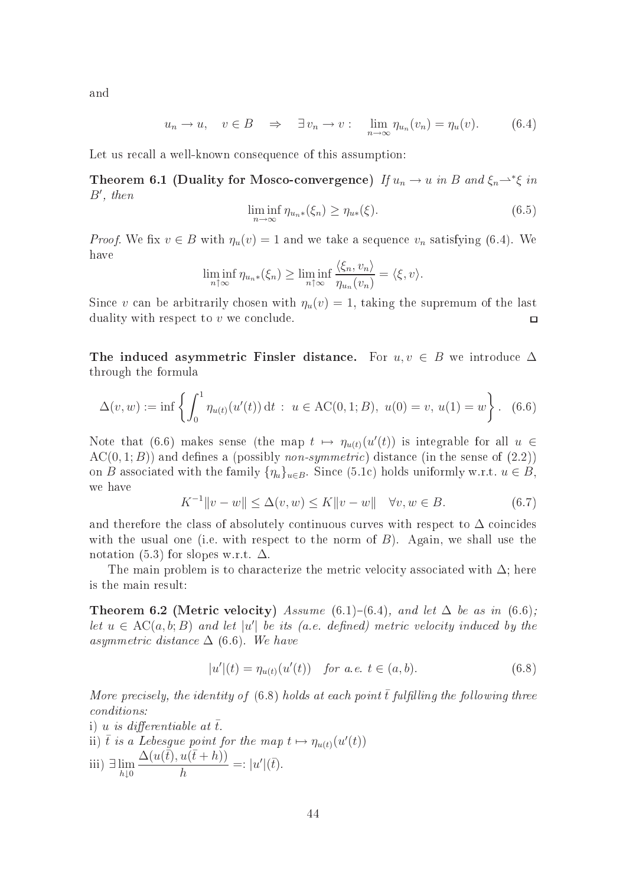and

$$u_n \to u, \quad v \in B \quad \Rightarrow \quad \exists\, v_n \to v : \quad \lim_{n\to\infty} \eta_{u_n}(v_n) = \eta_u(v). \tag{6.4}$$

Let us recall a well-known consequence of this assumption:

**Theorem 6.1 (Duality for Mosco-convergence)** *If $u_n \to u$ in $B$ and $\xi_n \rightharpoonup^* \xi$ in $B'$, then*

$$\liminf_{n\to\infty} \eta_{u_n *}(\xi_n) \geq \eta_{u*}(\xi). \tag{6.5}$$

*Proof.* We fix $v \in B$ with $\eta_u(v) = 1$ and we take a sequence $v_n$ satisfying (6.4). We have

$$\liminf_{n\uparrow\infty} \eta_{u_n *}(\xi_n) \geq \liminf_{n\uparrow\infty} \frac{\langle \xi_n, v_n\rangle}{\eta_{u_n}(v_n)} = \langle \xi, v\rangle.$$

Since $v$ can be arbitrarily chosen with $\eta_u(v) = 1$, taking the supremum of the last duality with respect to $v$ we conclude. □

**The induced asymmetric Finsler distance.** For $u, v \in B$ we introduce $\Delta$ through the formula

$$\Delta(v, w) := \inf\left\{ \int_0^1 \eta_{u(t)}(u'(t))\,\mathrm{d}t \; : \; u \in \mathrm{AC}(0,1;B),\ u(0) = v,\ u(1) = w \right\}. \tag{6.6}$$

Note that (6.6) makes sense (the map $t \mapsto \eta_{u(t)}(u'(t))$ is integrable for all $u \in \mathrm{AC}(0,1;B)$) and defines a (possibly *non-symmetric*) distance (in the sense of (2.2)) on $B$ associated with the family $\{\eta_u\}_{u\in B}$. Since (5.1c) holds uniformly w.r.t. $u \in B$, we have

$$K^{-1}\|v - w\| \leq \Delta(v, w) \leq K\|v - w\| \quad \forall v, w \in B. \tag{6.7}$$

and therefore the class of absolutely continuous curves with respect to $\Delta$ coincides with the usual one (i.e. with respect to the norm of $B$). Again, we shall use the notation (5.3) for slopes w.r.t. $\Delta$.

The main problem is to characterize the metric velocity associated with $\Delta$; here is the main result:

**Theorem 6.2 (Metric velocity)** *Assume* (6.1)–(6.4)*, and let $\Delta$ be as in* (6.6)*; let $u \in \mathrm{AC}(a, b; B)$ and let $|u'|$ be its (a.e. defined) metric velocity induced by the asymmetric distance $\Delta$* (6.6)*. We have*

$$|u'|(t) = \eta_{u(t)}(u'(t)) \quad \textit{for a.e. } t \in (a, b). \tag{6.8}$$

*More precisely, the identity of* (6.8) *holds at each point $\bar t$ fulfilling the following three conditions:*

i) *$u$ is differentiable at $\bar t$.*

ii) *$\bar t$ is a Lebesgue point for the map $t \mapsto \eta_{u(t)}(u'(t))$*

iii) $\exists \lim_{h\downarrow 0} \dfrac{\Delta(u(\bar t), u(\bar t + h))}{h} =: |u'|(\bar t)$.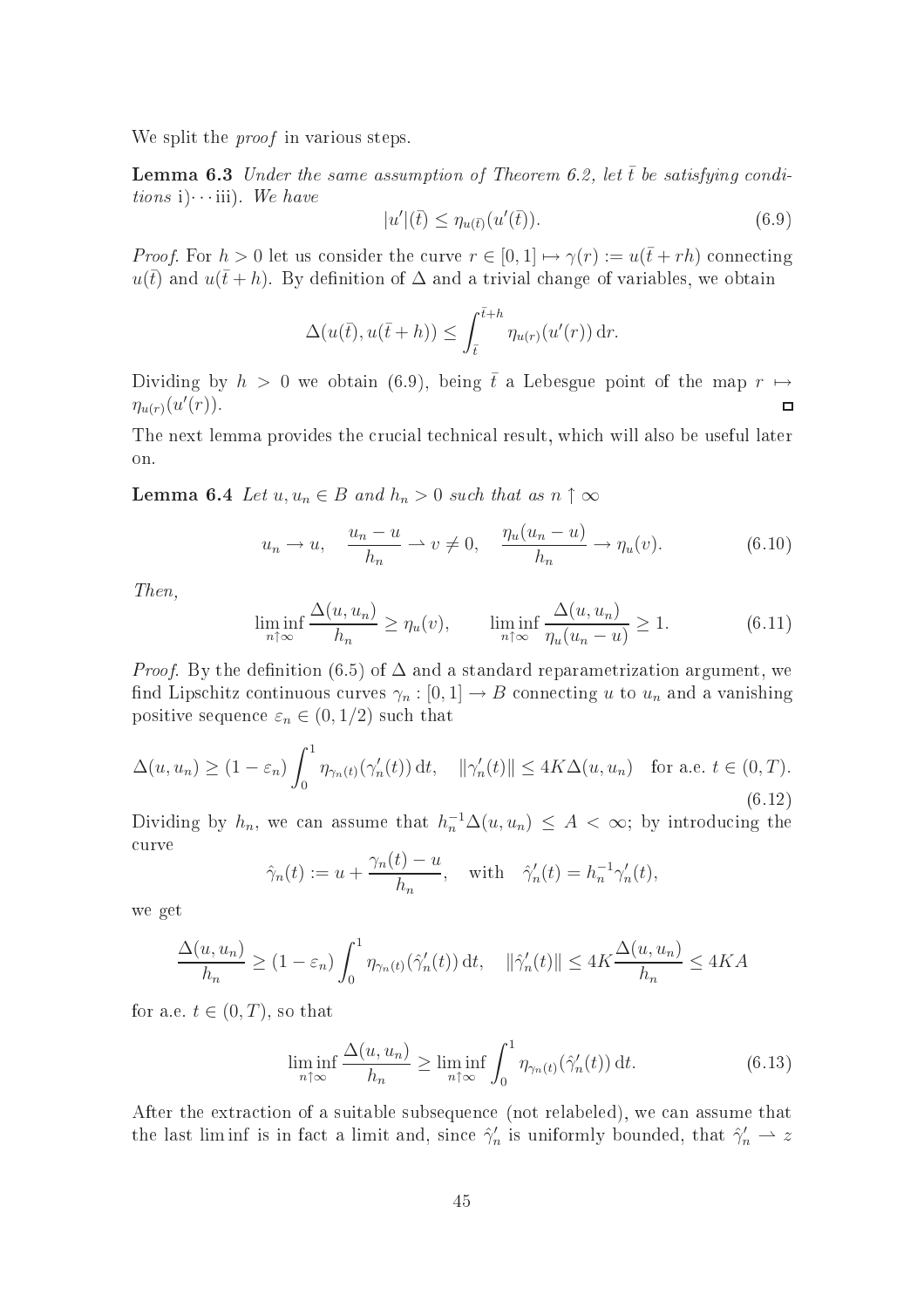We split the *proof* in various steps.

**Lemma 6.3** *Under the same assumption of Theorem 6.2, let $\bar t$ be satisfying conditions* i)$\cdots$iii)*. We have*

$$|u'|(\bar t) \le \eta_{u(\bar t)}(u'(\bar t)). \tag{6.9}$$

*Proof.* For $h > 0$ let us consider the curve $r \in [0,1] \mapsto \gamma(r) := u(\bar t + rh)$ connecting $u(\bar t)$ and $u(\bar t + h)$. By definition of $\Delta$ and a trivial change of variables, we obtain

$$\Delta(u(\bar t), u(\bar t + h)) \le \int_{\bar t}^{\bar t + h} \eta_{u(r)}(u'(r))\,\mathrm{d}r.$$

Dividing by $h > 0$ we obtain (6.9), being $\bar t$ a Lebesgue point of the map $r \mapsto \eta_{u(r)}(u'(r))$. □

The next lemma provides the crucial technical result, which will also be useful later on.

**Lemma 6.4** *Let $u, u_n \in B$ and $h_n > 0$ such that as $n \uparrow \infty$*

$$u_n \to u, \quad \frac{u_n - u}{h_n} \rightharpoonup v \ne 0, \quad \frac{\eta_u(u_n - u)}{h_n} \to \eta_u(v). \tag{6.10}$$

*Then,*

$$\liminf_{n\uparrow\infty} \frac{\Delta(u, u_n)}{h_n} \ge \eta_u(v), \qquad \liminf_{n\uparrow\infty} \frac{\Delta(u, u_n)}{\eta_u(u_n - u)} \ge 1. \tag{6.11}$$

*Proof.* By the definition (6.5) of $\Delta$ and a standard reparametrization argument, we find Lipschitz continuous curves $\gamma_n : [0,1] \to B$ connecting $u$ to $u_n$ and a vanishing positive sequence $\varepsilon_n \in (0, 1/2)$ such that

$$\Delta(u, u_n) \ge (1 - \varepsilon_n) \int_0^1 \eta_{\gamma_n(t)}(\gamma_n'(t))\,\mathrm{d}t, \quad \|\gamma_n'(t)\| \le 4K\Delta(u, u_n) \quad \text{for a.e. } t \in (0, T). \tag{6.12}$$

Dividing by $h_n$, we can assume that $h_n^{-1}\Delta(u, u_n) \le A < \infty$; by introducing the curve

$$\hat\gamma_n(t) := u + \frac{\gamma_n(t) - u}{h_n}, \quad \text{with} \quad \hat\gamma_n'(t) = h_n^{-1}\gamma_n'(t),$$

we get

$$\frac{\Delta(u, u_n)}{h_n} \ge (1 - \varepsilon_n) \int_0^1 \eta_{\gamma_n(t)}(\hat\gamma_n'(t))\,\mathrm{d}t, \quad \|\hat\gamma_n'(t)\| \le 4K\frac{\Delta(u, u_n)}{h_n} \le 4KA$$

for a.e. $t \in (0, T)$, so that

$$\liminf_{n\uparrow\infty} \frac{\Delta(u, u_n)}{h_n} \ge \liminf_{n\uparrow\infty} \int_0^1 \eta_{\gamma_n(t)}(\hat\gamma_n'(t))\,\mathrm{d}t. \tag{6.13}$$

After the extraction of a suitable subsequence (not relabeled), we can assume that the last lim inf is in fact a limit and, since $\hat\gamma_n'$ is uniformly bounded, that $\hat\gamma_n' \rightharpoonup z$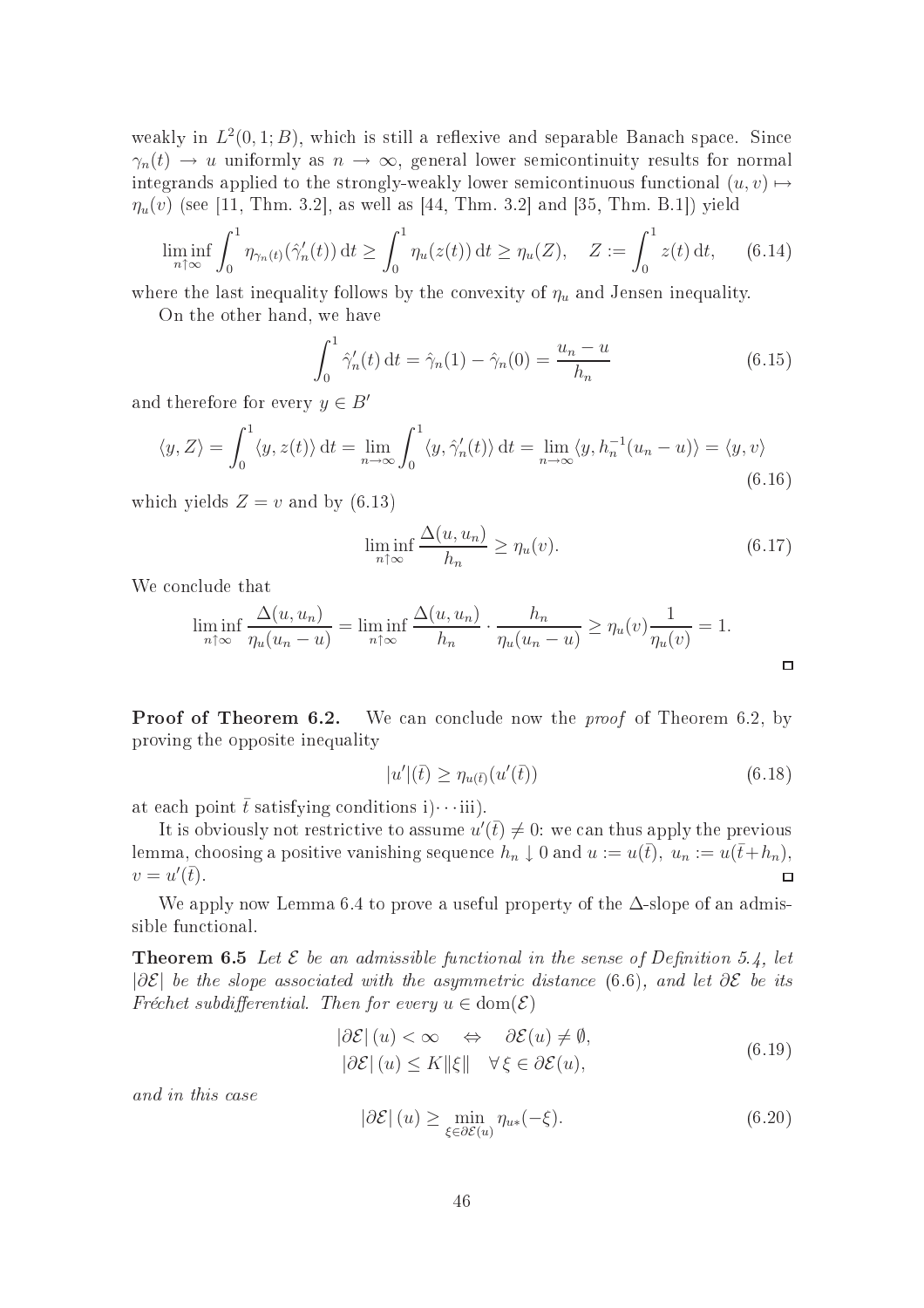weakly in $L^2(0,1;B)$, which is still a reflexive and separable Banach space. Since $\gamma_n(t) \to u$ uniformly as $n \to \infty$, general lower semicontinuity results for normal integrands applied to the strongly-weakly lower semicontinuous functional $(u,v) \mapsto \eta_u(v)$ (see [11, Thm. 3.2], as well as [44, Thm. 3.2] and [35, Thm. B.1]) yield

$$\liminf_{n\uparrow\infty} \int_0^1 \eta_{\gamma_n(t)}(\hat\gamma_n'(t))\,\mathrm{d}t \geq \int_0^1 \eta_u(z(t))\,\mathrm{d}t \geq \eta_u(Z), \quad Z := \int_0^1 z(t)\,\mathrm{d}t, \tag{6.14}$$

where the last inequality follows by the convexity of $\eta_u$ and Jensen inequality.

On the other hand, we have

$$\int_0^1 \hat\gamma_n'(t)\,\mathrm{d}t = \hat\gamma_n(1) - \hat\gamma_n(0) = \frac{u_n - u}{h_n} \tag{6.15}$$

and therefore for every $y \in B'$

$$\langle y, Z\rangle = \int_0^1 \langle y, z(t)\rangle\,\mathrm{d}t = \lim_{n\to\infty}\int_0^1 \langle y, \hat\gamma_n'(t)\rangle\,\mathrm{d}t = \lim_{n\to\infty}\langle y, h_n^{-1}(u_n-u)\rangle = \langle y, v\rangle \tag{6.16}$$

which yields $Z = v$ and by (6.13)

$$\liminf_{n\uparrow\infty} \frac{\Delta(u,u_n)}{h_n} \geq \eta_u(v). \tag{6.17}$$

We conclude that

$$\liminf_{n\uparrow\infty} \frac{\Delta(u,u_n)}{\eta_u(u_n-u)} = \liminf_{n\uparrow\infty} \frac{\Delta(u,u_n)}{h_n}\cdot\frac{h_n}{\eta_u(u_n-u)} \geq \eta_u(v)\frac{1}{\eta_u(v)} = 1.$$

□

**Proof of Theorem 6.2.** We can conclude now the *proof* of Theorem 6.2, by proving the opposite inequality

$$|u'|(\bar t) \geq \eta_{u(\bar t)}(u'(\bar t)) \tag{6.18}$$

at each point $\bar t$ satisfying conditions i)$\cdots$iii).

It is obviously not restrictive to assume $u'(\bar t) \neq 0$: we can thus apply the previous lemma, choosing a positive vanishing sequence $h_n \downarrow 0$ and $u := u(\bar t)$, $u_n := u(\bar t + h_n)$, $v = u'(\bar t)$. □

We apply now Lemma 6.4 to prove a useful property of the $\Delta$-slope of an admissible functional.

**Theorem 6.5** *Let $\mathcal{E}$ be an admissible functional in the sense of Definition 5.4, let $|\partial\mathcal{E}|$ be the slope associated with the asymmetric distance (6.6), and let $\partial\mathcal{E}$ be its Fréchet subdifferential. Then for every $u \in \mathrm{dom}(\mathcal{E})$*

$$\begin{aligned} |\partial\mathcal{E}|(u) < \infty \quad &\Leftrightarrow \quad \partial\mathcal{E}(u) \neq \emptyset, \\ |\partial\mathcal{E}|(u) \leq K\|\xi\| \quad &\forall\, \xi \in \partial\mathcal{E}(u), \end{aligned} \tag{6.19}$$

*and in this case*

$$|\partial\mathcal{E}|(u) \geq \min_{\xi\in\partial\mathcal{E}(u)} \eta_{u*}(-\xi). \tag{6.20}$$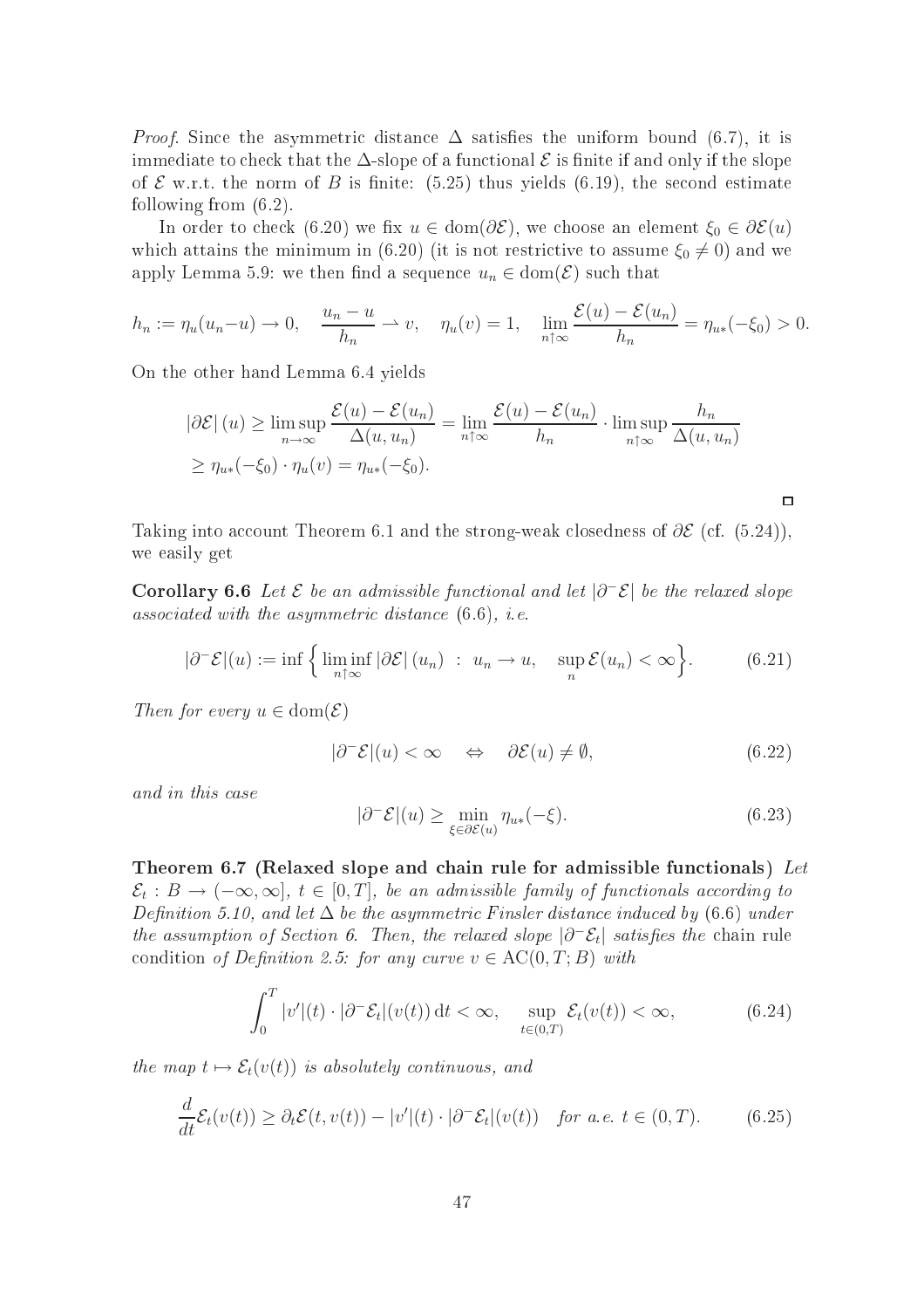*Proof.* Since the asymmetric distance $\Delta$ satisfies the uniform bound (6.7), it is immediate to check that the $\Delta$-slope of a functional $\mathcal{E}$ is finite if and only if the slope of $\mathcal{E}$ w.r.t. the norm of $B$ is finite: (5.25) thus yields (6.19), the second estimate following from (6.2).

In order to check (6.20) we fix $u \in \mathrm{dom}(\partial\mathcal{E})$, we choose an element $\xi_0 \in \partial\mathcal{E}(u)$ which attains the minimum in (6.20) (it is not restrictive to assume $\xi_0 \neq 0$) and we apply Lemma 5.9: we then find a sequence $u_n \in \mathrm{dom}(\mathcal{E})$ such that

$$h_n := \eta_u(u_n - u) \to 0, \quad \frac{u_n - u}{h_n} \rightharpoonup v, \quad \eta_u(v) = 1, \quad \lim_{n\uparrow\infty} \frac{\mathcal{E}(u) - \mathcal{E}(u_n)}{h_n} = \eta_{u*}(-\xi_0) > 0.$$

On the other hand Lemma 6.4 yields

$$\begin{aligned}
|\partial\mathcal{E}|(u) &\geq \limsup_{n\to\infty} \frac{\mathcal{E}(u) - \mathcal{E}(u_n)}{\Delta(u, u_n)} = \lim_{n\uparrow\infty} \frac{\mathcal{E}(u) - \mathcal{E}(u_n)}{h_n} \cdot \limsup_{n\uparrow\infty} \frac{h_n}{\Delta(u, u_n)} \\
&\geq \eta_{u*}(-\xi_0) \cdot \eta_u(v) = \eta_{u*}(-\xi_0).
\end{aligned}$$

□

Taking into account Theorem 6.1 and the strong-weak closedness of $\partial\mathcal{E}$ (cf. (5.24)), we easily get

**Corollary 6.6** *Let $\mathcal{E}$ be an admissible functional and let $|\partial^-\mathcal{E}|$ be the relaxed slope associated with the asymmetric distance (6.6), i.e.*

$$|\partial^-\mathcal{E}|(u) := \inf \Big\{ \liminf_{n\uparrow\infty} |\partial\mathcal{E}|(u_n) \ : \ u_n \to u, \quad \sup_n \mathcal{E}(u_n) < \infty \Big\}. \tag{6.21}$$

*Then for every $u \in \mathrm{dom}(\mathcal{E})$*

$$|\partial^-\mathcal{E}|(u) < \infty \quad \Leftrightarrow \quad \partial\mathcal{E}(u) \neq \emptyset, \tag{6.22}$$

*and in this case*

$$|\partial^-\mathcal{E}|(u) \geq \min_{\xi\in\partial\mathcal{E}(u)} \eta_{u*}(-\xi). \tag{6.23}$$

**Theorem 6.7 (Relaxed slope and chain rule for admissible functionals)** *Let $\mathcal{E}_t : B \to (-\infty, \infty]$, $t \in [0, T]$, be an admissible family of functionals according to Definition 5.10, and let $\Delta$ be the asymmetric Finsler distance induced by (6.6) under the assumption of Section 6. Then, the relaxed slope $|\partial^-\mathcal{E}_t|$ satisfies the* chain rule condition *of Definition 2.5: for any curve $v \in \mathrm{AC}(0, T; B)$ with*

$$\int_0^T |v'|(t) \cdot |\partial^-\mathcal{E}_t|(v(t))\,\mathrm{d}t < \infty, \qquad \sup_{t\in(0,T)} \mathcal{E}_t(v(t)) < \infty, \tag{6.24}$$

*the map $t \mapsto \mathcal{E}_t(v(t))$ is absolutely continuous, and*

$$\frac{d}{dt}\mathcal{E}_t(v(t)) \geq \partial_t\mathcal{E}(t, v(t)) - |v'|(t) \cdot |\partial^-\mathcal{E}_t|(v(t)) \quad \textit{for a.e. } t \in (0, T). \tag{6.25}$$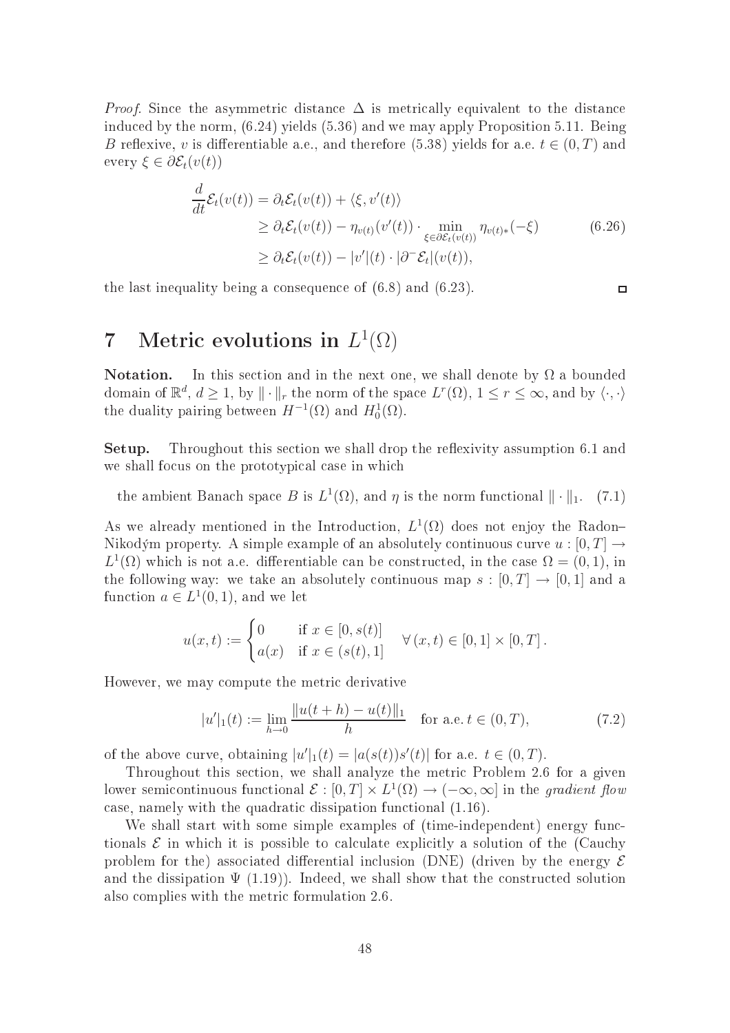*Proof.* Since the asymmetric distance $\Delta$ is metrically equivalent to the distance induced by the norm, (6.24) yields (5.36) and we may apply Proposition 5.11. Being $B$ reflexive, $v$ is differentiable a.e., and therefore (5.38) yields for a.e. $t \in (0,T)$ and every $\xi \in \partial \mathcal{E}_t(v(t))$

$$
\begin{aligned}
\frac{d}{dt}\mathcal{E}_t(v(t)) &= \partial_t \mathcal{E}_t(v(t)) + \langle \xi, v'(t)\rangle \\
&\geq \partial_t \mathcal{E}_t(v(t)) - \eta_{v(t)}(v'(t)) \cdot \min_{\xi \in \partial \mathcal{E}_t(v(t))} \eta_{v(t)*}(-\xi) \\
&\geq \partial_t \mathcal{E}_t(v(t)) - |v'|(t) \cdot |\partial^- \mathcal{E}_t|(v(t)),
\end{aligned} \tag{6.26}
$$

the last inequality being a consequence of (6.8) and (6.23). $\square$

# 7 Metric evolutions in $L^1(\Omega)$

**Notation.** In this section and in the next one, we shall denote by $\Omega$ a bounded domain of $\mathbb{R}^d$, $d \geq 1$, by $\|\cdot\|_r$ the norm of the space $L^r(\Omega)$, $1 \leq r \leq \infty$, and by $\langle \cdot, \cdot \rangle$ the duality pairing between $H^{-1}(\Omega)$ and $H^1_0(\Omega)$.

**Setup.** Throughout this section we shall drop the reflexivity assumption 6.1 and we shall focus on the prototypical case in which

$$
\text{the ambient Banach space } B \text{ is } L^1(\Omega), \text{ and } \eta \text{ is the norm functional } \|\cdot\|_1. \tag{7.1}
$$

As we already mentioned in the Introduction, $L^1(\Omega)$ does not enjoy the Radon–Nikodým property. A simple example of an absolutely continuous curve $u : [0,T] \to L^1(\Omega)$ which is not a.e. differentiable can be constructed, in the case $\Omega = (0,1)$, in the following way: we take an absolutely continuous map $s : [0,T] \to [0,1]$ and a function $a \in L^1(0,1)$, and we let

$$
u(x,t) := \begin{cases} 0 & \text{if } x \in [0, s(t)] \\ a(x) & \text{if } x \in (s(t), 1] \end{cases} \quad \forall\, (x,t) \in [0,1] \times [0,T].
$$

However, we may compute the metric derivative

$$
|u'|_1(t) := \lim_{h \to 0} \frac{\|u(t+h) - u(t)\|_1}{h} \quad \text{for a.e. } t \in (0,T), \tag{7.2}
$$

of the above curve, obtaining $|u'|_1(t) = |a(s(t))s'(t)|$ for a.e. $t \in (0,T)$.

Throughout this section, we shall analyze the metric Problem 2.6 for a given lower semicontinuous functional $\mathcal{E} : [0,T] \times L^1(\Omega) \to (-\infty, \infty]$ in the *gradient flow* case, namely with the quadratic dissipation functional (1.16).

We shall start with some simple examples of (time-independent) energy functionals $\mathcal{E}$ in which it is possible to calculate explicitly a solution of the (Cauchy problem for the) associated differential inclusion (DNE) (driven by the energy $\mathcal{E}$ and the dissipation $\Psi$ (1.19)). Indeed, we shall show that the constructed solution also complies with the metric formulation 2.6.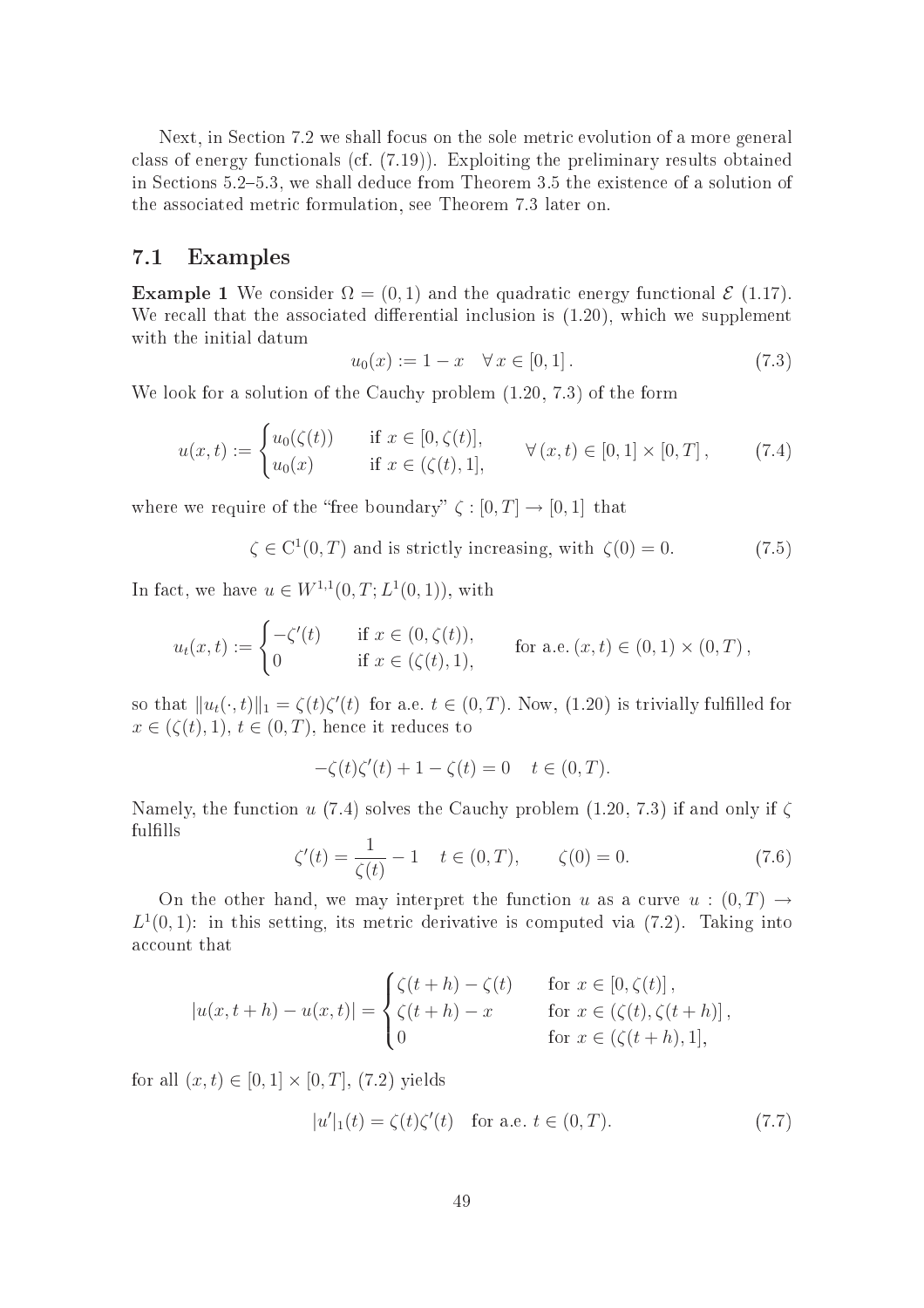Next, in Section 7.2 we shall focus on the sole metric evolution of a more general class of energy functionals (cf. (7.19)). Exploiting the preliminary results obtained in Sections 5.2–5.3, we shall deduce from Theorem 3.5 the existence of a solution of the associated metric formulation, see Theorem 7.3 later on.

## 7.1 Examples

**Example 1** We consider $\Omega = (0,1)$ and the quadratic energy functional $\mathcal{E}$ (1.17). We recall that the associated differential inclusion is (1.20), which we supplement with the initial datum

$$u_0(x) := 1 - x \quad \forall\, x \in [0,1]\,. \tag{7.3}$$

We look for a solution of the Cauchy problem (1.20, 7.3) of the form

$$u(x,t) := \begin{cases} u_0(\zeta(t)) & \text{if } x \in [0,\zeta(t)], \\ u_0(x) & \text{if } x \in (\zeta(t),1], \end{cases} \qquad \forall\,(x,t) \in [0,1]\times[0,T]\,, \tag{7.4}$$

where we require of the "free boundary" $\zeta : [0,T] \to [0,1]$ that

$$\zeta \in \mathrm{C}^1(0,T) \text{ and is strictly increasing, with } \zeta(0) = 0. \tag{7.5}$$

In fact, we have $u \in W^{1,1}(0,T;L^1(0,1))$, with

$$u_t(x,t) := \begin{cases} -\zeta'(t) & \text{if } x \in (0,\zeta(t)), \\ 0 & \text{if } x \in (\zeta(t),1), \end{cases} \qquad \text{for a.e. } (x,t) \in (0,1)\times(0,T)\,,$$

so that $\|u_t(\cdot,t)\|_1 = \zeta(t)\zeta'(t)$ for a.e. $t \in (0,T)$. Now, (1.20) is trivially fulfilled for $x \in (\zeta(t),1)$, $t \in (0,T)$, hence it reduces to

$$-\zeta(t)\zeta'(t) + 1 - \zeta(t) = 0 \quad t \in (0,T).$$

Namely, the function $u$ (7.4) solves the Cauchy problem (1.20, 7.3) if and only if $\zeta$ fulfills

$$\zeta'(t) = \frac{1}{\zeta(t)} - 1 \quad t \in (0,T), \qquad \zeta(0) = 0. \tag{7.6}$$

On the other hand, we may interpret the function $u$ as a curve $u : (0,T) \to L^1(0,1)$: in this setting, its metric derivative is computed via (7.2). Taking into account that

$$|u(x,t+h) - u(x,t)| = \begin{cases} \zeta(t+h) - \zeta(t) & \text{for } x \in [0,\zeta(t)]\,, \\ \zeta(t+h) - x & \text{for } x \in (\zeta(t),\zeta(t+h)]\,, \\ 0 & \text{for } x \in (\zeta(t+h),1], \end{cases}$$

for all $(x,t) \in [0,1]\times[0,T]$, (7.2) yields

$$|u'|_1(t) = \zeta(t)\zeta'(t) \quad \text{for a.e. } t \in (0,T). \tag{7.7}$$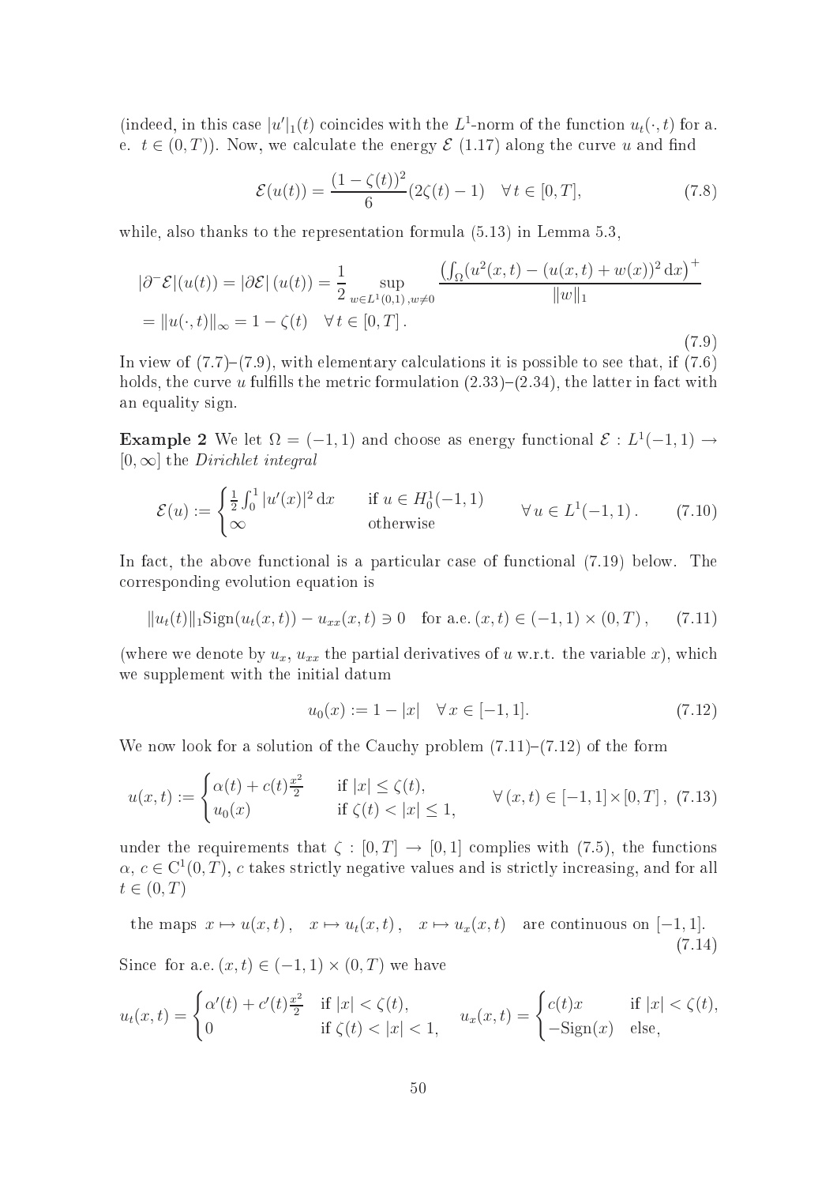(indeed, in this case $|u'|_1(t)$ coincides with the $L^1$-norm of the function $u_t(\cdot,t)$ for a. e. $t \in (0,T)$). Now, we calculate the energy $\mathcal{E}$ (1.17) along the curve $u$ and find

$$
\mathcal{E}(u(t)) = \frac{(1-\zeta(t))^2}{6}(2\zeta(t)-1) \quad \forall\, t \in [0,T], \tag{7.8}
$$

while, also thanks to the representation formula (5.13) in Lemma 5.3,

$$
\begin{aligned}
|\partial^- \mathcal{E}|(u(t)) = |\partial \mathcal{E}|\,(u(t)) &= \frac{1}{2} \sup_{w \in L^1(0,1)\,, w \neq 0} \frac{\left(\int_\Omega (u^2(x,t) - (u(x,t)+w(x))^2 \,\mathrm{d}x\right)^+}{\|w\|_1} \\
&= \|u(\cdot,t)\|_\infty = 1 - \zeta(t) \quad \forall\, t \in [0,T]\,.
\end{aligned} \tag{7.9}
$$

In view of (7.7)–(7.9), with elementary calculations it is possible to see that, if (7.6) holds, the curve $u$ fulfills the metric formulation (2.33)–(2.34), the latter in fact with an equality sign.

**Example 2** We let $\Omega = (-1,1)$ and choose as energy functional $\mathcal{E} : L^1(-1,1) \to [0,\infty]$ the *Dirichlet integral*

$$
\mathcal{E}(u) := \begin{cases} \frac{1}{2}\int_0^1 |u'(x)|^2 \,\mathrm{d}x & \text{if } u \in H^1_0(-1,1) \\ \infty & \text{otherwise} \end{cases} \qquad \forall\, u \in L^1(-1,1)\,. \tag{7.10}
$$

In fact, the above functional is a particular case of functional (7.19) below. The corresponding evolution equation is

$$
\|u_t(t)\|_1 \mathrm{Sign}(u_t(x,t)) - u_{xx}(x,t) \ni 0 \quad \text{for a.e. } (x,t) \in (-1,1)\times(0,T)\,, \tag{7.11}
$$

(where we denote by $u_x$, $u_{xx}$ the partial derivatives of $u$ w.r.t. the variable $x$), which we supplement with the initial datum

$$
u_0(x) := 1 - |x| \quad \forall\, x \in [-1,1]. \tag{7.12}
$$

We now look for a solution of the Cauchy problem (7.11)–(7.12) of the form

$$
u(x,t) := \begin{cases} \alpha(t) + c(t)\frac{x^2}{2} & \text{if } |x| \le \zeta(t), \\ u_0(x) & \text{if } \zeta(t) < |x| \le 1, \end{cases} \qquad \forall\, (x,t) \in [-1,1]\times[0,T]\,, \tag{7.13}
$$

under the requirements that $\zeta : [0,T] \to [0,1]$ complies with (7.5), the functions $\alpha,\, c \in \mathrm{C}^1(0,T)$, $c$ takes strictly negative values and is strictly increasing, and for all $t \in (0,T)$

$$
\text{the maps } \; x \mapsto u(x,t)\,, \quad x \mapsto u_t(x,t)\,, \quad x \mapsto u_x(x,t) \quad \text{are continuous on } [-1,1]. \tag{7.14}
$$

Since for a.e. $(x,t) \in (-1,1)\times(0,T)$ we have

$$
u_t(x,t) = \begin{cases} \alpha'(t) + c'(t)\frac{x^2}{2} & \text{if } |x| < \zeta(t), \\ 0 & \text{if } \zeta(t) < |x| < 1, \end{cases} \qquad u_x(x,t) = \begin{cases} c(t)x & \text{if } |x| < \zeta(t), \\ -\mathrm{Sign}(x) & \text{else,} \end{cases}
$$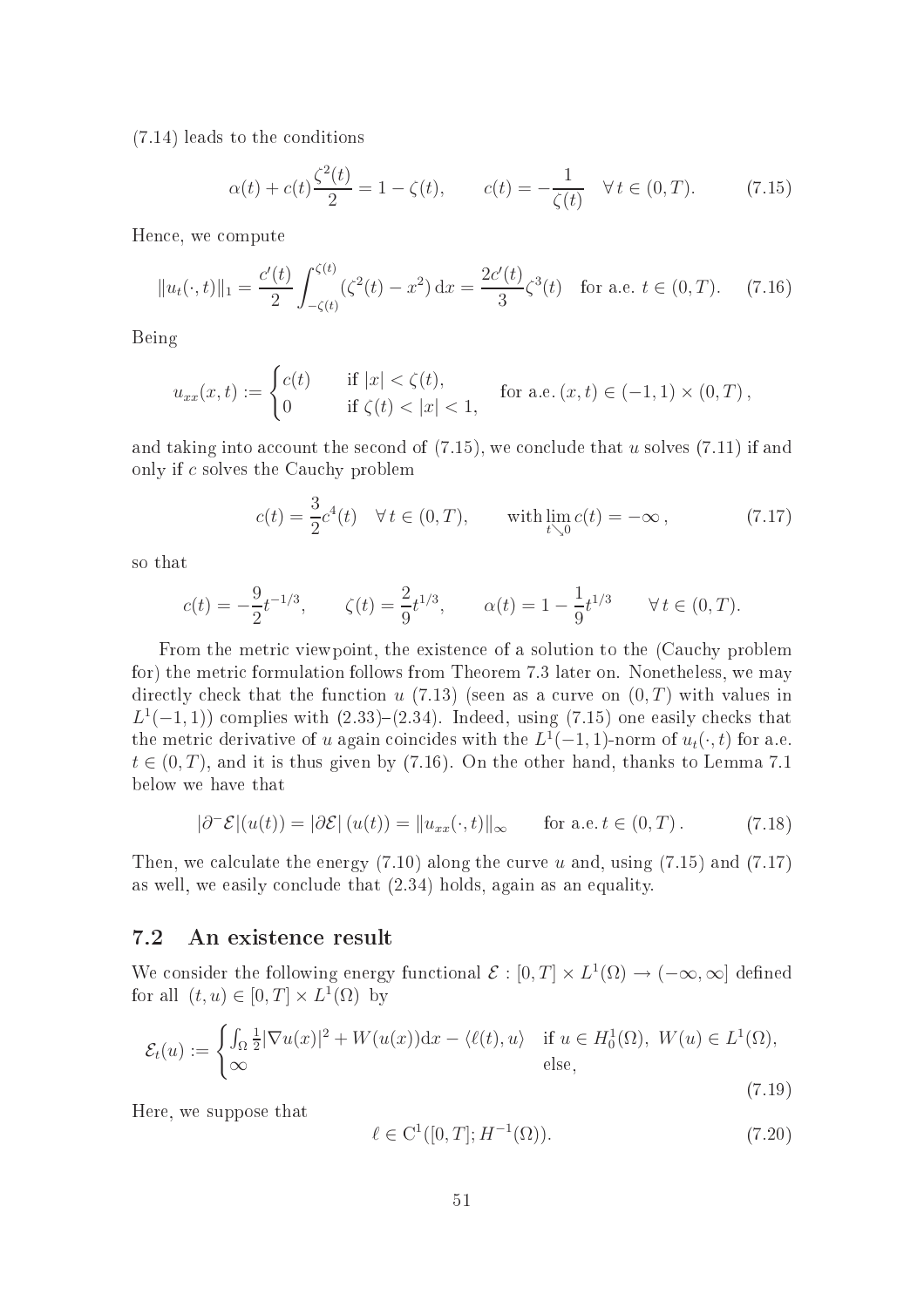(7.14) leads to the conditions

$$\alpha(t) + c(t)\frac{\zeta^2(t)}{2} = 1 - \zeta(t), \qquad c(t) = -\frac{1}{\zeta(t)} \quad \forall\, t \in (0,T). \tag{7.15}$$

Hence, we compute

$$\|u_t(\cdot,t)\|_1 = \frac{c'(t)}{2}\int_{-\zeta(t)}^{\zeta(t)} (\zeta^2(t) - x^2)\,\mathrm{d}x = \frac{2c'(t)}{3}\zeta^3(t) \quad \text{for a.e. } t \in (0,T). \tag{7.16}$$

Being

$$u_{xx}(x,t) := \begin{cases} c(t) & \text{if } |x| < \zeta(t), \\ 0 & \text{if } \zeta(t) < |x| < 1, \end{cases} \qquad \text{for a.e. } (x,t) \in (-1,1)\times(0,T)\,,$$

and taking into account the second of (7.15), we conclude that $u$ solves (7.11) if and only if $c$ solves the Cauchy problem

$$c(t) = \frac{3}{2}c^4(t) \quad \forall\, t \in (0,T), \qquad \text{with} \lim_{t \searrow 0} c(t) = -\infty\,, \tag{7.17}$$

so that

$$c(t) = -\frac{9}{2}t^{-1/3}, \qquad \zeta(t) = \frac{2}{9}t^{1/3}, \qquad \alpha(t) = 1 - \frac{1}{9}t^{1/3} \qquad \forall\, t \in (0,T).$$

From the metric viewpoint, the existence of a solution to the (Cauchy problem for) the metric formulation follows from Theorem 7.3 later on. Nonetheless, we may directly check that the function $u$ (7.13) (seen as a curve on $(0,T)$ with values in $L^1(-1,1)$) complies with (2.33)–(2.34). Indeed, using (7.15) one easily checks that the metric derivative of $u$ again coincides with the $L^1(-1,1)$-norm of $u_t(\cdot,t)$ for a.e. $t \in (0,T)$, and it is thus given by (7.16). On the other hand, thanks to Lemma 7.1 below we have that

$$|\partial^- \mathcal{E}|(u(t)) = |\partial \mathcal{E}|\,(u(t)) = \|u_{xx}(\cdot,t)\|_\infty \qquad \text{for a.e. } t \in (0,T)\,. \tag{7.18}$$

Then, we calculate the energy (7.10) along the curve $u$ and, using (7.15) and (7.17) as well, we easily conclude that (2.34) holds, again as an equality.

## 7.2 An existence result

We consider the following energy functional $\mathcal{E} : [0,T] \times L^1(\Omega) \to (-\infty,\infty]$ defined for all $(t,u) \in [0,T] \times L^1(\Omega)$ by

$$\mathcal{E}_t(u) := \begin{cases} \int_\Omega \frac{1}{2}|\nabla u(x)|^2 + W(u(x))\mathrm{d}x - \langle \ell(t), u\rangle & \text{if } u \in H^1_0(\Omega),\ W(u) \in L^1(\Omega), \\ \infty & \text{else}, \end{cases} \tag{7.19}$$

Here, we suppose that

$$\ell \in \mathrm{C}^1([0,T]; H^{-1}(\Omega)). \tag{7.20}$$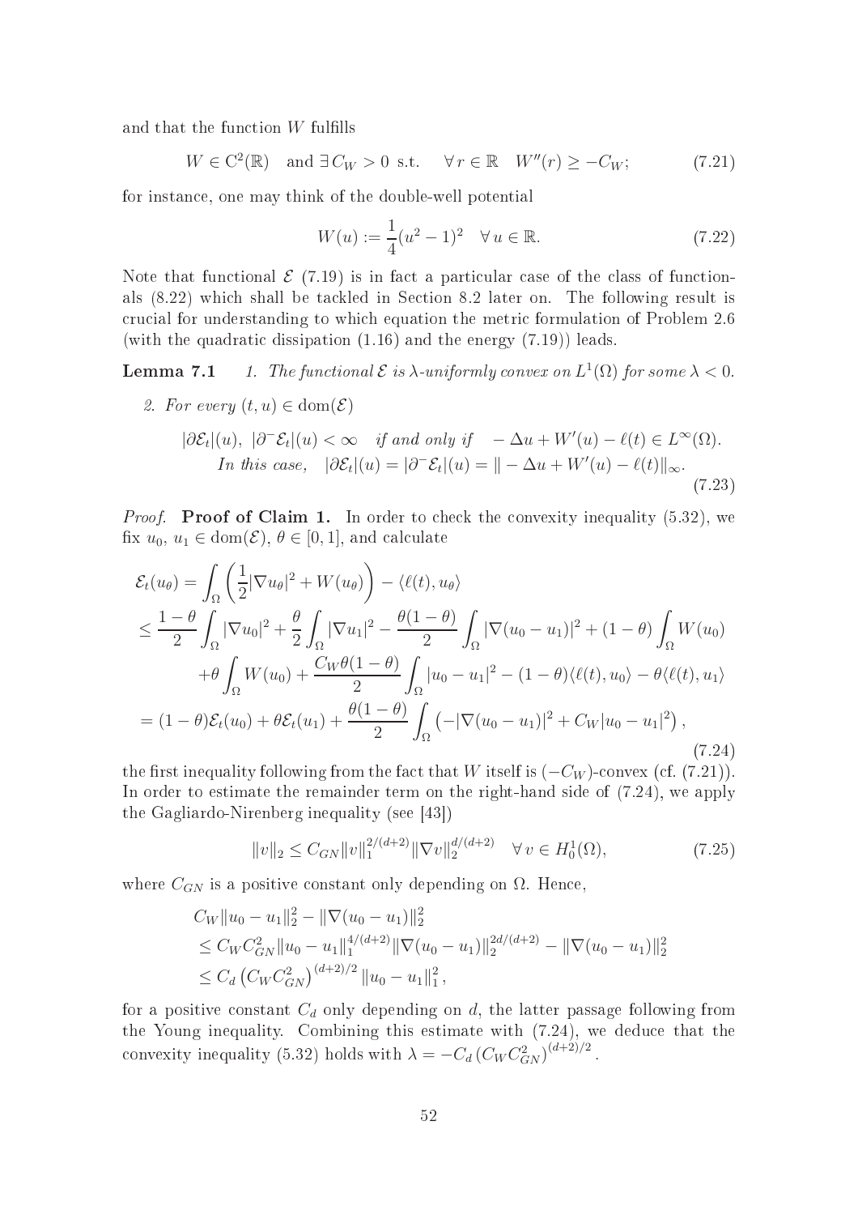and that the function $W$ fulfills

$$W \in \mathrm{C}^2(\mathbb{R}) \quad \text{and } \exists\, C_W > 0 \text{ s.t.} \quad \forall\, r \in \mathbb{R} \quad W''(r) \geq -C_W; \tag{7.21}$$

for instance, one may think of the double-well potential

$$W(u) := \frac{1}{4}(u^2 - 1)^2 \quad \forall\, u \in \mathbb{R}. \tag{7.22}$$

Note that functional $\mathcal{E}$ (7.19) is in fact a particular case of the class of functionals (8.22) which shall be tackled in Section 8.2 later on. The following result is crucial for understanding to which equation the metric formulation of Problem 2.6 (with the quadratic dissipation (1.16) and the energy (7.19)) leads.

**Lemma 7.1** *1. The functional $\mathcal{E}$ is $\lambda$-uniformly convex on $L^1(\Omega)$ for some $\lambda < 0$.*

*2. For every $(t, u) \in \mathrm{dom}(\mathcal{E})$*

$$\begin{aligned} |\partial \mathcal{E}_t|(u),\ |\partial^- \mathcal{E}_t|(u) < \infty \quad &\text{if and only if} \quad -\Delta u + W'(u) - \ell(t) \in L^\infty(\Omega). \\ \text{In this case,} \quad &|\partial \mathcal{E}_t|(u) = |\partial^- \mathcal{E}_t|(u) = \| -\Delta u + W'(u) - \ell(t)\|_\infty. \end{aligned} \tag{7.23}$$

*Proof.* **Proof of Claim 1.** In order to check the convexity inequality (5.32), we fix $u_0$, $u_1 \in \mathrm{dom}(\mathcal{E})$, $\theta \in [0, 1]$, and calculate

$$\begin{aligned} \mathcal{E}_t(u_\theta) &= \int_\Omega \left( \frac{1}{2} |\nabla u_\theta|^2 + W(u_\theta) \right) - \langle \ell(t), u_\theta \rangle \\ &\leq \frac{1-\theta}{2} \int_\Omega |\nabla u_0|^2 + \frac{\theta}{2} \int_\Omega |\nabla u_1|^2 - \frac{\theta(1-\theta)}{2} \int_\Omega |\nabla(u_0 - u_1)|^2 + (1-\theta) \int_\Omega W(u_0) \\ &\quad + \theta \int_\Omega W(u_0) + \frac{C_W \theta(1-\theta)}{2} \int_\Omega |u_0 - u_1|^2 - (1-\theta)\langle \ell(t), u_0 \rangle - \theta \langle \ell(t), u_1 \rangle \\ &= (1-\theta)\mathcal{E}_t(u_0) + \theta \mathcal{E}_t(u_1) + \frac{\theta(1-\theta)}{2} \int_\Omega \left( -|\nabla(u_0 - u_1)|^2 + C_W |u_0 - u_1|^2 \right), \end{aligned} \tag{7.24}$$

the first inequality following from the fact that $W$ itself is $(-C_W)$-convex (cf. (7.21)). In order to estimate the remainder term on the right-hand side of (7.24), we apply the Gagliardo-Nirenberg inequality (see [43])

$$\|v\|_2 \leq C_{GN} \|v\|_1^{2/(d+2)} \|\nabla v\|_2^{d/(d+2)} \quad \forall\, v \in H_0^1(\Omega), \tag{7.25}$$

where $C_{GN}$ is a positive constant only depending on $\Omega$. Hence,

$$\begin{aligned} &C_W \|u_0 - u_1\|_2^2 - \|\nabla(u_0 - u_1)\|_2^2 \\ &\leq C_W C_{GN}^2 \|u_0 - u_1\|_1^{4/(d+2)} \|\nabla(u_0 - u_1)\|_2^{2d/(d+2)} - \|\nabla(u_0 - u_1)\|_2^2 \\ &\leq C_d \left( C_W C_{GN}^2 \right)^{(d+2)/2} \|u_0 - u_1\|_1^2, \end{aligned}$$

for a positive constant $C_d$ only depending on $d$, the latter passage following from the Young inequality. Combining this estimate with (7.24), we deduce that the convexity inequality (5.32) holds with $\lambda = -C_d \left( C_W C_{GN}^2 \right)^{(d+2)/2}$.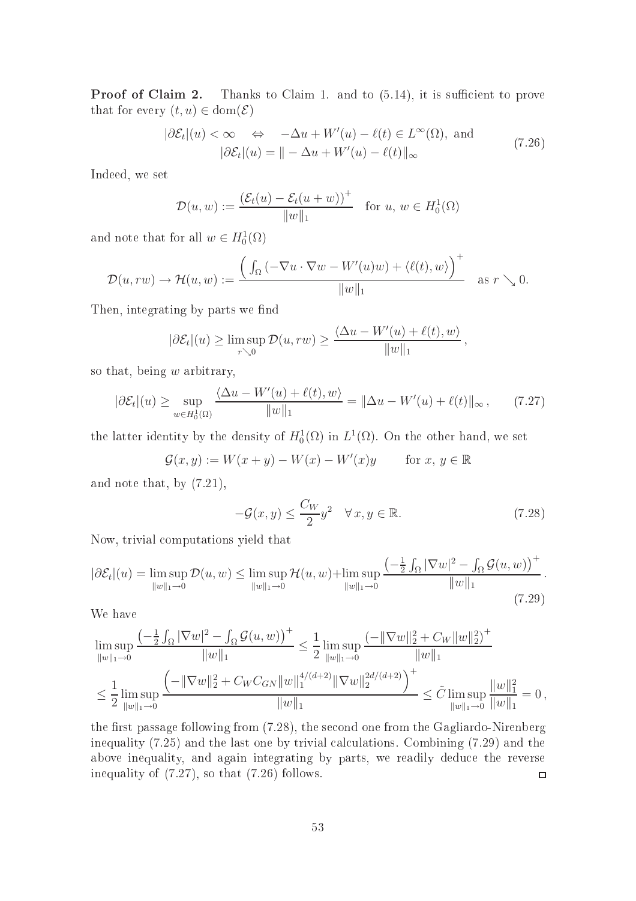**Proof of Claim 2.** Thanks to Claim 1. and to (5.14), it is sufficient to prove that for every $(t,u) \in \mathrm{dom}(\mathcal{E})$

$$
\begin{aligned}
|\partial \mathcal{E}_t|(u) < \infty \quad &\Leftrightarrow \quad -\Delta u + W'(u) - \ell(t) \in L^\infty(\Omega), \text{ and} \\
|\partial \mathcal{E}_t|(u) &= \| -\Delta u + W'(u) - \ell(t)\|_\infty
\end{aligned}
\tag{7.26}
$$

Indeed, we set

$$
\mathcal{D}(u,w) := \frac{\left(\mathcal{E}_t(u) - \mathcal{E}_t(u+w)\right)^+}{\|w\|_1} \quad \text{for } u,\, w \in H^1_0(\Omega)
$$

and note that for all $w \in H^1_0(\Omega)$

$$
\mathcal{D}(u, rw) \to \mathcal{H}(u,w) := \frac{\Big(\int_\Omega (-\nabla u \cdot \nabla w - W'(u) w) + \langle \ell(t), w\rangle\Big)^+}{\|w\|_1} \quad \text{as } r \searrow 0.
$$

Then, integrating by parts we find

$$
|\partial \mathcal{E}_t|(u) \geq \limsup_{r \searrow 0} \mathcal{D}(u, rw) \geq \frac{\langle \Delta u - W'(u) + \ell(t), w\rangle}{\|w\|_1},
$$

so that, being $w$ arbitrary,

$$
|\partial \mathcal{E}_t|(u) \geq \sup_{w \in H^1_0(\Omega)} \frac{\langle \Delta u - W'(u) + \ell(t), w\rangle}{\|w\|_1} = \|\Delta u - W'(u) + \ell(t)\|_\infty, \tag{7.27}
$$

the latter identity by the density of $H^1_0(\Omega)$ in $L^1(\Omega)$. On the other hand, we set

$$
\mathcal{G}(x,y) := W(x+y) - W(x) - W'(x)y \qquad \text{for } x,\, y \in \mathbb{R}
$$

and note that, by (7.21),

$$
-\mathcal{G}(x,y) \leq \frac{C_W}{2} y^2 \quad \forall\, x, y \in \mathbb{R}. \tag{7.28}
$$

Now, trivial computations yield that

$$
|\partial \mathcal{E}_t|(u) = \limsup_{\|w\|_1 \to 0} \mathcal{D}(u,w) \leq \limsup_{\|w\|_1 \to 0} \mathcal{H}(u,w) + \limsup_{\|w\|_1 \to 0} \frac{\left(-\frac{1}{2}\int_\Omega |\nabla w|^2 - \int_\Omega \mathcal{G}(u,w)\right)^+}{\|w\|_1}. \tag{7.29}
$$

We have

$$
\begin{aligned}
&\limsup_{\|w\|_1 \to 0} \frac{\left(-\frac{1}{2}\int_\Omega |\nabla w|^2 - \int_\Omega \mathcal{G}(u,w)\right)^+}{\|w\|_1} \leq \frac{1}{2} \limsup_{\|w\|_1 \to 0} \frac{\left(-\|\nabla w\|_2^2 + C_W \|w\|_2^2\right)^+}{\|w\|_1} \\
&\leq \frac{1}{2} \limsup_{\|w\|_1 \to 0} \frac{\left(-\|\nabla w\|_2^2 + C_W C_{GN} \|w\|_1^{4/(d+2)} \|\nabla w\|_2^{2d/(d+2)}\right)^+}{\|w\|_1} \leq \tilde{C} \limsup_{\|w\|_1 \to 0} \frac{\|w\|_1^2}{\|w\|_1} = 0,
\end{aligned}
$$

the first passage following from (7.28), the second one from the Gagliardo-Nirenberg inequality (7.25) and the last one by trivial calculations. Combining (7.29) and the above inequality, and again integrating by parts, we readily deduce the reverse inequality of (7.27), so that (7.26) follows. $\square$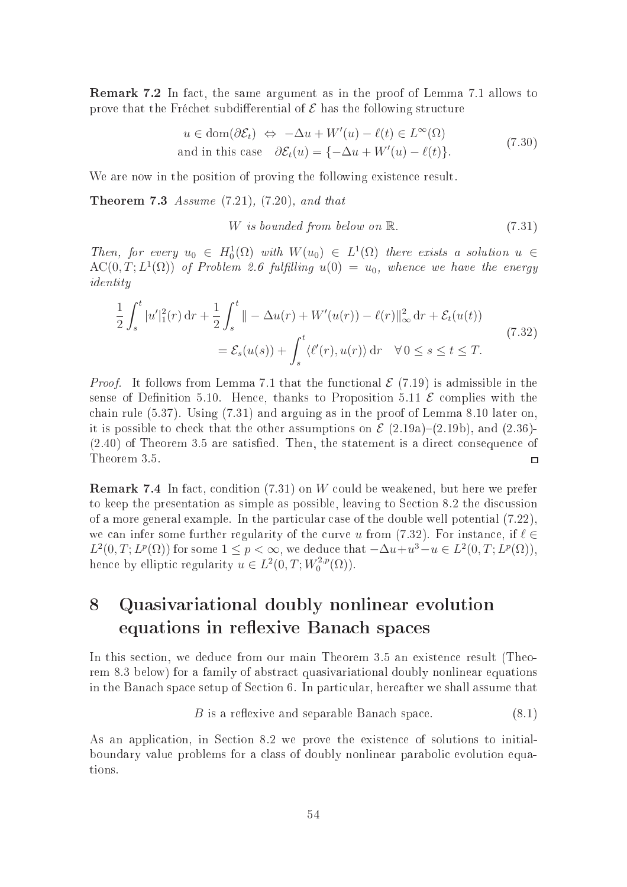**Remark 7.2** In fact, the same argument as in the proof of Lemma 7.1 allows to prove that the Fréchet subdifferential of $\mathcal{E}$ has the following structure

$$
\begin{aligned}
u \in \mathrm{dom}(\partial\mathcal{E}_t) \;&\Leftrightarrow\; -\Delta u + W'(u) - \ell(t) \in L^\infty(\Omega) \\
\text{and in this case} \quad & \partial\mathcal{E}_t(u) = \{-\Delta u + W'(u) - \ell(t)\}.
\end{aligned}
\tag{7.30}
$$

We are now in the position of proving the following existence result.

**Theorem 7.3** *Assume* (7.21), (7.20), *and that*

$$
W \text{ is bounded from below on } \mathbb{R}. \tag{7.31}
$$

*Then, for every* $u_0 \in H^1_0(\Omega)$ *with* $W(u_0) \in L^1(\Omega)$ *there exists a solution* $u \in \mathrm{AC}(0,T;L^1(\Omega))$ *of Problem 2.6 fulfilling* $u(0) = u_0$*, whence we have the energy identity*

$$
\begin{aligned}
\frac{1}{2}\int_s^t |u'|_1^2(r)\,\mathrm{d}r + \frac{1}{2}\int_s^t \|-\Delta u(r) + W'(u(r)) - \ell(r)\|_\infty^2\,\mathrm{d}r + \mathcal{E}_t(u(t)) \\
= \mathcal{E}_s(u(s)) + \int_s^t \langle \ell'(r), u(r)\rangle\,\mathrm{d}r \quad \forall\, 0 \le s \le t \le T.
\end{aligned}
\tag{7.32}
$$

*Proof.* It follows from Lemma 7.1 that the functional $\mathcal{E}$ (7.19) is admissible in the sense of Definition 5.10. Hence, thanks to Proposition 5.11 $\mathcal{E}$ complies with the chain rule (5.37). Using (7.31) and arguing as in the proof of Lemma 8.10 later on, it is possible to check that the other assumptions on $\mathcal{E}$ (2.19a)–(2.19b), and (2.36)-(2.40) of Theorem 3.5 are satisfied. Then, the statement is a direct consequence of Theorem 3.5. □

**Remark 7.4** In fact, condition (7.31) on $W$ could be weakened, but here we prefer to keep the presentation as simple as possible, leaving to Section 8.2 the discussion of a more general example. In the particular case of the double well potential (7.22), we can infer some further regularity of the curve $u$ from (7.32). For instance, if $\ell \in L^2(0,T;L^p(\Omega))$ for some $1 \le p < \infty$, we deduce that $-\Delta u + u^3 - u \in L^2(0,T;L^p(\Omega))$, hence by elliptic regularity $u \in L^2(0,T;W^{2,p}_0(\Omega))$.

# 8 Quasivariational doubly nonlinear evolution equations in reflexive Banach spaces

In this section, we deduce from our main Theorem 3.5 an existence result (Theorem 8.3 below) for a family of abstract quasivariational doubly nonlinear equations in the Banach space setup of Section 6. In particular, hereafter we shall assume that

$$
B \text{ is a reflexive and separable Banach space.} \tag{8.1}
$$

As an application, in Section 8.2 we prove the existence of solutions to initial-boundary value problems for a class of doubly nonlinear parabolic evolution equations.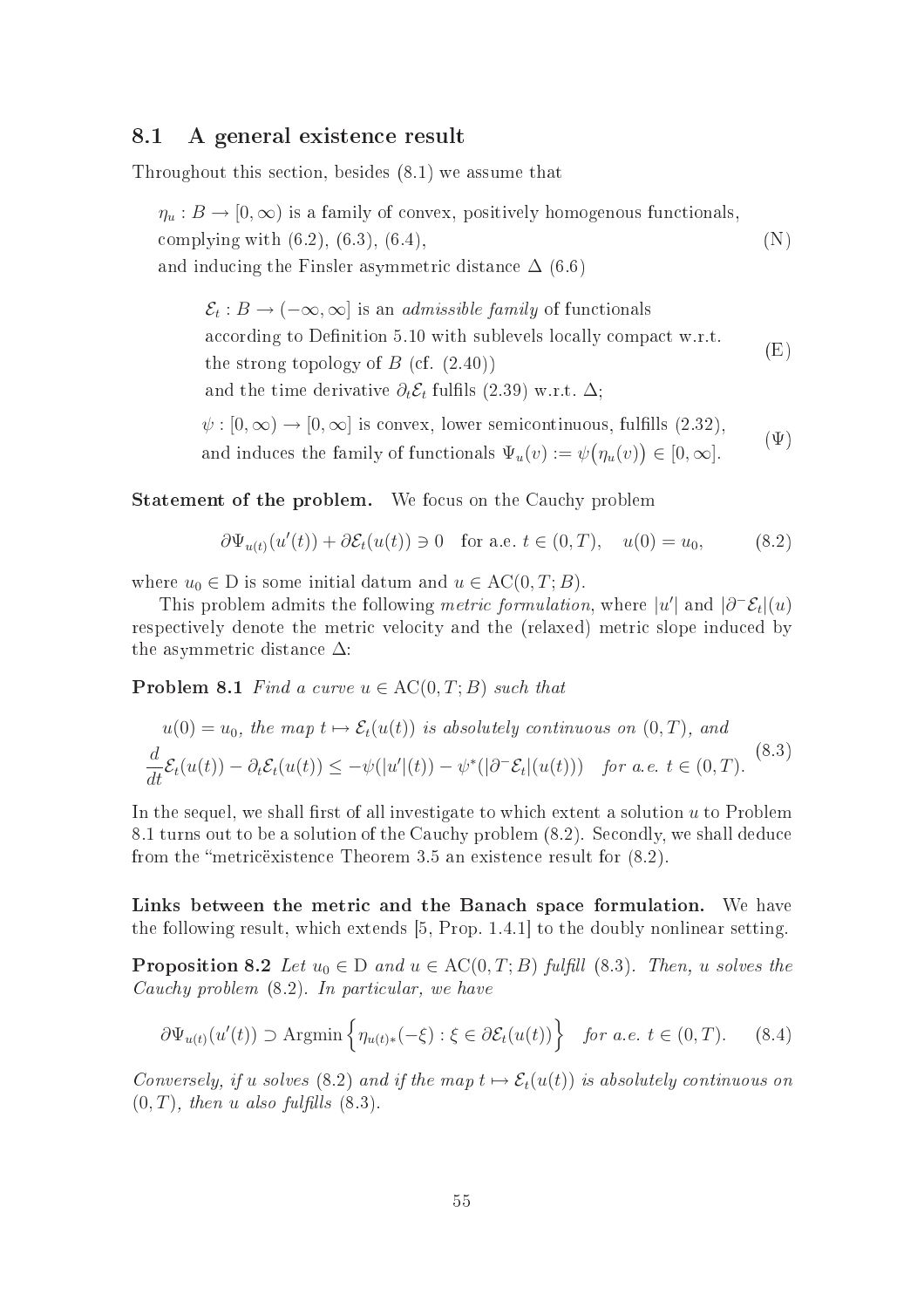## 8.1 A general existence result

Throughout this section, besides (8.1) we assume that

$$
\begin{aligned}
&\eta_u : B \to [0,\infty) \text{ is a family of convex, positively homogenous functionals,}\\
&\text{complying with (6.2), (6.3), (6.4),}\\
&\text{and inducing the Finsler asymmetric distance } \Delta \text{ (6.6)}
\end{aligned}
\tag{N}
$$

$$
\begin{aligned}
&\mathcal{E}_t : B \to (-\infty,\infty] \text{ is an } \textit{admissible family} \text{ of functionals}\\
&\text{according to Definition 5.10 with sublevels locally compact w.r.t.}\\
&\text{the strong topology of } B \text{ (cf. (2.40))}\\
&\text{and the time derivative } \partial_t \mathcal{E}_t \text{ fulfils (2.39) w.r.t. } \Delta;
\end{aligned}
\tag{E}
$$

$$
\begin{aligned}
&\psi : [0,\infty) \to [0,\infty] \text{ is convex, lower semicontinuous, fulfills (2.32),}\\
&\text{and induces the family of functionals } \Psi_u(v) := \psi\big(\eta_u(v)\big) \in [0,\infty].
\end{aligned}
\tag{$\Psi$}
$$

**Statement of the problem.** We focus on the Cauchy problem

$$
\partial \Psi_{u(t)}(u'(t)) + \partial \mathcal{E}_t(u(t)) \ni 0 \quad \text{for a.e. } t \in (0,T), \quad u(0) = u_0, \tag{8.2}
$$

where $u_0 \in \mathrm{D}$ is some initial datum and $u \in \mathrm{AC}(0,T;B)$.

This problem admits the following *metric formulation*, where $|u'|$ and $|\partial^- \mathcal{E}_t|(u)$ respectively denote the metric velocity and the (relaxed) metric slope induced by the asymmetric distance $\Delta$:

**Problem 8.1** *Find a curve $u \in \mathrm{AC}(0,T;B)$ such that*

$$
\begin{aligned}
&u(0) = u_0, \textit{ the map } t \mapsto \mathcal{E}_t(u(t)) \textit{ is absolutely continuous on } (0,T), \textit{ and}\\
&\frac{d}{dt}\mathcal{E}_t(u(t)) - \partial_t \mathcal{E}_t(u(t)) \leq -\psi(|u'|(t)) - \psi^*(|\partial^- \mathcal{E}_t|(u(t))) \quad \textit{for a.e. } t \in (0,T).
\end{aligned}
\tag{8.3}
$$

In the sequel, we shall first of all investigate to which extent a solution $u$ to Problem 8.1 turns out to be a solution of the Cauchy problem (8.2). Secondly, we shall deduce from the "metricëxistence Theorem 3.5 an existence result for (8.2).

**Links between the metric and the Banach space formulation.** We have the following result, which extends [5, Prop. 1.4.1] to the doubly nonlinear setting.

**Proposition 8.2** *Let $u_0 \in \mathrm{D}$ and $u \in \mathrm{AC}(0,T;B)$ fulfill (8.3). Then, $u$ solves the Cauchy problem (8.2). In particular, we have*

$$
\partial \Psi_{u(t)}(u'(t)) \supset \operatorname{Argmin}\Big\{\eta_{u(t)*}(-\xi) : \xi \in \partial \mathcal{E}_t(u(t))\Big\} \quad \textit{for a.e. } t \in (0,T). \tag{8.4}
$$

*Conversely, if $u$ solves (8.2) and if the map $t \mapsto \mathcal{E}_t(u(t))$ is absolutely continuous on $(0,T)$, then $u$ also fulfills (8.3).*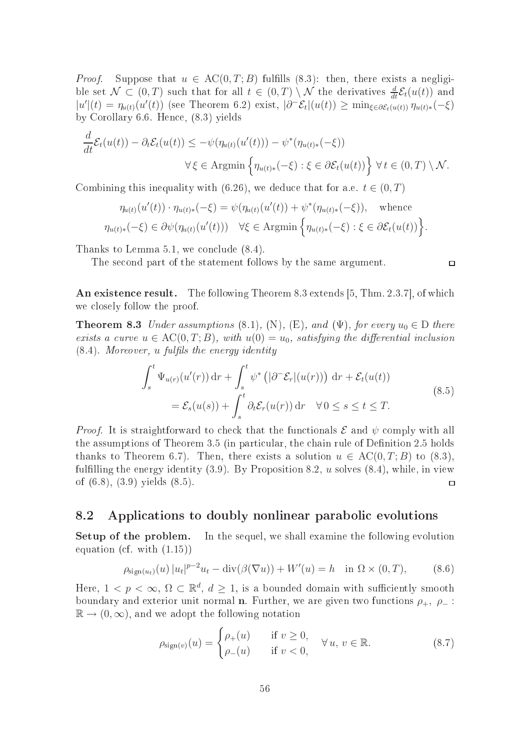*Proof.* Suppose that $u \in \mathrm{AC}(0,T;B)$ fulfills (8.3): then, there exists a negligible set $\mathcal{N} \subset (0,T)$ such that for all $t \in (0,T) \setminus \mathcal{N}$ the derivatives $\frac{d}{dt}\mathcal{E}_t(u(t))$ and $|u'|(t) = \eta_{u(t)}(u'(t))$ (see Theorem 6.2) exist, $|\partial^- \mathcal{E}_t|(u(t)) \geq \min_{\xi \in \partial\mathcal{E}_t(u(t))} \eta_{u(t)*}(-\xi)$ by Corollary 6.6. Hence, (8.3) yields

$$
\frac{d}{dt}\mathcal{E}_t(u(t)) - \partial_t \mathcal{E}_t(u(t)) \leq -\psi(\eta_{u(t)}(u'(t))) - \psi^*(\eta_{u(t)*}(-\xi))
$$
$$
\forall\, \xi \in \mathrm{Argmin}\left\{\eta_{u(t)*}(-\xi) : \xi \in \partial\mathcal{E}_t(u(t))\right\} \ \forall\, t \in (0,T) \setminus \mathcal{N}.
$$

Combining this inequality with (6.26), we deduce that for a.e. $t \in (0,T)$

$$
\eta_{u(t)}(u'(t)) \cdot \eta_{u(t)*}(-\xi) = \psi(\eta_{u(t)}(u'(t)) + \psi^*(\eta_{u(t)*}(-\xi)), \quad \text{whence}
$$
$$
\eta_{u(t)*}(-\xi) \in \partial\psi(\eta_{u(t)}(u'(t))) \quad \forall \xi \in \mathrm{Argmin}\left\{\eta_{u(t)*}(-\xi) : \xi \in \partial\mathcal{E}_t(u(t))\right\}.
$$

Thanks to Lemma 5.1, we conclude (8.4).

The second part of the statement follows by the same argument. ◻

**An existence result.** The following Theorem 8.3 extends [5, Thm. 2.3.7], of which we closely follow the proof.

**Theorem 8.3** *Under assumptions* (8.1), (N), (E), *and* ($\Psi$), *for every $u_0 \in \mathrm{D}$ there exists a curve $u \in \mathrm{AC}(0,T;B)$, with $u(0) = u_0$, satisfying the differential inclusion* (8.4). *Moreover, $u$ fulfils the energy identity*

$$
\begin{aligned}
\int_s^t \Psi_{u(r)}(u'(r))\,\mathrm{d}r + \int_s^t \psi^*\left(|\partial^- \mathcal{E}_r|(u(r))\right)\,\mathrm{d}r + \mathcal{E}_t(u(t)) \\
= \mathcal{E}_s(u(s)) + \int_s^t \partial_t \mathcal{E}_r(u(r))\,\mathrm{d}r \quad \forall\, 0 \leq s \leq t \leq T.
\end{aligned}
\tag{8.5}
$$

*Proof.* It is straightforward to check that the functionals $\mathcal{E}$ and $\psi$ comply with all the assumptions of Theorem 3.5 (in particular, the chain rule of Definition 2.5 holds thanks to Theorem 6.7). Then, there exists a solution $u \in \mathrm{AC}(0,T;B)$ to (8.3), fulfilling the energy identity (3.9). By Proposition 8.2, $u$ solves (8.4), while, in view of (6.8), (3.9) yields (8.5). ◻

## 8.2 Applications to doubly nonlinear parabolic evolutions

**Setup of the problem.** In the sequel, we shall examine the following evolution equation (cf. with (1.15))

$$
\rho_{\mathrm{sign}(u_t)}(u)\,|u_t|^{p-2}u_t - \mathrm{div}(\beta(\nabla u)) + W'(u) = h \quad \text{in } \Omega \times (0,T), \tag{8.6}
$$

Here, $1 < p < \infty$, $\Omega \subset \mathbb{R}^d$, $d \geq 1$, is a bounded domain with sufficiently smooth boundary and exterior unit normal $\mathbf{n}$. Further, we are given two functions $\rho_+,\ \rho_- : \mathbb{R} \to (0,\infty)$, and we adopt the following notation

$$
\rho_{\mathrm{sign}(v)}(u) = \begin{cases} \rho_+(u) & \text{if } v \geq 0, \\ \rho_-(u) & \text{if } v < 0, \end{cases} \quad \forall\, u,\, v \in \mathbb{R}. \tag{8.7}
$$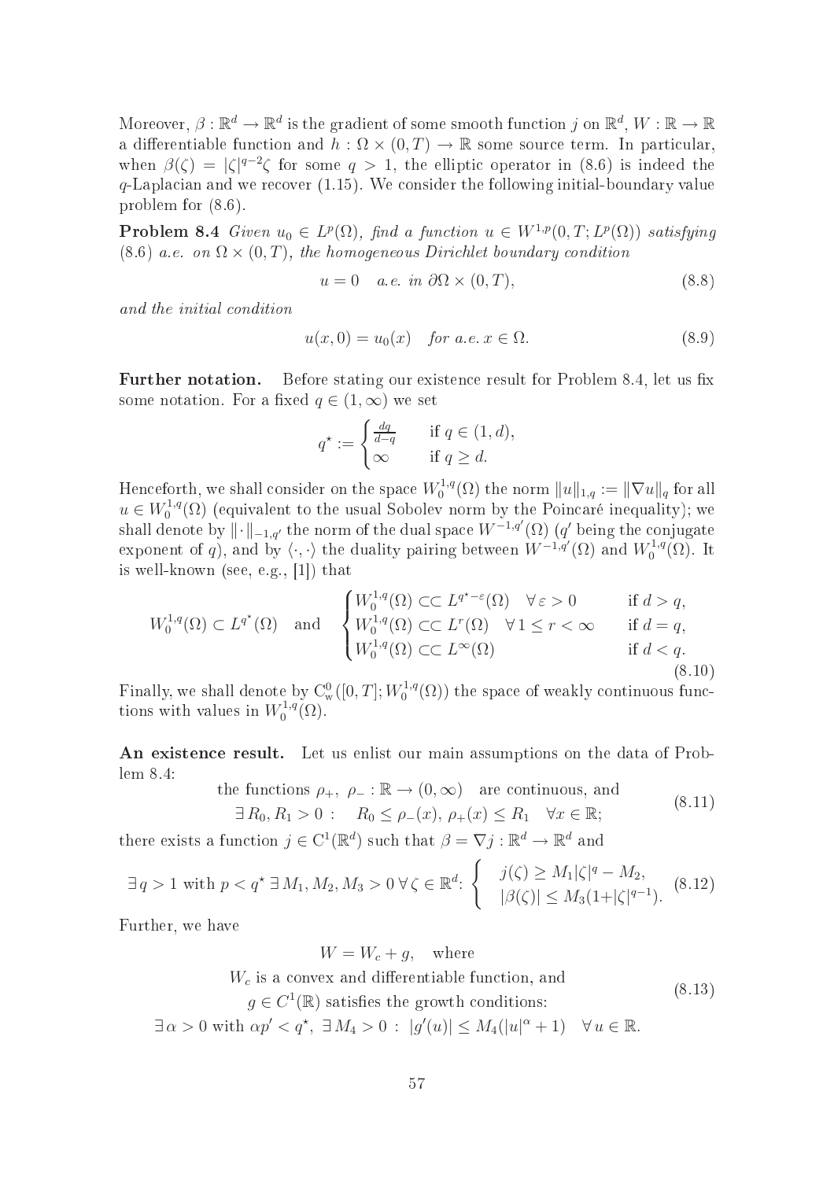Moreover, $\beta : \mathbb{R}^d \to \mathbb{R}^d$ is the gradient of some smooth function $j$ on $\mathbb{R}^d$, $W : \mathbb{R} \to \mathbb{R}$ a differentiable function and $h : \Omega \times (0,T) \to \mathbb{R}$ some source term. In particular, when $\beta(\zeta) = |\zeta|^{q-2}\zeta$ for some $q > 1$, the elliptic operator in (8.6) is indeed the $q$-Laplacian and we recover (1.15). We consider the following initial-boundary value problem for (8.6).

**Problem 8.4** *Given $u_0 \in L^p(\Omega)$, find a function $u \in W^{1,p}(0,T;L^p(\Omega))$ satisfying (8.6) a.e. on $\Omega \times (0,T)$, the homogeneous Dirichlet boundary condition*

$$u = 0 \quad \text{a.e. in } \partial\Omega \times (0,T), \tag{8.8}$$

*and the initial condition*

$$u(x,0) = u_0(x) \quad \text{for a.e. } x \in \Omega. \tag{8.9}$$

**Further notation.** Before stating our existence result for Problem 8.4, let us fix some notation. For a fixed $q \in (1,\infty)$ we set

$$q^\star := \begin{cases} \frac{dq}{d-q} & \text{if } q \in (1,d), \\ \infty & \text{if } q \geq d. \end{cases}$$

Henceforth, we shall consider on the space $W_0^{1,q}(\Omega)$ the norm $\|u\|_{1,q} := \|\nabla u\|_q$ for all $u \in W_0^{1,q}(\Omega)$ (equivalent to the usual Sobolev norm by the Poincaré inequality); we shall denote by $\|\cdot\|_{-1,q'}$ the norm of the dual space $W^{-1,q'}(\Omega)$ ($q'$ being the conjugate exponent of $q$), and by $\langle \cdot, \cdot \rangle$ the duality pairing between $W^{-1,q'}(\Omega)$ and $W_0^{1,q}(\Omega)$. It is well-known (see, e.g., [1]) that

$$W_0^{1,q}(\Omega) \subset L^{q^\star}(\Omega) \quad \text{and} \quad \begin{cases} W_0^{1,q}(\Omega) \subset\subset L^{q^\star - \varepsilon}(\Omega) \quad \forall \varepsilon > 0 & \text{if } d > q, \\ W_0^{1,q}(\Omega) \subset\subset L^{r}(\Omega) \quad \forall 1 \leq r < \infty & \text{if } d = q, \\ W_0^{1,q}(\Omega) \subset\subset L^{\infty}(\Omega) & \text{if } d < q. \end{cases} \tag{8.10}$$

Finally, we shall denote by $C^0_{\mathrm{w}}([0,T];W_0^{1,q}(\Omega))$ the space of weakly continuous functions with values in $W_0^{1,q}(\Omega)$.

**An existence result.** Let us enlist our main assumptions on the data of Problem 8.4:

$$\begin{gathered} \text{the functions } \rho_+,\ \rho_- : \mathbb{R} \to (0,\infty) \quad \text{are continuous, and} \\ \exists\, R_0, R_1 > 0 : \quad R_0 \leq \rho_-(x),\ \rho_+(x) \leq R_1 \quad \forall x \in \mathbb{R}; \end{gathered} \tag{8.11}$$

there exists a function $j \in C^1(\mathbb{R}^d)$ such that $\beta = \nabla j : \mathbb{R}^d \to \mathbb{R}^d$ and

$$\exists\, q > 1 \text{ with } p < q^\star\ \exists\, M_1, M_2, M_3 > 0\ \forall \zeta \in \mathbb{R}^d\!: \begin{cases} j(\zeta) \geq M_1|\zeta|^q - M_2, \\ |\beta(\zeta)| \leq M_3(1+|\zeta|^{q-1}). \end{cases} \tag{8.12}$$

Further, we have

$$\begin{gathered} W = W_c + g, \quad \text{where} \\ W_c \text{ is a convex and differentiable function, and} \\ g \in C^1(\mathbb{R}) \text{ satisfies the growth conditions:} \\ \exists\, \alpha > 0 \text{ with } \alpha p' < q^\star,\ \exists\, M_4 > 0 : \ |g'(u)| \leq M_4(|u|^\alpha + 1) \quad \forall u \in \mathbb{R}. \end{gathered} \tag{8.13}$$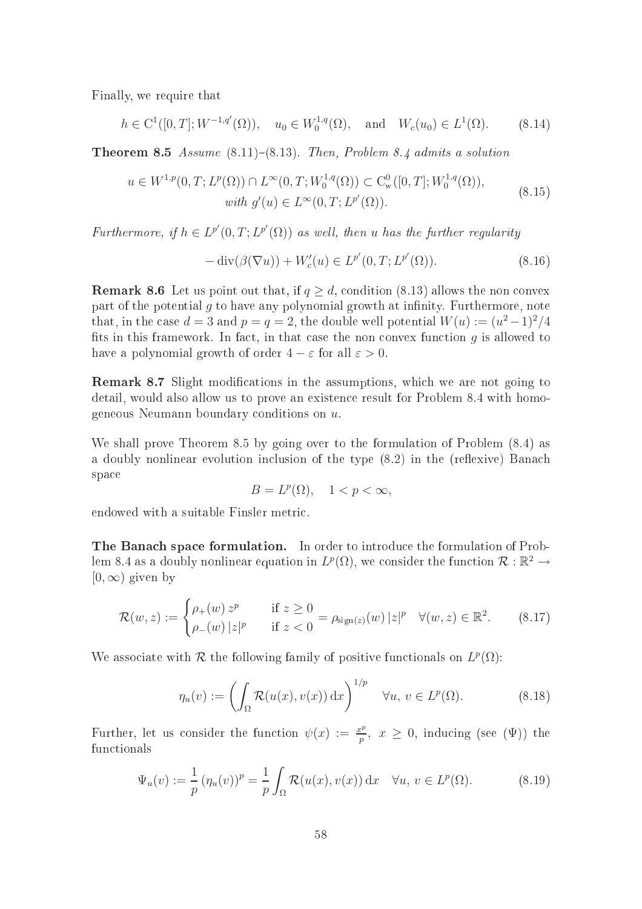Finally, we require that

$$h \in \mathrm{C}^1([0,T]; W^{-1,q'}(\Omega)), \quad u_0 \in W^{1,q}_0(\Omega), \quad \text{and} \quad W_c(u_0) \in L^1(\Omega). \tag{8.14}$$

**Theorem 8.5** *Assume* (8.11)–(8.13). *Then, Problem 8.4 admits a solution*

$$\begin{gathered} u \in W^{1,p}(0,T; L^p(\Omega)) \cap L^\infty(0,T; W^{1,q}_0(\Omega)) \subset \mathrm{C}^0_{\mathrm{w}}([0,T]; W^{1,q}_0(\Omega)), \\ \textit{with } g'(u) \in L^\infty(0,T; L^{p'}(\Omega)). \end{gathered} \tag{8.15}$$

*Furthermore, if* $h \in L^{p'}(0,T; L^{p'}(\Omega))$ *as well, then* $u$ *has the further regularity*

$$-\operatorname{div}(\beta(\nabla u)) + W_c'(u) \in L^{p'}(0,T; L^{p'}(\Omega)). \tag{8.16}$$

**Remark 8.6** Let us point out that, if $q \geq d$, condition (8.13) allows the non convex part of the potential $g$ to have any polynomial growth at infinity. Furthermore, note that, in the case $d = 3$ and $p = q = 2$, the double well potential $W(u) := (u^2 - 1)^2/4$ fits in this framework. In fact, in that case the non convex function $g$ is allowed to have a polynomial growth of order $4 - \varepsilon$ for all $\varepsilon > 0$.

**Remark 8.7** Slight modifications in the assumptions, which we are not going to detail, would also allow us to prove an existence result for Problem 8.4 with homogeneous Neumann boundary conditions on $u$.

We shall prove Theorem 8.5 by going over to the formulation of Problem (8.4) as a doubly nonlinear evolution inclusion of the type (8.2) in the (reflexive) Banach space

$$B = L^p(\Omega), \quad 1 < p < \infty,$$

endowed with a suitable Finsler metric.

**The Banach space formulation.** In order to introduce the formulation of Problem 8.4 as a doubly nonlinear equation in $L^p(\Omega)$, we consider the function $\mathcal{R} : \mathbb{R}^2 \to [0, \infty)$ given by

$$\mathcal{R}(w,z) := \begin{cases} \rho_+(w)\, z^p & \text{if } z \geq 0 \\ \rho_-(w)\, |z|^p & \text{if } z < 0 \end{cases} = \rho_{\mathrm{sign}(z)}(w)\, |z|^p \quad \forall (w,z) \in \mathbb{R}^2. \tag{8.17}$$

We associate with $\mathcal{R}$ the following family of positive functionals on $L^p(\Omega)$:

$$\eta_u(v) := \left( \int_\Omega \mathcal{R}(u(x), v(x))\, \mathrm{d}x \right)^{1/p} \quad \forall u,\, v \in L^p(\Omega). \tag{8.18}$$

Further, let us consider the function $\psi(x) := \frac{x^p}{p}$, $x \geq 0$, inducing (see $(\Psi)$) the functionals

$$\Psi_u(v) := \frac{1}{p}\, (\eta_u(v))^p = \frac{1}{p} \int_\Omega \mathcal{R}(u(x), v(x))\, \mathrm{d}x \quad \forall u,\, v \in L^p(\Omega). \tag{8.19}$$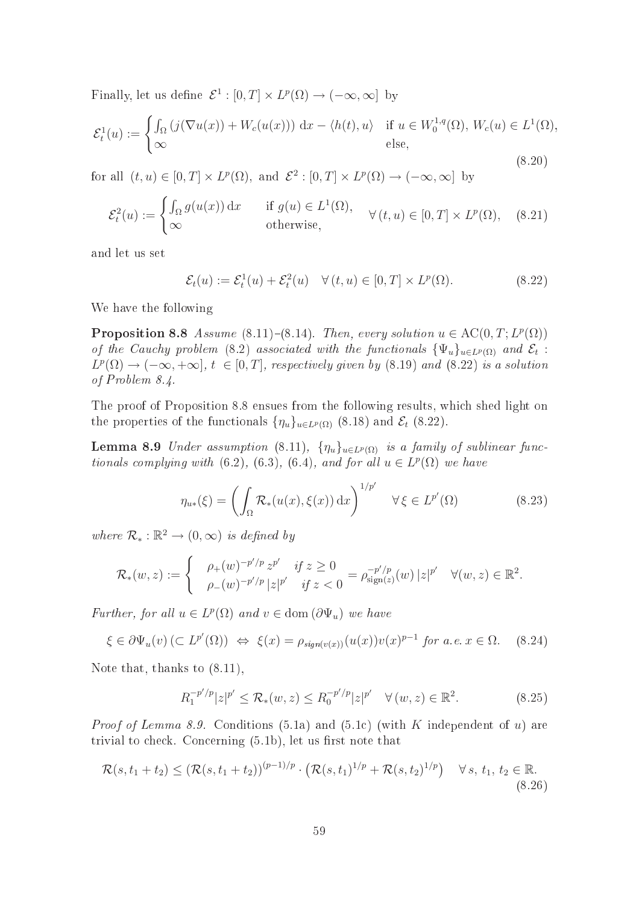Finally, let us define $\mathcal{E}^1 : [0,T] \times L^p(\Omega) \to (-\infty, \infty]$ by

$$\mathcal{E}^1_t(u) := \begin{cases} \int_\Omega \left( j(\nabla u(x)) + W_c(u(x)) \right) \, \mathrm{d}x - \langle h(t), u \rangle & \text{if } u \in W^{1,q}_0(\Omega),\, W_c(u) \in L^1(\Omega), \\ \infty & \text{else,} \end{cases} \tag{8.20}$$

for all $(t,u) \in [0,T] \times L^p(\Omega)$, and $\mathcal{E}^2 : [0,T] \times L^p(\Omega) \to (-\infty, \infty]$ by

$$\mathcal{E}^2_t(u) := \begin{cases} \int_\Omega g(u(x)) \, \mathrm{d}x & \text{if } g(u) \in L^1(\Omega), \\ \infty & \text{otherwise,} \end{cases} \quad \forall\, (t,u) \in [0,T] \times L^p(\Omega), \tag{8.21}$$

and let us set

$$\mathcal{E}_t(u) := \mathcal{E}^1_t(u) + \mathcal{E}^2_t(u) \quad \forall\, (t,u) \in [0,T] \times L^p(\Omega). \tag{8.22}$$

We have the following

**Proposition 8.8** *Assume* (8.11)–(8.14). *Then, every solution $u \in \mathrm{AC}(0,T; L^p(\Omega))$ of the Cauchy problem* (8.2) *associated with the functionals $\{\Psi_u\}_{u \in L^p(\Omega)}$ and $\mathcal{E}_t : L^p(\Omega) \to (-\infty, +\infty]$, $t \in [0,T]$, respectively given by* (8.19) *and* (8.22) *is a solution of Problem 8.4.*

The proof of Proposition 8.8 ensues from the following results, which shed light on the properties of the functionals $\{\eta_u\}_{u \in L^p(\Omega)}$ (8.18) and $\mathcal{E}_t$ (8.22).

**Lemma 8.9** *Under assumption* (8.11), *$\{\eta_u\}_{u \in L^p(\Omega)}$ is a family of sublinear functionals complying with* (6.2), (6.3), (6.4), *and for all $u \in L^p(\Omega)$ we have*

$$\eta_{u*}(\xi) = \left( \int_\Omega \mathcal{R}_*(u(x), \xi(x)) \, \mathrm{d}x \right)^{1/p'} \quad \forall\, \xi \in L^{p'}(\Omega) \tag{8.23}$$

*where $\mathcal{R}_* : \mathbb{R}^2 \to (0,\infty)$ is defined by*

$$\mathcal{R}_*(w,z) := \begin{cases} \rho_+(w)^{-p'/p} \, z^{p'} & \text{if } z \geq 0 \\ \rho_-(w)^{-p'/p} \, |z|^{p'} & \text{if } z < 0 \end{cases} = \rho_{\mathrm{sign}(z)}^{-p'/p}(w) \, |z|^{p'} \quad \forall (w,z) \in \mathbb{R}^2.$$

*Further, for all $u \in L^p(\Omega)$ and $v \in \mathrm{dom}\,(\partial \Psi_u)$ we have*

$$\xi \in \partial \Psi_u(v) \, (\subset L^{p'}(\Omega)) \;\Leftrightarrow\; \xi(x) = \rho_{sign(v(x))}(u(x)) v(x)^{p-1} \text{ for a.e. } x \in \Omega. \tag{8.24}$$

Note that, thanks to (8.11),

$$R_1^{-p'/p} |z|^{p'} \leq \mathcal{R}_*(w,z) \leq R_0^{-p'/p} |z|^{p'} \quad \forall\, (w,z) \in \mathbb{R}^2. \tag{8.25}$$

*Proof of Lemma 8.9.* Conditions (5.1a) and (5.1c) (with $K$ independent of $u$) are trivial to check. Concerning (5.1b), let us first note that

$$\mathcal{R}(s, t_1 + t_2) \leq \left( \mathcal{R}(s, t_1 + t_2) \right)^{(p-1)/p} \cdot \left( \mathcal{R}(s,t_1)^{1/p} + \mathcal{R}(s,t_2)^{1/p} \right) \quad \forall\, s,\, t_1,\, t_2 \in \mathbb{R}. \tag{8.26}$$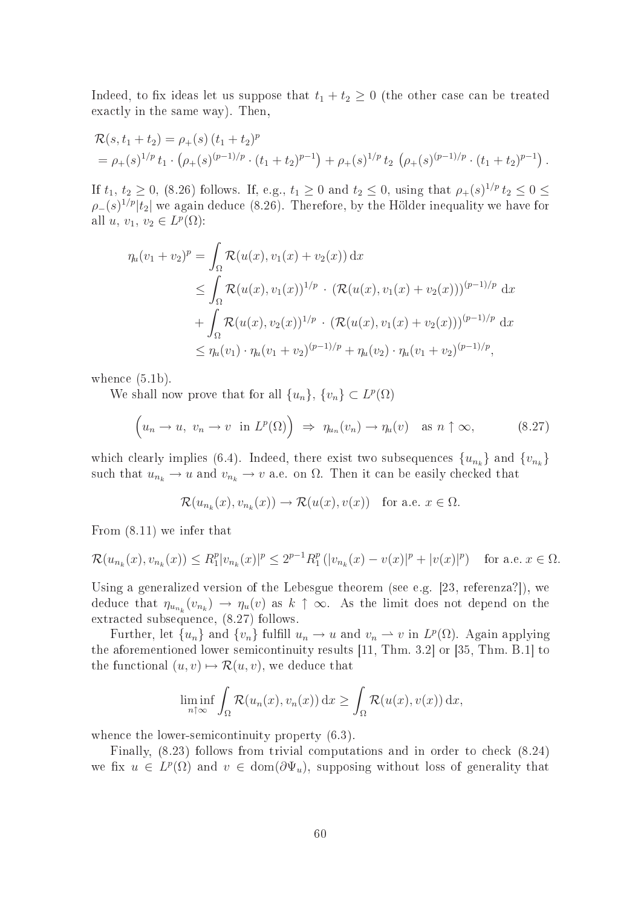Indeed, to fix ideas let us suppose that $t_1 + t_2 \geq 0$ (the other case can be treated exactly in the same way). Then,

$$
\begin{aligned}
&\mathcal{R}(s, t_1 + t_2) = \rho_+(s)\,(t_1 + t_2)^p \\
&= \rho_+(s)^{1/p}\, t_1 \cdot \left(\rho_+(s)^{(p-1)/p} \cdot (t_1 + t_2)^{p-1}\right) + \rho_+(s)^{1/p}\, t_2\, \left(\rho_+(s)^{(p-1)/p} \cdot (t_1 + t_2)^{p-1}\right).
\end{aligned}
$$

If $t_1, t_2 \geq 0$, (8.26) follows. If, e.g., $t_1 \geq 0$ and $t_2 \leq 0$, using that $\rho_+(s)^{1/p}\, t_2 \leq 0 \leq \rho_-(s)^{1/p}|t_2|$ we again deduce (8.26). Therefore, by the Hölder inequality we have for all $u,\, v_1,\, v_2 \in L^p(\Omega)$:

$$
\begin{aligned}
\eta_u(v_1 + v_2)^p &= \int_\Omega \mathcal{R}(u(x), v_1(x) + v_2(x))\,\mathrm{d}x \\
&\leq \int_\Omega \mathcal{R}(u(x), v_1(x))^{1/p} \cdot \left(\mathcal{R}(u(x), v_1(x) + v_2(x))\right)^{(p-1)/p}\,\mathrm{d}x \\
&+ \int_\Omega \mathcal{R}(u(x), v_2(x))^{1/p} \cdot \left(\mathcal{R}(u(x), v_1(x) + v_2(x))\right)^{(p-1)/p}\,\mathrm{d}x \\
&\leq \eta_u(v_1) \cdot \eta_u(v_1 + v_2)^{(p-1)/p} + \eta_u(v_2) \cdot \eta_u(v_1 + v_2)^{(p-1)/p},
\end{aligned}
$$

whence (5.1b).

We shall now prove that for all $\{u_n\},\, \{v_n\} \subset L^p(\Omega)$

$$
\Big(u_n \to u,\; v_n \to v \;\text{ in } L^p(\Omega)\Big) \;\Rightarrow\; \eta_{u_n}(v_n) \to \eta_u(v) \quad \text{as } n \uparrow \infty, \tag{8.27}
$$

which clearly implies (6.4). Indeed, there exist two subsequences $\{u_{n_k}\}$ and $\{v_{n_k}\}$ such that $u_{n_k} \to u$ and $v_{n_k} \to v$ a.e. on $\Omega$. Then it can be easily checked that

$$
\mathcal{R}(u_{n_k}(x), v_{n_k}(x)) \to \mathcal{R}(u(x), v(x)) \quad \text{for a.e. } x \in \Omega.
$$

From (8.11) we infer that

$$
\mathcal{R}(u_{n_k}(x), v_{n_k}(x)) \leq R_1^p |v_{n_k}(x)|^p \leq 2^{p-1} R_1^p \left(|v_{n_k}(x) - v(x)|^p + |v(x)|^p\right) \quad \text{for a.e. } x \in \Omega.
$$

Using a generalized version of the Lebesgue theorem (see e.g. [23, referenza?]), we deduce that $\eta_{u_{n_k}}(v_{n_k}) \to \eta_u(v)$ as $k \uparrow \infty$. As the limit does not depend on the extracted subsequence, (8.27) follows.

Further, let $\{u_n\}$ and $\{v_n\}$ fulfill $u_n \to u$ and $v_n \rightharpoonup v$ in $L^p(\Omega)$. Again applying the aforementioned lower semicontinuity results [11, Thm. 3.2] or [35, Thm. B.1] to the functional $(u, v) \mapsto \mathcal{R}(u, v)$, we deduce that

$$
\liminf_{n \uparrow \infty} \int_\Omega \mathcal{R}(u_n(x), v_n(x))\,\mathrm{d}x \geq \int_\Omega \mathcal{R}(u(x), v(x))\,\mathrm{d}x,
$$

whence the lower-semicontinuity property (6.3).

Finally, (8.23) follows from trivial computations and in order to check (8.24) we fix $u \in L^p(\Omega)$ and $v \in \mathrm{dom}(\partial\Psi_u)$, supposing without loss of generality that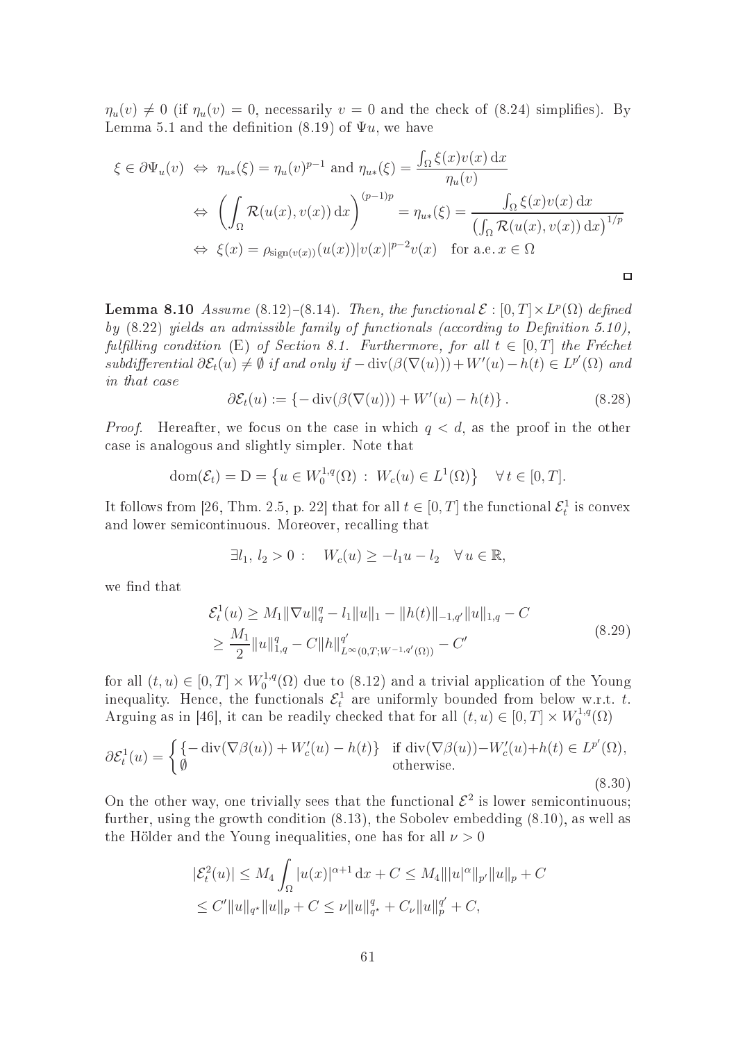$\eta_u(v) \neq 0$ (if $\eta_u(v) = 0$, necessarily $v = 0$ and the check of (8.24) simplifies). By Lemma 5.1 and the definition (8.19) of $\Psi u$, we have

$$
\begin{aligned}
\xi \in \partial\Psi_u(v) &\Leftrightarrow \eta_{u*}(\xi) = \eta_u(v)^{p-1} \text{ and } \eta_{u*}(\xi) = \frac{\int_\Omega \xi(x)v(x)\,\mathrm{d}x}{\eta_u(v)} \\
&\Leftrightarrow \left(\int_\Omega \mathcal{R}(u(x), v(x))\,\mathrm{d}x\right)^{(p-1)p} = \eta_{u*}(\xi) = \frac{\int_\Omega \xi(x)v(x)\,\mathrm{d}x}{\left(\int_\Omega \mathcal{R}(u(x), v(x))\,\mathrm{d}x\right)^{1/p}} \\
&\Leftrightarrow \xi(x) = \rho_{\mathrm{sign}(v(x))}(u(x))|v(x)|^{p-2}v(x) \quad \text{for a.e. } x \in \Omega
\end{aligned}
$$

□

**Lemma 8.10** *Assume* (8.12)–(8.14). *Then, the functional $\mathcal{E} : [0,T] \times L^p(\Omega)$ defined by* (8.22) *yields an admissible family of functionals (according to Definition 5.10), fulfilling condition* (E) *of Section 8.1. Furthermore, for all $t \in [0,T]$ the Fréchet subdifferential $\partial\mathcal{E}_t(u) \neq \emptyset$ if and only if $-\mathrm{div}(\beta(\nabla(u))) + W'(u) - h(t) \in L^{p'}(\Omega)$ and in that case*

$$
\partial\mathcal{E}_t(u) := \{-\mathrm{div}(\beta(\nabla(u))) + W'(u) - h(t)\}\,. \tag{8.28}
$$

*Proof.* Hereafter, we focus on the case in which $q < d$, as the proof in the other case is analogous and slightly simpler. Note that

$$
\mathrm{dom}(\mathcal{E}_t) = \mathrm{D} = \left\{u \in W_0^{1,q}(\Omega) \,:\, W_c(u) \in L^1(\Omega)\right\} \quad \forall\, t \in [0,T].
$$

It follows from [26, Thm. 2.5, p. 22] that for all $t \in [0,T]$ the functional $\mathcal{E}^1_t$ is convex and lower semicontinuous. Moreover, recalling that

$$
\exists l_1,\, l_2 > 0 : \quad W_c(u) \geq -l_1 u - l_2 \quad \forall\, u \in \mathbb{R},
$$

we find that

$$
\begin{aligned}
\mathcal{E}^1_t(u) &\geq M_1\|\nabla u\|_q^q - l_1\|u\|_1 - \|h(t)\|_{-1,q'}\|u\|_{1,q} - C \\
&\geq \frac{M_1}{2}\|u\|^q_{1,q} - C\|h\|^{q'}_{L^\infty(0,T;W^{-1,q'}(\Omega))} - C'
\end{aligned} \tag{8.29}
$$

for all $(t,u) \in [0,T] \times W_0^{1,q}(\Omega)$ due to (8.12) and a trivial application of the Young inequality. Hence, the functionals $\mathcal{E}^1_t$ are uniformly bounded from below w.r.t. $t$. Arguing as in [46], it can be readily checked that for all $(t,u) \in [0,T] \times W_0^{1,q}(\Omega)$

$$
\partial\mathcal{E}^1_t(u) = \begin{cases} \{-\mathrm{div}(\nabla\beta(u)) + W'_c(u) - h(t)\} & \text{if } \mathrm{div}(\nabla\beta(u)) - W'_c(u) + h(t) \in L^{p'}(\Omega), \\ \emptyset & \text{otherwise.} \end{cases} \tag{8.30}
$$

On the other way, one trivially sees that the functional $\mathcal{E}^2$ is lower semicontinuous; further, using the growth condition (8.13), the Sobolev embedding (8.10), as well as the Hölder and the Young inequalities, one has for all $\nu > 0$

$$
\begin{aligned}
|\mathcal{E}^2_t(u)| &\leq M_4\int_\Omega |u(x)|^{\alpha+1}\,\mathrm{d}x + C \leq M_4\||u|^\alpha\|_{p'}\|u\|_p + C \\
&\leq C'\|u\|_{q^*}\|u\|_p + C \leq \nu\|u\|^q_{q^*} + C_\nu\|u\|^{q'}_p + C,
\end{aligned}
$$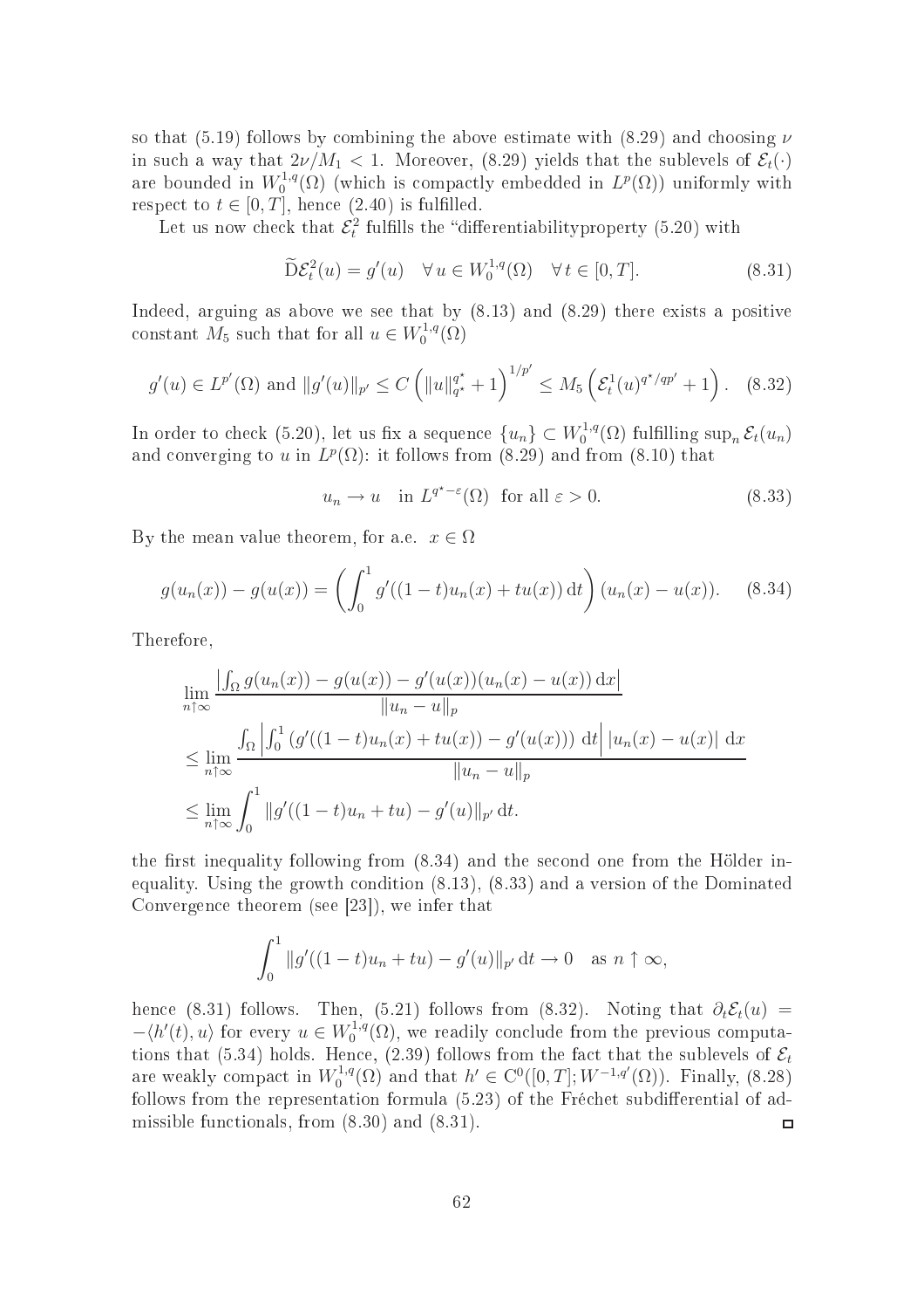so that (5.19) follows by combining the above estimate with (8.29) and choosing $\nu$ in such a way that $2\nu/M_1 < 1$. Moreover, (8.29) yields that the sublevels of $\mathcal{E}_t(\cdot)$ are bounded in $W_0^{1,q}(\Omega)$ (which is compactly embedded in $L^p(\Omega)$) uniformly with respect to $t \in [0,T]$, hence (2.40) is fulfilled.

Let us now check that $\mathcal{E}_t^2$ fulfills the "differentiabilityproperty (5.20) with

$$
\widetilde{\mathrm{D}}\mathcal{E}_t^2(u) = g'(u) \quad \forall\, u \in W_0^{1,q}(\Omega) \quad \forall\, t \in [0,T]. \tag{8.31}
$$

Indeed, arguing as above we see that by (8.13) and (8.29) there exists a positive constant $M_5$ such that for all $u \in W_0^{1,q}(\Omega)$

$$
g'(u) \in L^{p'}(\Omega) \text{ and } \|g'(u)\|_{p'} \leq C\left(\|u\|_{q^\star}^{q^\star} + 1\right)^{1/p'} \leq M_5\left(\mathcal{E}_t^1(u)^{q^\star/qp'} + 1\right). \tag{8.32}
$$

In order to check (5.20), let us fix a sequence $\{u_n\} \subset W_0^{1,q}(\Omega)$ fulfilling $\sup_n \mathcal{E}_t(u_n)$ and converging to $u$ in $L^p(\Omega)$: it follows from (8.29) and from (8.10) that

$$
u_n \to u \quad \text{in } L^{q^\star - \varepsilon}(\Omega) \ \text{ for all } \varepsilon > 0. \tag{8.33}
$$

By the mean value theorem, for a.e. $x \in \Omega$

$$
g(u_n(x)) - g(u(x)) = \left(\int_0^1 g'((1-t)u_n(x) + tu(x))\,\mathrm{d}t\right)(u_n(x) - u(x)). \tag{8.34}
$$

Therefore,

$$
\begin{aligned}
&\lim_{n\uparrow\infty} \frac{\left|\int_\Omega g(u_n(x)) - g(u(x)) - g'(u(x))(u_n(x) - u(x))\,\mathrm{d}x\right|}{\|u_n - u\|_p} \\
&\leq \lim_{n\uparrow\infty} \frac{\int_\Omega \left|\int_0^1 \left(g'((1-t)u_n(x) + tu(x)) - g'(u(x))\right)\,\mathrm{d}t\right| |u_n(x) - u(x)|\,\mathrm{d}x}{\|u_n - u\|_p} \\
&\leq \lim_{n\uparrow\infty} \int_0^1 \|g'((1-t)u_n + tu) - g'(u)\|_{p'}\,\mathrm{d}t.
\end{aligned}
$$

the first inequality following from (8.34) and the second one from the Hölder inequality. Using the growth condition (8.13), (8.33) and a version of the Dominated Convergence theorem (see [23]), we infer that

$$
\int_0^1 \|g'((1-t)u_n + tu) - g'(u)\|_{p'}\,\mathrm{d}t \to 0 \quad \text{as } n \uparrow \infty,
$$

hence (8.31) follows. Then, (5.21) follows from (8.32). Noting that $\partial_t \mathcal{E}_t(u) = -\langle h'(t), u\rangle$ for every $u \in W_0^{1,q}(\Omega)$, we readily conclude from the previous computations that (5.34) holds. Hence, (2.39) follows from the fact that the sublevels of $\mathcal{E}_t$ are weakly compact in $W_0^{1,q}(\Omega)$ and that $h' \in \mathrm{C}^0([0,T]; W^{-1,q'}(\Omega))$. Finally, (8.28) follows from the representation formula (5.23) of the Fréchet subdifferential of admissible functionals, from (8.30) and (8.31). $\square$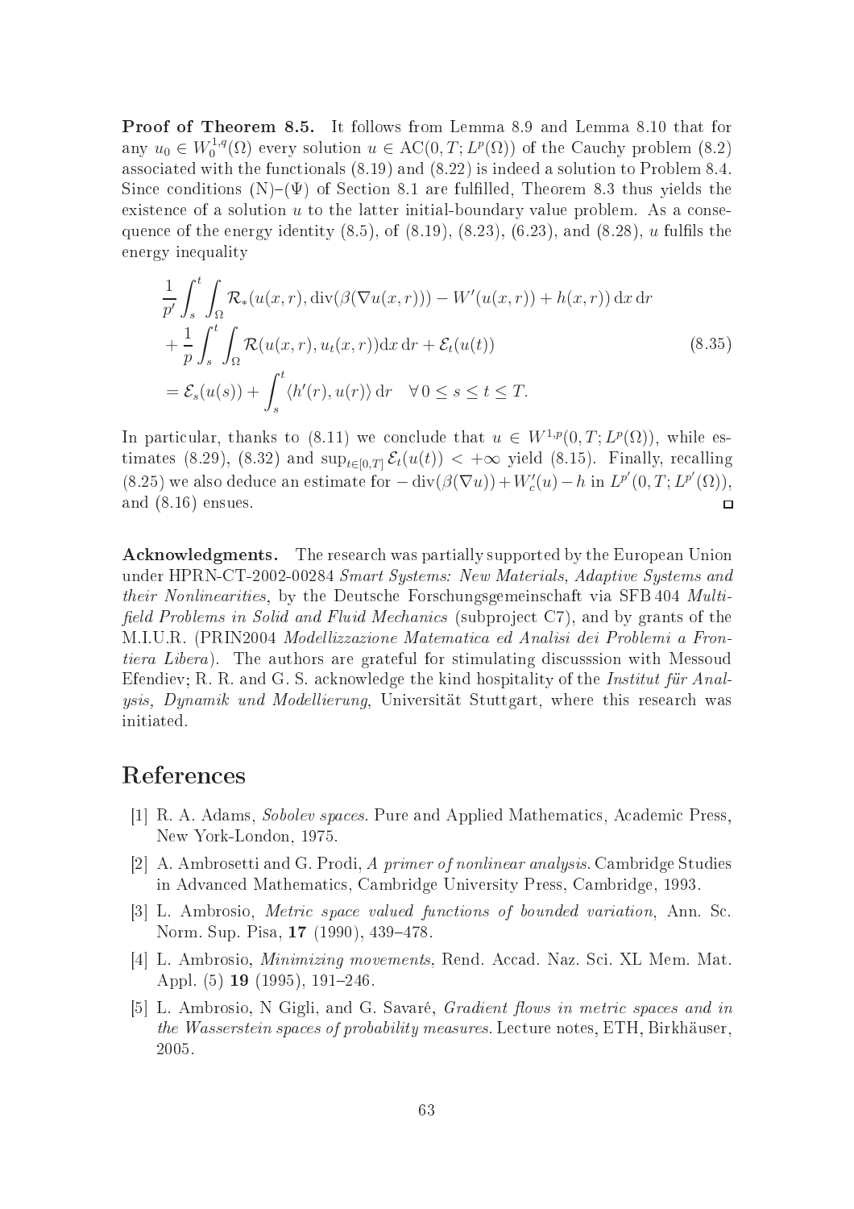**Proof of Theorem 8.5.** It follows from Lemma 8.9 and Lemma 8.10 that for any $u_0 \in W^{1,q}_0(\Omega)$ every solution $u \in \mathrm{AC}(0,T;L^p(\Omega))$ of the Cauchy problem (8.2) associated with the functionals (8.19) and (8.22) is indeed a solution to Problem 8.4. Since conditions (N)–($\Psi$) of Section 8.1 are fulfilled, Theorem 8.3 thus yields the existence of a solution $u$ to the latter initial-boundary value problem. As a consequence of the energy identity (8.5), of (8.19), (8.23), (6.23), and (8.28), $u$ fulfils the energy inequality

$$
\begin{aligned}
&\frac{1}{p'}\int_s^t \int_\Omega \mathcal{R}_*(u(x,r), \mathrm{div}(\beta(\nabla u(x,r))) - W'(u(x,r)) + h(x,r))\,\mathrm{d}x\,\mathrm{d}r \\
&+ \frac{1}{p}\int_s^t \int_\Omega \mathcal{R}(u(x,r), u_t(x,r))\mathrm{d}x\,\mathrm{d}r + \mathcal{E}_t(u(t)) \\
&= \mathcal{E}_s(u(s)) + \int_s^t \langle h'(r), u(r)\rangle\,\mathrm{d}r \quad \forall\, 0 \le s \le t \le T.
\end{aligned}
\tag{8.35}
$$

In particular, thanks to (8.11) we conclude that $u \in W^{1,p}(0,T;L^p(\Omega))$, while estimates (8.29), (8.32) and $\sup_{t\in[0,T]} \mathcal{E}_t(u(t)) < +\infty$ yield (8.15). Finally, recalling (8.25) we also deduce an estimate for $-\mathrm{div}(\beta(\nabla u)) + W'_c(u) - h$ in $L^{p'}(0,T;L^{p'}(\Omega))$, and (8.16) ensues. □

**Acknowledgments.** The research was partially supported by the European Union under HPRN-CT-2002-00284 *Smart Systems: New Materials, Adaptive Systems and their Nonlinearities*, by the Deutsche Forschungsgemeinschaft via SFB 404 *Multifield Problems in Solid and Fluid Mechanics* (subproject C7), and by grants of the M.I.U.R. (PRIN2004 *Modellizzazione Matematica ed Analisi dei Problemi a Frontiera Libera*). The authors are grateful for stimulating discusssion with Messoud Efendiev; R. R. and G. S. acknowledge the kind hospitality of the *Institut für Analysis, Dynamik und Modellierung*, Universität Stuttgart, where this research was initiated.

# References

[1] R. A. Adams, *Sobolev spaces.* Pure and Applied Mathematics, Academic Press, New York-London, 1975.

[2] A. Ambrosetti and G. Prodi, *A primer of nonlinear analysis.* Cambridge Studies in Advanced Mathematics, Cambridge University Press, Cambridge, 1993.

[3] L. Ambrosio, *Metric space valued functions of bounded variation*, Ann. Sc. Norm. Sup. Pisa, **17** (1990), 439–478.

[4] L. Ambrosio, *Minimizing movements*, Rend. Accad. Naz. Sci. XL Mem. Mat. Appl. (5) **19** (1995), 191–246.

[5] L. Ambrosio, N Gigli, and G. Savaré, *Gradient flows in metric spaces and in the Wasserstein spaces of probability measures.* Lecture notes, ETH, Birkhäuser, 2005.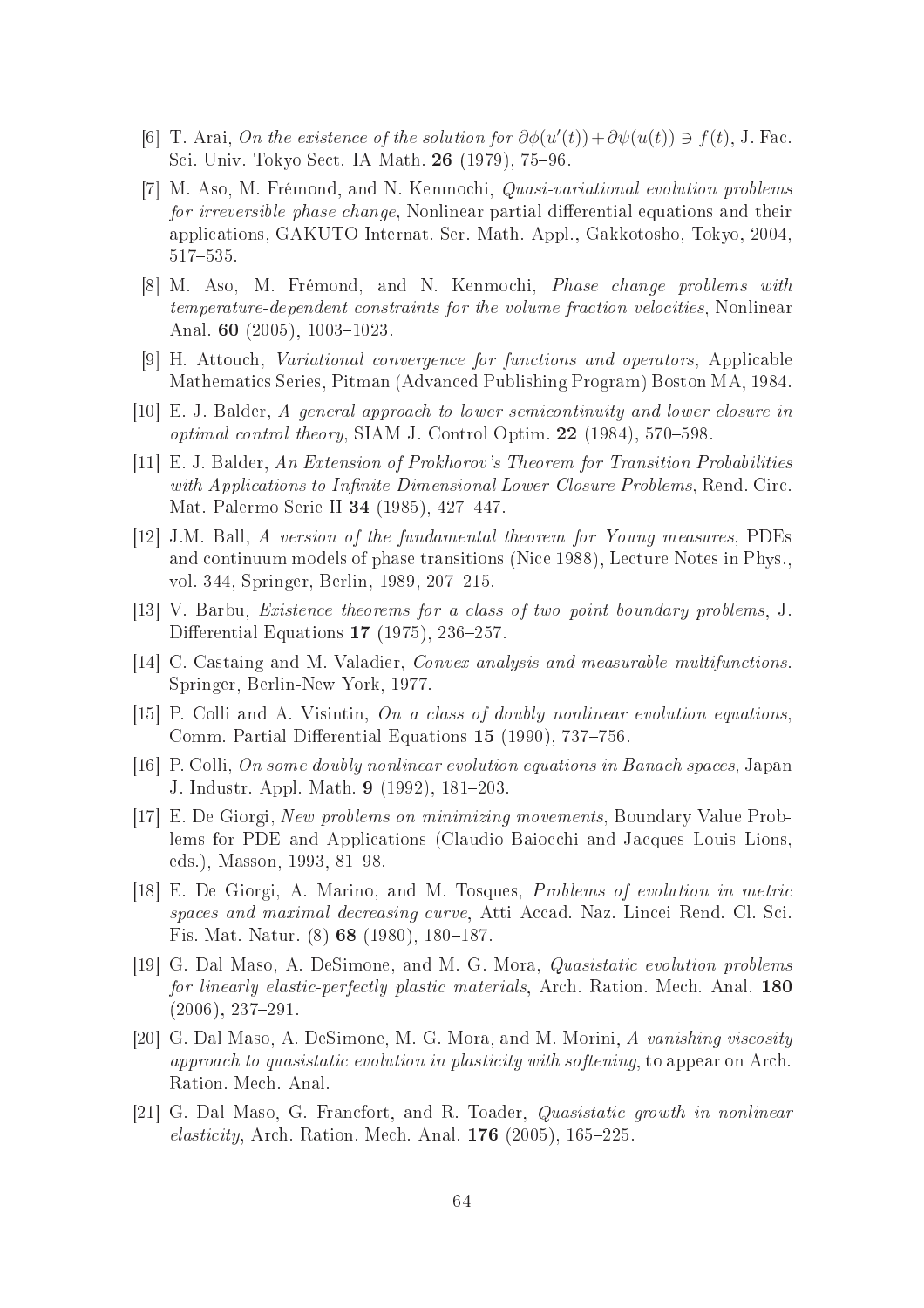[6] T. Arai, *On the existence of the solution for $\partial\phi(u'(t)) + \partial\psi(u(t)) \ni f(t)$*, J. Fac. Sci. Univ. Tokyo Sect. IA Math. **26** (1979), 75–96.

[7] M. Aso, M. Frémond, and N. Kenmochi, *Quasi-variational evolution problems for irreversible phase change*, Nonlinear partial differential equations and their applications, GAKUTO Internat. Ser. Math. Appl., Gakkōtosho, Tokyo, 2004, 517–535.

[8] M. Aso, M. Frémond, and N. Kenmochi, *Phase change problems with temperature-dependent constraints for the volume fraction velocities*, Nonlinear Anal. **60** (2005), 1003–1023.

[9] H. Attouch, *Variational convergence for functions and operators*, Applicable Mathematics Series, Pitman (Advanced Publishing Program) Boston MA, 1984.

[10] E. J. Balder, *A general approach to lower semicontinuity and lower closure in optimal control theory*, SIAM J. Control Optim. **22** (1984), 570–598.

[11] E. J. Balder, *An Extension of Prokhorov's Theorem for Transition Probabilities with Applications to Infinite-Dimensional Lower-Closure Problems*, Rend. Circ. Mat. Palermo Serie II **34** (1985), 427–447.

[12] J.M. Ball, *A version of the fundamental theorem for Young measures*, PDEs and continuum models of phase transitions (Nice 1988), Lecture Notes in Phys., vol. 344, Springer, Berlin, 1989, 207–215.

[13] V. Barbu, *Existence theorems for a class of two point boundary problems*, J. Differential Equations **17** (1975), 236–257.

[14] C. Castaing and M. Valadier, *Convex analysis and measurable multifunctions.* Springer, Berlin-New York, 1977.

[15] P. Colli and A. Visintin, *On a class of doubly nonlinear evolution equations*, Comm. Partial Differential Equations **15** (1990), 737–756.

[16] P. Colli, *On some doubly nonlinear evolution equations in Banach spaces*, Japan J. Industr. Appl. Math. **9** (1992), 181–203.

[17] E. De Giorgi, *New problems on minimizing movements*, Boundary Value Problems for PDE and Applications (Claudio Baiocchi and Jacques Louis Lions, eds.), Masson, 1993, 81–98.

[18] E. De Giorgi, A. Marino, and M. Tosques, *Problems of evolution in metric spaces and maximal decreasing curve*, Atti Accad. Naz. Lincei Rend. Cl. Sci. Fis. Mat. Natur. (8) **68** (1980), 180–187.

[19] G. Dal Maso, A. DeSimone, and M. G. Mora, *Quasistatic evolution problems for linearly elastic-perfectly plastic materials*, Arch. Ration. Mech. Anal. **180** (2006), 237–291.

[20] G. Dal Maso, A. DeSimone, M. G. Mora, and M. Morini, *A vanishing viscosity approach to quasistatic evolution in plasticity with softening*, to appear on Arch. Ration. Mech. Anal.

[21] G. Dal Maso, G. Francfort, and R. Toader, *Quasistatic growth in nonlinear elasticity*, Arch. Ration. Mech. Anal. **176** (2005), 165–225.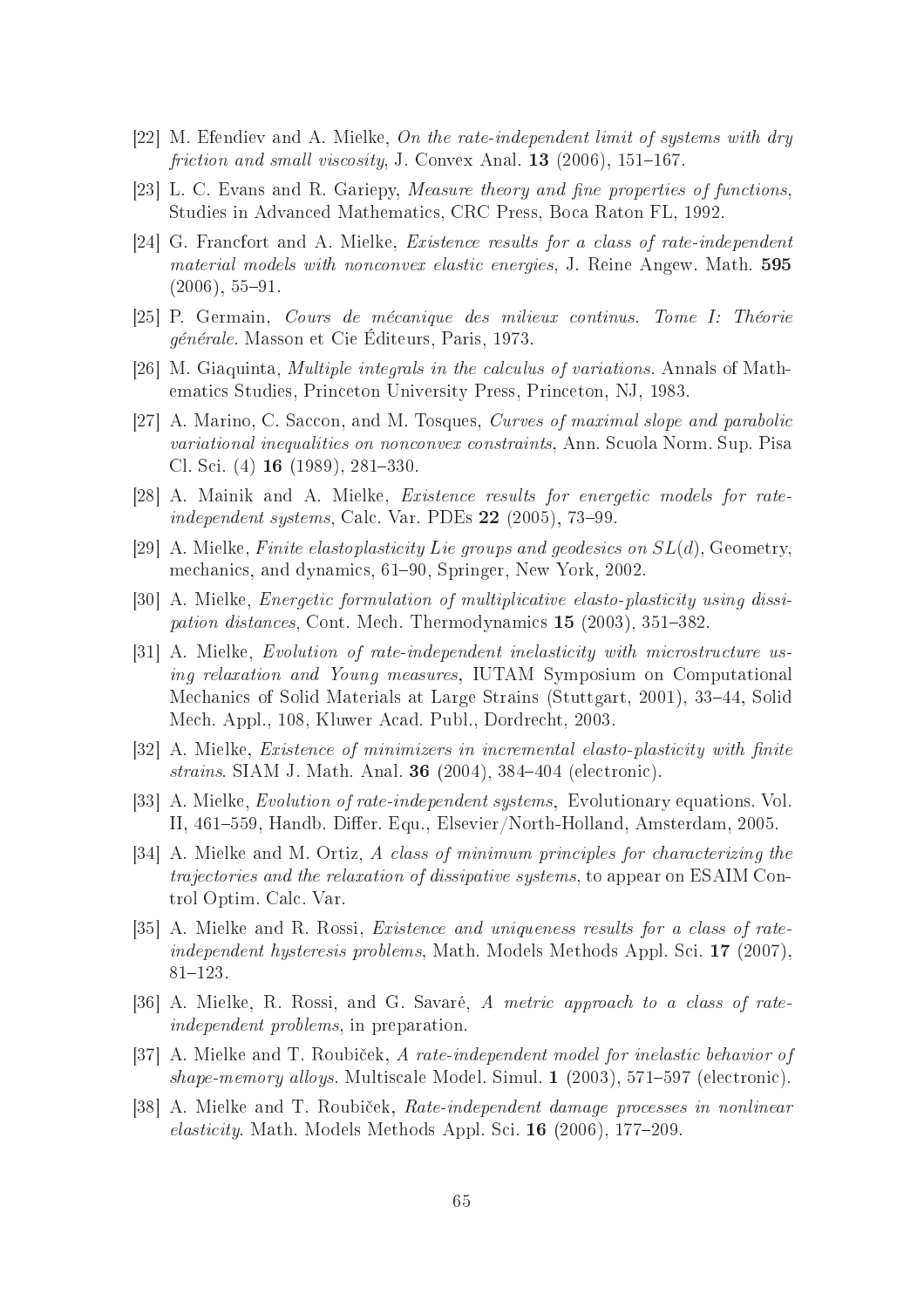[22] M. Efendiev and A. Mielke, *On the rate-independent limit of systems with dry friction and small viscosity*, J. Convex Anal. **13** (2006), 151–167.

[23] L. C. Evans and R. Gariepy, *Measure theory and fine properties of functions*, Studies in Advanced Mathematics, CRC Press, Boca Raton FL, 1992.

[24] G. Francfort and A. Mielke, *Existence results for a class of rate-independent material models with nonconvex elastic energies*, J. Reine Angew. Math. **595** (2006), 55–91.

[25] P. Germain, *Cours de mécanique des milieux continus. Tome I: Théorie générale*. Masson et Cie Éditeurs, Paris, 1973.

[26] M. Giaquinta, *Multiple integrals in the calculus of variations*. Annals of Mathematics Studies, Princeton University Press, Princeton, NJ, 1983.

[27] A. Marino, C. Saccon, and M. Tosques, *Curves of maximal slope and parabolic variational inequalities on nonconvex constraints*, Ann. Scuola Norm. Sup. Pisa Cl. Sci. (4) **16** (1989), 281–330.

[28] A. Mainik and A. Mielke, *Existence results for energetic models for rate-independent systems*, Calc. Var. PDEs **22** (2005), 73–99.

[29] A. Mielke, *Finite elastoplasticity Lie groups and geodesics on $SL(d)$*, Geometry, mechanics, and dynamics, 61–90, Springer, New York, 2002.

[30] A. Mielke, *Energetic formulation of multiplicative elasto-plasticity using dissipation distances*, Cont. Mech. Thermodynamics **15** (2003), 351–382.

[31] A. Mielke, *Evolution of rate-independent inelasticity with microstructure using relaxation and Young measures*, IUTAM Symposium on Computational Mechanics of Solid Materials at Large Strains (Stuttgart, 2001), 33–44, Solid Mech. Appl., 108, Kluwer Acad. Publ., Dordrecht, 2003.

[32] A. Mielke, *Existence of minimizers in incremental elasto-plasticity with finite strains*. SIAM J. Math. Anal. **36** (2004), 384–404 (electronic).

[33] A. Mielke, *Evolution of rate-independent systems*, Evolutionary equations. Vol. II, 461–559, Handb. Differ. Equ., Elsevier/North-Holland, Amsterdam, 2005.

[34] A. Mielke and M. Ortiz, *A class of minimum principles for characterizing the trajectories and the relaxation of dissipative systems*, to appear on ESAIM Control Optim. Calc. Var.

[35] A. Mielke and R. Rossi, *Existence and uniqueness results for a class of rate-independent hysteresis problems*, Math. Models Methods Appl. Sci. **17** (2007), 81–123.

[36] A. Mielke, R. Rossi, and G. Savaré, *A metric approach to a class of rate-independent problems*, in preparation.

[37] A. Mielke and T. Roubíček, *A rate-independent model for inelastic behavior of shape-memory alloys*. Multiscale Model. Simul. **1** (2003), 571–597 (electronic).

[38] A. Mielke and T. Roubíček, *Rate-independent damage processes in nonlinear elasticity*. Math. Models Methods Appl. Sci. **16** (2006), 177–209.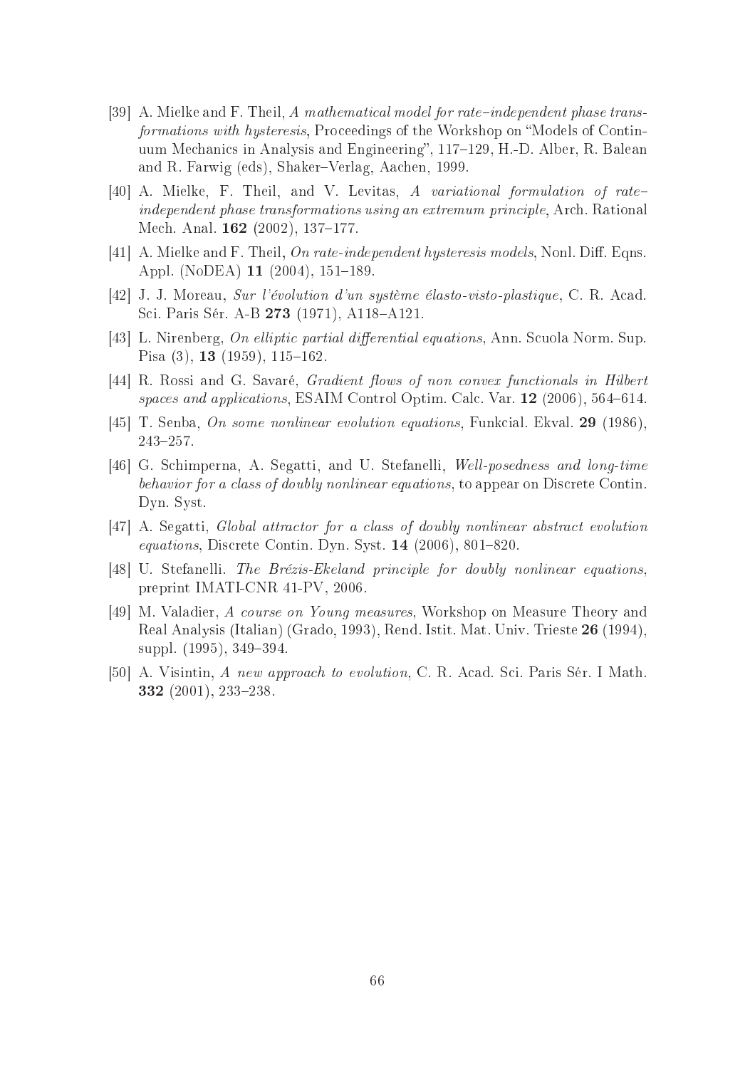[39] A. Mielke and F. Theil, *A mathematical model for rate–independent phase transformations with hysteresis*, Proceedings of the Workshop on "Models of Continuum Mechanics in Analysis and Engineering", 117–129, H.-D. Alber, R. Balean and R. Farwig (eds), Shaker–Verlag, Aachen, 1999.

[40] A. Mielke, F. Theil, and V. Levitas, *A variational formulation of rate–independent phase transformations using an extremum principle*, Arch. Rational Mech. Anal. **162** (2002), 137–177.

[41] A. Mielke and F. Theil, *On rate-independent hysteresis models*, Nonl. Diff. Eqns. Appl. (NoDEA) **11** (2004), 151–189.

[42] J. J. Moreau, *Sur l'évolution d'un système élasto-visto-plastique*, C. R. Acad. Sci. Paris Sér. A-B **273** (1971), A118–A121.

[43] L. Nirenberg, *On elliptic partial differential equations*, Ann. Scuola Norm. Sup. Pisa (3), **13** (1959), 115–162.

[44] R. Rossi and G. Savaré, *Gradient flows of non convex functionals in Hilbert spaces and applications*, ESAIM Control Optim. Calc. Var. **12** (2006), 564–614.

[45] T. Senba, *On some nonlinear evolution equations*, Funkcial. Ekval. **29** (1986), 243–257.

[46] G. Schimperna, A. Segatti, and U. Stefanelli, *Well-posedness and long-time behavior for a class of doubly nonlinear equations*, to appear on Discrete Contin. Dyn. Syst.

[47] A. Segatti, *Global attractor for a class of doubly nonlinear abstract evolution equations*, Discrete Contin. Dyn. Syst. **14** (2006), 801–820.

[48] U. Stefanelli. *The Brézis-Ekeland principle for doubly nonlinear equations*, preprint IMATI-CNR 41-PV, 2006.

[49] M. Valadier, *A course on Young measures*, Workshop on Measure Theory and Real Analysis (Italian) (Grado, 1993), Rend. Istit. Mat. Univ. Trieste **26** (1994), suppl. (1995), 349–394.

[50] A. Visintin, *A new approach to evolution*, C. R. Acad. Sci. Paris Sér. I Math. **332** (2001), 233–238.